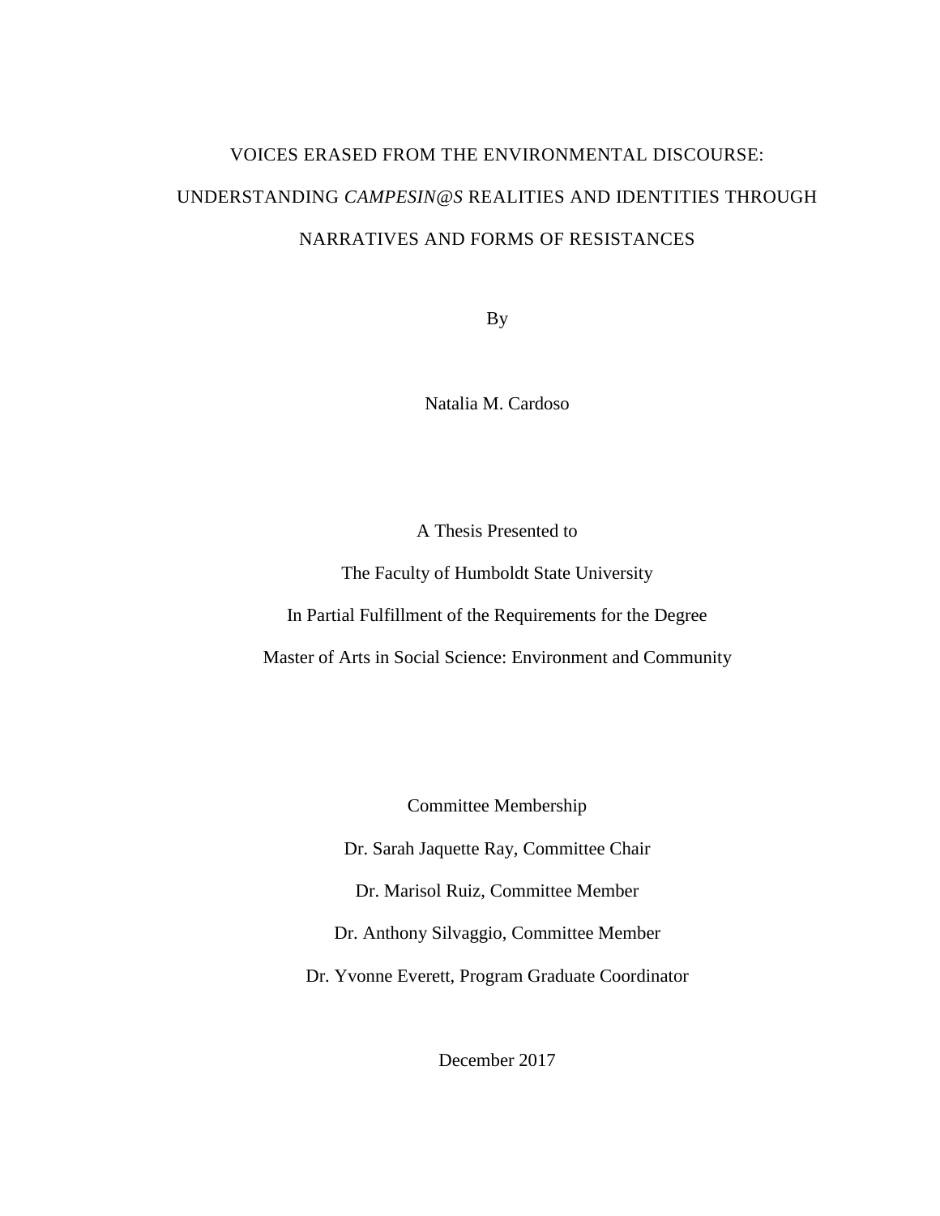# VOICES ERASED FROM THE ENVIRONMENTAL DISCOURSE: UNDERSTANDING *CAMPESIN@S* REALITIES AND IDENTITIES THROUGH NARRATIVES AND FORMS OF RESISTANCES

By

Natalia M. Cardoso

A Thesis Presented to

The Faculty of Humboldt State University

In Partial Fulfillment of the Requirements for the Degree

Master of Arts in Social Science: Environment and Community

Committee Membership

Dr. Sarah Jaquette Ray, Committee Chair

Dr. Marisol Ruiz, Committee Member

Dr. Anthony Silvaggio, Committee Member

Dr. Yvonne Everett, Program Graduate Coordinator

December 2017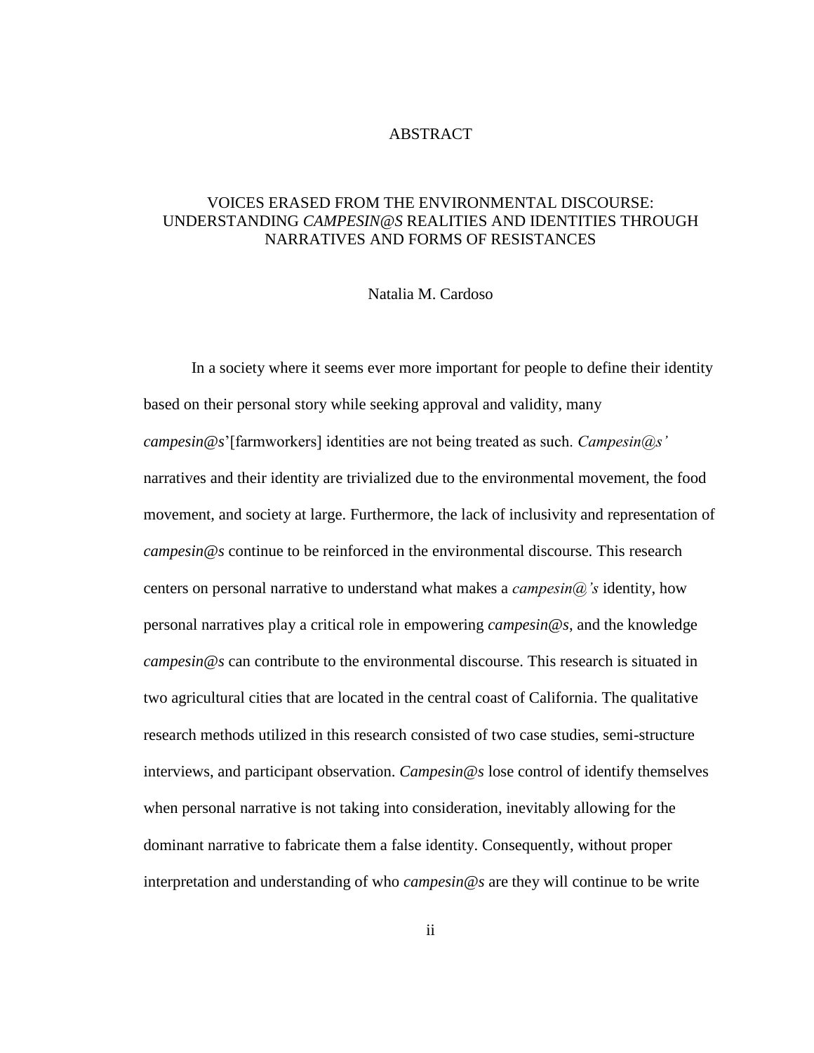# ABSTRACT

## VOICES ERASED FROM THE ENVIRONMENTAL DISCOURSE: UNDERSTANDING *CAMPESIN@S* REALITIES AND IDENTITIES THROUGH NARRATIVES AND FORMS OF RESISTANCES

Natalia M. Cardoso

In a society where it seems ever more important for people to define their identity based on their personal story while seeking approval and validity, many *campesin@s*'[farmworkers] identities are not being treated as such. *Campesin@s'* narratives and their identity are trivialized due to the environmental movement, the food movement, and society at large. Furthermore, the lack of inclusivity and representation of *campesin@s* continue to be reinforced in the environmental discourse. This research centers on personal narrative to understand what makes a *campesin@'s* identity, how personal narratives play a critical role in empowering *campesin@s*, and the knowledge *campesin@s* can contribute to the environmental discourse. This research is situated in two agricultural cities that are located in the central coast of California. The qualitative research methods utilized in this research consisted of two case studies, semi-structure interviews, and participant observation. *Campesin@s* lose control of identify themselves when personal narrative is not taking into consideration, inevitably allowing for the dominant narrative to fabricate them a false identity. Consequently, without proper interpretation and understanding of who *campesin@s* are they will continue to be write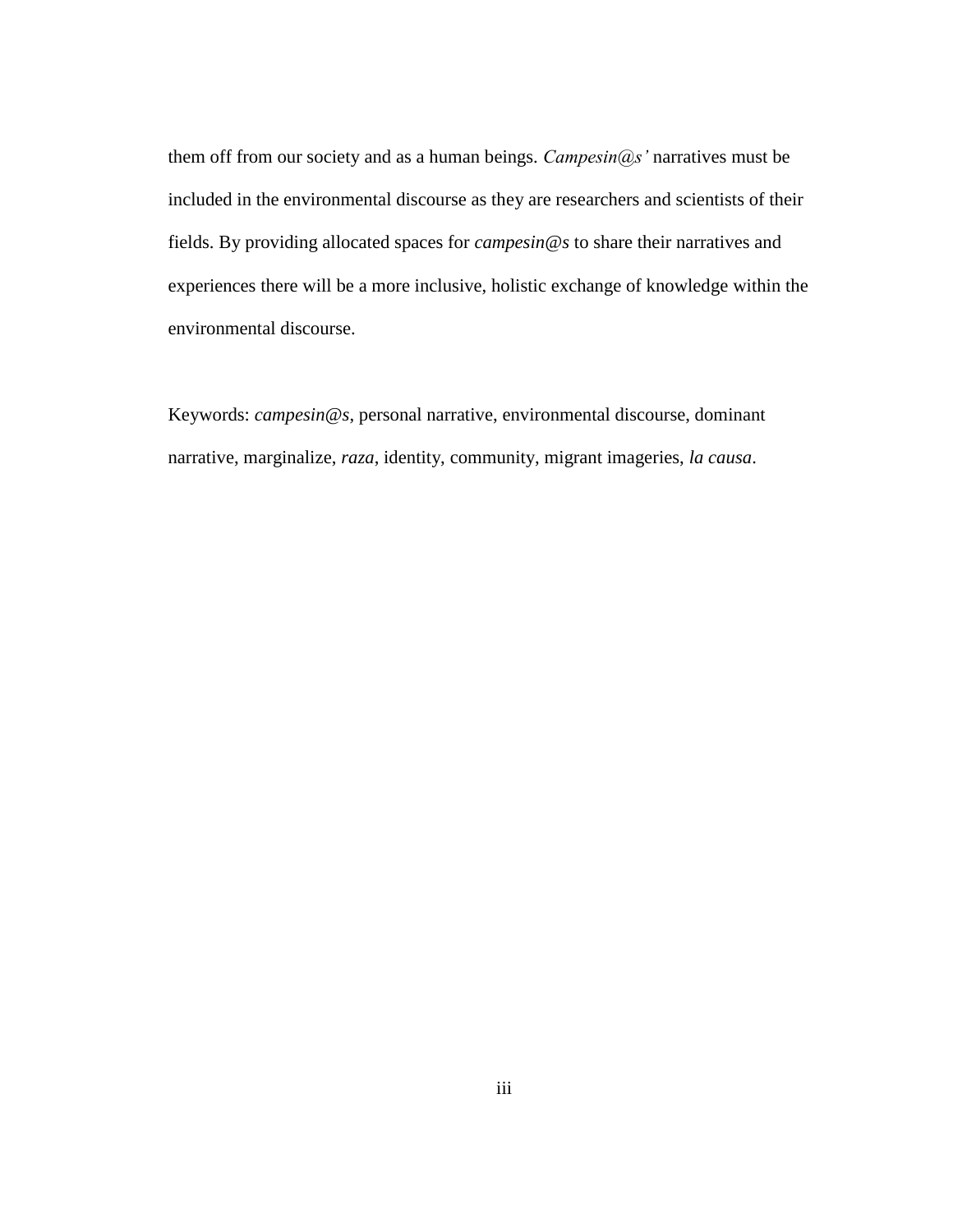them off from our society and as a human beings. *Campesin@s'* narratives must be included in the environmental discourse as they are researchers and scientists of their fields. By providing allocated spaces for *campesin@s* to share their narratives and experiences there will be a more inclusive, holistic exchange of knowledge within the environmental discourse.

Keywords: *campesin@s*, personal narrative, environmental discourse, dominant narrative, marginalize, *raza*, identity, community, migrant imageries, *la causa*.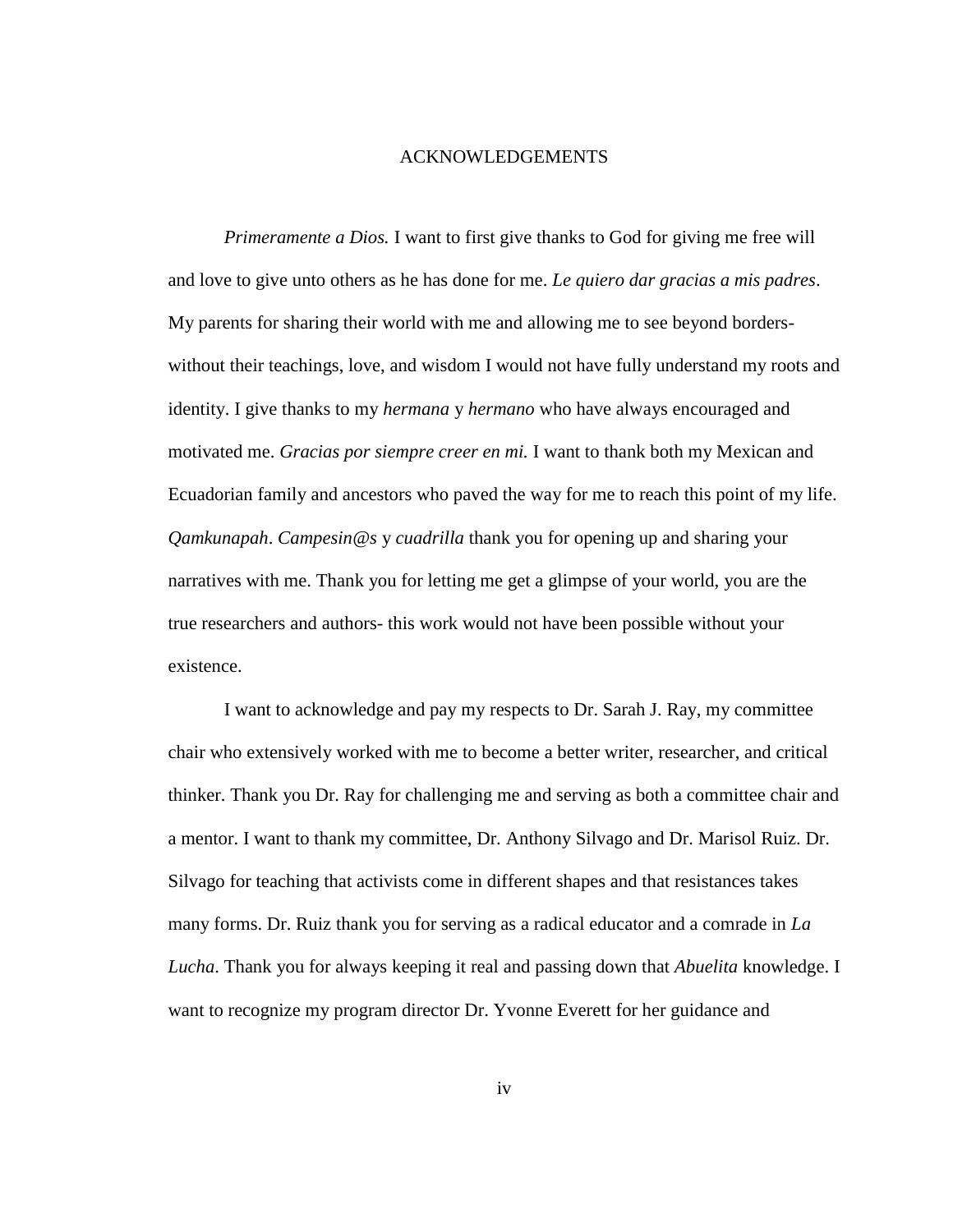# ACKNOWLEDGEMENTS

*Primeramente a Dios.* I want to first give thanks to God for giving me free will and love to give unto others as he has done for me. *Le quiero dar gracias a mis padres*. My parents for sharing their world with me and allowing me to see beyond borders- without their teachings, love, and wisdom I would not have fully understand my roots and identity. I give thanks to my *hermana* y *hermano* who have always encouraged and motivated me. *Gracias por siempre creer en mi.* I want to thank both my Mexican and Ecuadorian family and ancestors who paved the way for me to reach this point of my life. *Qamkunapah*. *Campesin@s* y *cuadrilla* thank you for opening up and sharing your narratives with me. Thank you for letting me get a glimpse of your world, you are the true researchers and authors- this work would not have been possible without your existence.

I want to acknowledge and pay my respects to Dr. Sarah J. Ray, my committee chair who extensively worked with me to become a better writer, researcher, and critical thinker. Thank you Dr. Ray for challenging me and serving as both a committee chair and a mentor. I want to thank my committee, Dr. Anthony Silvago and Dr. Marisol Ruiz. Dr. Silvago for teaching that activists come in different shapes and that resistances takes many forms. Dr. Ruiz thank you for serving as a radical educator and a comrade in *La Lucha*. Thank you for always keeping it real and passing down that *Abuelita* knowledge. I want to recognize my program director Dr. Yvonne Everett for her guidance and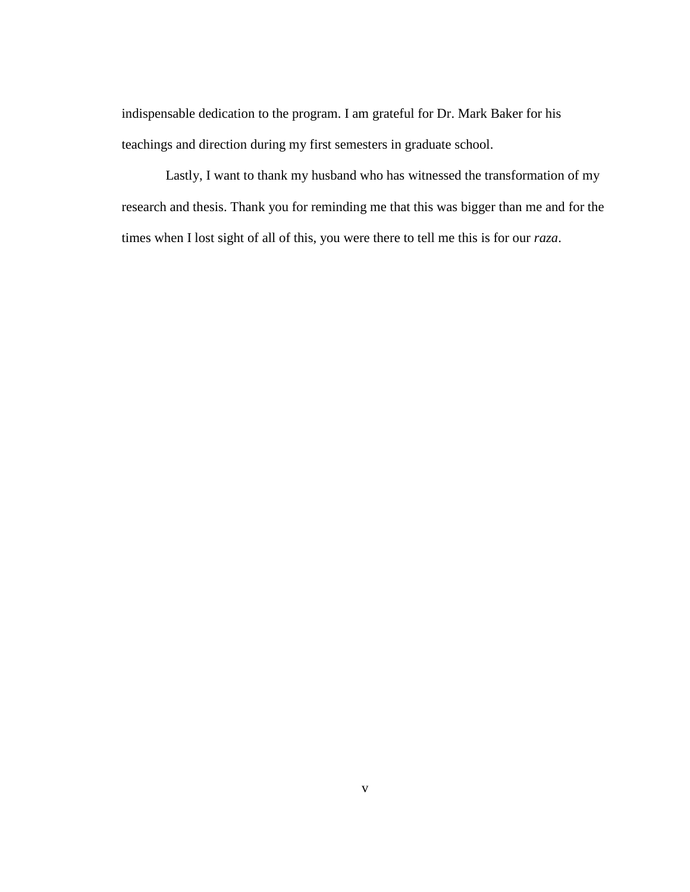indispensable dedication to the program. I am grateful for Dr. Mark Baker for his teachings and direction during my first semesters in graduate school.

Lastly, I want to thank my husband who has witnessed the transformation of my research and thesis. Thank you for reminding me that this was bigger than me and for the times when I lost sight of all of this, you were there to tell me this is for our *raza*.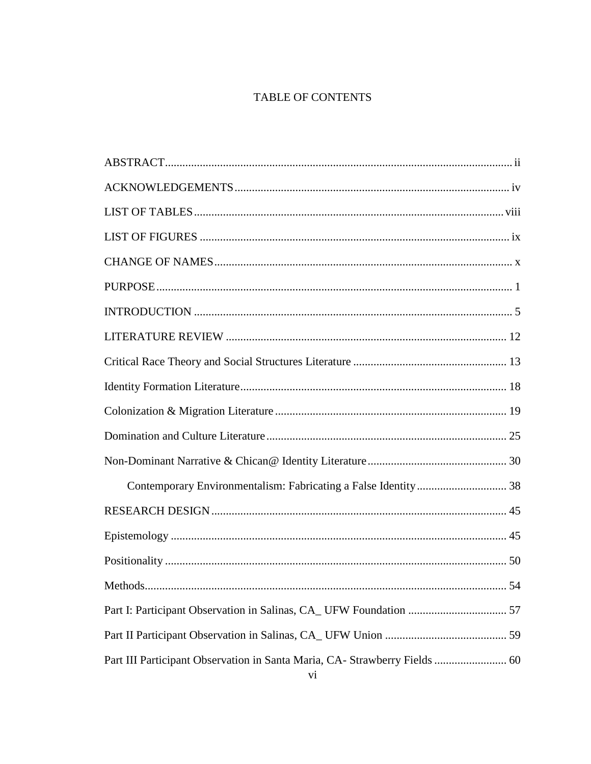# TABLE OF CONTENTS

ABSTRACT ........................................................................................................................ ii

ACKNOWLEDGEMENTS ................................................................................................ iv

LIST OF TABLES ............................................................................................................ viii

LIST OF FIGURES ........................................................................................................... ix

CHANGE OF NAMES ........................................................................................................ x

PURPOSE ........................................................................................................................... 1

INTRODUCTION ............................................................................................................... 5

LITERATURE REVIEW .................................................................................................. 12

Critical Race Theory and Social Structures Literature ...................................................... 13

Identity Formation Literature ............................................................................................ 18

Colonization & Migration Literature ................................................................................ 19

Domination and Culture Literature ................................................................................... 25

Non-Dominant Narrative & Chican@ Identity Literature ................................................ 30

    Contemporary Environmentalism: Fabricating a False Identity ............................... 38

RESEARCH DESIGN ....................................................................................................... 45

Epistemology .................................................................................................................... 45

Positionality ...................................................................................................................... 50

Methods ............................................................................................................................. 54

Part I: Participant Observation in Salinas, CA_ UFW Foundation .................................. 57

Part II Participant Observation in Salinas, CA_ UFW Union .......................................... 59

Part III Participant Observation in Santa Maria, CA- Strawberry Fields ......................... 60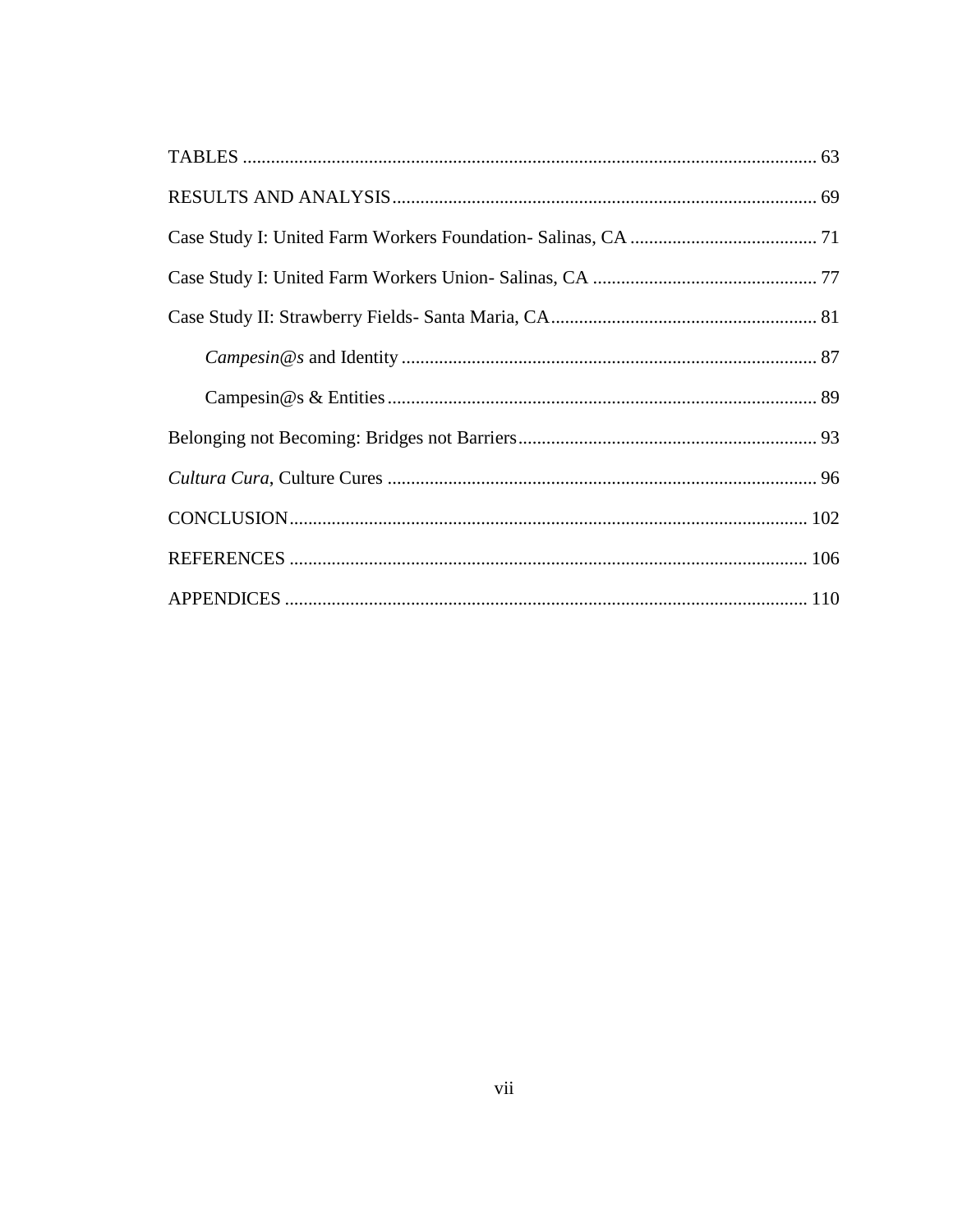TABLES ........................................................................................................................ 63

RESULTS AND ANALYSIS ........................................................................................ 69

Case Study I: United Farm Workers Foundation- Salinas, CA ........................................ 71

Case Study I: United Farm Workers Union- Salinas, CA ................................................ 77

Case Study II: Strawberry Fields- Santa Maria, CA ......................................................... 81

  *Campesin@s* and Identity ......................................................................................... 87

  Campesin@s & Entities ............................................................................................. 89

Belonging not Becoming: Bridges not Barriers ................................................................ 93

*Cultura Cura*, Culture Cures ............................................................................................ 96

CONCLUSION ............................................................................................................... 102

REFERENCES ............................................................................................................... 106

APPENDICES ................................................................................................................ 110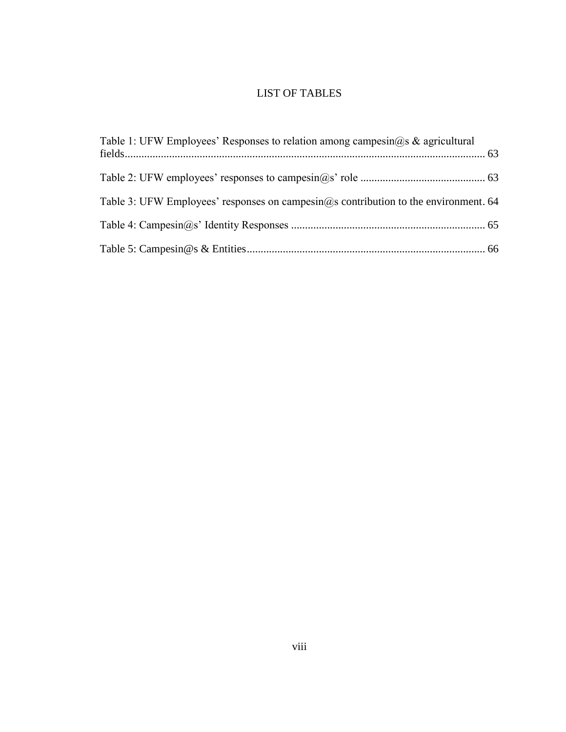# LIST OF TABLES

Table 1: UFW Employees' Responses to relation among campesin@s & agricultural fields.................................................................................................................... 63

Table 2: UFW employees' responses to campesin@s' role ............................................. 63

Table 3: UFW Employees' responses on campesin@s contribution to the environment. 64

Table 4: Campesin@s' Identity Responses ...................................................................... 65

Table 5: Campesin@s & Entities...................................................................................... 66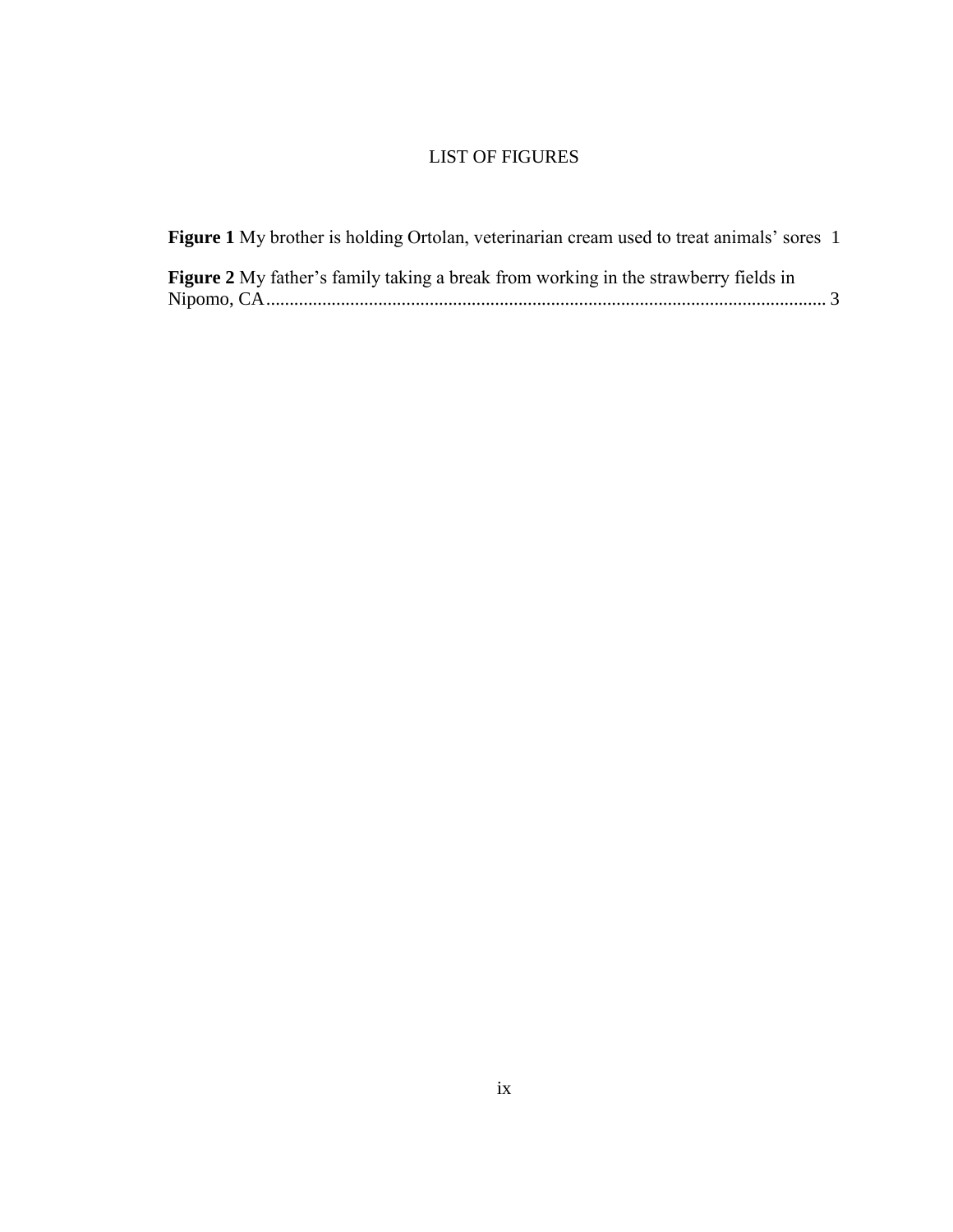# LIST OF FIGURES

**Figure 1** My brother is holding Ortolan, veterinarian cream used to treat animals' sores 1

**Figure 2** My father's family taking a break from working in the strawberry fields in Nipomo, CA........................................................................................................................ 3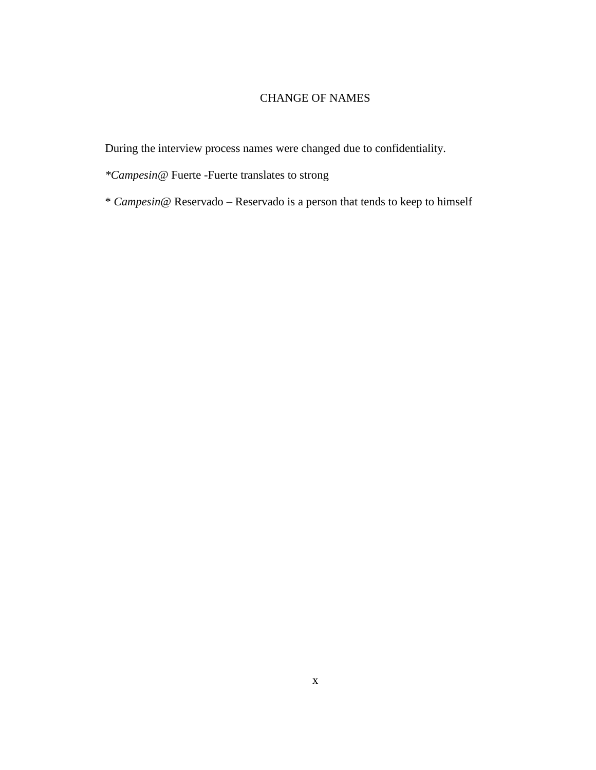# CHANGE OF NAMES

During the interview process names were changed due to confidentiality.

**Campesin@* Fuerte -Fuerte translates to strong

* *Campesin@* Reservado – Reservado is a person that tends to keep to himself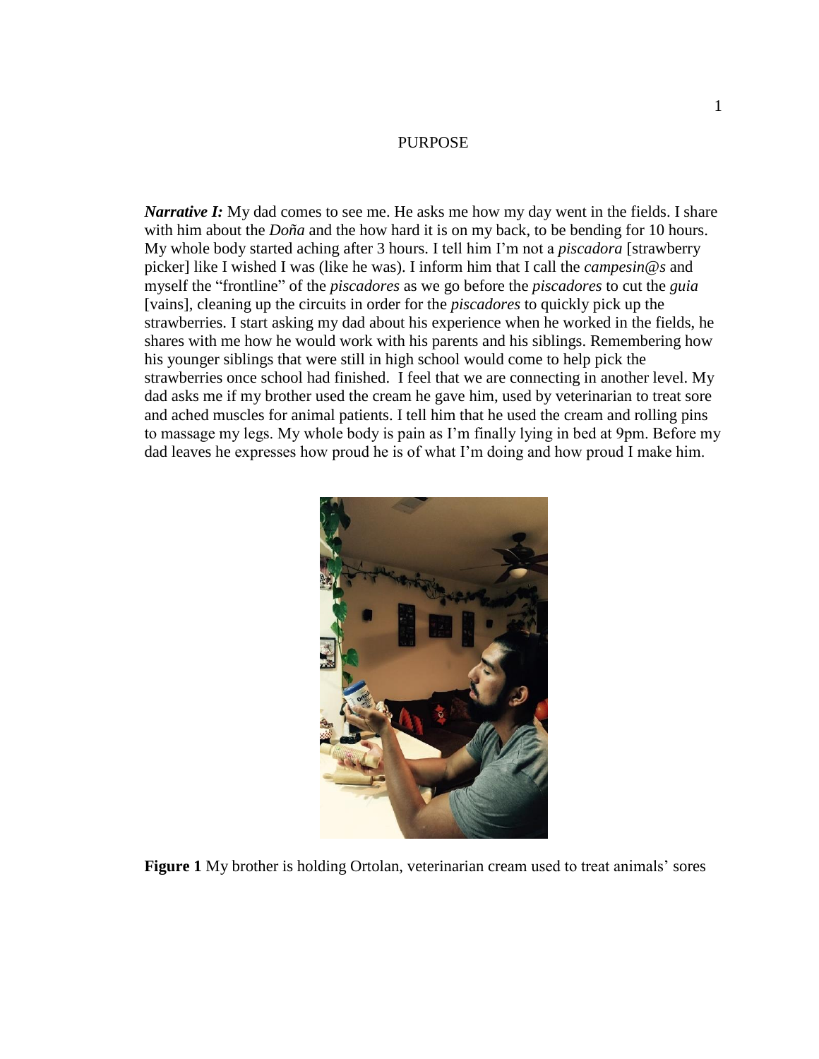PURPOSE

***Narrative I:*** My dad comes to see me. He asks me how my day went in the fields. I share with him about the *Doña* and the how hard it is on my back, to be bending for 10 hours. My whole body started aching after 3 hours. I tell him I'm not a *piscadora* [strawberry picker] like I wished I was (like he was). I inform him that I call the *campesin@s* and myself the "frontline" of the *piscadores* as we go before the *piscadores* to cut the *guia* [vains], cleaning up the circuits in order for the *piscadores* to quickly pick up the strawberries. I start asking my dad about his experience when he worked in the fields, he shares with me how he would work with his parents and his siblings. Remembering how his younger siblings that were still in high school would come to help pick the strawberries once school had finished. I feel that we are connecting in another level. My dad asks me if my brother used the cream he gave him, used by veterinarian to treat sore and ached muscles for animal patients. I tell him that he used the cream and rolling pins to massage my legs. My whole body is pain as I'm finally lying in bed at 9pm. Before my dad leaves he expresses how proud he is of what I'm doing and how proud I make him.

**Figure 1** My brother is holding Ortolan, veterinarian cream used to treat animals' sores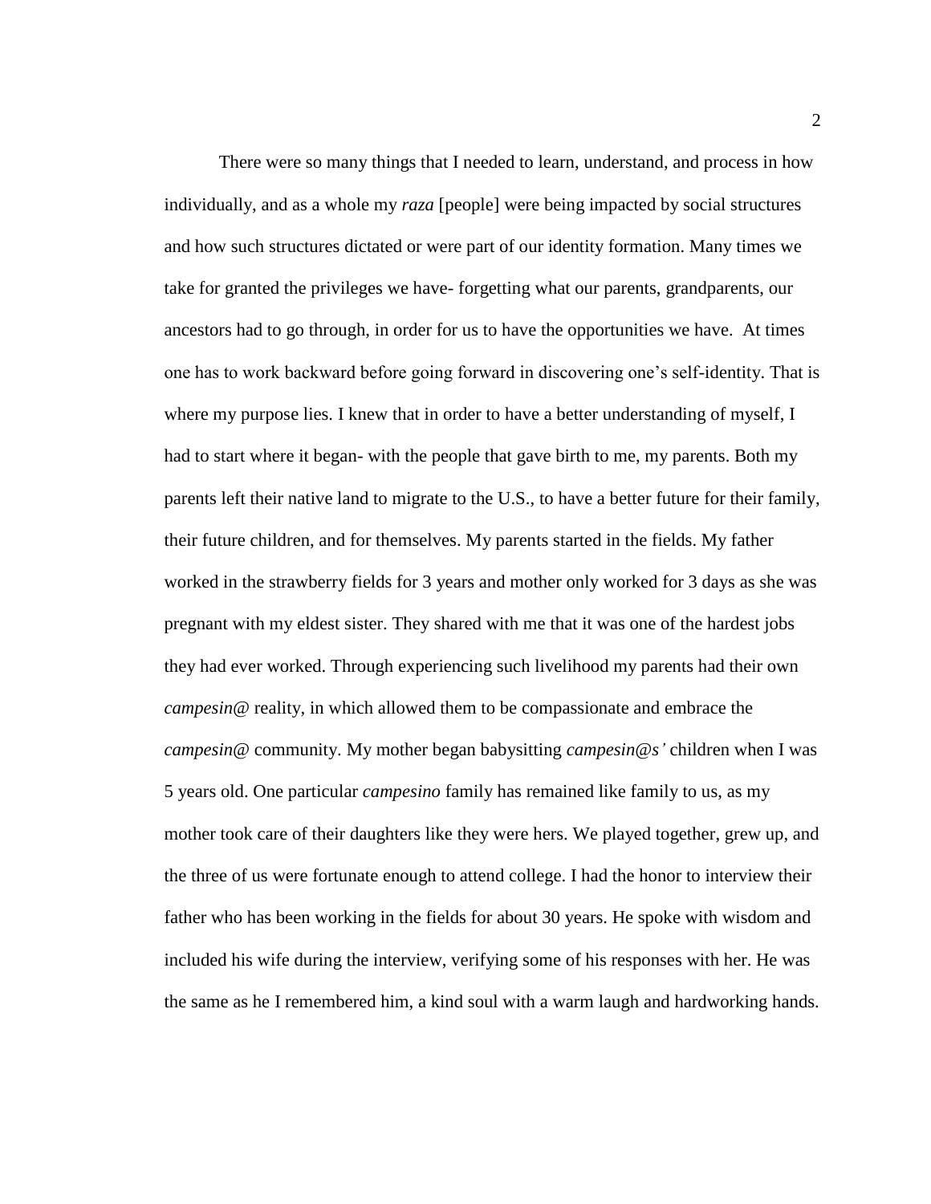There were so many things that I needed to learn, understand, and process in how individually, and as a whole my *raza* [people] were being impacted by social structures and how such structures dictated or were part of our identity formation. Many times we take for granted the privileges we have- forgetting what our parents, grandparents, our ancestors had to go through, in order for us to have the opportunities we have. At times one has to work backward before going forward in discovering one's self-identity. That is where my purpose lies. I knew that in order to have a better understanding of myself, I had to start where it began- with the people that gave birth to me, my parents. Both my parents left their native land to migrate to the U.S., to have a better future for their family, their future children, and for themselves. My parents started in the fields. My father worked in the strawberry fields for 3 years and mother only worked for 3 days as she was pregnant with my eldest sister. They shared with me that it was one of the hardest jobs they had ever worked. Through experiencing such livelihood my parents had their own *campesin@* reality, in which allowed them to be compassionate and embrace the *campesin@* community. My mother began babysitting *campesin@s'* children when I was 5 years old. One particular *campesino* family has remained like family to us, as my mother took care of their daughters like they were hers. We played together, grew up, and the three of us were fortunate enough to attend college. I had the honor to interview their father who has been working in the fields for about 30 years. He spoke with wisdom and included his wife during the interview, verifying some of his responses with her. He was the same as he I remembered him, a kind soul with a warm laugh and hardworking hands.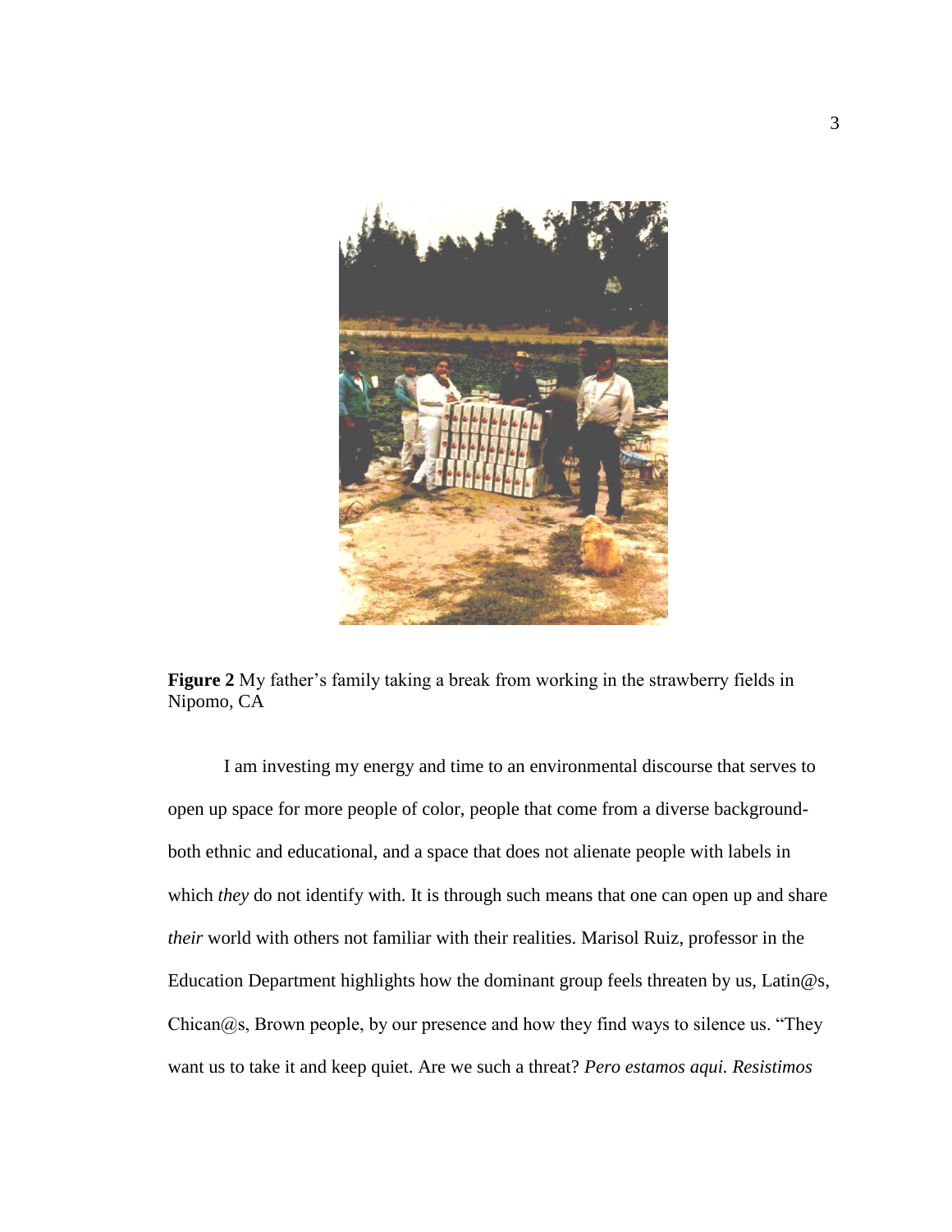**Figure 2** My father's family taking a break from working in the strawberry fields in Nipomo, CA

I am investing my energy and time to an environmental discourse that serves to open up space for more people of color, people that come from a diverse background- both ethnic and educational, and a space that does not alienate people with labels in which *they* do not identify with. It is through such means that one can open up and share *their* world with others not familiar with their realities. Marisol Ruiz, professor in the Education Department highlights how the dominant group feels threaten by us, Latin@s, Chican@s, Brown people, by our presence and how they find ways to silence us. "They want us to take it and keep quiet. Are we such a threat? *Pero estamos aqui. Resistimos*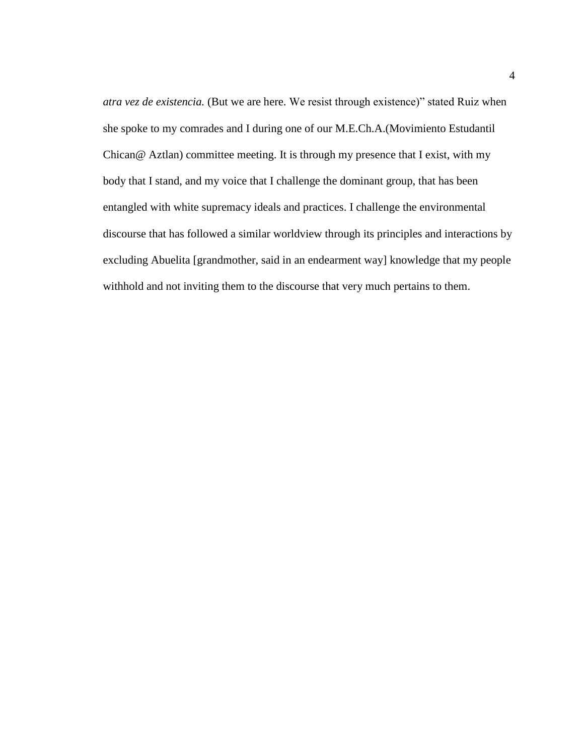*atra vez de existencia.* (But we are here. We resist through existence)" stated Ruiz when she spoke to my comrades and I during one of our M.E.Ch.A.(Movimiento Estudantil Chican@ Aztlan) committee meeting. It is through my presence that I exist, with my body that I stand, and my voice that I challenge the dominant group, that has been entangled with white supremacy ideals and practices. I challenge the environmental discourse that has followed a similar worldview through its principles and interactions by excluding Abuelita [grandmother, said in an endearment way] knowledge that my people withhold and not inviting them to the discourse that very much pertains to them.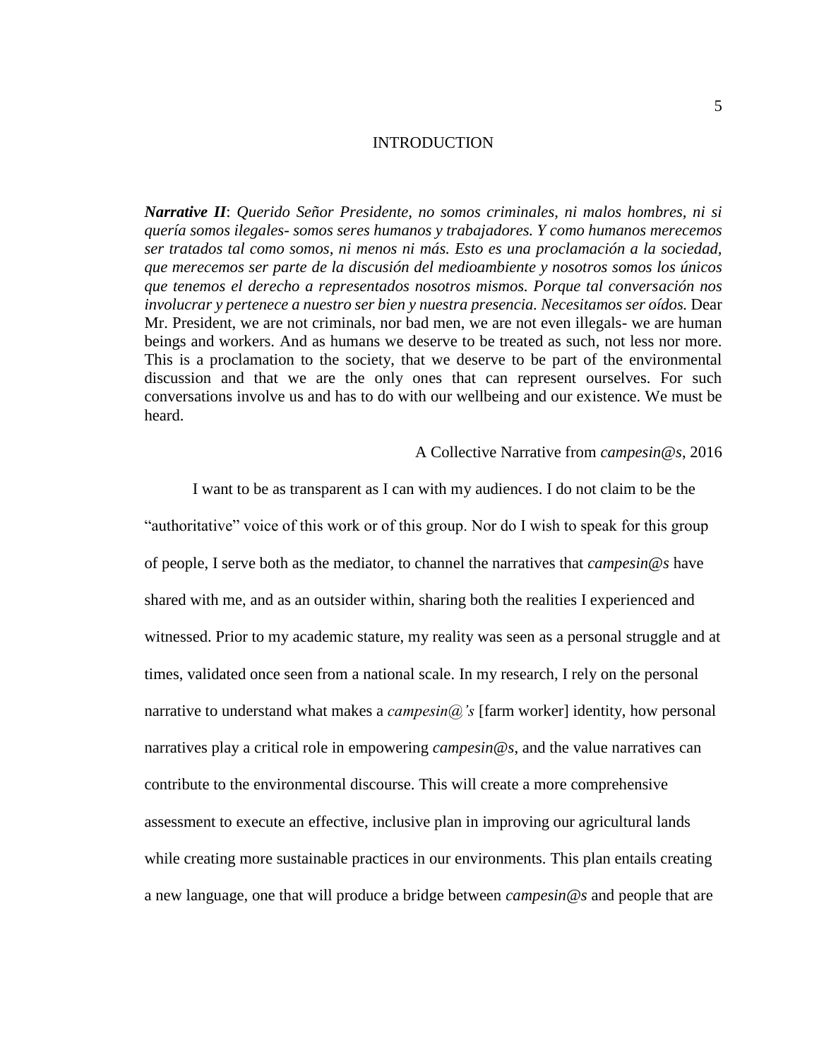# INTRODUCTION

***Narrative II***: *Querido Señor Presidente, no somos criminales, ni malos hombres, ni si quería somos ilegales- somos seres humanos y trabajadores. Y como humanos merecemos ser tratados tal como somos, ni menos ni más. Esto es una proclamación a la sociedad, que merecemos ser parte de la discusión del medioambiente y nosotros somos los únicos que tenemos el derecho a representados nosotros mismos. Porque tal conversación nos involucrar y pertenece a nuestro ser bien y nuestra presencia. Necesitamos ser oídos.* Dear Mr. President, we are not criminals, nor bad men, we are not even illegals- we are human beings and workers. And as humans we deserve to be treated as such, not less nor more. This is a proclamation to the society, that we deserve to be part of the environmental discussion and that we are the only ones that can represent ourselves. For such conversations involve us and has to do with our wellbeing and our existence. We must be heard.

A Collective Narrative from *campesin@s*, 2016

I want to be as transparent as I can with my audiences. I do not claim to be the "authoritative" voice of this work or of this group. Nor do I wish to speak for this group of people, I serve both as the mediator, to channel the narratives that *campesin@s* have shared with me, and as an outsider within, sharing both the realities I experienced and witnessed. Prior to my academic stature, my reality was seen as a personal struggle and at times, validated once seen from a national scale. In my research, I rely on the personal narrative to understand what makes a *campesin@'s* [farm worker] identity, how personal narratives play a critical role in empowering *campesin@s*, and the value narratives can contribute to the environmental discourse. This will create a more comprehensive assessment to execute an effective, inclusive plan in improving our agricultural lands while creating more sustainable practices in our environments. This plan entails creating a new language, one that will produce a bridge between *campesin@s* and people that are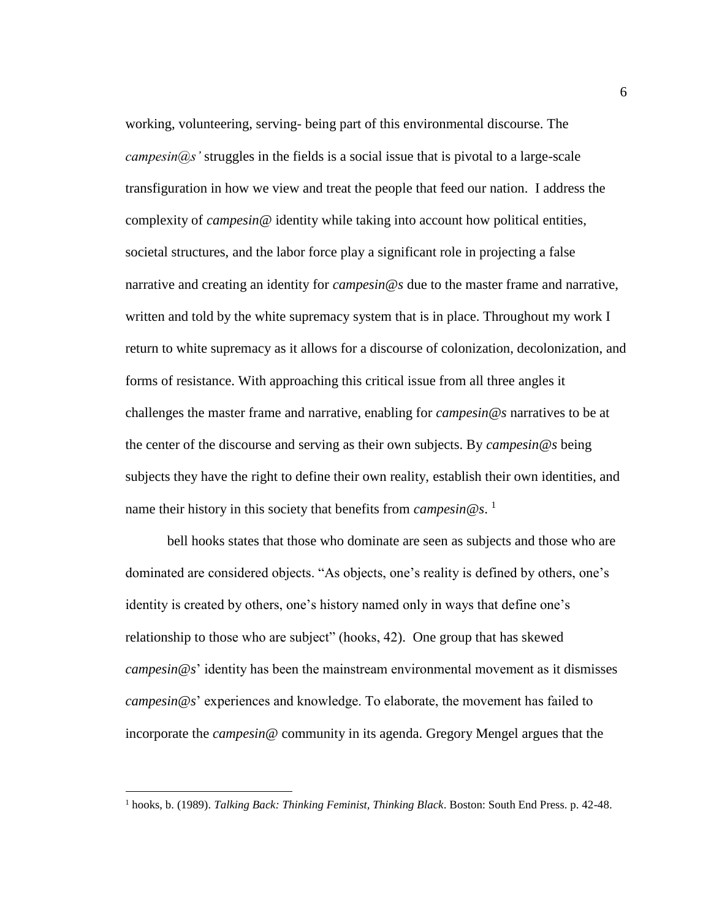working, volunteering, serving- being part of this environmental discourse. The *campesin@s'* struggles in the fields is a social issue that is pivotal to a large-scale transfiguration in how we view and treat the people that feed our nation. I address the complexity of *campesin@* identity while taking into account how political entities, societal structures, and the labor force play a significant role in projecting a false narrative and creating an identity for *campesin@s* due to the master frame and narrative, written and told by the white supremacy system that is in place. Throughout my work I return to white supremacy as it allows for a discourse of colonization, decolonization, and forms of resistance. With approaching this critical issue from all three angles it challenges the master frame and narrative, enabling for *campesin@s* narratives to be at the center of the discourse and serving as their own subjects. By *campesin@s* being subjects they have the right to define their own reality, establish their own identities, and name their history in this society that benefits from *campesin@s*. [1]

bell hooks states that those who dominate are seen as subjects and those who are dominated are considered objects. "As objects, one's reality is defined by others, one's identity is created by others, one's history named only in ways that define one's relationship to those who are subject" (hooks, 42). One group that has skewed *campesin@s*' identity has been the mainstream environmental movement as it dismisses *campesin@s*' experiences and knowledge. To elaborate, the movement has failed to incorporate the *campesin@* community in its agenda. Gregory Mengel argues that the

---

[1] hooks, b. (1989). *Talking Back: Thinking Feminist, Thinking Black*. Boston: South End Press. p. 42-48.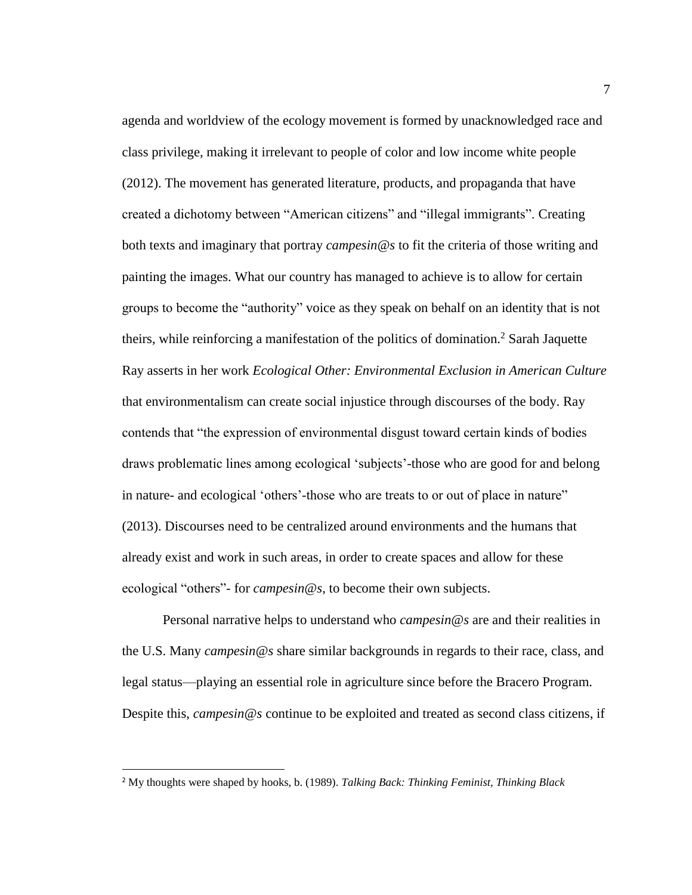agenda and worldview of the ecology movement is formed by unacknowledged race and class privilege, making it irrelevant to people of color and low income white people (2012). The movement has generated literature, products, and propaganda that have created a dichotomy between "American citizens" and "illegal immigrants". Creating both texts and imaginary that portray *campesin@s* to fit the criteria of those writing and painting the images. What our country has managed to achieve is to allow for certain groups to become the "authority" voice as they speak on behalf on an identity that is not theirs, while reinforcing a manifestation of the politics of domination.[2] Sarah Jaquette Ray asserts in her work *Ecological Other: Environmental Exclusion in American Culture* that environmentalism can create social injustice through discourses of the body. Ray contends that "the expression of environmental disgust toward certain kinds of bodies draws problematic lines among ecological 'subjects'-those who are good for and belong in nature- and ecological 'others'-those who are treats to or out of place in nature" (2013). Discourses need to be centralized around environments and the humans that already exist and work in such areas, in order to create spaces and allow for these ecological "others"- for *campesin@s,* to become their own subjects.

Personal narrative helps to understand who *campesin@s* are and their realities in the U.S. Many *campesin@s* share similar backgrounds in regards to their race, class, and legal status—playing an essential role in agriculture since before the Bracero Program. Despite this, *campesin@s* continue to be exploited and treated as second class citizens, if

---

[2] My thoughts were shaped by hooks, b. (1989). *Talking Back: Thinking Feminist, Thinking Black*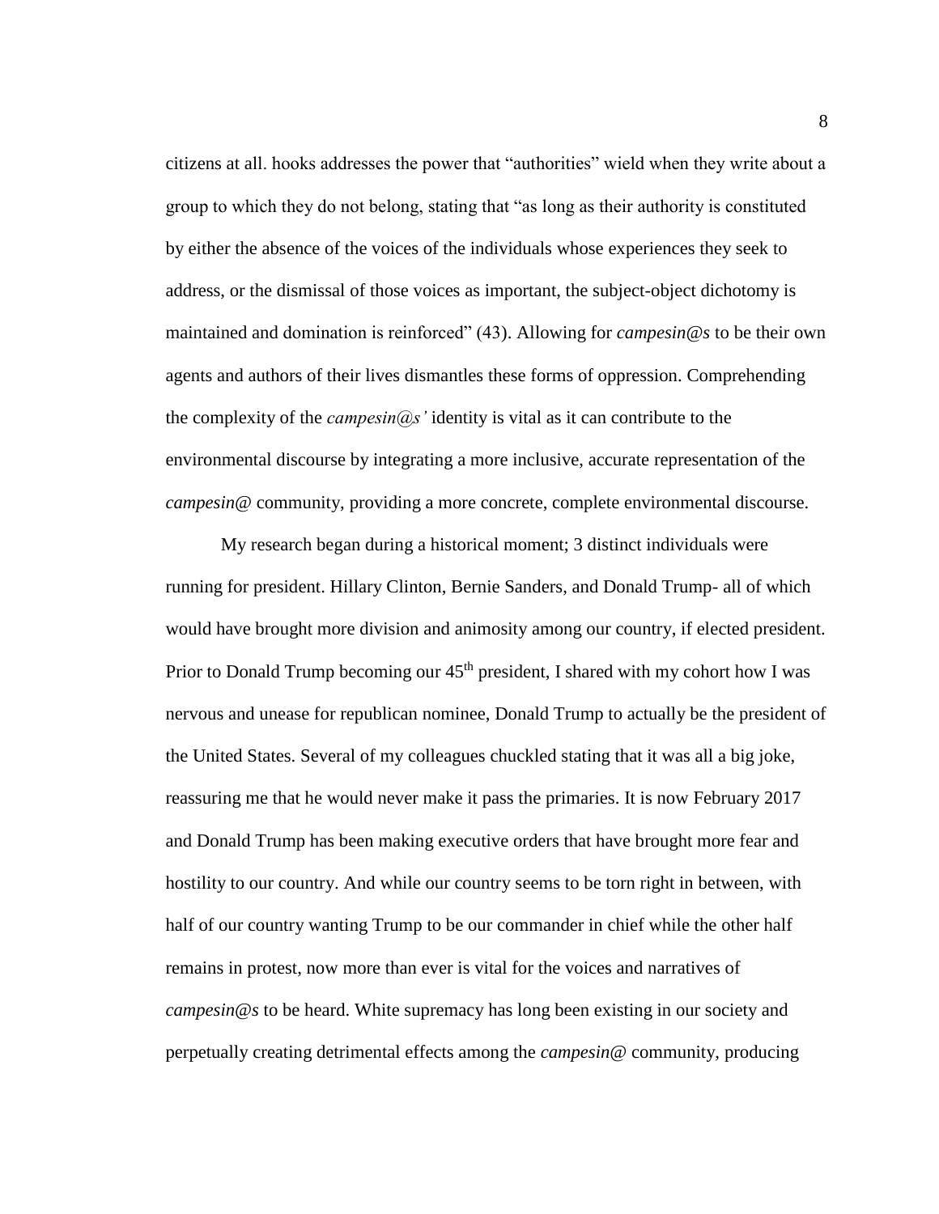citizens at all. hooks addresses the power that "authorities" wield when they write about a group to which they do not belong, stating that "as long as their authority is constituted by either the absence of the voices of the individuals whose experiences they seek to address, or the dismissal of those voices as important, the subject-object dichotomy is maintained and domination is reinforced" (43). Allowing for *campesin@s* to be their own agents and authors of their lives dismantles these forms of oppression. Comprehending the complexity of the *campesin@s'* identity is vital as it can contribute to the environmental discourse by integrating a more inclusive, accurate representation of the *campesin@* community, providing a more concrete, complete environmental discourse.

My research began during a historical moment; 3 distinct individuals were running for president. Hillary Clinton, Bernie Sanders, and Donald Trump- all of which would have brought more division and animosity among our country, if elected president. Prior to Donald Trump becoming our 45th president, I shared with my cohort how I was nervous and unease for republican nominee, Donald Trump to actually be the president of the United States. Several of my colleagues chuckled stating that it was all a big joke, reassuring me that he would never make it pass the primaries. It is now February 2017 and Donald Trump has been making executive orders that have brought more fear and hostility to our country. And while our country seems to be torn right in between, with half of our country wanting Trump to be our commander in chief while the other half remains in protest, now more than ever is vital for the voices and narratives of *campesin@s* to be heard. White supremacy has long been existing in our society and perpetually creating detrimental effects among the *campesin@* community, producing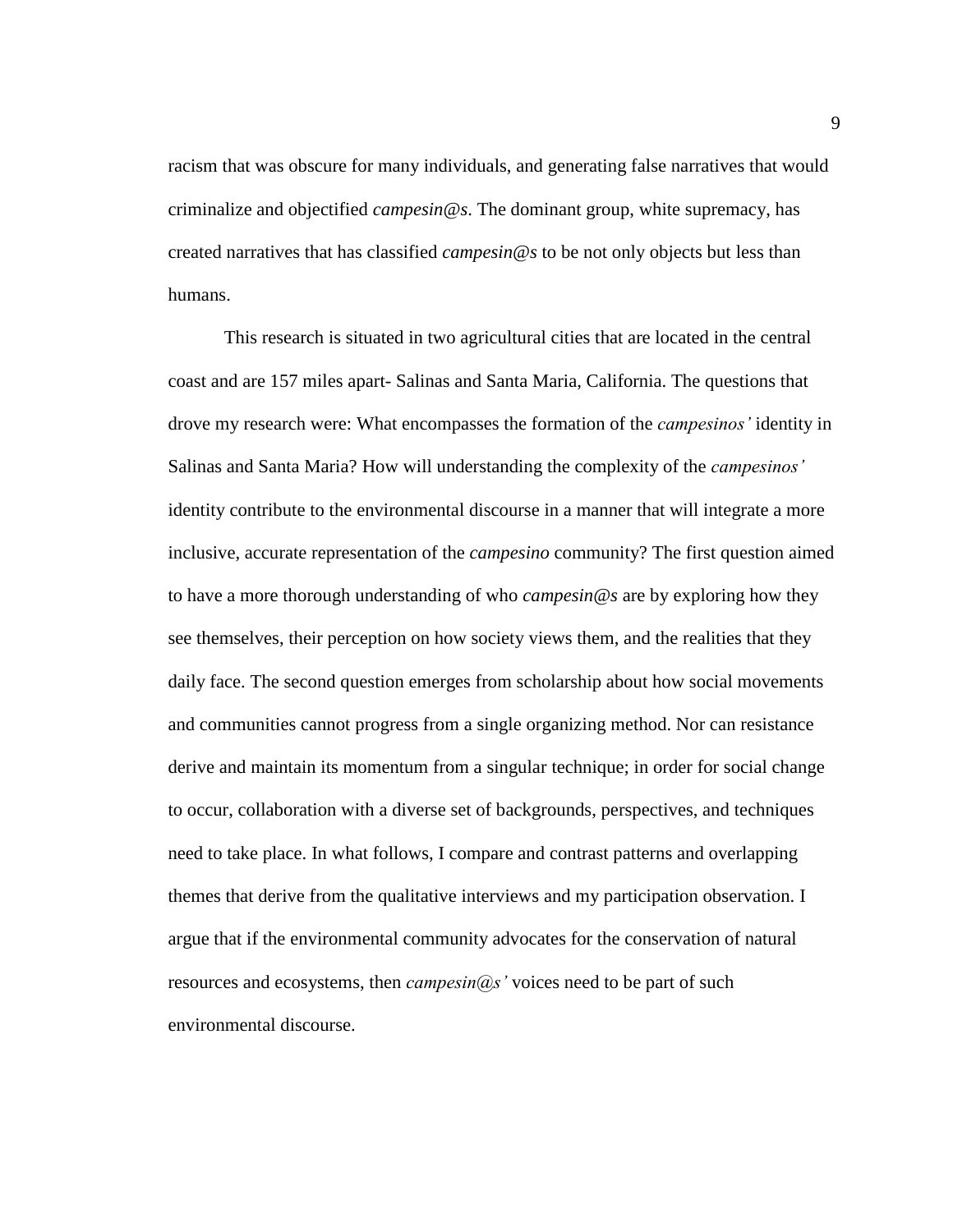racism that was obscure for many individuals, and generating false narratives that would criminalize and objectified *campesin@s*. The dominant group, white supremacy, has created narratives that has classified *campesin@s* to be not only objects but less than humans.

This research is situated in two agricultural cities that are located in the central coast and are 157 miles apart- Salinas and Santa Maria, California. The questions that drove my research were: What encompasses the formation of the *campesinos'* identity in Salinas and Santa Maria? How will understanding the complexity of the *campesinos'* identity contribute to the environmental discourse in a manner that will integrate a more inclusive, accurate representation of the *campesino* community? The first question aimed to have a more thorough understanding of who *campesin@s* are by exploring how they see themselves, their perception on how society views them, and the realities that they daily face. The second question emerges from scholarship about how social movements and communities cannot progress from a single organizing method. Nor can resistance derive and maintain its momentum from a singular technique; in order for social change to occur, collaboration with a diverse set of backgrounds, perspectives, and techniques need to take place. In what follows, I compare and contrast patterns and overlapping themes that derive from the qualitative interviews and my participation observation. I argue that if the environmental community advocates for the conservation of natural resources and ecosystems, then *campesin@s'* voices need to be part of such environmental discourse.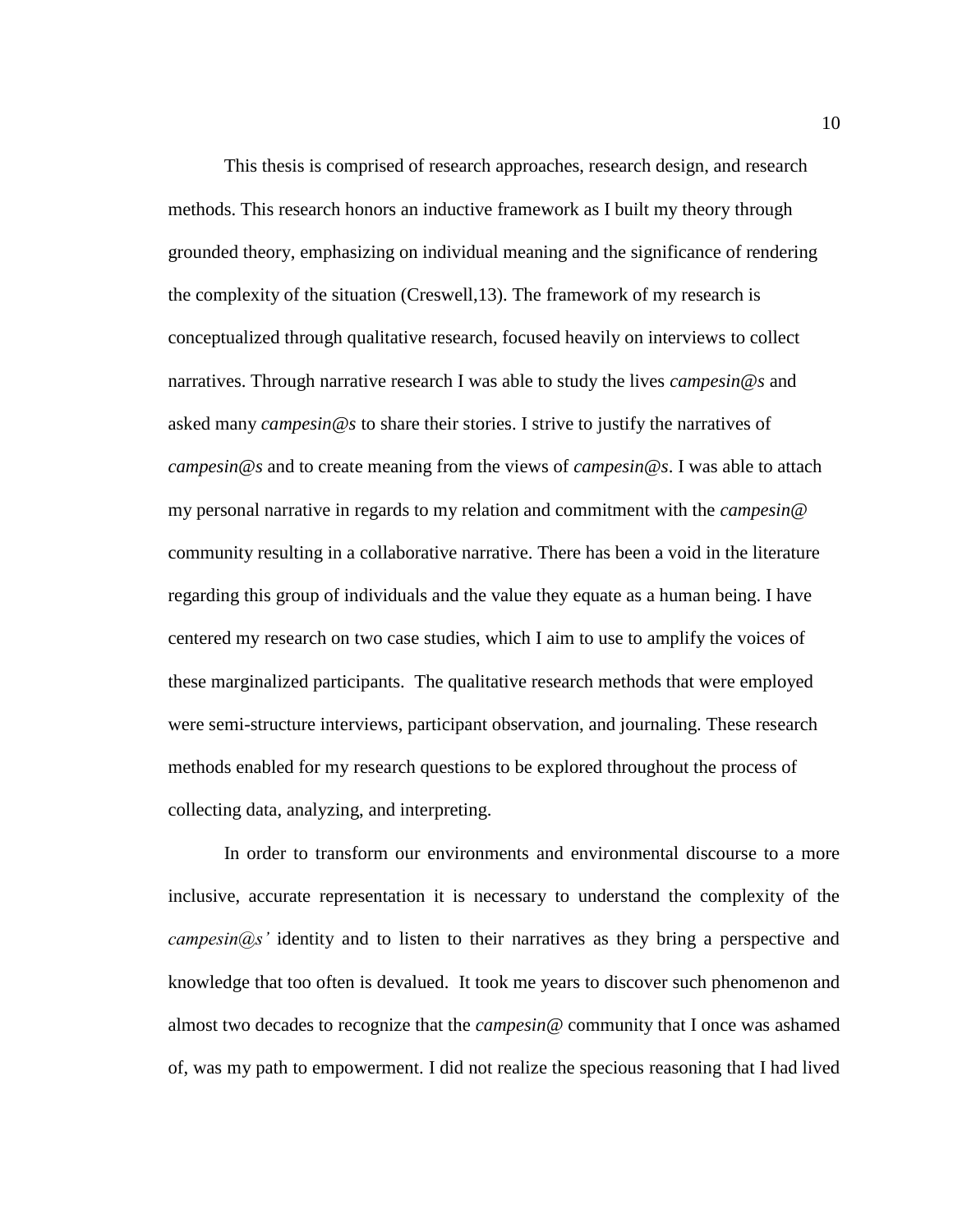This thesis is comprised of research approaches, research design, and research methods. This research honors an inductive framework as I built my theory through grounded theory, emphasizing on individual meaning and the significance of rendering the complexity of the situation (Creswell,13). The framework of my research is conceptualized through qualitative research, focused heavily on interviews to collect narratives. Through narrative research I was able to study the lives *campesin@s* and asked many *campesin@s* to share their stories. I strive to justify the narratives of *campesin@s* and to create meaning from the views of *campesin@s*. I was able to attach my personal narrative in regards to my relation and commitment with the *campesin@* community resulting in a collaborative narrative. There has been a void in the literature regarding this group of individuals and the value they equate as a human being. I have centered my research on two case studies, which I aim to use to amplify the voices of these marginalized participants. The qualitative research methods that were employed were semi-structure interviews, participant observation, and journaling. These research methods enabled for my research questions to be explored throughout the process of collecting data, analyzing, and interpreting.

In order to transform our environments and environmental discourse to a more inclusive, accurate representation it is necessary to understand the complexity of the *campesin@s'* identity and to listen to their narratives as they bring a perspective and knowledge that too often is devalued. It took me years to discover such phenomenon and almost two decades to recognize that the *campesin@* community that I once was ashamed of, was my path to empowerment. I did not realize the specious reasoning that I had lived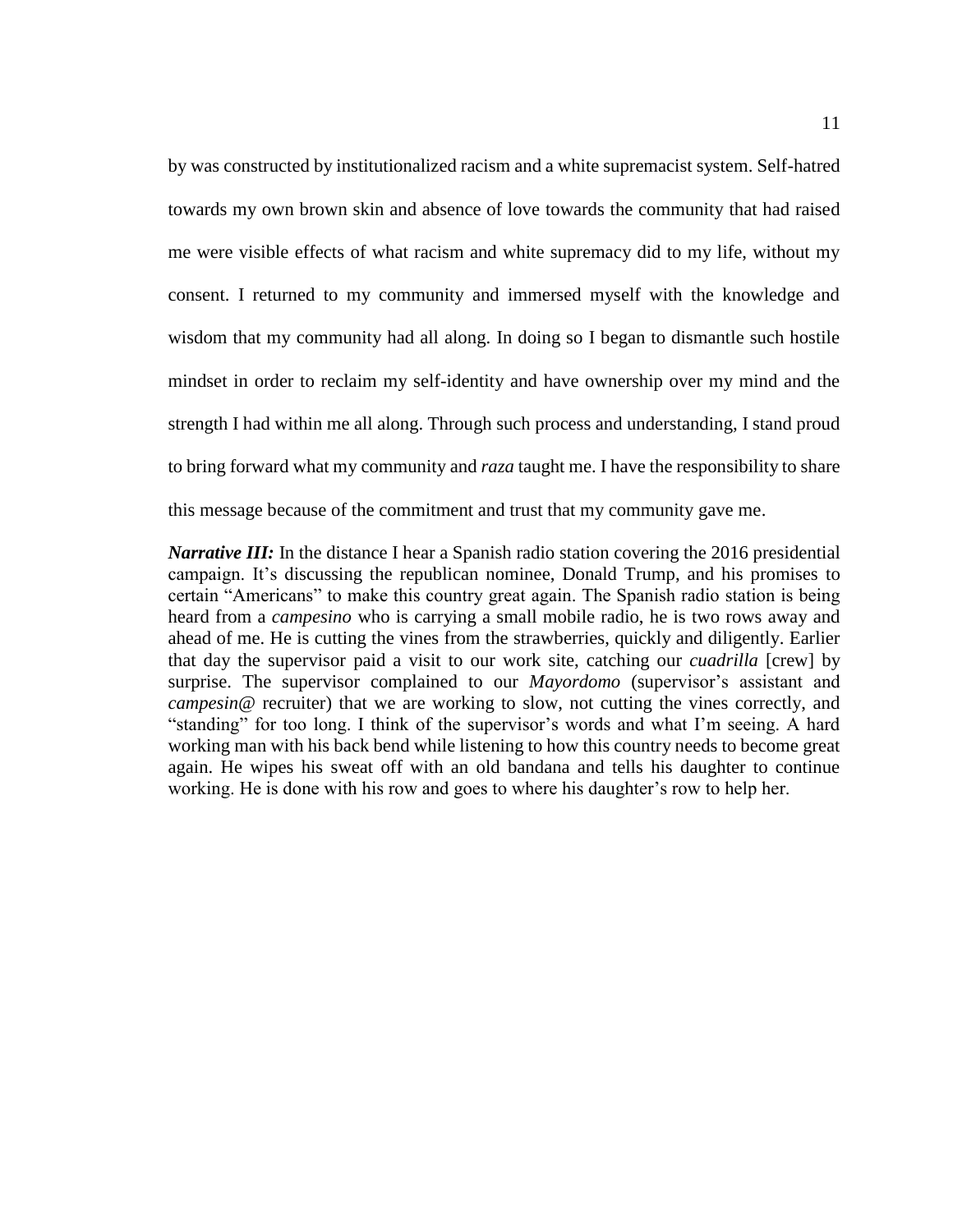by was constructed by institutionalized racism and a white supremacist system. Self-hatred towards my own brown skin and absence of love towards the community that had raised me were visible effects of what racism and white supremacy did to my life, without my consent. I returned to my community and immersed myself with the knowledge and wisdom that my community had all along. In doing so I began to dismantle such hostile mindset in order to reclaim my self-identity and have ownership over my mind and the strength I had within me all along. Through such process and understanding, I stand proud to bring forward what my community and *raza* taught me. I have the responsibility to share this message because of the commitment and trust that my community gave me.

***Narrative III:*** In the distance I hear a Spanish radio station covering the 2016 presidential campaign. It's discussing the republican nominee, Donald Trump, and his promises to certain "Americans" to make this country great again. The Spanish radio station is being heard from a *campesino* who is carrying a small mobile radio, he is two rows away and ahead of me. He is cutting the vines from the strawberries, quickly and diligently. Earlier that day the supervisor paid a visit to our work site, catching our *cuadrilla* [crew] by surprise. The supervisor complained to our *Mayordomo* (supervisor's assistant and *campesin@* recruiter) that we are working to slow, not cutting the vines correctly, and "standing" for too long. I think of the supervisor's words and what I'm seeing. A hard working man with his back bend while listening to how this country needs to become great again. He wipes his sweat off with an old bandana and tells his daughter to continue working. He is done with his row and goes to where his daughter's row to help her.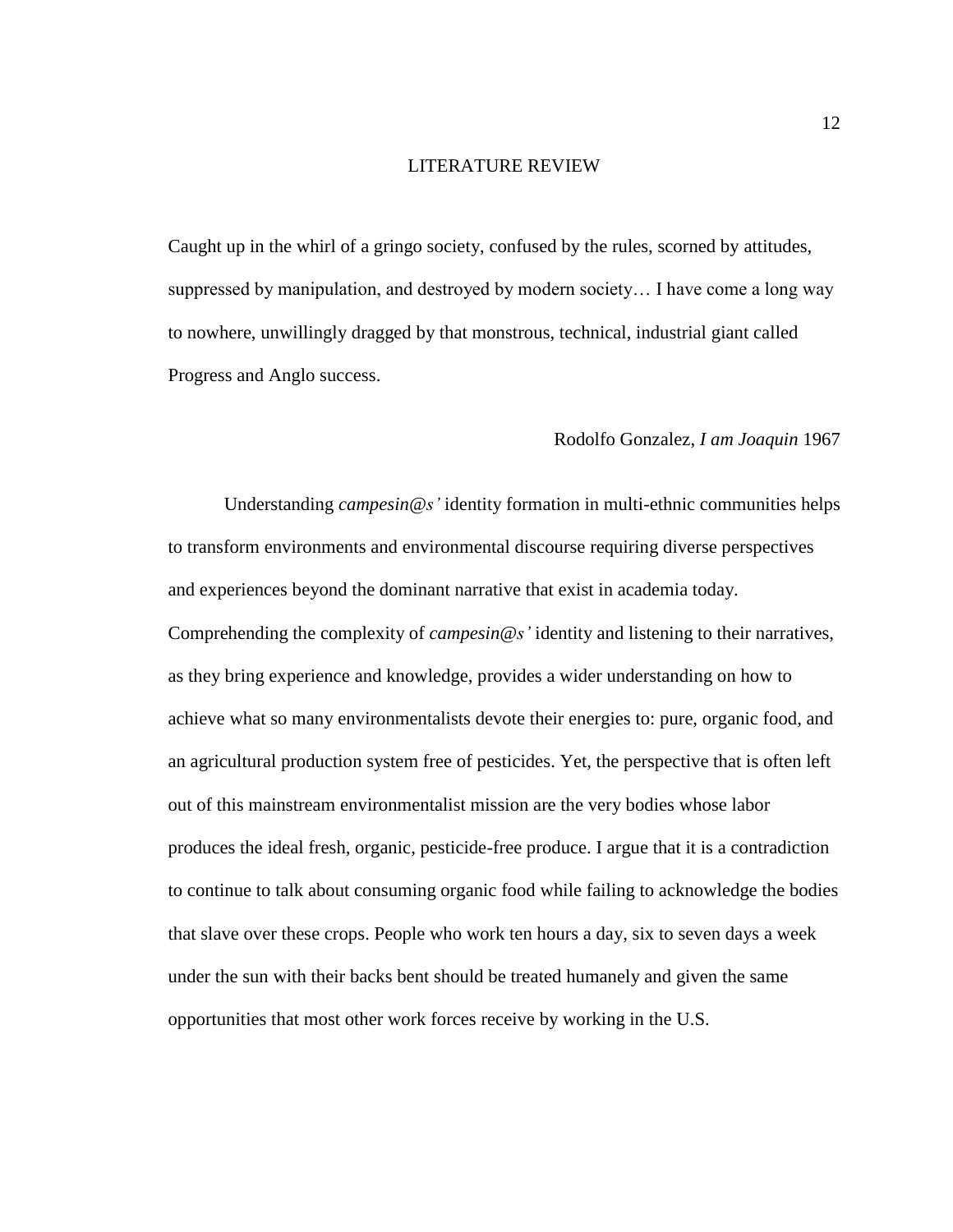# LITERATURE REVIEW

Caught up in the whirl of a gringo society, confused by the rules, scorned by attitudes, suppressed by manipulation, and destroyed by modern society… I have come a long way to nowhere, unwillingly dragged by that monstrous, technical, industrial giant called Progress and Anglo success.

Rodolfo Gonzalez, *I am Joaquin* 1967

Understanding *campesin@s'* identity formation in multi-ethnic communities helps to transform environments and environmental discourse requiring diverse perspectives and experiences beyond the dominant narrative that exist in academia today. Comprehending the complexity of *campesin@s'* identity and listening to their narratives, as they bring experience and knowledge, provides a wider understanding on how to achieve what so many environmentalists devote their energies to: pure, organic food, and an agricultural production system free of pesticides. Yet, the perspective that is often left out of this mainstream environmentalist mission are the very bodies whose labor produces the ideal fresh, organic, pesticide-free produce. I argue that it is a contradiction to continue to talk about consuming organic food while failing to acknowledge the bodies that slave over these crops. People who work ten hours a day, six to seven days a week under the sun with their backs bent should be treated humanely and given the same opportunities that most other work forces receive by working in the U.S.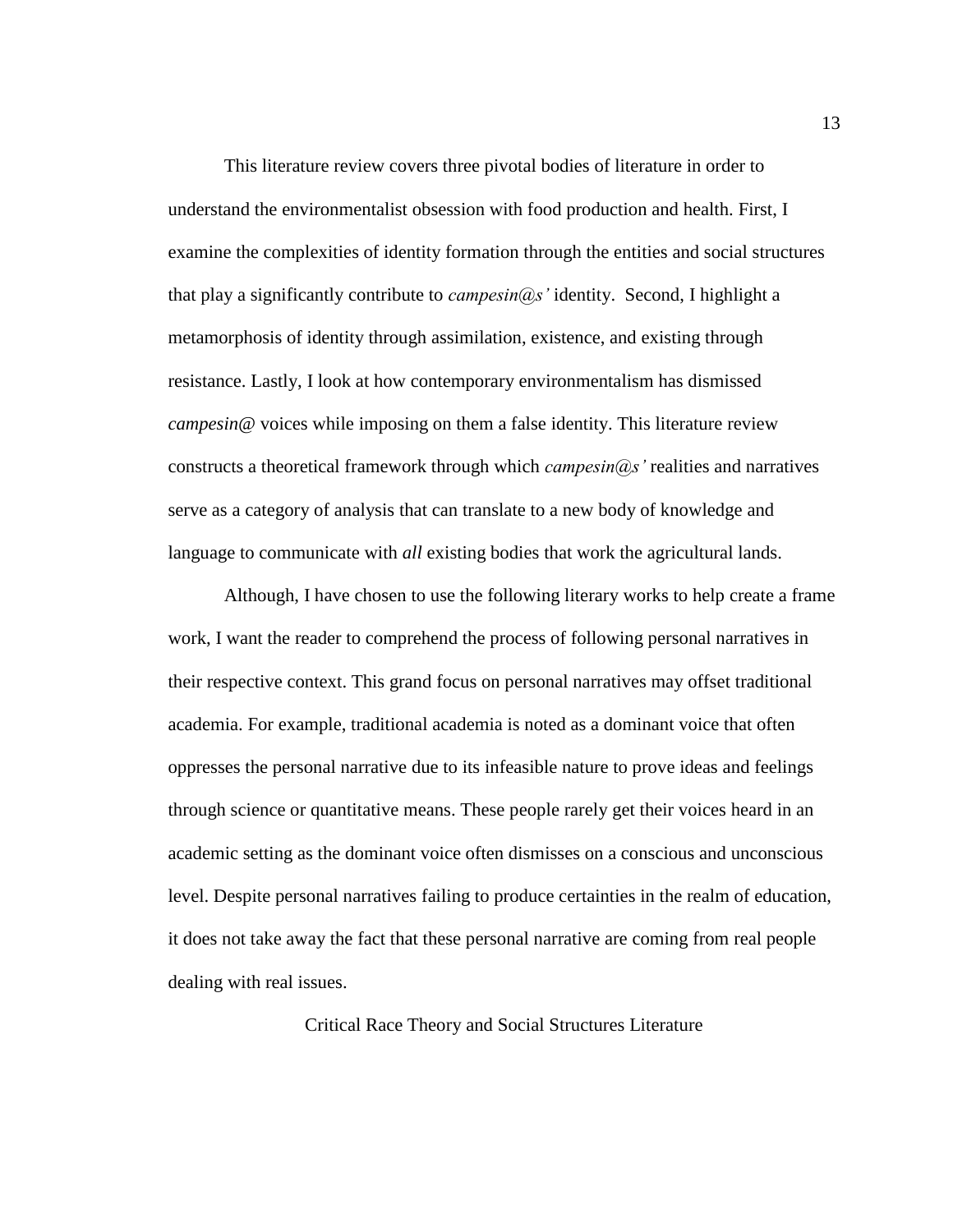This literature review covers three pivotal bodies of literature in order to understand the environmentalist obsession with food production and health. First, I examine the complexities of identity formation through the entities and social structures that play a significantly contribute to *campesin@s'* identity. Second, I highlight a metamorphosis of identity through assimilation, existence, and existing through resistance. Lastly, I look at how contemporary environmentalism has dismissed *campesin@* voices while imposing on them a false identity. This literature review constructs a theoretical framework through which *campesin@s'* realities and narratives serve as a category of analysis that can translate to a new body of knowledge and language to communicate with *all* existing bodies that work the agricultural lands.

Although, I have chosen to use the following literary works to help create a frame work, I want the reader to comprehend the process of following personal narratives in their respective context. This grand focus on personal narratives may offset traditional academia. For example, traditional academia is noted as a dominant voice that often oppresses the personal narrative due to its infeasible nature to prove ideas and feelings through science or quantitative means. These people rarely get their voices heard in an academic setting as the dominant voice often dismisses on a conscious and unconscious level. Despite personal narratives failing to produce certainties in the realm of education, it does not take away the fact that these personal narrative are coming from real people dealing with real issues.

## Critical Race Theory and Social Structures Literature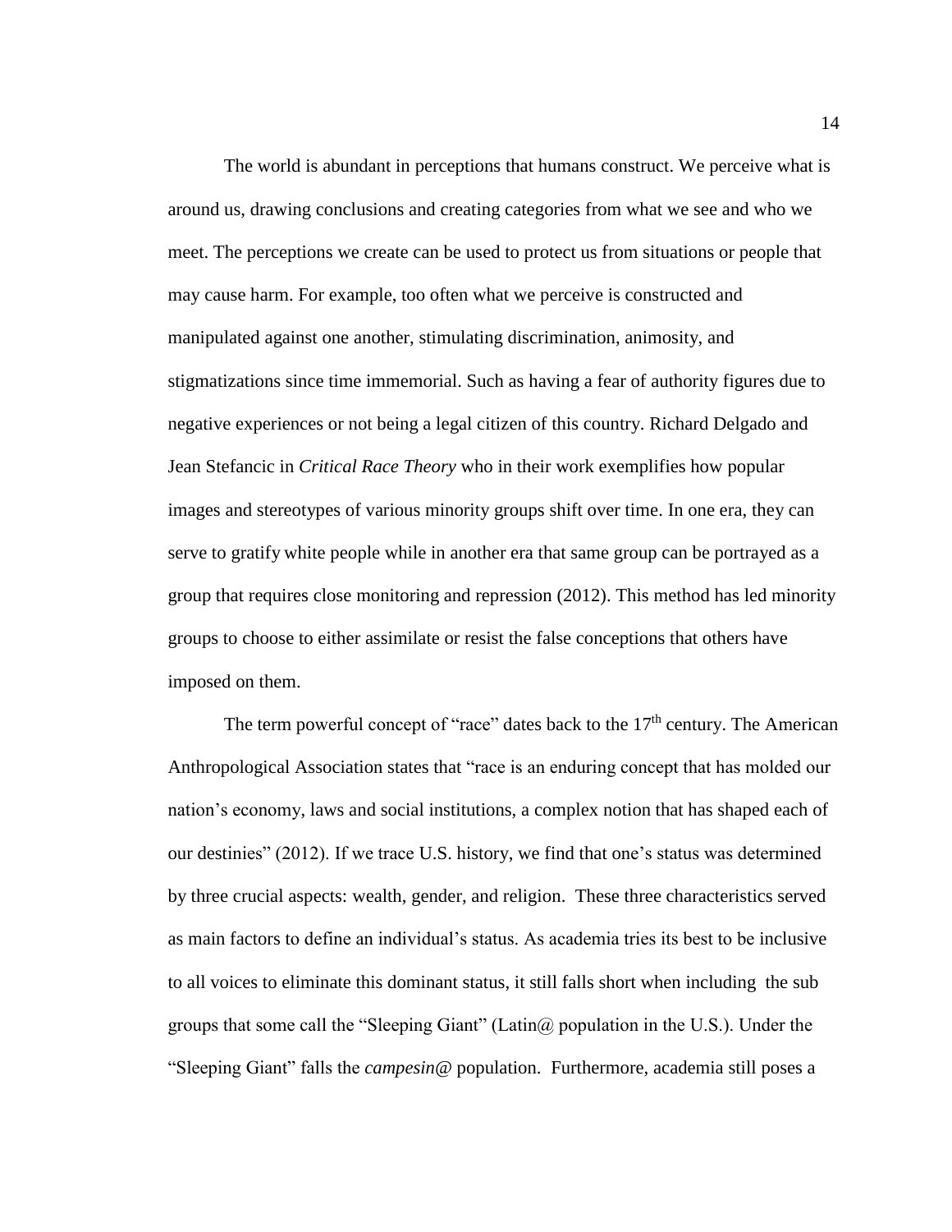The world is abundant in perceptions that humans construct. We perceive what is around us, drawing conclusions and creating categories from what we see and who we meet. The perceptions we create can be used to protect us from situations or people that may cause harm. For example, too often what we perceive is constructed and manipulated against one another, stimulating discrimination, animosity, and stigmatizations since time immemorial. Such as having a fear of authority figures due to negative experiences or not being a legal citizen of this country. Richard Delgado and Jean Stefancic in *Critical Race Theory* who in their work exemplifies how popular images and stereotypes of various minority groups shift over time. In one era, they can serve to gratify white people while in another era that same group can be portrayed as a group that requires close monitoring and repression (2012). This method has led minority groups to choose to either assimilate or resist the false conceptions that others have imposed on them.

The term powerful concept of "race" dates back to the 17th century. The American Anthropological Association states that "race is an enduring concept that has molded our nation's economy, laws and social institutions, a complex notion that has shaped each of our destinies" (2012). If we trace U.S. history, we find that one's status was determined by three crucial aspects: wealth, gender, and religion. These three characteristics served as main factors to define an individual's status. As academia tries its best to be inclusive to all voices to eliminate this dominant status, it still falls short when including the sub groups that some call the "Sleeping Giant" (Latin@ population in the U.S.). Under the "Sleeping Giant" falls the *campesin@* population. Furthermore, academia still poses a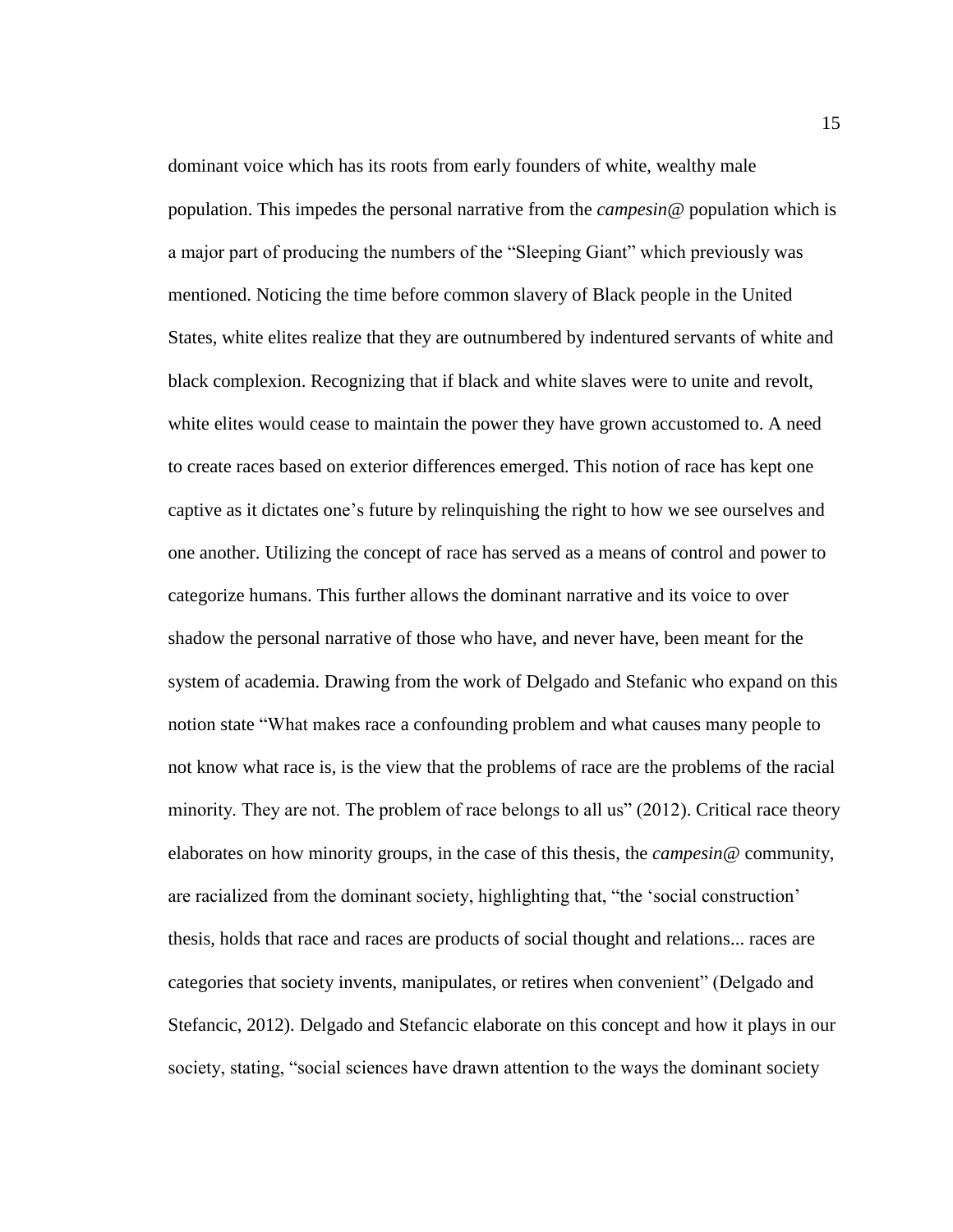dominant voice which has its roots from early founders of white, wealthy male population. This impedes the personal narrative from the *campesin@* population which is a major part of producing the numbers of the "Sleeping Giant" which previously was mentioned. Noticing the time before common slavery of Black people in the United States, white elites realize that they are outnumbered by indentured servants of white and black complexion. Recognizing that if black and white slaves were to unite and revolt, white elites would cease to maintain the power they have grown accustomed to. A need to create races based on exterior differences emerged. This notion of race has kept one captive as it dictates one's future by relinquishing the right to how we see ourselves and one another. Utilizing the concept of race has served as a means of control and power to categorize humans. This further allows the dominant narrative and its voice to over shadow the personal narrative of those who have, and never have, been meant for the system of academia. Drawing from the work of Delgado and Stefanic who expand on this notion state "What makes race a confounding problem and what causes many people to not know what race is, is the view that the problems of race are the problems of the racial minority. They are not. The problem of race belongs to all us" (2012). Critical race theory elaborates on how minority groups, in the case of this thesis, the *campesin@* community, are racialized from the dominant society, highlighting that, "the 'social construction' thesis, holds that race and races are products of social thought and relations... races are categories that society invents, manipulates, or retires when convenient" (Delgado and Stefancic, 2012). Delgado and Stefancic elaborate on this concept and how it plays in our society, stating, "social sciences have drawn attention to the ways the dominant society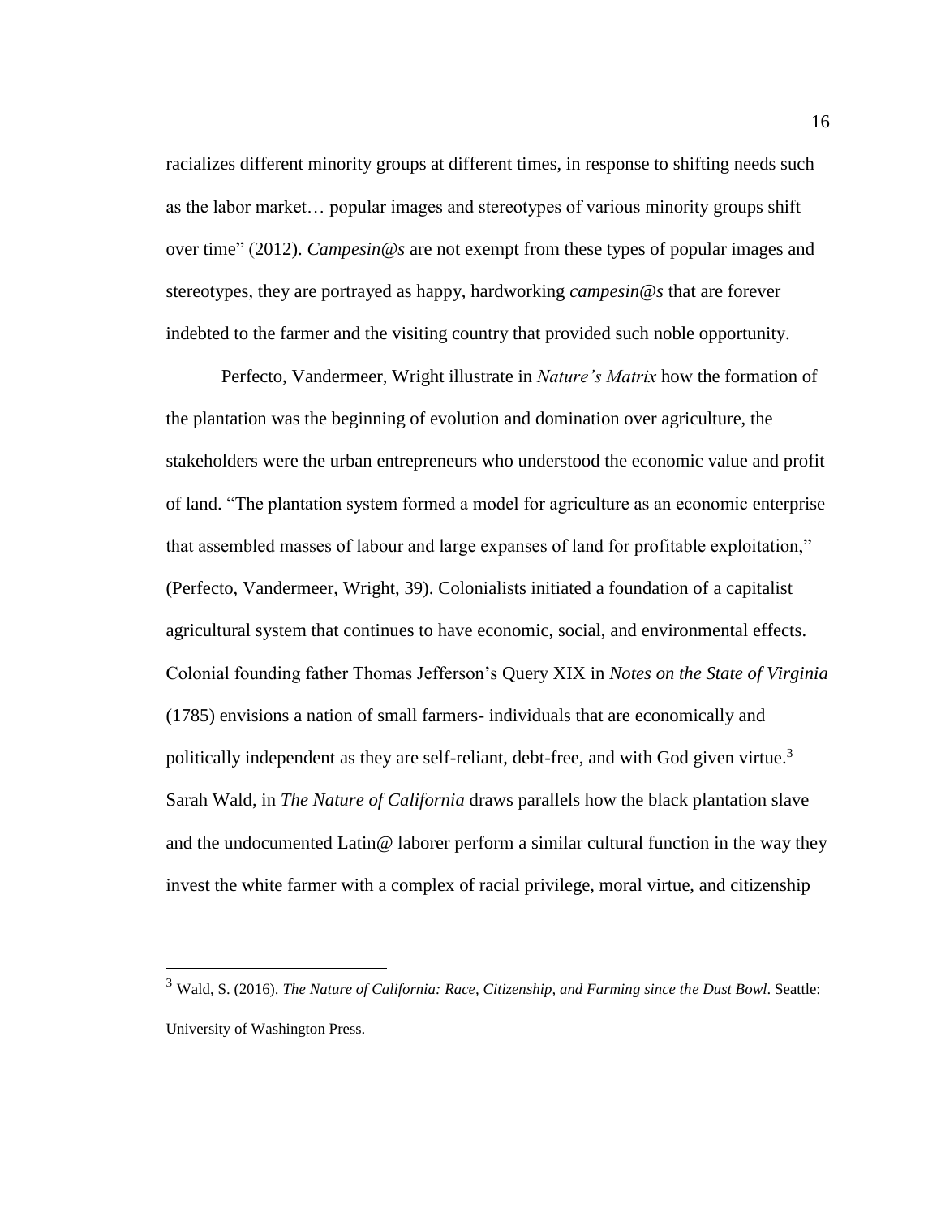racializes different minority groups at different times, in response to shifting needs such as the labor market… popular images and stereotypes of various minority groups shift over time" (2012). *Campesin@s* are not exempt from these types of popular images and stereotypes, they are portrayed as happy, hardworking *campesin@s* that are forever indebted to the farmer and the visiting country that provided such noble opportunity.

Perfecto, Vandermeer, Wright illustrate in *Nature's Matrix* how the formation of the plantation was the beginning of evolution and domination over agriculture, the stakeholders were the urban entrepreneurs who understood the economic value and profit of land. "The plantation system formed a model for agriculture as an economic enterprise that assembled masses of labour and large expanses of land for profitable exploitation," (Perfecto, Vandermeer, Wright, 39). Colonialists initiated a foundation of a capitalist agricultural system that continues to have economic, social, and environmental effects. Colonial founding father Thomas Jefferson's Query XIX in *Notes on the State of Virginia* (1785) envisions a nation of small farmers- individuals that are economically and politically independent as they are self-reliant, debt-free, and with God given virtue.[3] Sarah Wald, in *The Nature of California* draws parallels how the black plantation slave and the undocumented Latin@ laborer perform a similar cultural function in the way they invest the white farmer with a complex of racial privilege, moral virtue, and citizenship

---

[3] Wald, S. (2016). *The Nature of California: Race, Citizenship, and Farming since the Dust Bowl*. Seattle: University of Washington Press.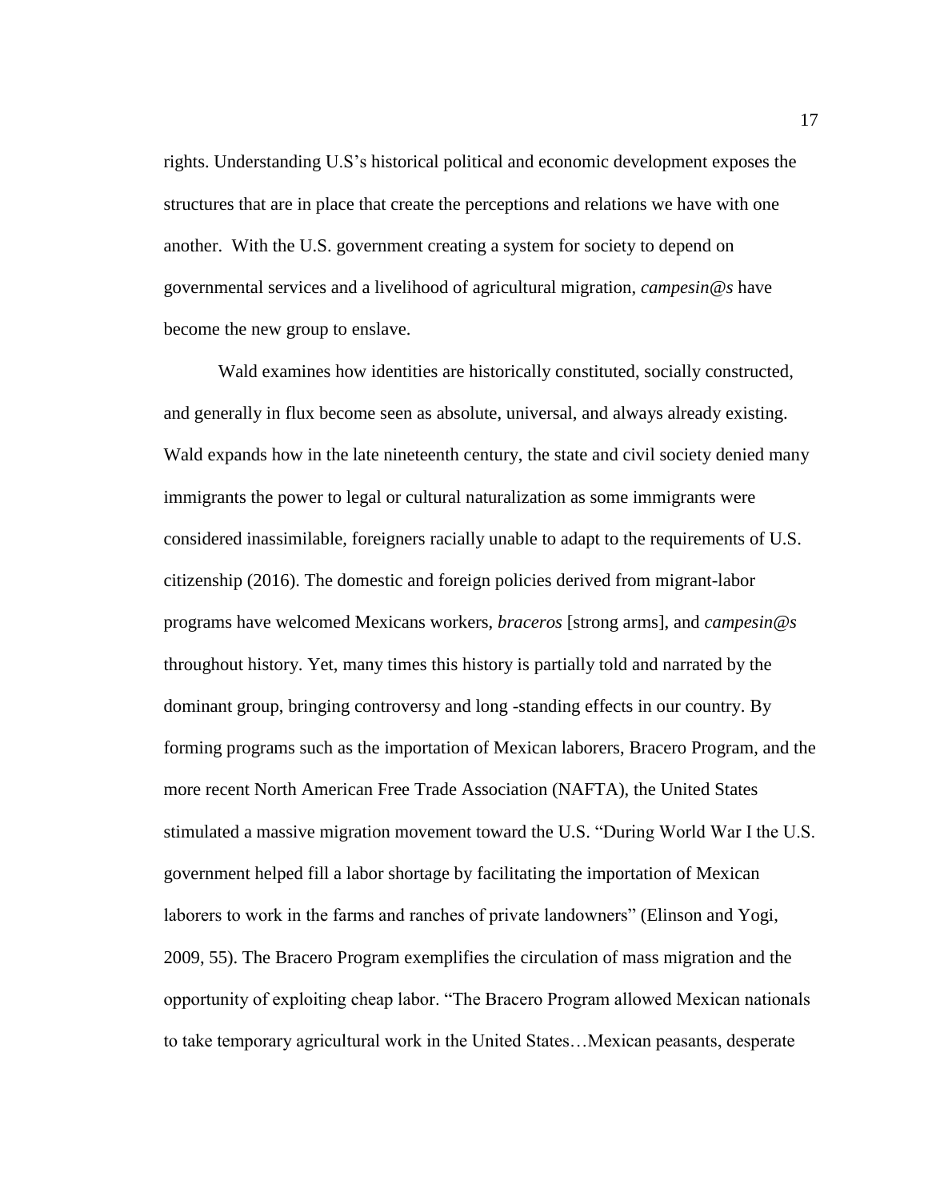rights. Understanding U.S's historical political and economic development exposes the structures that are in place that create the perceptions and relations we have with one another. With the U.S. government creating a system for society to depend on governmental services and a livelihood of agricultural migration, *campesin@s* have become the new group to enslave.

Wald examines how identities are historically constituted, socially constructed, and generally in flux become seen as absolute, universal, and always already existing. Wald expands how in the late nineteenth century, the state and civil society denied many immigrants the power to legal or cultural naturalization as some immigrants were considered inassimilable, foreigners racially unable to adapt to the requirements of U.S. citizenship (2016). The domestic and foreign policies derived from migrant-labor programs have welcomed Mexicans workers, *braceros* [strong arms], and *campesin@s* throughout history. Yet, many times this history is partially told and narrated by the dominant group, bringing controversy and long -standing effects in our country. By forming programs such as the importation of Mexican laborers, Bracero Program, and the more recent North American Free Trade Association (NAFTA), the United States stimulated a massive migration movement toward the U.S. "During World War I the U.S. government helped fill a labor shortage by facilitating the importation of Mexican laborers to work in the farms and ranches of private landowners" (Elinson and Yogi, 2009, 55). The Bracero Program exemplifies the circulation of mass migration and the opportunity of exploiting cheap labor. "The Bracero Program allowed Mexican nationals to take temporary agricultural work in the United States…Mexican peasants, desperate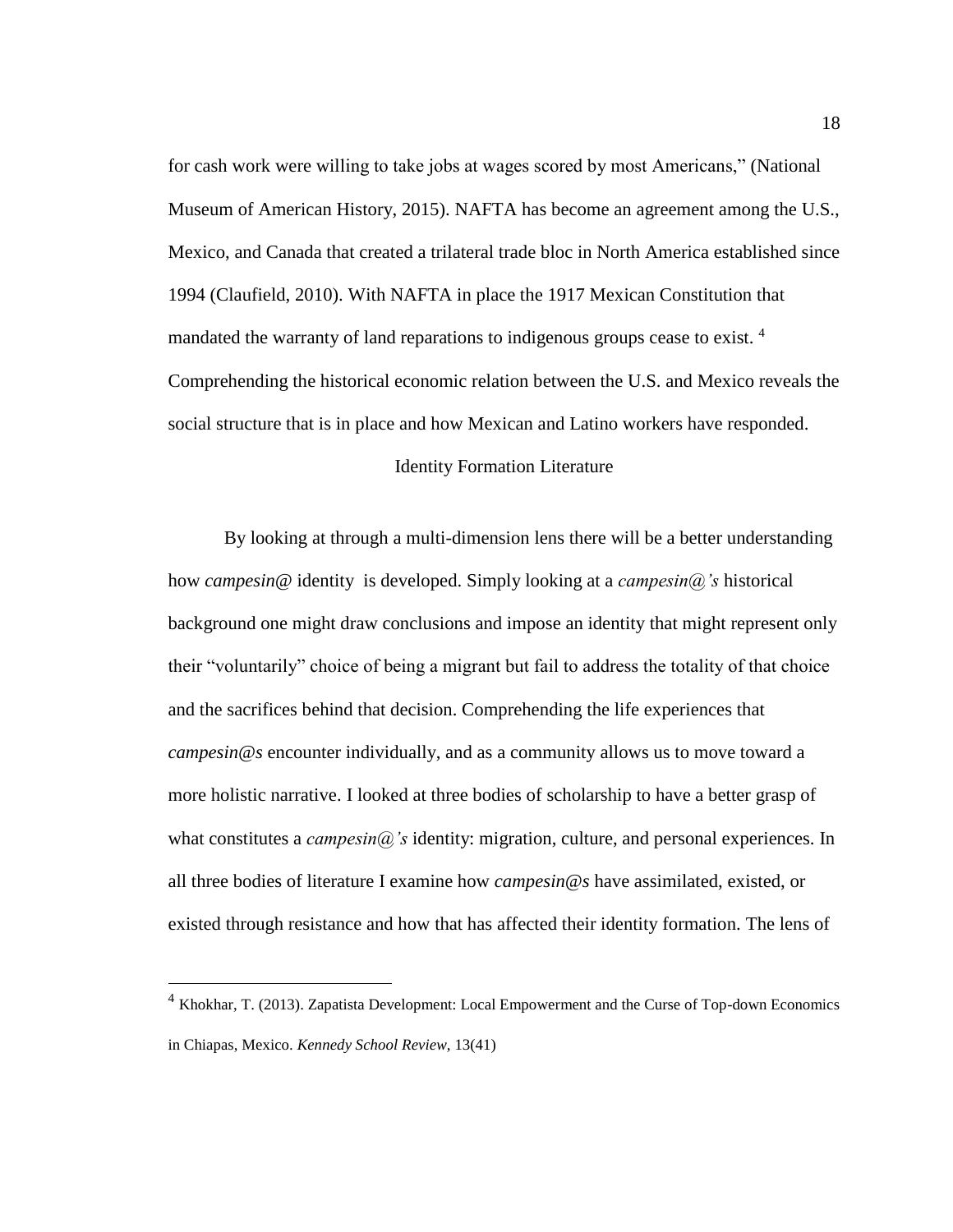for cash work were willing to take jobs at wages scored by most Americans," (National Museum of American History, 2015). NAFTA has become an agreement among the U.S., Mexico, and Canada that created a trilateral trade bloc in North America established since 1994 (Claufield, 2010). With NAFTA in place the 1917 Mexican Constitution that mandated the warranty of land reparations to indigenous groups cease to exist. [4] Comprehending the historical economic relation between the U.S. and Mexico reveals the social structure that is in place and how Mexican and Latino workers have responded.

## Identity Formation Literature

By looking at through a multi-dimension lens there will be a better understanding how *campesin@* identity is developed. Simply looking at a *campesin@'s* historical background one might draw conclusions and impose an identity that might represent only their "voluntarily" choice of being a migrant but fail to address the totality of that choice and the sacrifices behind that decision. Comprehending the life experiences that *campesin@s* encounter individually, and as a community allows us to move toward a more holistic narrative. I looked at three bodies of scholarship to have a better grasp of what constitutes a *campesin@'s* identity: migration, culture, and personal experiences. In all three bodies of literature I examine how *campesin@s* have assimilated, existed, or existed through resistance and how that has affected their identity formation. The lens of

---

[4] Khokhar, T. (2013). Zapatista Development: Local Empowerment and the Curse of Top-down Economics in Chiapas, Mexico. *Kennedy School Review*, 13(41)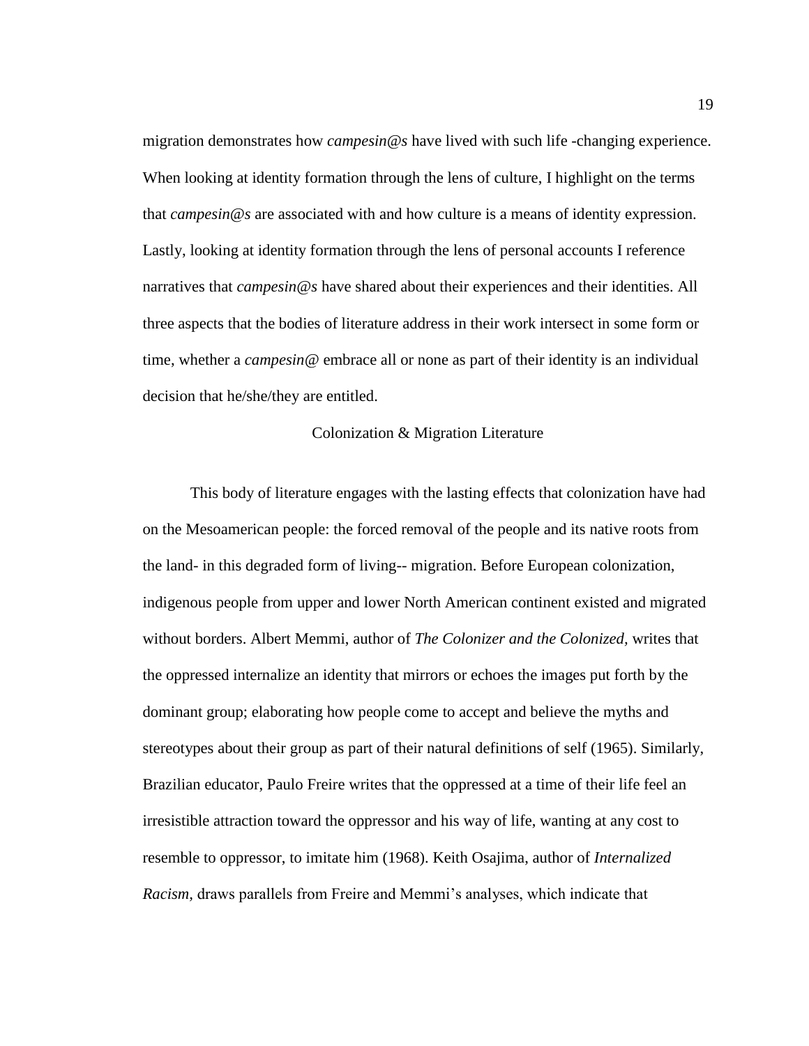migration demonstrates how *campesin@s* have lived with such life -changing experience. When looking at identity formation through the lens of culture, I highlight on the terms that *campesin@s* are associated with and how culture is a means of identity expression. Lastly, looking at identity formation through the lens of personal accounts I reference narratives that *campesin@s* have shared about their experiences and their identities. All three aspects that the bodies of literature address in their work intersect in some form or time, whether a *campesin@* embrace all or none as part of their identity is an individual decision that he/she/they are entitled.

## Colonization & Migration Literature

This body of literature engages with the lasting effects that colonization have had on the Mesoamerican people: the forced removal of the people and its native roots from the land- in this degraded form of living-- migration. Before European colonization, indigenous people from upper and lower North American continent existed and migrated without borders. Albert Memmi, author of *The Colonizer and the Colonized*, writes that the oppressed internalize an identity that mirrors or echoes the images put forth by the dominant group; elaborating how people come to accept and believe the myths and stereotypes about their group as part of their natural definitions of self (1965). Similarly, Brazilian educator, Paulo Freire writes that the oppressed at a time of their life feel an irresistible attraction toward the oppressor and his way of life, wanting at any cost to resemble to oppressor, to imitate him (1968). Keith Osajima, author of *Internalized Racism*, draws parallels from Freire and Memmi's analyses, which indicate that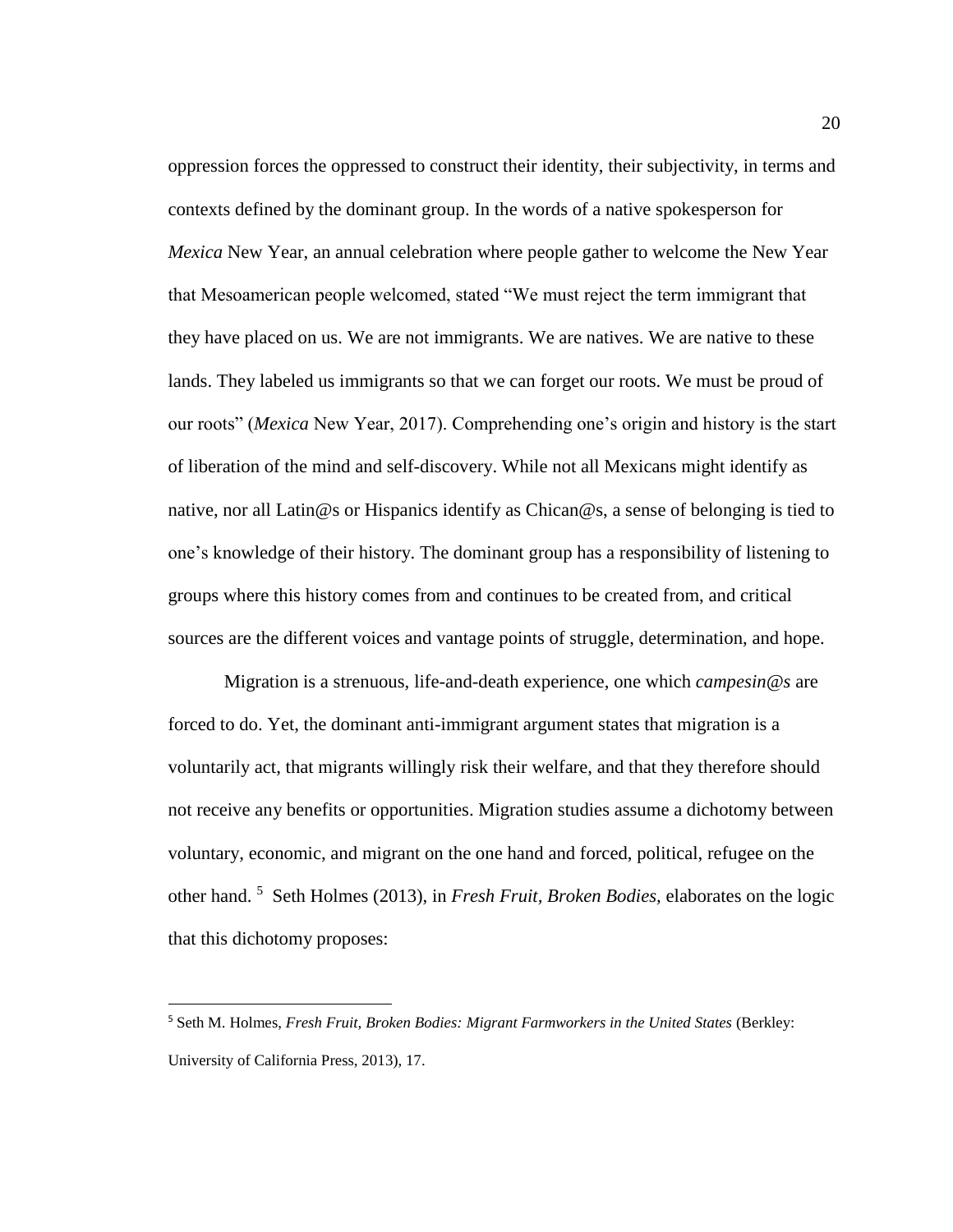oppression forces the oppressed to construct their identity, their subjectivity, in terms and contexts defined by the dominant group. In the words of a native spokesperson for *Mexica* New Year, an annual celebration where people gather to welcome the New Year that Mesoamerican people welcomed, stated "We must reject the term immigrant that they have placed on us. We are not immigrants. We are natives. We are native to these lands. They labeled us immigrants so that we can forget our roots. We must be proud of our roots" (*Mexica* New Year, 2017). Comprehending one's origin and history is the start of liberation of the mind and self-discovery. While not all Mexicans might identify as native, nor all Latin@s or Hispanics identify as Chican@s, a sense of belonging is tied to one's knowledge of their history. The dominant group has a responsibility of listening to groups where this history comes from and continues to be created from, and critical sources are the different voices and vantage points of struggle, determination, and hope.

Migration is a strenuous, life-and-death experience, one which *campesin@s* are forced to do. Yet, the dominant anti-immigrant argument states that migration is a voluntarily act, that migrants willingly risk their welfare, and that they therefore should not receive any benefits or opportunities. Migration studies assume a dichotomy between voluntary, economic, and migrant on the one hand and forced, political, refugee on the other hand. [5] Seth Holmes (2013), in *Fresh Fruit, Broken Bodies*, elaborates on the logic that this dichotomy proposes:

---

[5] Seth M. Holmes, *Fresh Fruit, Broken Bodies: Migrant Farmworkers in the United States* (Berkley: University of California Press, 2013), 17.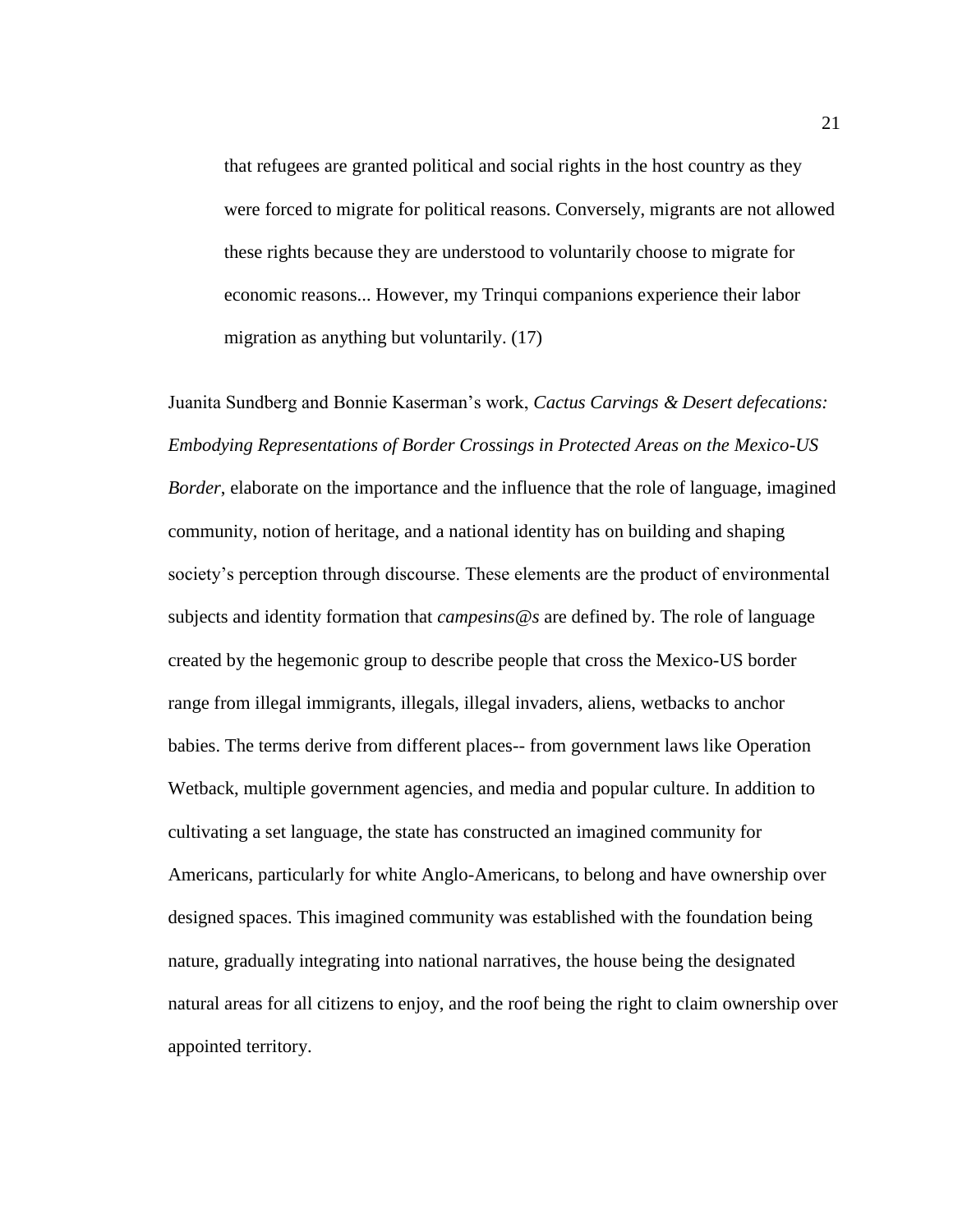> that refugees are granted political and social rights in the host country as they were forced to migrate for political reasons. Conversely, migrants are not allowed these rights because they are understood to voluntarily choose to migrate for economic reasons... However, my Trinqui companions experience their labor migration as anything but voluntarily. (17)

Juanita Sundberg and Bonnie Kaserman's work, *Cactus Carvings & Desert defecations: Embodying Representations of Border Crossings in Protected Areas on the Mexico-US Border*, elaborate on the importance and the influence that the role of language, imagined community, notion of heritage, and a national identity has on building and shaping society's perception through discourse. These elements are the product of environmental subjects and identity formation that *campesins@s* are defined by. The role of language created by the hegemonic group to describe people that cross the Mexico-US border range from illegal immigrants, illegals, illegal invaders, aliens, wetbacks to anchor babies. The terms derive from different places-- from government laws like Operation Wetback, multiple government agencies, and media and popular culture. In addition to cultivating a set language, the state has constructed an imagined community for Americans, particularly for white Anglo-Americans, to belong and have ownership over designed spaces. This imagined community was established with the foundation being nature, gradually integrating into national narratives, the house being the designated natural areas for all citizens to enjoy, and the roof being the right to claim ownership over appointed territory.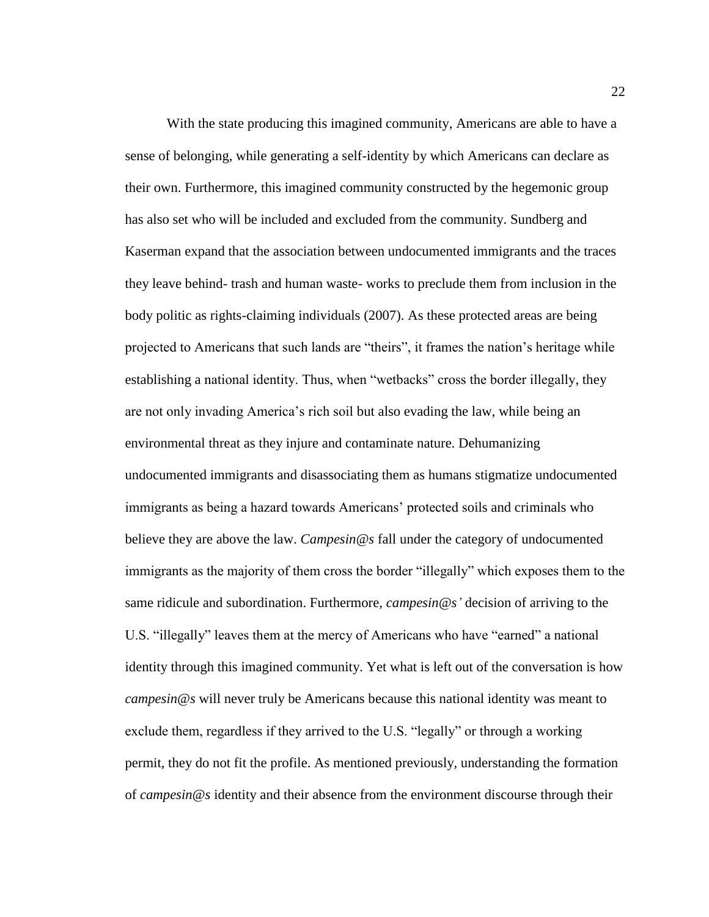With the state producing this imagined community, Americans are able to have a sense of belonging, while generating a self-identity by which Americans can declare as their own. Furthermore, this imagined community constructed by the hegemonic group has also set who will be included and excluded from the community. Sundberg and Kaserman expand that the association between undocumented immigrants and the traces they leave behind- trash and human waste- works to preclude them from inclusion in the body politic as rights-claiming individuals (2007). As these protected areas are being projected to Americans that such lands are "theirs", it frames the nation's heritage while establishing a national identity. Thus, when "wetbacks" cross the border illegally, they are not only invading America's rich soil but also evading the law, while being an environmental threat as they injure and contaminate nature. Dehumanizing undocumented immigrants and disassociating them as humans stigmatize undocumented immigrants as being a hazard towards Americans' protected soils and criminals who believe they are above the law. *Campesin@s* fall under the category of undocumented immigrants as the majority of them cross the border "illegally" which exposes them to the same ridicule and subordination. Furthermore, *campesin@s'* decision of arriving to the U.S. "illegally" leaves them at the mercy of Americans who have "earned" a national identity through this imagined community. Yet what is left out of the conversation is how *campesin@s* will never truly be Americans because this national identity was meant to exclude them, regardless if they arrived to the U.S. "legally" or through a working permit, they do not fit the profile. As mentioned previously, understanding the formation of *campesin@s* identity and their absence from the environment discourse through their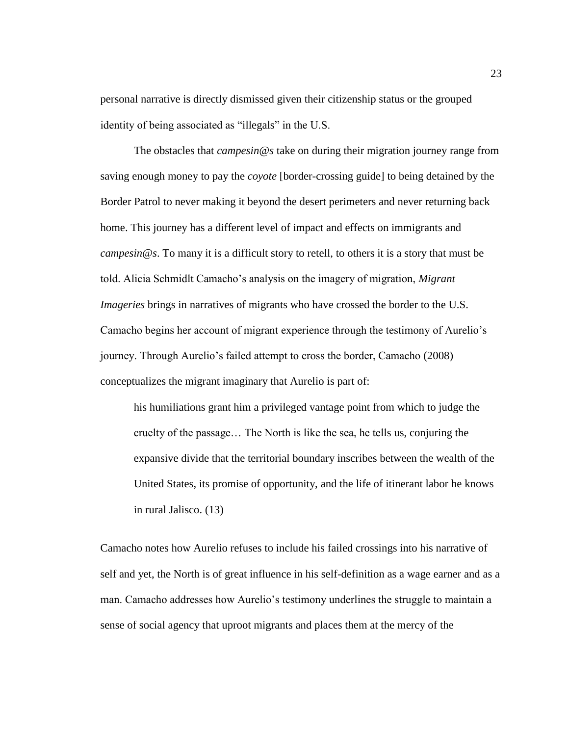personal narrative is directly dismissed given their citizenship status or the grouped identity of being associated as "illegals" in the U.S.

The obstacles that *campesin@s* take on during their migration journey range from saving enough money to pay the *coyote* [border-crossing guide] to being detained by the Border Patrol to never making it beyond the desert perimeters and never returning back home. This journey has a different level of impact and effects on immigrants and *campesin@s*. To many it is a difficult story to retell, to others it is a story that must be told. Alicia Schmidlt Camacho's analysis on the imagery of migration, *Migrant Imageries* brings in narratives of migrants who have crossed the border to the U.S. Camacho begins her account of migrant experience through the testimony of Aurelio's journey. Through Aurelio's failed attempt to cross the border, Camacho (2008) conceptualizes the migrant imaginary that Aurelio is part of:

> his humiliations grant him a privileged vantage point from which to judge the cruelty of the passage… The North is like the sea, he tells us, conjuring the expansive divide that the territorial boundary inscribes between the wealth of the United States, its promise of opportunity, and the life of itinerant labor he knows in rural Jalisco. (13)

Camacho notes how Aurelio refuses to include his failed crossings into his narrative of self and yet, the North is of great influence in his self-definition as a wage earner and as a man. Camacho addresses how Aurelio's testimony underlines the struggle to maintain a sense of social agency that uproot migrants and places them at the mercy of the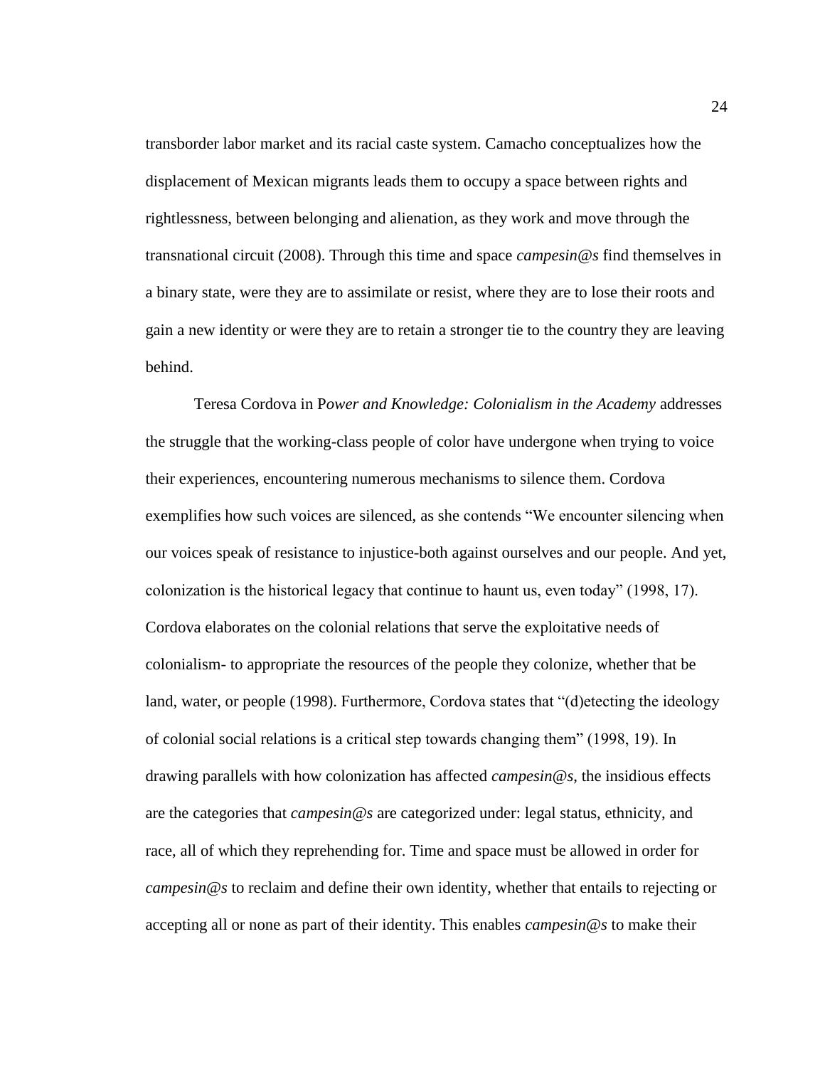transborder labor market and its racial caste system. Camacho conceptualizes how the displacement of Mexican migrants leads them to occupy a space between rights and rightlessness, between belonging and alienation, as they work and move through the transnational circuit (2008). Through this time and space *campesin@s* find themselves in a binary state, were they are to assimilate or resist, where they are to lose their roots and gain a new identity or were they are to retain a stronger tie to the country they are leaving behind.

Teresa Cordova in P*ower and Knowledge: Colonialism in the Academy* addresses the struggle that the working-class people of color have undergone when trying to voice their experiences, encountering numerous mechanisms to silence them. Cordova exemplifies how such voices are silenced, as she contends "We encounter silencing when our voices speak of resistance to injustice-both against ourselves and our people. And yet, colonization is the historical legacy that continue to haunt us, even today" (1998, 17). Cordova elaborates on the colonial relations that serve the exploitative needs of colonialism- to appropriate the resources of the people they colonize, whether that be land, water, or people (1998). Furthermore, Cordova states that "(d)etecting the ideology of colonial social relations is a critical step towards changing them" (1998, 19). In drawing parallels with how colonization has affected *campesin@s*, the insidious effects are the categories that *campesin@s* are categorized under: legal status, ethnicity, and race, all of which they reprehending for. Time and space must be allowed in order for *campesin@s* to reclaim and define their own identity, whether that entails to rejecting or accepting all or none as part of their identity. This enables *campesin@s* to make their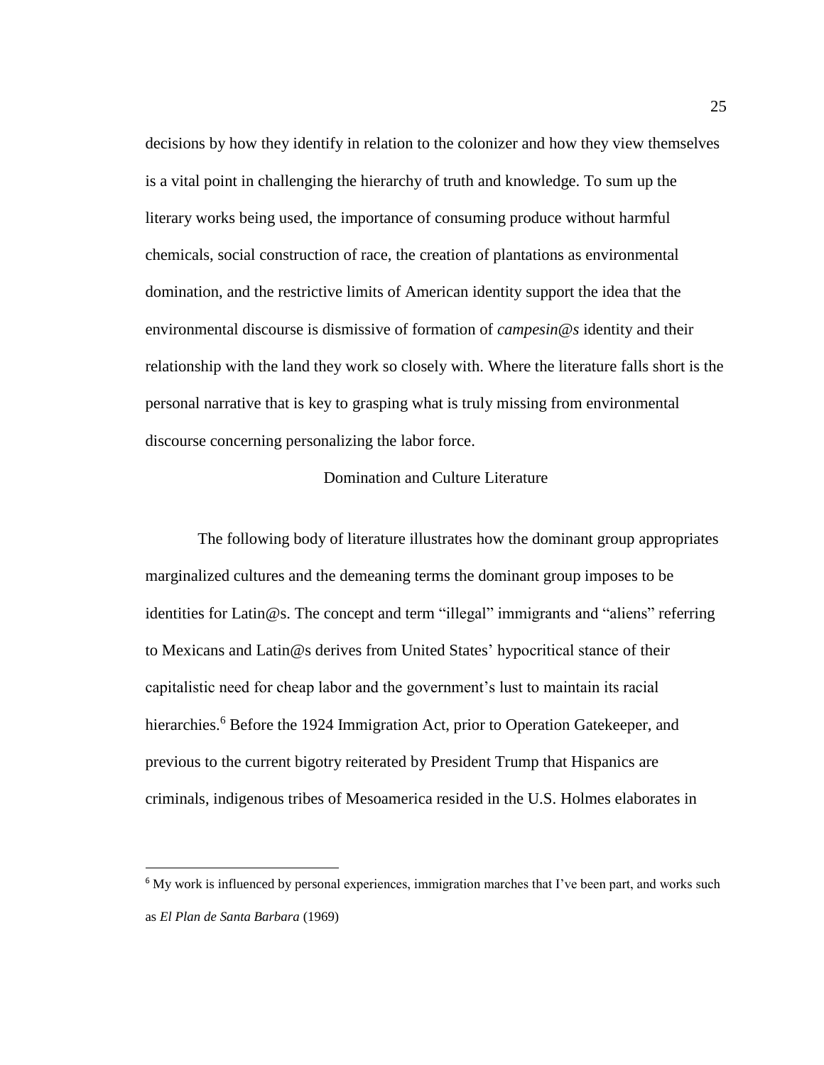decisions by how they identify in relation to the colonizer and how they view themselves is a vital point in challenging the hierarchy of truth and knowledge. To sum up the literary works being used, the importance of consuming produce without harmful chemicals, social construction of race, the creation of plantations as environmental domination, and the restrictive limits of American identity support the idea that the environmental discourse is dismissive of formation of *campesin@s* identity and their relationship with the land they work so closely with. Where the literature falls short is the personal narrative that is key to grasping what is truly missing from environmental discourse concerning personalizing the labor force.

## Domination and Culture Literature

The following body of literature illustrates how the dominant group appropriates marginalized cultures and the demeaning terms the dominant group imposes to be identities for Latin@s. The concept and term "illegal" immigrants and "aliens" referring to Mexicans and Latin@s derives from United States' hypocritical stance of their capitalistic need for cheap labor and the government's lust to maintain its racial hierarchies.[6] Before the 1924 Immigration Act, prior to Operation Gatekeeper, and previous to the current bigotry reiterated by President Trump that Hispanics are criminals, indigenous tribes of Mesoamerica resided in the U.S. Holmes elaborates in

---

[6] My work is influenced by personal experiences, immigration marches that I've been part, and works such as *El Plan de Santa Barbara* (1969)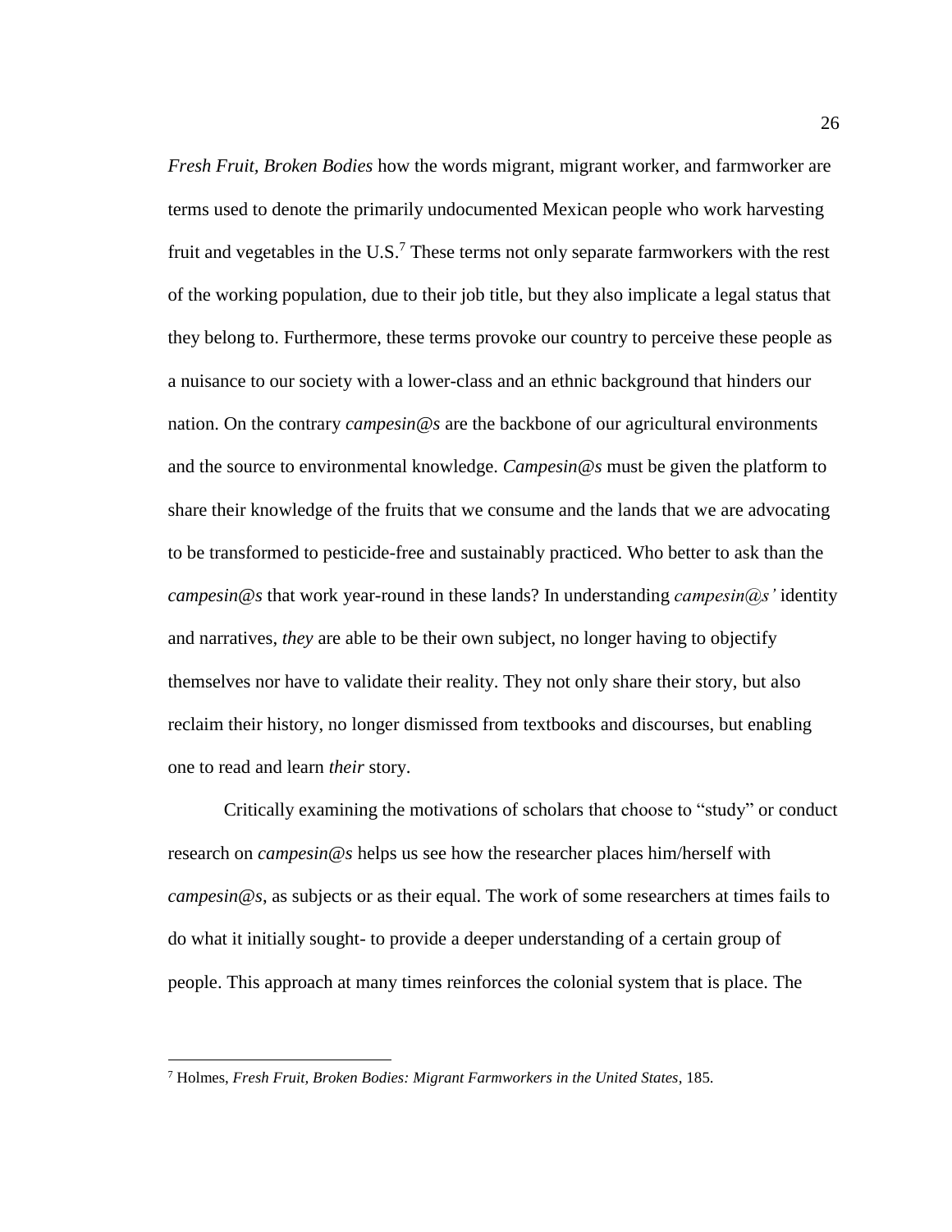*Fresh Fruit, Broken Bodies* how the words migrant, migrant worker, and farmworker are terms used to denote the primarily undocumented Mexican people who work harvesting fruit and vegetables in the U.S.[7] These terms not only separate farmworkers with the rest of the working population, due to their job title, but they also implicate a legal status that they belong to. Furthermore, these terms provoke our country to perceive these people as a nuisance to our society with a lower-class and an ethnic background that hinders our nation. On the contrary *campesin@s* are the backbone of our agricultural environments and the source to environmental knowledge. *Campesin@s* must be given the platform to share their knowledge of the fruits that we consume and the lands that we are advocating to be transformed to pesticide-free and sustainably practiced. Who better to ask than the *campesin@s* that work year-round in these lands? In understanding *campesin@s'* identity and narratives, *they* are able to be their own subject, no longer having to objectify themselves nor have to validate their reality. They not only share their story, but also reclaim their history, no longer dismissed from textbooks and discourses, but enabling one to read and learn *their* story.

Critically examining the motivations of scholars that choose to "study" or conduct research on *campesin@s* helps us see how the researcher places him/herself with *campesin@s*, as subjects or as their equal. The work of some researchers at times fails to do what it initially sought- to provide a deeper understanding of a certain group of people. This approach at many times reinforces the colonial system that is place. The

---

[7] Holmes, *Fresh Fruit, Broken Bodies: Migrant Farmworkers in the United States*, 185.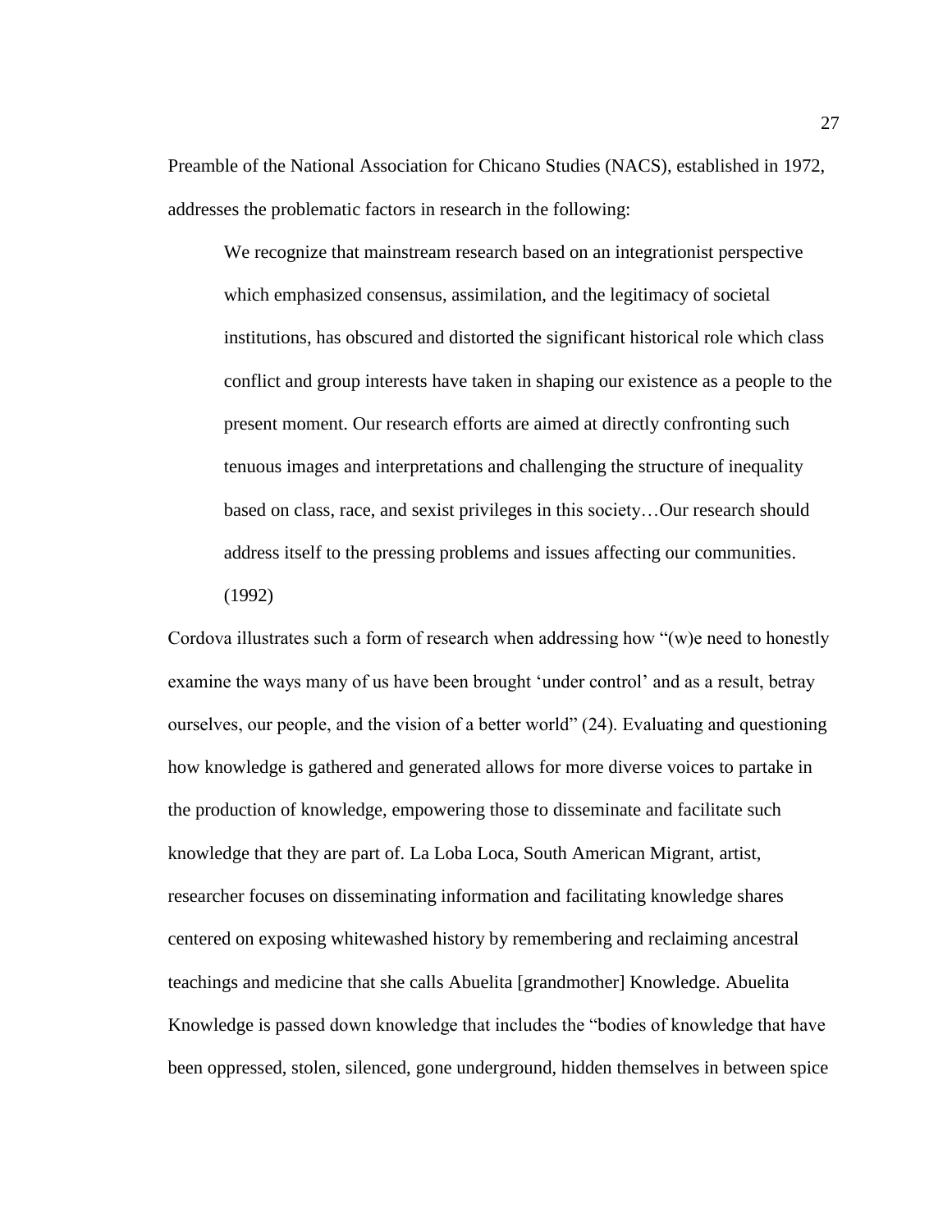Preamble of the National Association for Chicano Studies (NACS), established in 1972, addresses the problematic factors in research in the following:

> We recognize that mainstream research based on an integrationist perspective which emphasized consensus, assimilation, and the legitimacy of societal institutions, has obscured and distorted the significant historical role which class conflict and group interests have taken in shaping our existence as a people to the present moment. Our research efforts are aimed at directly confronting such tenuous images and interpretations and challenging the structure of inequality based on class, race, and sexist privileges in this society…Our research should address itself to the pressing problems and issues affecting our communities. (1992)

Cordova illustrates such a form of research when addressing how "(w)e need to honestly examine the ways many of us have been brought 'under control' and as a result, betray ourselves, our people, and the vision of a better world" (24). Evaluating and questioning how knowledge is gathered and generated allows for more diverse voices to partake in the production of knowledge, empowering those to disseminate and facilitate such knowledge that they are part of. La Loba Loca, South American Migrant, artist, researcher focuses on disseminating information and facilitating knowledge shares centered on exposing whitewashed history by remembering and reclaiming ancestral teachings and medicine that she calls Abuelita [grandmother] Knowledge. Abuelita Knowledge is passed down knowledge that includes the "bodies of knowledge that have been oppressed, stolen, silenced, gone underground, hidden themselves in between spice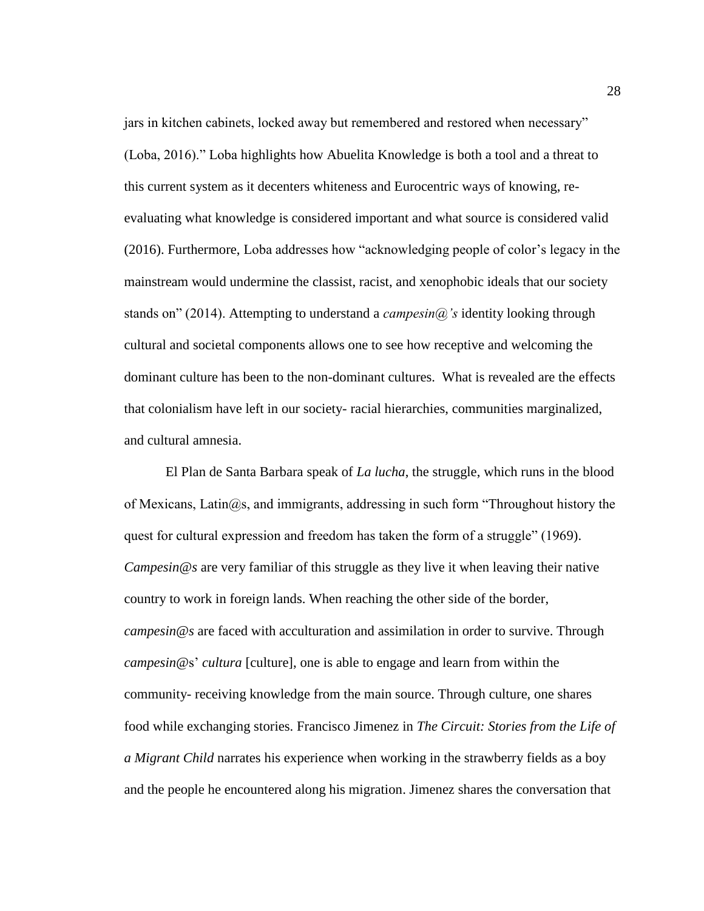jars in kitchen cabinets, locked away but remembered and restored when necessary" (Loba, 2016)." Loba highlights how Abuelita Knowledge is both a tool and a threat to this current system as it decenters whiteness and Eurocentric ways of knowing, re-evaluating what knowledge is considered important and what source is considered valid (2016). Furthermore, Loba addresses how "acknowledging people of color's legacy in the mainstream would undermine the classist, racist, and xenophobic ideals that our society stands on" (2014). Attempting to understand a *campesin@'s* identity looking through cultural and societal components allows one to see how receptive and welcoming the dominant culture has been to the non-dominant cultures. What is revealed are the effects that colonialism have left in our society- racial hierarchies, communities marginalized, and cultural amnesia.

El Plan de Santa Barbara speak of *La lucha*, the struggle, which runs in the blood of Mexicans, Latin@s, and immigrants, addressing in such form "Throughout history the quest for cultural expression and freedom has taken the form of a struggle" (1969). *Campesin@s* are very familiar of this struggle as they live it when leaving their native country to work in foreign lands. When reaching the other side of the border, *campesin@s* are faced with acculturation and assimilation in order to survive. Through *campesin@*s' *cultura* [culture], one is able to engage and learn from within the community- receiving knowledge from the main source. Through culture, one shares food while exchanging stories. Francisco Jimenez in *The Circuit: Stories from the Life of a Migrant Child* narrates his experience when working in the strawberry fields as a boy and the people he encountered along his migration. Jimenez shares the conversation that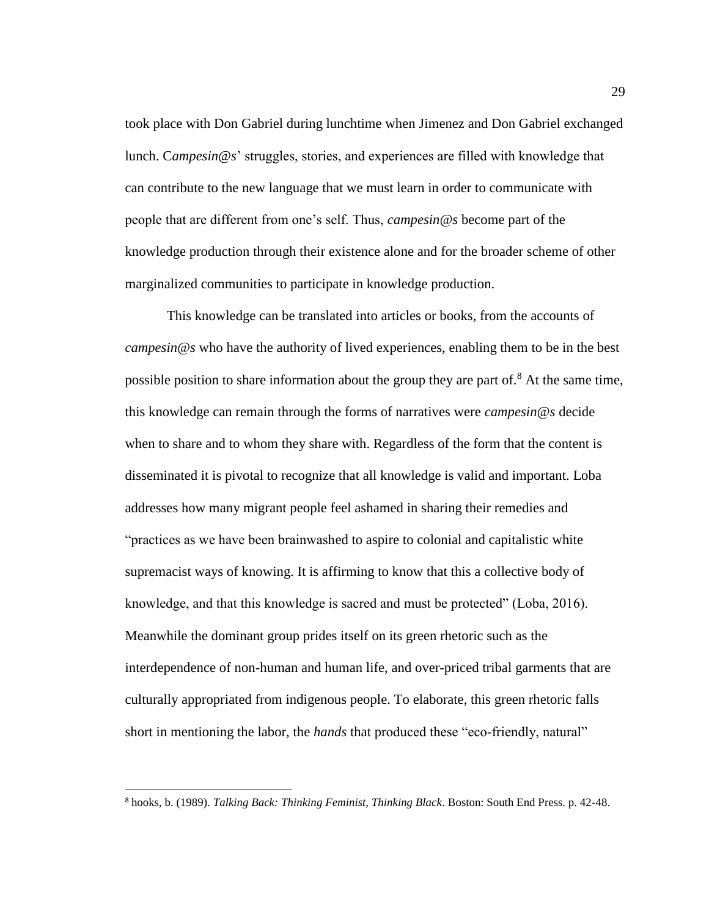took place with Don Gabriel during lunchtime when Jimenez and Don Gabriel exchanged lunch. C*ampesin@s*' struggles, stories, and experiences are filled with knowledge that can contribute to the new language that we must learn in order to communicate with people that are different from one's self. Thus, *campesin@s* become part of the knowledge production through their existence alone and for the broader scheme of other marginalized communities to participate in knowledge production.

This knowledge can be translated into articles or books, from the accounts of *campesin@s* who have the authority of lived experiences, enabling them to be in the best possible position to share information about the group they are part of.[8] At the same time, this knowledge can remain through the forms of narratives were *campesin@s* decide when to share and to whom they share with. Regardless of the form that the content is disseminated it is pivotal to recognize that all knowledge is valid and important. Loba addresses how many migrant people feel ashamed in sharing their remedies and "practices as we have been brainwashed to aspire to colonial and capitalistic white supremacist ways of knowing. It is affirming to know that this a collective body of knowledge, and that this knowledge is sacred and must be protected" (Loba, 2016). Meanwhile the dominant group prides itself on its green rhetoric such as the interdependence of non-human and human life, and over-priced tribal garments that are culturally appropriated from indigenous people. To elaborate, this green rhetoric falls short in mentioning the labor, the *hands* that produced these "eco-friendly, natural"

[8] hooks, b. (1989). *Talking Back: Thinking Feminist, Thinking Black*. Boston: South End Press. p. 42-48.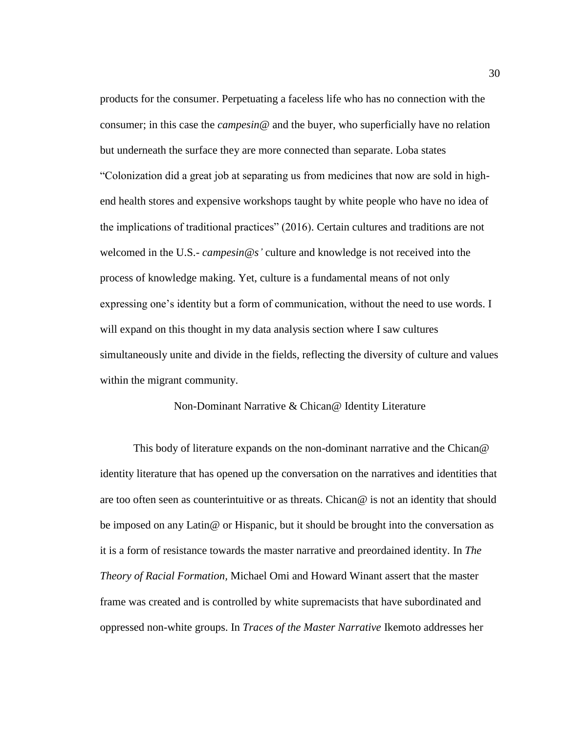products for the consumer. Perpetuating a faceless life who has no connection with the consumer; in this case the *campesin@* and the buyer, who superficially have no relation but underneath the surface they are more connected than separate. Loba states "Colonization did a great job at separating us from medicines that now are sold in high-end health stores and expensive workshops taught by white people who have no idea of the implications of traditional practices" (2016). Certain cultures and traditions are not welcomed in the U.S.- *campesin@s'* culture and knowledge is not received into the process of knowledge making. Yet, culture is a fundamental means of not only expressing one's identity but a form of communication, without the need to use words. I will expand on this thought in my data analysis section where I saw cultures simultaneously unite and divide in the fields, reflecting the diversity of culture and values within the migrant community.

## Non-Dominant Narrative & Chican@ Identity Literature

This body of literature expands on the non-dominant narrative and the Chican@ identity literature that has opened up the conversation on the narratives and identities that are too often seen as counterintuitive or as threats. Chican@ is not an identity that should be imposed on any Latin@ or Hispanic, but it should be brought into the conversation as it is a form of resistance towards the master narrative and preordained identity. In *The Theory of Racial Formation*, Michael Omi and Howard Winant assert that the master frame was created and is controlled by white supremacists that have subordinated and oppressed non-white groups. In *Traces of the Master Narrative* Ikemoto addresses her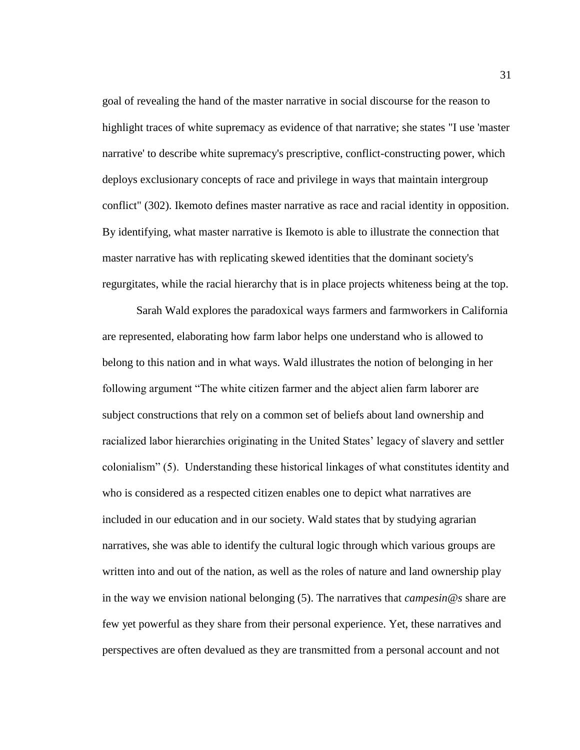goal of revealing the hand of the master narrative in social discourse for the reason to highlight traces of white supremacy as evidence of that narrative; she states "I use 'master narrative' to describe white supremacy's prescriptive, conflict-constructing power, which deploys exclusionary concepts of race and privilege in ways that maintain intergroup conflict" (302). Ikemoto defines master narrative as race and racial identity in opposition. By identifying, what master narrative is Ikemoto is able to illustrate the connection that master narrative has with replicating skewed identities that the dominant society's regurgitates, while the racial hierarchy that is in place projects whiteness being at the top.

Sarah Wald explores the paradoxical ways farmers and farmworkers in California are represented, elaborating how farm labor helps one understand who is allowed to belong to this nation and in what ways. Wald illustrates the notion of belonging in her following argument "The white citizen farmer and the abject alien farm laborer are subject constructions that rely on a common set of beliefs about land ownership and racialized labor hierarchies originating in the United States' legacy of slavery and settler colonialism" (5). Understanding these historical linkages of what constitutes identity and who is considered as a respected citizen enables one to depict what narratives are included in our education and in our society. Wald states that by studying agrarian narratives, she was able to identify the cultural logic through which various groups are written into and out of the nation, as well as the roles of nature and land ownership play in the way we envision national belonging (5). The narratives that *campesin@s* share are few yet powerful as they share from their personal experience. Yet, these narratives and perspectives are often devalued as they are transmitted from a personal account and not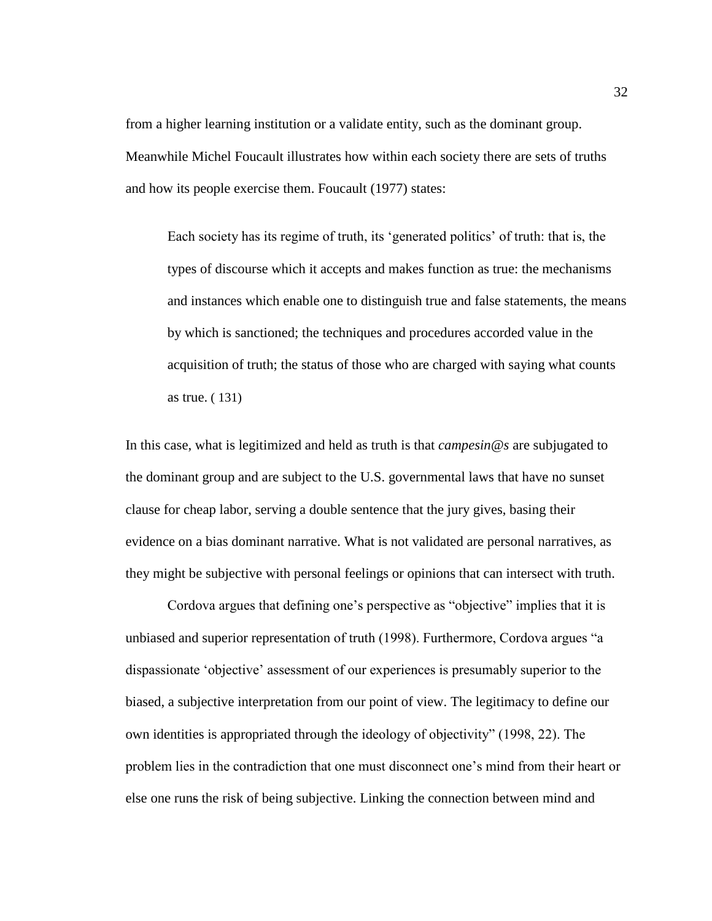from a higher learning institution or a validate entity, such as the dominant group. Meanwhile Michel Foucault illustrates how within each society there are sets of truths and how its people exercise them. Foucault (1977) states:

> Each society has its regime of truth, its 'generated politics' of truth: that is, the types of discourse which it accepts and makes function as true: the mechanisms and instances which enable one to distinguish true and false statements, the means by which is sanctioned; the techniques and procedures accorded value in the acquisition of truth; the status of those who are charged with saying what counts as true. ( 131)

In this case, what is legitimized and held as truth is that *campesin@s* are subjugated to the dominant group and are subject to the U.S. governmental laws that have no sunset clause for cheap labor, serving a double sentence that the jury gives, basing their evidence on a bias dominant narrative. What is not validated are personal narratives, as they might be subjective with personal feelings or opinions that can intersect with truth.

Cordova argues that defining one's perspective as "objective" implies that it is unbiased and superior representation of truth (1998). Furthermore, Cordova argues "a dispassionate 'objective' assessment of our experiences is presumably superior to the biased, a subjective interpretation from our point of view. The legitimacy to define our own identities is appropriated through the ideology of objectivity" (1998, 22). The problem lies in the contradiction that one must disconnect one's mind from their heart or else one runs the risk of being subjective. Linking the connection between mind and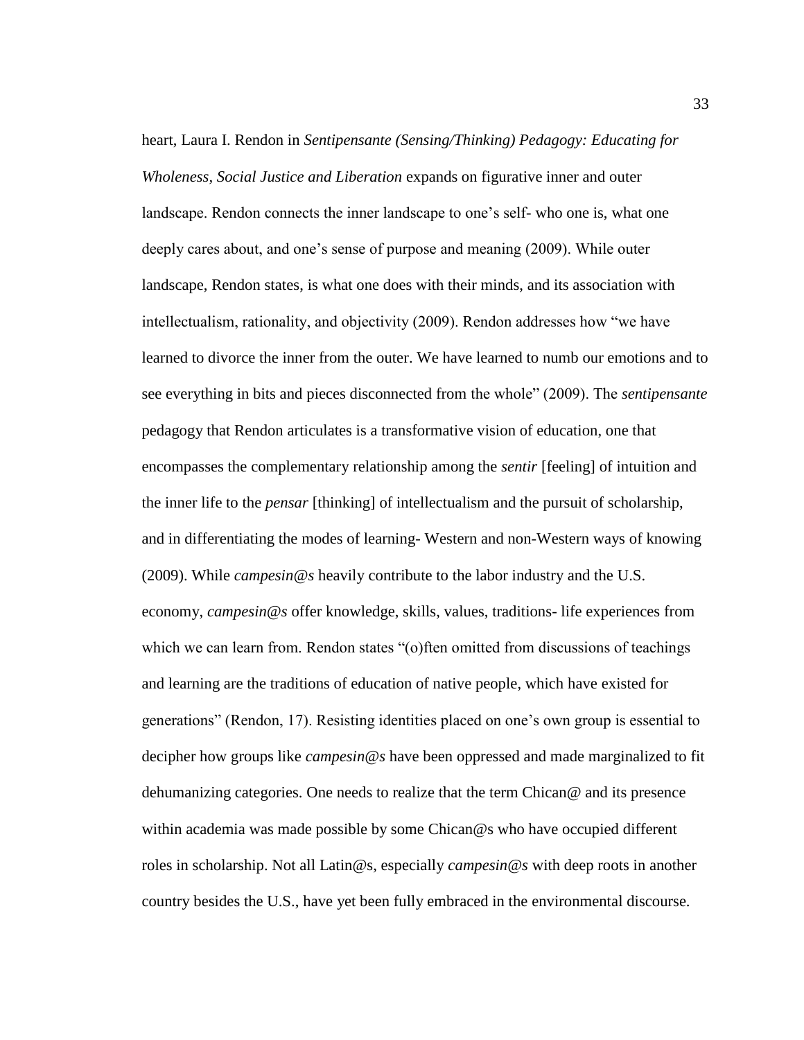heart, Laura I. Rendon in *Sentipensante (Sensing/Thinking) Pedagogy: Educating for Wholeness, Social Justice and Liberation* expands on figurative inner and outer landscape. Rendon connects the inner landscape to one's self- who one is, what one deeply cares about, and one's sense of purpose and meaning (2009). While outer landscape, Rendon states, is what one does with their minds, and its association with intellectualism, rationality, and objectivity (2009). Rendon addresses how "we have learned to divorce the inner from the outer. We have learned to numb our emotions and to see everything in bits and pieces disconnected from the whole" (2009). The *sentipensante* pedagogy that Rendon articulates is a transformative vision of education, one that encompasses the complementary relationship among the *sentir* [feeling] of intuition and the inner life to the *pensar* [thinking] of intellectualism and the pursuit of scholarship, and in differentiating the modes of learning- Western and non-Western ways of knowing (2009). While *campesin@s* heavily contribute to the labor industry and the U.S. economy, *campesin@s* offer knowledge, skills, values, traditions- life experiences from which we can learn from. Rendon states "(o)ften omitted from discussions of teachings and learning are the traditions of education of native people, which have existed for generations" (Rendon, 17). Resisting identities placed on one's own group is essential to decipher how groups like *campesin@s* have been oppressed and made marginalized to fit dehumanizing categories. One needs to realize that the term Chican@ and its presence within academia was made possible by some Chican@s who have occupied different roles in scholarship. Not all Latin@s, especially *campesin@s* with deep roots in another country besides the U.S., have yet been fully embraced in the environmental discourse.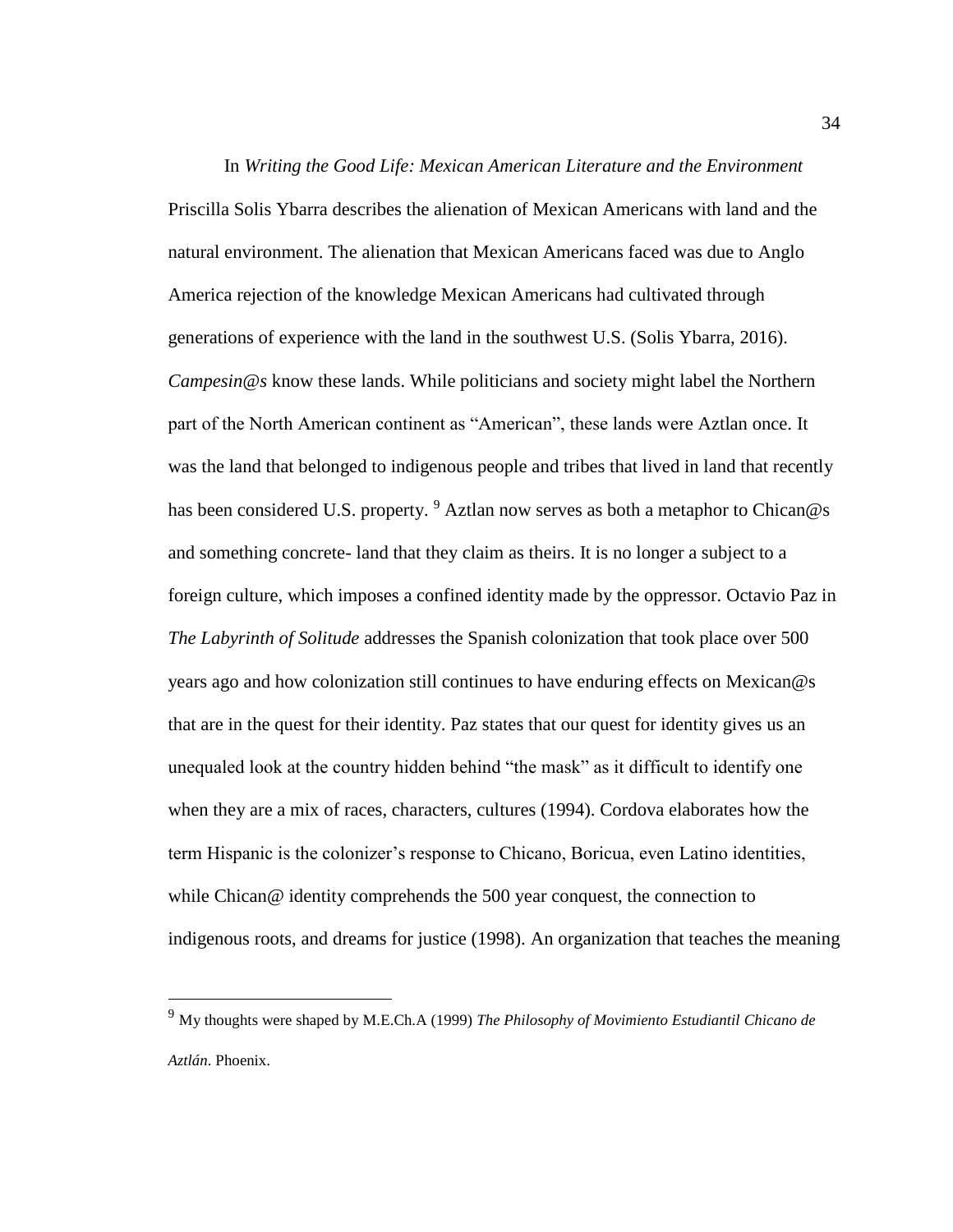In *Writing the Good Life: Mexican American Literature and the Environment* Priscilla Solis Ybarra describes the alienation of Mexican Americans with land and the natural environment. The alienation that Mexican Americans faced was due to Anglo America rejection of the knowledge Mexican Americans had cultivated through generations of experience with the land in the southwest U.S. (Solis Ybarra, 2016). *Campesin@s* know these lands. While politicians and society might label the Northern part of the North American continent as "American", these lands were Aztlan once. It was the land that belonged to indigenous people and tribes that lived in land that recently has been considered U.S. property. [9] Aztlan now serves as both a metaphor to Chican@s and something concrete- land that they claim as theirs. It is no longer a subject to a foreign culture, which imposes a confined identity made by the oppressor. Octavio Paz in *The Labyrinth of Solitude* addresses the Spanish colonization that took place over 500 years ago and how colonization still continues to have enduring effects on Mexican@s that are in the quest for their identity. Paz states that our quest for identity gives us an unequaled look at the country hidden behind "the mask" as it difficult to identify one when they are a mix of races, characters, cultures (1994). Cordova elaborates how the term Hispanic is the colonizer's response to Chicano, Boricua, even Latino identities, while Chican@ identity comprehends the 500 year conquest, the connection to indigenous roots, and dreams for justice (1998). An organization that teaches the meaning

[9] My thoughts were shaped by M.E.Ch.A (1999) *The Philosophy of Movimiento Estudiantil Chicano de Aztlán*. Phoenix.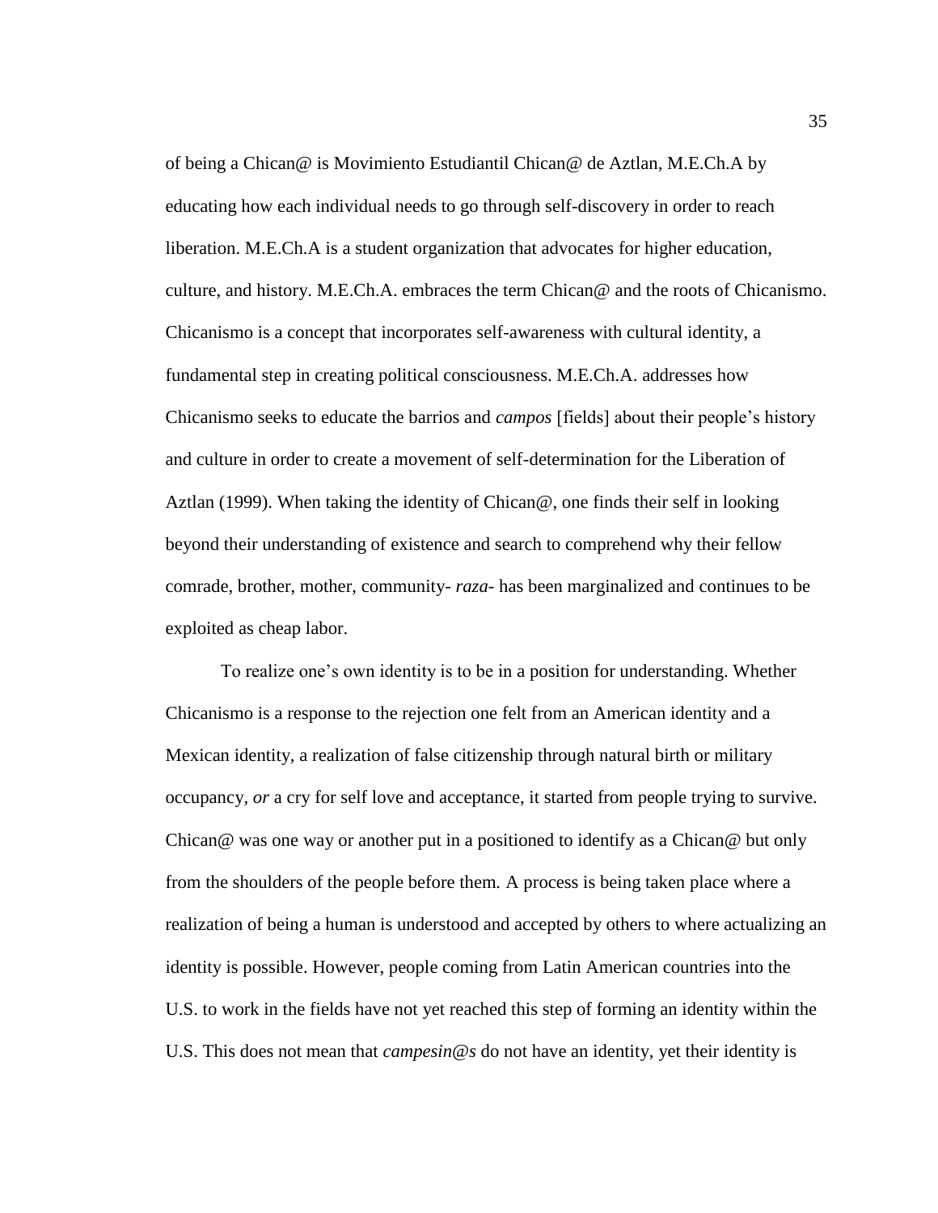of being a Chican@ is Movimiento Estudiantil Chican@ de Aztlan, M.E.Ch.A by educating how each individual needs to go through self-discovery in order to reach liberation. M.E.Ch.A is a student organization that advocates for higher education, culture, and history. M.E.Ch.A. embraces the term Chican@ and the roots of Chicanismo. Chicanismo is a concept that incorporates self-awareness with cultural identity, a fundamental step in creating political consciousness. M.E.Ch.A. addresses how Chicanismo seeks to educate the barrios and *campos* [fields] about their people's history and culture in order to create a movement of self-determination for the Liberation of Aztlan (1999). When taking the identity of Chican@, one finds their self in looking beyond their understanding of existence and search to comprehend why their fellow comrade, brother, mother, community- *raza*- has been marginalized and continues to be exploited as cheap labor.

To realize one's own identity is to be in a position for understanding. Whether Chicanismo is a response to the rejection one felt from an American identity and a Mexican identity, a realization of false citizenship through natural birth or military occupancy, *or* a cry for self love and acceptance, it started from people trying to survive. Chican@ was one way or another put in a positioned to identify as a Chican@ but only from the shoulders of the people before them. A process is being taken place where a realization of being a human is understood and accepted by others to where actualizing an identity is possible. However, people coming from Latin American countries into the U.S. to work in the fields have not yet reached this step of forming an identity within the U.S. This does not mean that *campesin@s* do not have an identity, yet their identity is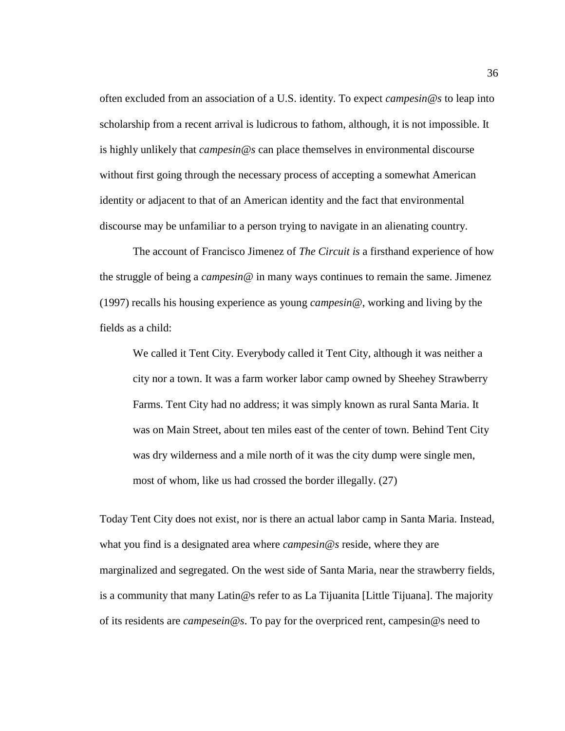often excluded from an association of a U.S. identity. To expect *campesin@s* to leap into scholarship from a recent arrival is ludicrous to fathom, although, it is not impossible. It is highly unlikely that *campesin@s* can place themselves in environmental discourse without first going through the necessary process of accepting a somewhat American identity or adjacent to that of an American identity and the fact that environmental discourse may be unfamiliar to a person trying to navigate in an alienating country.

The account of Francisco Jimenez of *The Circuit is* a firsthand experience of how the struggle of being a *campesin@* in many ways continues to remain the same. Jimenez (1997) recalls his housing experience as young *campesin@*, working and living by the fields as a child:

> We called it Tent City. Everybody called it Tent City, although it was neither a city nor a town. It was a farm worker labor camp owned by Sheehey Strawberry Farms. Tent City had no address; it was simply known as rural Santa Maria. It was on Main Street, about ten miles east of the center of town. Behind Tent City was dry wilderness and a mile north of it was the city dump were single men, most of whom, like us had crossed the border illegally. (27)

Today Tent City does not exist, nor is there an actual labor camp in Santa Maria. Instead, what you find is a designated area where *campesin@s* reside, where they are marginalized and segregated. On the west side of Santa Maria, near the strawberry fields, is a community that many Latin@s refer to as La Tijuanita [Little Tijuana]. The majority of its residents are *campesein@s*. To pay for the overpriced rent, campesin@s need to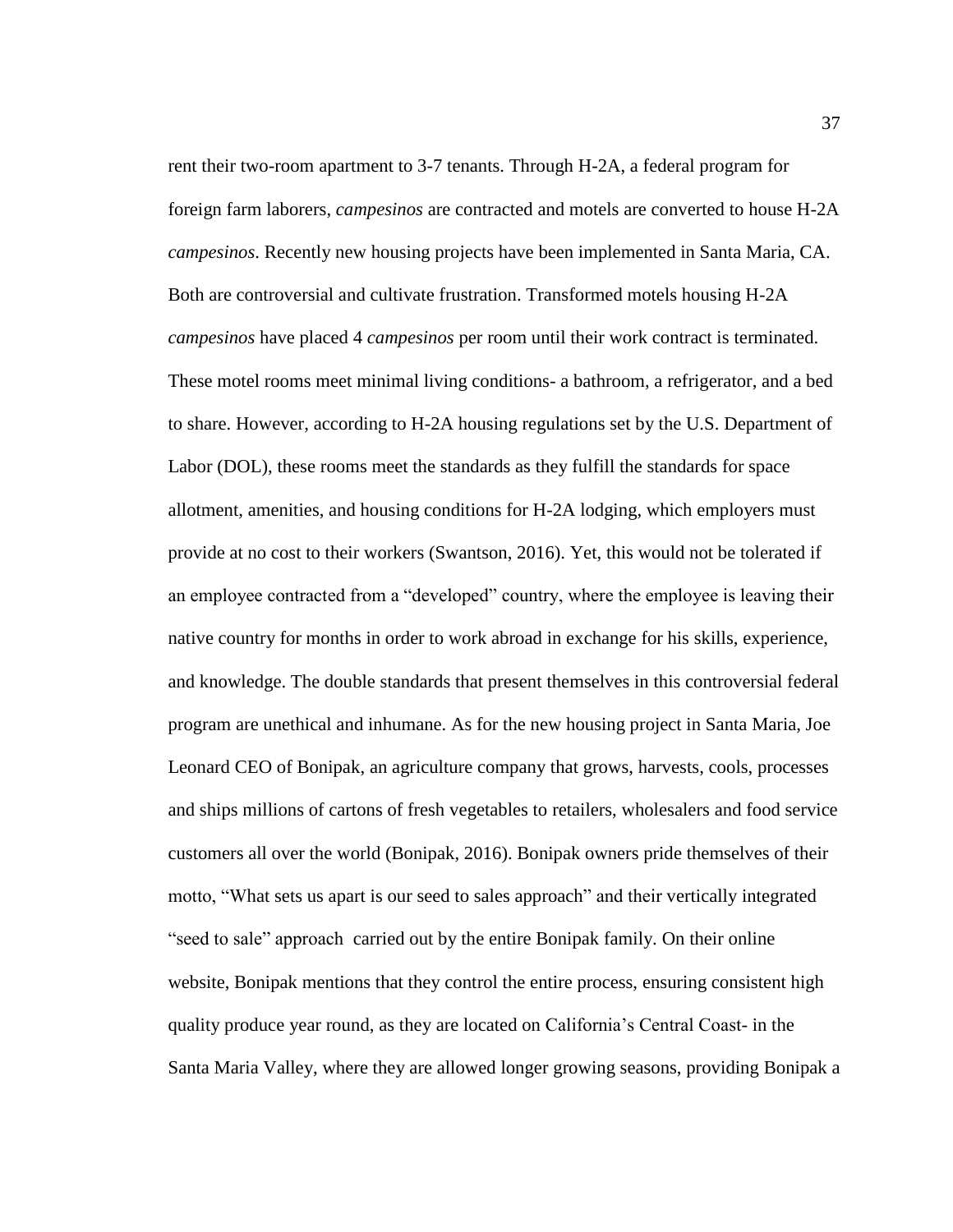rent their two-room apartment to 3-7 tenants. Through H-2A, a federal program for foreign farm laborers, *campesinos* are contracted and motels are converted to house H-2A *campesinos*. Recently new housing projects have been implemented in Santa Maria, CA. Both are controversial and cultivate frustration. Transformed motels housing H-2A *campesinos* have placed 4 *campesinos* per room until their work contract is terminated. These motel rooms meet minimal living conditions- a bathroom, a refrigerator, and a bed to share. However, according to H-2A housing regulations set by the U.S. Department of Labor (DOL), these rooms meet the standards as they fulfill the standards for space allotment, amenities, and housing conditions for H-2A lodging, which employers must provide at no cost to their workers (Swantson, 2016). Yet, this would not be tolerated if an employee contracted from a "developed" country, where the employee is leaving their native country for months in order to work abroad in exchange for his skills, experience, and knowledge. The double standards that present themselves in this controversial federal program are unethical and inhumane. As for the new housing project in Santa Maria, Joe Leonard CEO of Bonipak, an agriculture company that grows, harvests, cools, processes and ships millions of cartons of fresh vegetables to retailers, wholesalers and food service customers all over the world (Bonipak, 2016). Bonipak owners pride themselves of their motto, "What sets us apart is our seed to sales approach" and their vertically integrated "seed to sale" approach carried out by the entire Bonipak family. On their online website, Bonipak mentions that they control the entire process, ensuring consistent high quality produce year round, as they are located on California's Central Coast- in the Santa Maria Valley, where they are allowed longer growing seasons, providing Bonipak a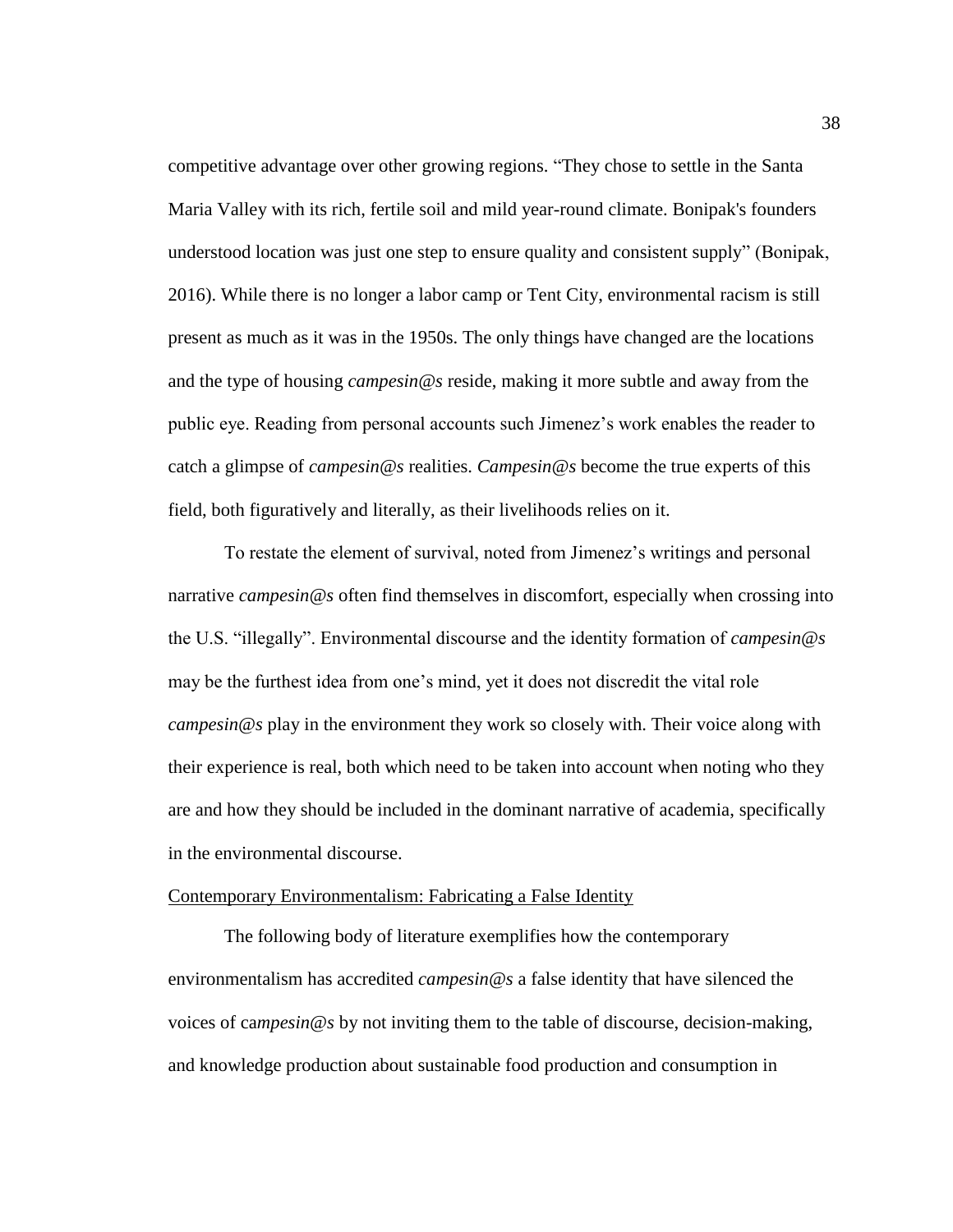competitive advantage over other growing regions. "They chose to settle in the Santa Maria Valley with its rich, fertile soil and mild year-round climate. Bonipak's founders understood location was just one step to ensure quality and consistent supply" (Bonipak, 2016). While there is no longer a labor camp or Tent City, environmental racism is still present as much as it was in the 1950s. The only things have changed are the locations and the type of housing *campesin@s* reside, making it more subtle and away from the public eye. Reading from personal accounts such Jimenez's work enables the reader to catch a glimpse of *campesin@s* realities. *Campesin@s* become the true experts of this field, both figuratively and literally, as their livelihoods relies on it.

To restate the element of survival, noted from Jimenez's writings and personal narrative *campesin@s* often find themselves in discomfort, especially when crossing into the U.S. "illegally". Environmental discourse and the identity formation of *campesin@s* may be the furthest idea from one's mind, yet it does not discredit the vital role *campesin@s* play in the environment they work so closely with. Their voice along with their experience is real, both which need to be taken into account when noting who they are and how they should be included in the dominant narrative of academia, specifically in the environmental discourse.

<u>Contemporary Environmentalism: Fabricating a False Identity</u>

The following body of literature exemplifies how the contemporary environmentalism has accredited *campesin@s* a false identity that have silenced the voices of ca*mpesin@s* by not inviting them to the table of discourse, decision-making, and knowledge production about sustainable food production and consumption in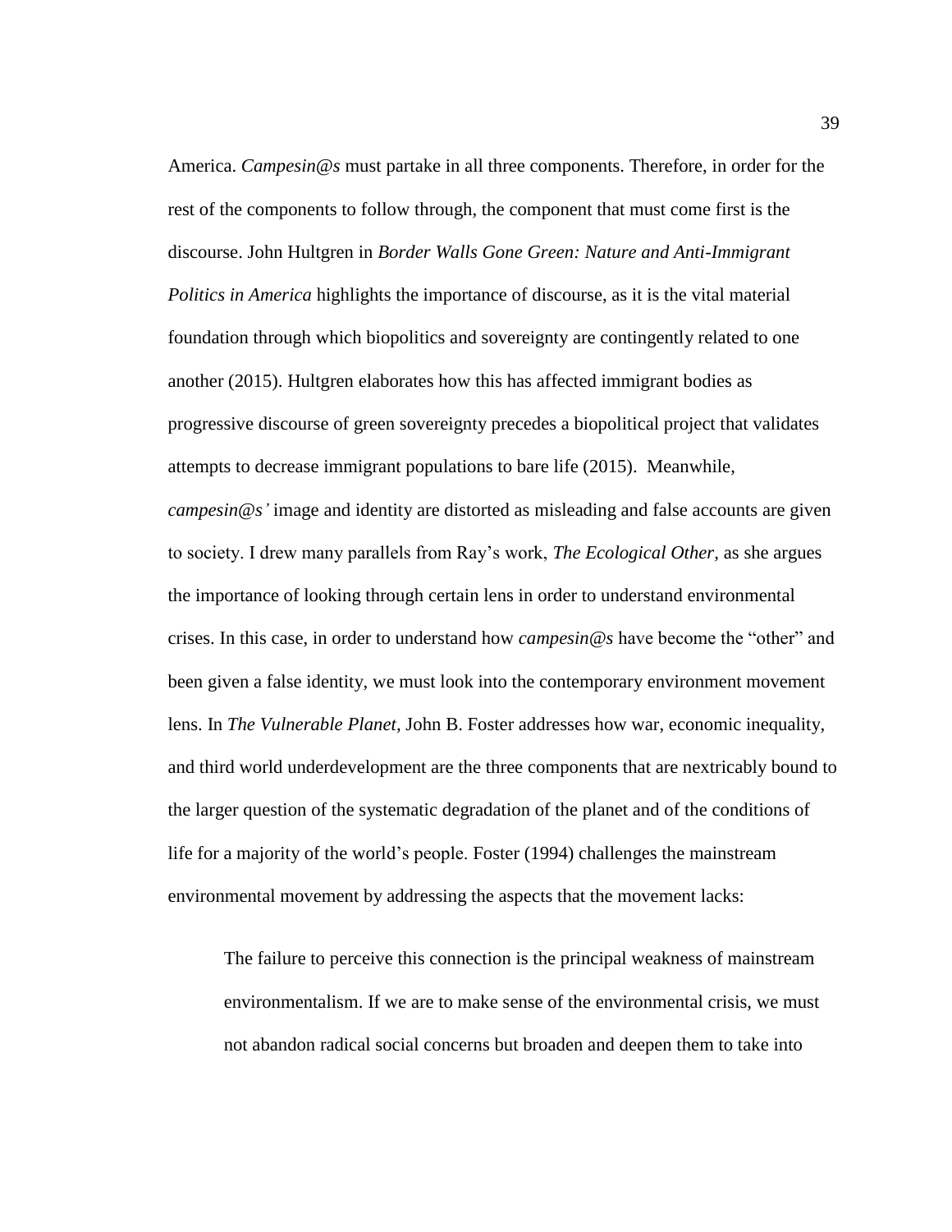America. *Campesin@s* must partake in all three components. Therefore, in order for the rest of the components to follow through, the component that must come first is the discourse. John Hultgren in *Border Walls Gone Green: Nature and Anti-Immigrant Politics in America* highlights the importance of discourse, as it is the vital material foundation through which biopolitics and sovereignty are contingently related to one another (2015). Hultgren elaborates how this has affected immigrant bodies as progressive discourse of green sovereignty precedes a biopolitical project that validates attempts to decrease immigrant populations to bare life (2015). Meanwhile, *campesin@s'* image and identity are distorted as misleading and false accounts are given to society. I drew many parallels from Ray's work, *The Ecological Other,* as she argues the importance of looking through certain lens in order to understand environmental crises. In this case, in order to understand how *campesin@s* have become the "other" and been given a false identity, we must look into the contemporary environment movement lens. In *The Vulnerable Planet,* John B. Foster addresses how war, economic inequality, and third world underdevelopment are the three components that are nextricably bound to the larger question of the systematic degradation of the planet and of the conditions of life for a majority of the world's people. Foster (1994) challenges the mainstream environmental movement by addressing the aspects that the movement lacks:

> The failure to perceive this connection is the principal weakness of mainstream environmentalism. If we are to make sense of the environmental crisis, we must not abandon radical social concerns but broaden and deepen them to take into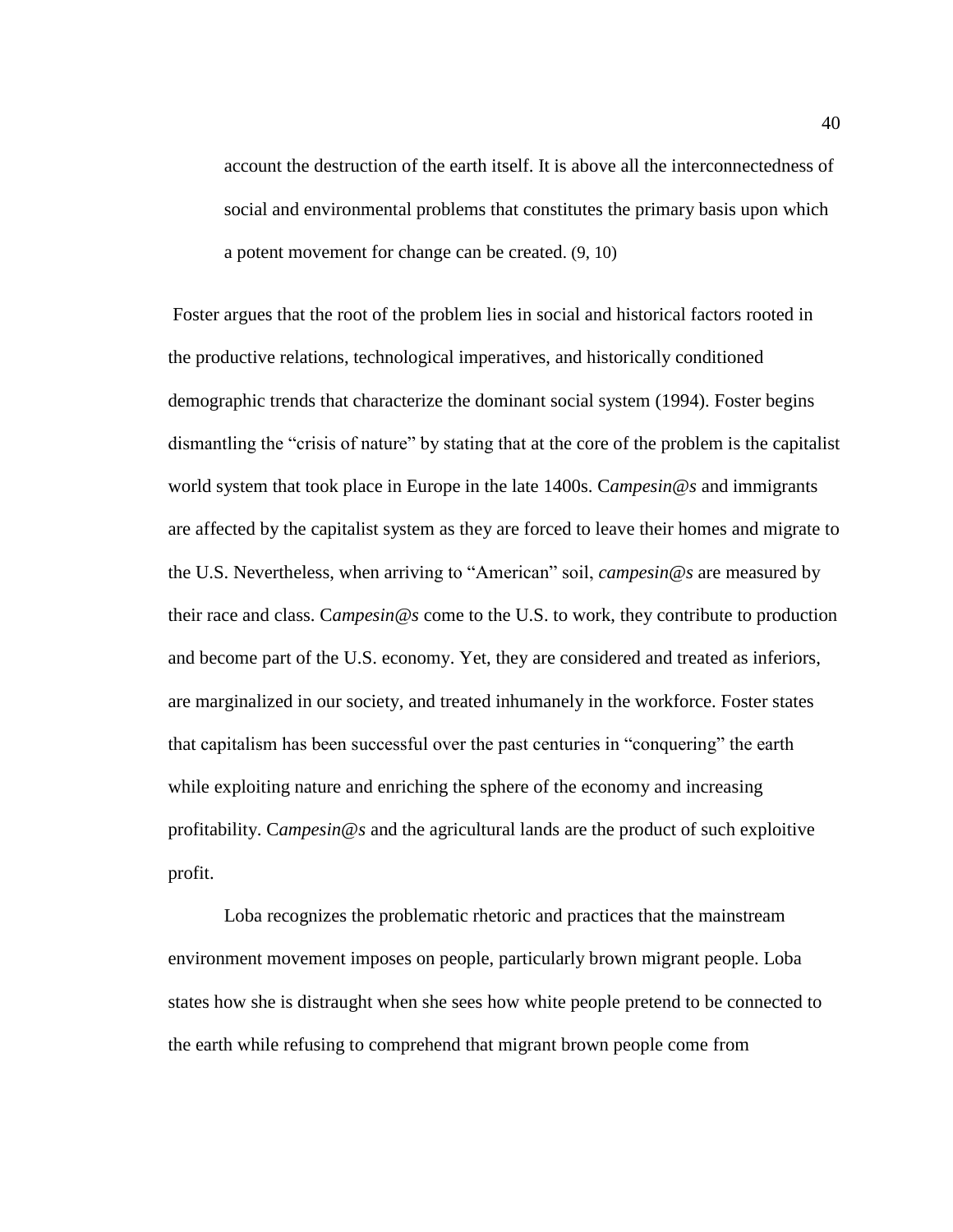> account the destruction of the earth itself. It is above all the interconnectedness of social and environmental problems that constitutes the primary basis upon which a potent movement for change can be created. (9, 10)

Foster argues that the root of the problem lies in social and historical factors rooted in the productive relations, technological imperatives, and historically conditioned demographic trends that characterize the dominant social system (1994). Foster begins dismantling the "crisis of nature" by stating that at the core of the problem is the capitalist world system that took place in Europe in the late 1400s. C*ampesin@s* and immigrants are affected by the capitalist system as they are forced to leave their homes and migrate to the U.S. Nevertheless, when arriving to "American" soil, *campesin@s* are measured by their race and class. C*ampesin@s* come to the U.S. to work, they contribute to production and become part of the U.S. economy. Yet, they are considered and treated as inferiors, are marginalized in our society, and treated inhumanely in the workforce. Foster states that capitalism has been successful over the past centuries in "conquering" the earth while exploiting nature and enriching the sphere of the economy and increasing profitability. C*ampesin@s* and the agricultural lands are the product of such exploitive profit.

Loba recognizes the problematic rhetoric and practices that the mainstream environment movement imposes on people, particularly brown migrant people. Loba states how she is distraught when she sees how white people pretend to be connected to the earth while refusing to comprehend that migrant brown people come from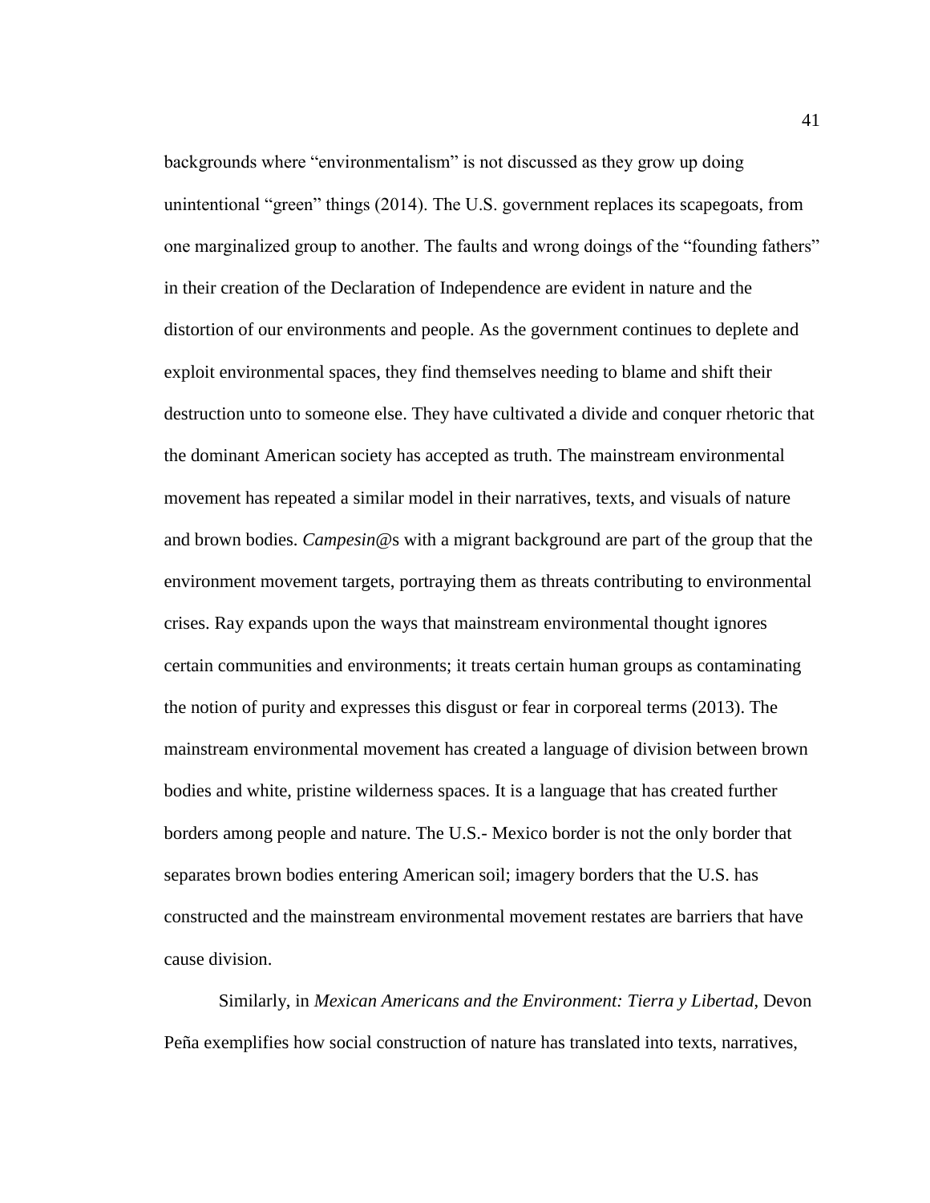backgrounds where "environmentalism" is not discussed as they grow up doing unintentional "green" things (2014). The U.S. government replaces its scapegoats, from one marginalized group to another. The faults and wrong doings of the "founding fathers" in their creation of the Declaration of Independence are evident in nature and the distortion of our environments and people. As the government continues to deplete and exploit environmental spaces, they find themselves needing to blame and shift their destruction unto to someone else. They have cultivated a divide and conquer rhetoric that the dominant American society has accepted as truth. The mainstream environmental movement has repeated a similar model in their narratives, texts, and visuals of nature and brown bodies. *Campesin@*s with a migrant background are part of the group that the environment movement targets, portraying them as threats contributing to environmental crises. Ray expands upon the ways that mainstream environmental thought ignores certain communities and environments; it treats certain human groups as contaminating the notion of purity and expresses this disgust or fear in corporeal terms (2013). The mainstream environmental movement has created a language of division between brown bodies and white, pristine wilderness spaces. It is a language that has created further borders among people and nature. The U.S.- Mexico border is not the only border that separates brown bodies entering American soil; imagery borders that the U.S. has constructed and the mainstream environmental movement restates are barriers that have cause division.

Similarly, in *Mexican Americans and the Environment: Tierra y Libertad*, Devon Peña exemplifies how social construction of nature has translated into texts, narratives,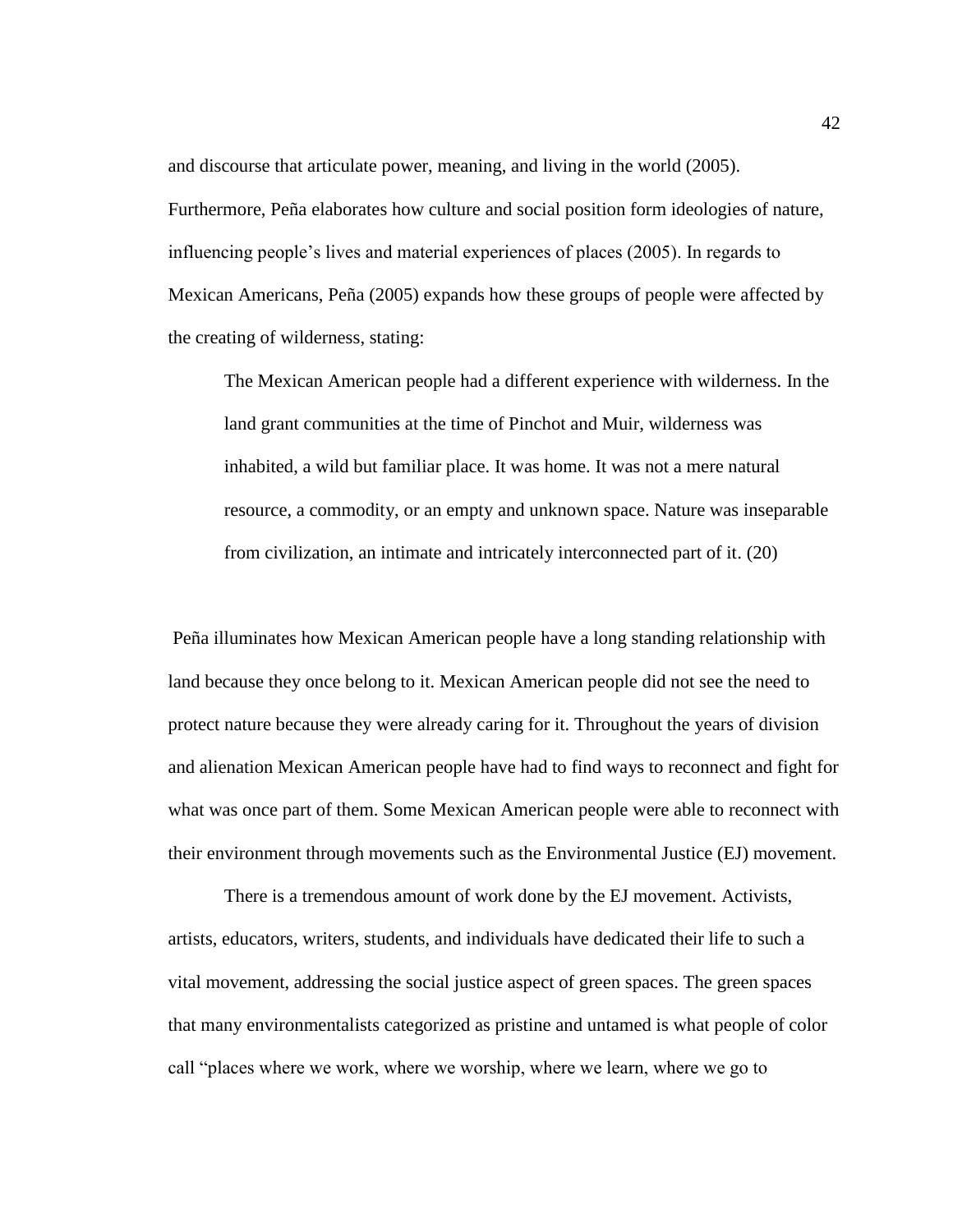and discourse that articulate power, meaning, and living in the world (2005). Furthermore, Peña elaborates how culture and social position form ideologies of nature, influencing people's lives and material experiences of places (2005). In regards to Mexican Americans, Peña (2005) expands how these groups of people were affected by the creating of wilderness, stating:

> The Mexican American people had a different experience with wilderness. In the land grant communities at the time of Pinchot and Muir, wilderness was inhabited, a wild but familiar place. It was home. It was not a mere natural resource, a commodity, or an empty and unknown space. Nature was inseparable from civilization, an intimate and intricately interconnected part of it. (20)

Peña illuminates how Mexican American people have a long standing relationship with land because they once belong to it. Mexican American people did not see the need to protect nature because they were already caring for it. Throughout the years of division and alienation Mexican American people have had to find ways to reconnect and fight for what was once part of them. Some Mexican American people were able to reconnect with their environment through movements such as the Environmental Justice (EJ) movement.

There is a tremendous amount of work done by the EJ movement. Activists, artists, educators, writers, students, and individuals have dedicated their life to such a vital movement, addressing the social justice aspect of green spaces. The green spaces that many environmentalists categorized as pristine and untamed is what people of color call "places where we work, where we worship, where we learn, where we go to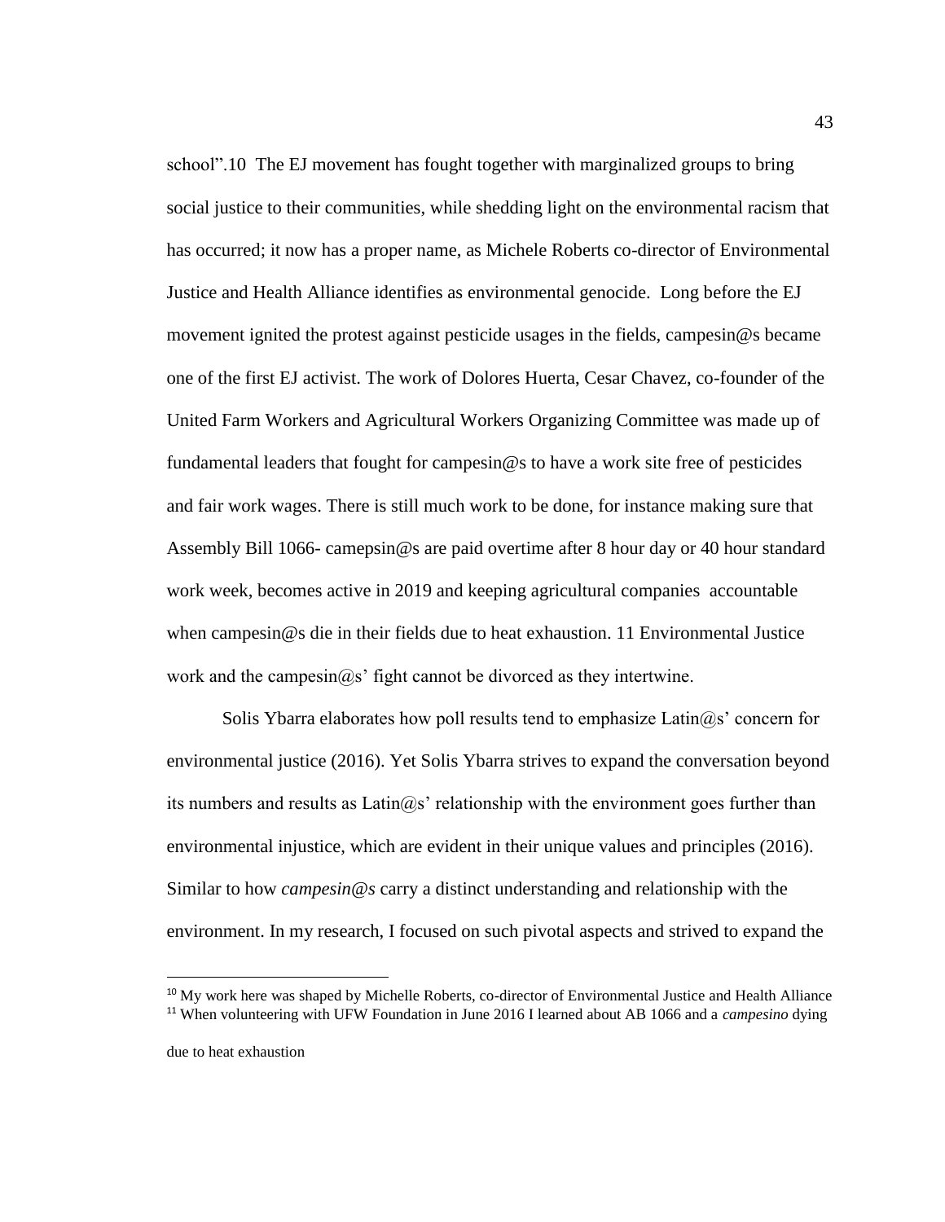school".10 The EJ movement has fought together with marginalized groups to bring social justice to their communities, while shedding light on the environmental racism that has occurred; it now has a proper name, as Michele Roberts co-director of Environmental Justice and Health Alliance identifies as environmental genocide. Long before the EJ movement ignited the protest against pesticide usages in the fields, campesin@s became one of the first EJ activist. The work of Dolores Huerta, Cesar Chavez, co-founder of the United Farm Workers and Agricultural Workers Organizing Committee was made up of fundamental leaders that fought for campesin@s to have a work site free of pesticides and fair work wages. There is still much work to be done, for instance making sure that Assembly Bill 1066- camepsin@s are paid overtime after 8 hour day or 40 hour standard work week, becomes active in 2019 and keeping agricultural companies accountable when campesin@s die in their fields due to heat exhaustion. 11 Environmental Justice work and the campesin@s' fight cannot be divorced as they intertwine.

Solis Ybarra elaborates how poll results tend to emphasize Latin@s' concern for environmental justice (2016). Yet Solis Ybarra strives to expand the conversation beyond its numbers and results as Latin@s' relationship with the environment goes further than environmental injustice, which are evident in their unique values and principles (2016). Similar to how *campesin@s* carry a distinct understanding and relationship with the environment. In my research, I focused on such pivotal aspects and strived to expand the

---

[10] My work here was shaped by Michelle Roberts, co-director of Environmental Justice and Health Alliance

[11] When volunteering with UFW Foundation in June 2016 I learned about AB 1066 and a *campesino* dying due to heat exhaustion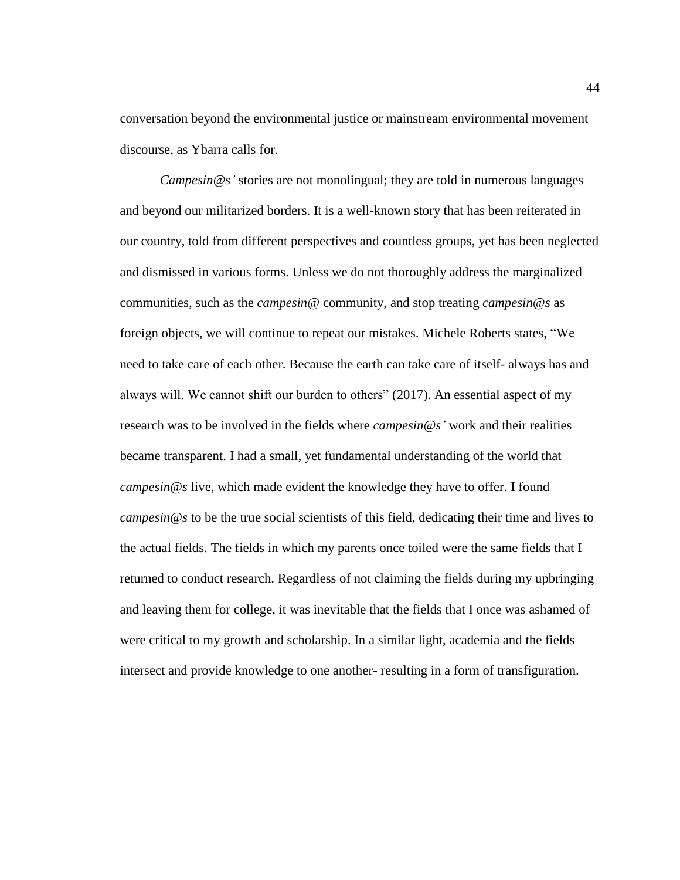conversation beyond the environmental justice or mainstream environmental movement discourse, as Ybarra calls for.

*Campesin@s'* stories are not monolingual; they are told in numerous languages and beyond our militarized borders. It is a well-known story that has been reiterated in our country, told from different perspectives and countless groups, yet has been neglected and dismissed in various forms. Unless we do not thoroughly address the marginalized communities, such as the *campesin@* community, and stop treating *campesin@s* as foreign objects, we will continue to repeat our mistakes. Michele Roberts states, "We need to take care of each other. Because the earth can take care of itself- always has and always will. We cannot shift our burden to others" (2017). An essential aspect of my research was to be involved in the fields where *campesin@s'* work and their realities became transparent. I had a small, yet fundamental understanding of the world that *campesin@s* live, which made evident the knowledge they have to offer. I found *campesin@s* to be the true social scientists of this field, dedicating their time and lives to the actual fields. The fields in which my parents once toiled were the same fields that I returned to conduct research. Regardless of not claiming the fields during my upbringing and leaving them for college, it was inevitable that the fields that I once was ashamed of were critical to my growth and scholarship. In a similar light, academia and the fields intersect and provide knowledge to one another- resulting in a form of transfiguration.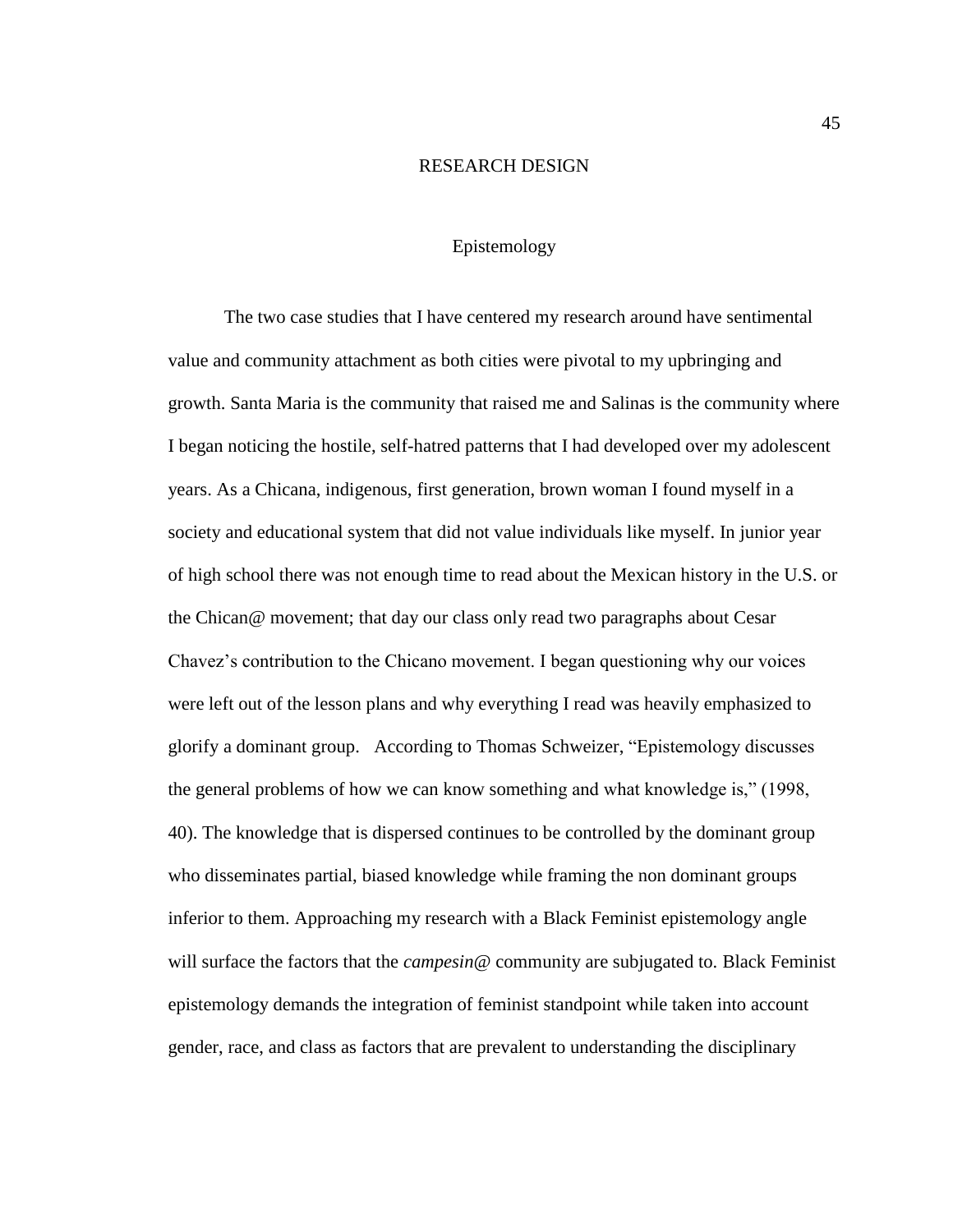# RESEARCH DESIGN

## Epistemology

The two case studies that I have centered my research around have sentimental value and community attachment as both cities were pivotal to my upbringing and growth. Santa Maria is the community that raised me and Salinas is the community where I began noticing the hostile, self-hatred patterns that I had developed over my adolescent years. As a Chicana, indigenous, first generation, brown woman I found myself in a society and educational system that did not value individuals like myself. In junior year of high school there was not enough time to read about the Mexican history in the U.S. or the Chican@ movement; that day our class only read two paragraphs about Cesar Chavez's contribution to the Chicano movement. I began questioning why our voices were left out of the lesson plans and why everything I read was heavily emphasized to glorify a dominant group. According to Thomas Schweizer, "Epistemology discusses the general problems of how we can know something and what knowledge is," (1998, 40). The knowledge that is dispersed continues to be controlled by the dominant group who disseminates partial, biased knowledge while framing the non dominant groups inferior to them. Approaching my research with a Black Feminist epistemology angle will surface the factors that the *campesin@* community are subjugated to. Black Feminist epistemology demands the integration of feminist standpoint while taken into account gender, race, and class as factors that are prevalent to understanding the disciplinary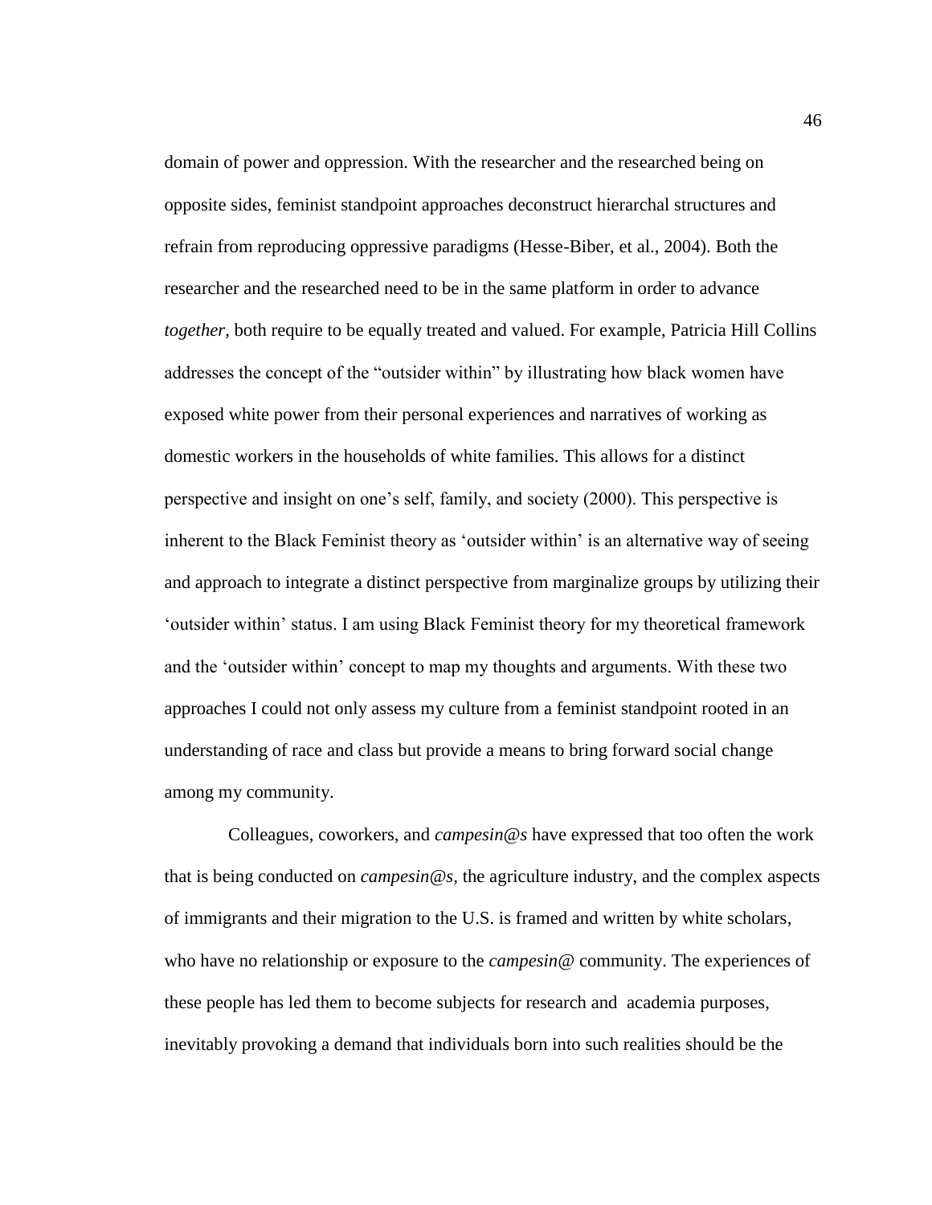domain of power and oppression. With the researcher and the researched being on opposite sides, feminist standpoint approaches deconstruct hierarchal structures and refrain from reproducing oppressive paradigms (Hesse-Biber, et al., 2004). Both the researcher and the researched need to be in the same platform in order to advance *together*, both require to be equally treated and valued. For example, Patricia Hill Collins addresses the concept of the "outsider within" by illustrating how black women have exposed white power from their personal experiences and narratives of working as domestic workers in the households of white families. This allows for a distinct perspective and insight on one's self, family, and society (2000). This perspective is inherent to the Black Feminist theory as 'outsider within' is an alternative way of seeing and approach to integrate a distinct perspective from marginalize groups by utilizing their 'outsider within' status. I am using Black Feminist theory for my theoretical framework and the 'outsider within' concept to map my thoughts and arguments. With these two approaches I could not only assess my culture from a feminist standpoint rooted in an understanding of race and class but provide a means to bring forward social change among my community.

Colleagues, coworkers, and *campesin@s* have expressed that too often the work that is being conducted on *campesin@s*, the agriculture industry, and the complex aspects of immigrants and their migration to the U.S. is framed and written by white scholars, who have no relationship or exposure to the *campesin@* community. The experiences of these people has led them to become subjects for research and academia purposes, inevitably provoking a demand that individuals born into such realities should be the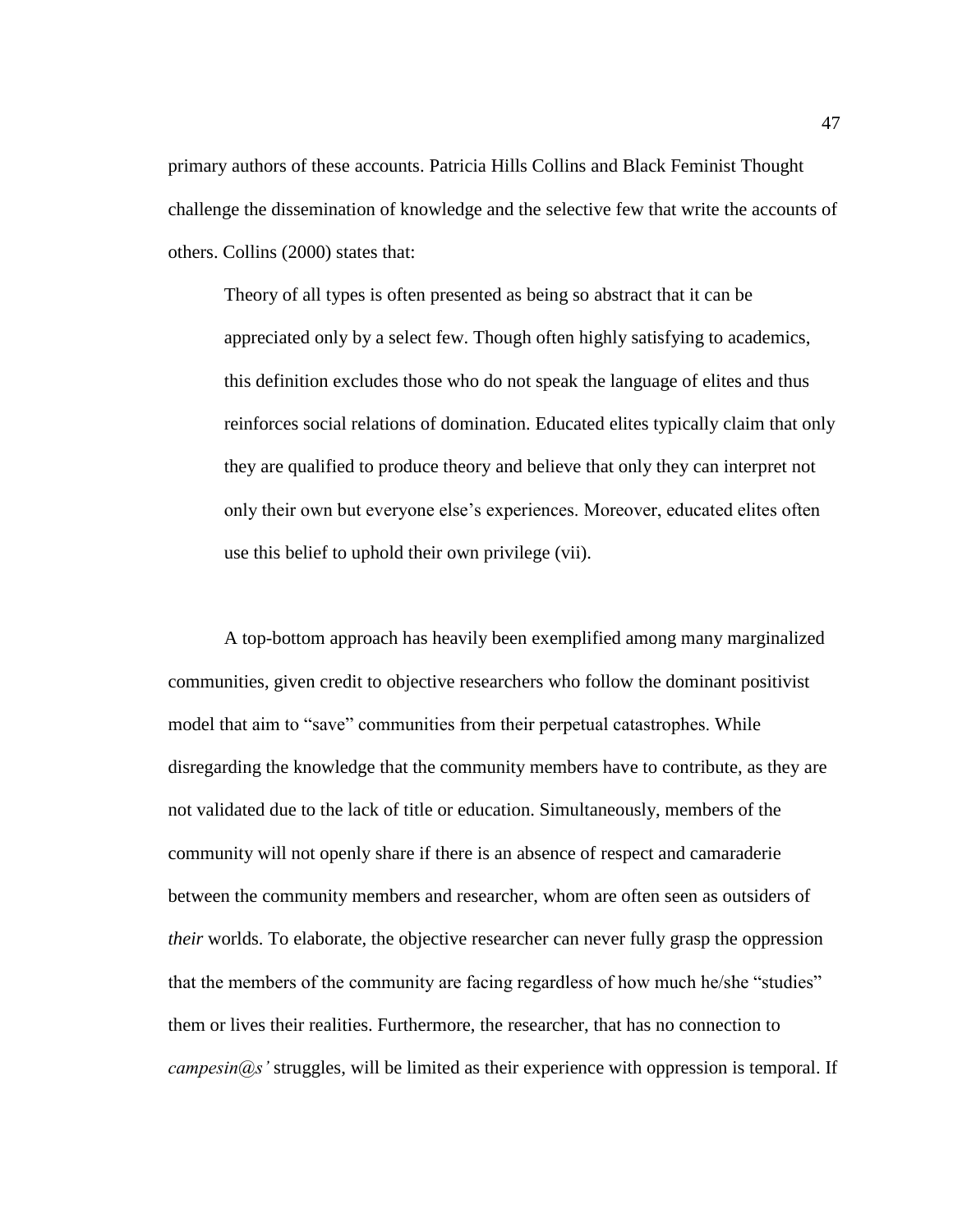primary authors of these accounts. Patricia Hills Collins and Black Feminist Thought challenge the dissemination of knowledge and the selective few that write the accounts of others. Collins (2000) states that:

> Theory of all types is often presented as being so abstract that it can be appreciated only by a select few. Though often highly satisfying to academics, this definition excludes those who do not speak the language of elites and thus reinforces social relations of domination. Educated elites typically claim that only they are qualified to produce theory and believe that only they can interpret not only their own but everyone else's experiences. Moreover, educated elites often use this belief to uphold their own privilege (vii).

A top-bottom approach has heavily been exemplified among many marginalized communities, given credit to objective researchers who follow the dominant positivist model that aim to "save" communities from their perpetual catastrophes. While disregarding the knowledge that the community members have to contribute, as they are not validated due to the lack of title or education. Simultaneously, members of the community will not openly share if there is an absence of respect and camaraderie between the community members and researcher, whom are often seen as outsiders of *their* worlds. To elaborate, the objective researcher can never fully grasp the oppression that the members of the community are facing regardless of how much he/she "studies" them or lives their realities. Furthermore, the researcher, that has no connection to *campesin@s'* struggles, will be limited as their experience with oppression is temporal. If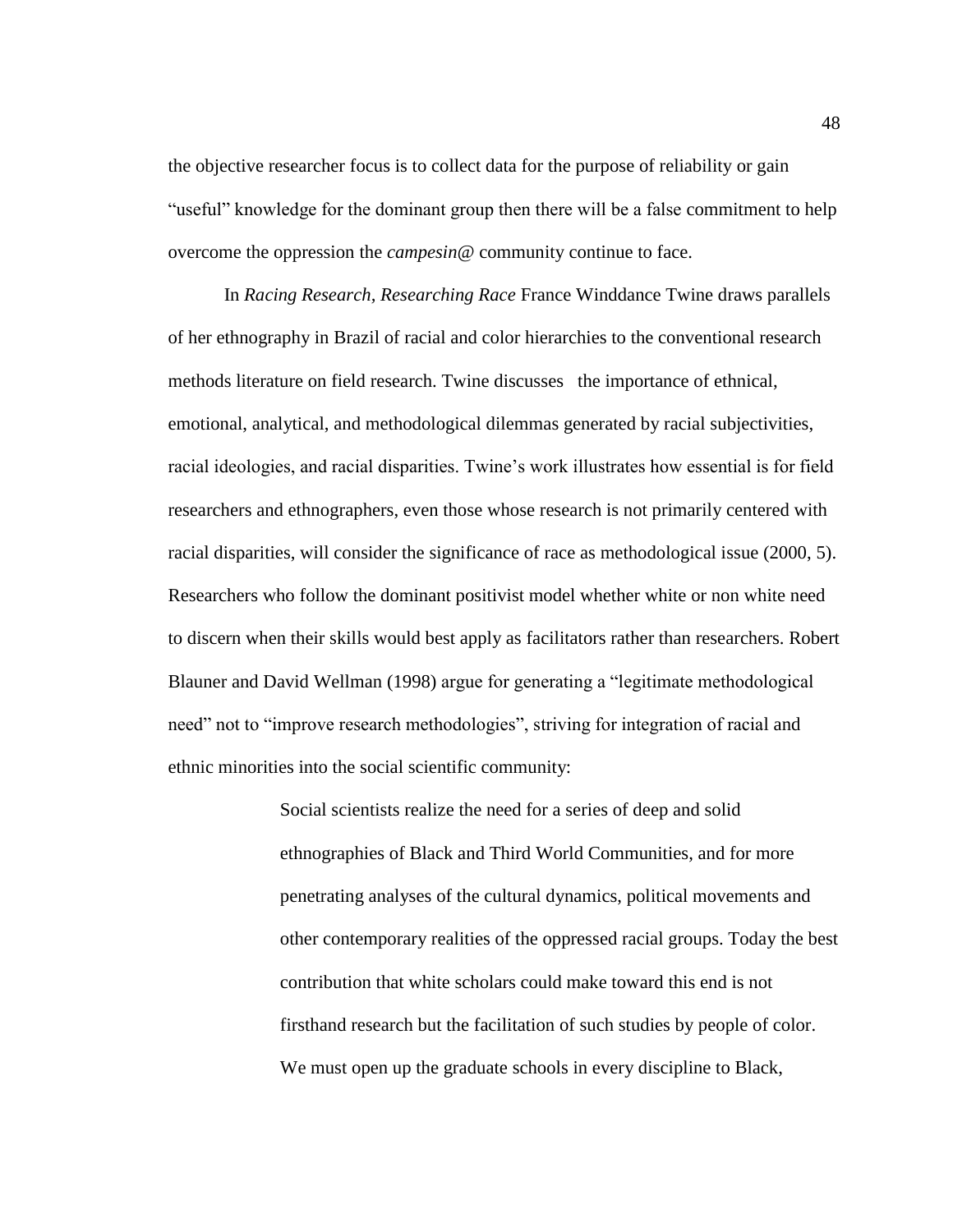the objective researcher focus is to collect data for the purpose of reliability or gain "useful" knowledge for the dominant group then there will be a false commitment to help overcome the oppression the *campesin@* community continue to face.

In *Racing Research, Researching Race* France Winddance Twine draws parallels of her ethnography in Brazil of racial and color hierarchies to the conventional research methods literature on field research. Twine discusses the importance of ethnical, emotional, analytical, and methodological dilemmas generated by racial subjectivities, racial ideologies, and racial disparities. Twine's work illustrates how essential is for field researchers and ethnographers, even those whose research is not primarily centered with racial disparities, will consider the significance of race as methodological issue (2000, 5). Researchers who follow the dominant positivist model whether white or non white need to discern when their skills would best apply as facilitators rather than researchers. Robert Blauner and David Wellman (1998) argue for generating a "legitimate methodological need" not to "improve research methodologies", striving for integration of racial and ethnic minorities into the social scientific community:

> Social scientists realize the need for a series of deep and solid ethnographies of Black and Third World Communities, and for more penetrating analyses of the cultural dynamics, political movements and other contemporary realities of the oppressed racial groups. Today the best contribution that white scholars could make toward this end is not firsthand research but the facilitation of such studies by people of color. We must open up the graduate schools in every discipline to Black,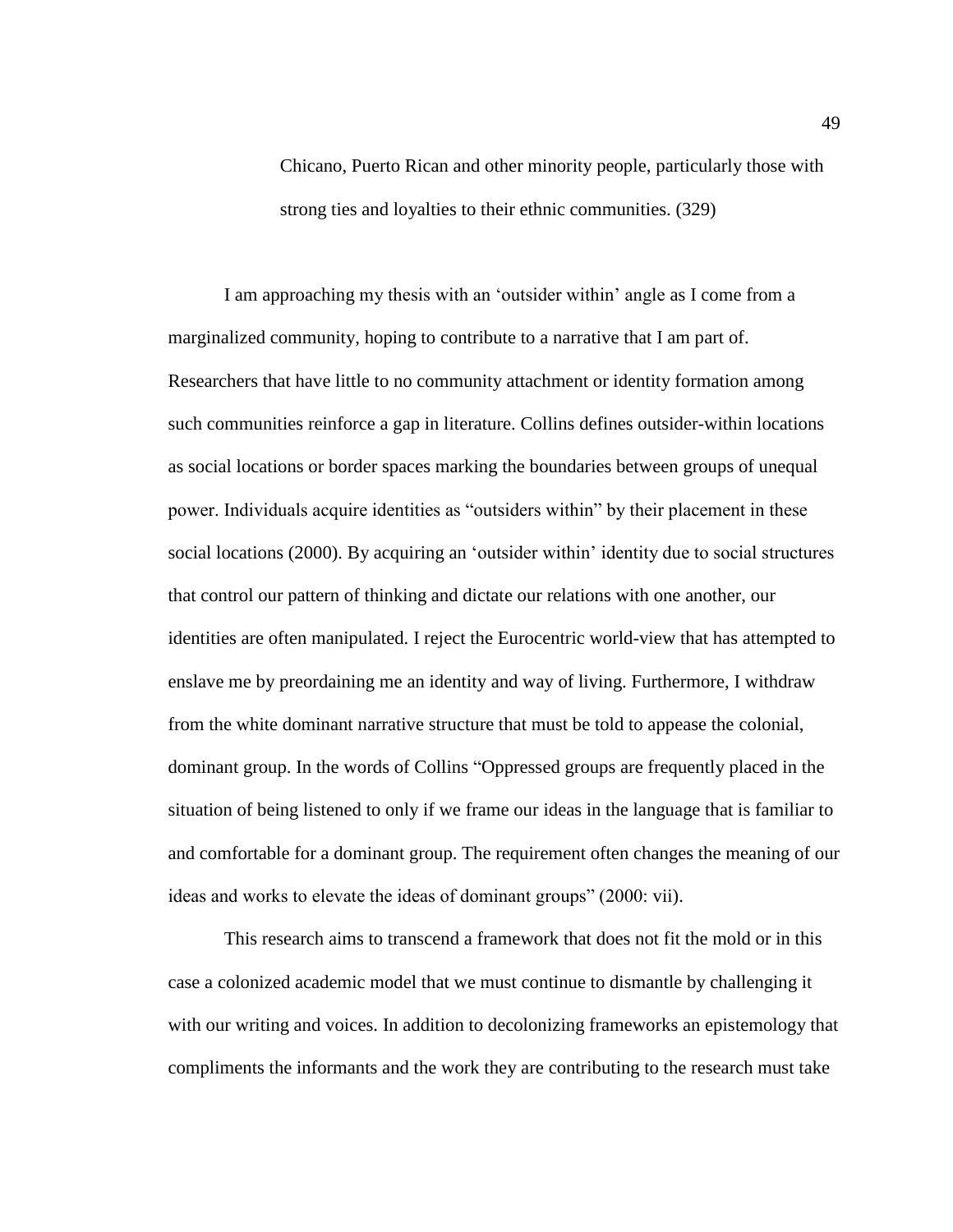> Chicano, Puerto Rican and other minority people, particularly those with strong ties and loyalties to their ethnic communities. (329)

I am approaching my thesis with an 'outsider within' angle as I come from a marginalized community, hoping to contribute to a narrative that I am part of. Researchers that have little to no community attachment or identity formation among such communities reinforce a gap in literature. Collins defines outsider-within locations as social locations or border spaces marking the boundaries between groups of unequal power. Individuals acquire identities as "outsiders within" by their placement in these social locations (2000). By acquiring an 'outsider within' identity due to social structures that control our pattern of thinking and dictate our relations with one another, our identities are often manipulated. I reject the Eurocentric world-view that has attempted to enslave me by preordaining me an identity and way of living. Furthermore, I withdraw from the white dominant narrative structure that must be told to appease the colonial, dominant group. In the words of Collins "Oppressed groups are frequently placed in the situation of being listened to only if we frame our ideas in the language that is familiar to and comfortable for a dominant group. The requirement often changes the meaning of our ideas and works to elevate the ideas of dominant groups" (2000: vii).

This research aims to transcend a framework that does not fit the mold or in this case a colonized academic model that we must continue to dismantle by challenging it with our writing and voices. In addition to decolonizing frameworks an epistemology that compliments the informants and the work they are contributing to the research must take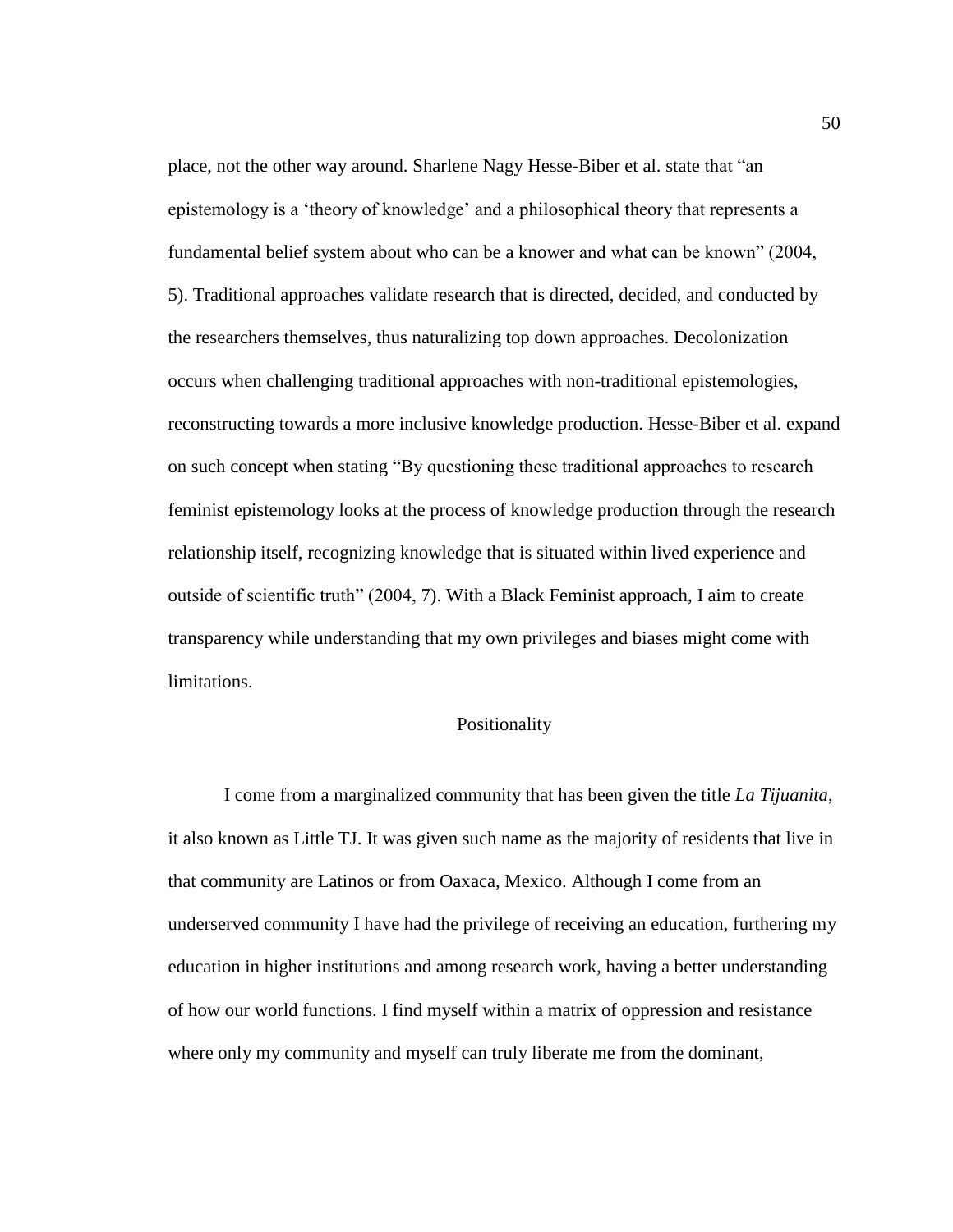place, not the other way around. Sharlene Nagy Hesse-Biber et al. state that "an epistemology is a 'theory of knowledge' and a philosophical theory that represents a fundamental belief system about who can be a knower and what can be known" (2004, 5). Traditional approaches validate research that is directed, decided, and conducted by the researchers themselves, thus naturalizing top down approaches. Decolonization occurs when challenging traditional approaches with non-traditional epistemologies, reconstructing towards a more inclusive knowledge production. Hesse-Biber et al. expand on such concept when stating "By questioning these traditional approaches to research feminist epistemology looks at the process of knowledge production through the research relationship itself, recognizing knowledge that is situated within lived experience and outside of scientific truth" (2004, 7). With a Black Feminist approach, I aim to create transparency while understanding that my own privileges and biases might come with limitations.

## Positionality

I come from a marginalized community that has been given the title *La Tijuanita*, it also known as Little TJ. It was given such name as the majority of residents that live in that community are Latinos or from Oaxaca, Mexico. Although I come from an underserved community I have had the privilege of receiving an education, furthering my education in higher institutions and among research work, having a better understanding of how our world functions. I find myself within a matrix of oppression and resistance where only my community and myself can truly liberate me from the dominant,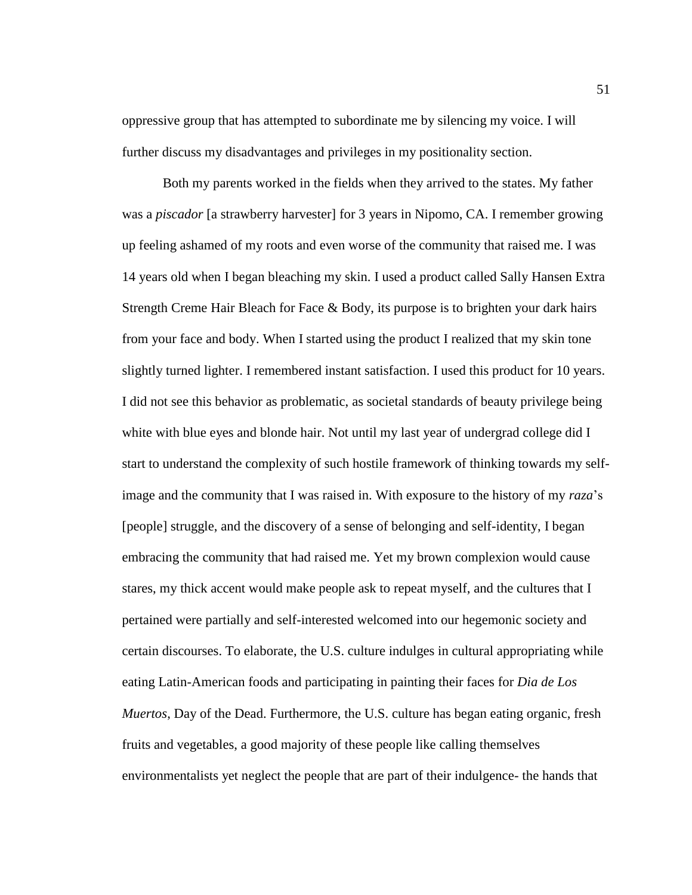oppressive group that has attempted to subordinate me by silencing my voice. I will further discuss my disadvantages and privileges in my positionality section.

Both my parents worked in the fields when they arrived to the states. My father was a *piscador* [a strawberry harvester] for 3 years in Nipomo, CA. I remember growing up feeling ashamed of my roots and even worse of the community that raised me. I was 14 years old when I began bleaching my skin. I used a product called Sally Hansen Extra Strength Creme Hair Bleach for Face & Body, its purpose is to brighten your dark hairs from your face and body. When I started using the product I realized that my skin tone slightly turned lighter. I remembered instant satisfaction. I used this product for 10 years. I did not see this behavior as problematic, as societal standards of beauty privilege being white with blue eyes and blonde hair. Not until my last year of undergrad college did I start to understand the complexity of such hostile framework of thinking towards my self-image and the community that I was raised in. With exposure to the history of my *raza*'s [people] struggle, and the discovery of a sense of belonging and self-identity, I began embracing the community that had raised me. Yet my brown complexion would cause stares, my thick accent would make people ask to repeat myself, and the cultures that I pertained were partially and self-interested welcomed into our hegemonic society and certain discourses. To elaborate, the U.S. culture indulges in cultural appropriating while eating Latin-American foods and participating in painting their faces for *Dia de Los Muertos*, Day of the Dead. Furthermore, the U.S. culture has began eating organic, fresh fruits and vegetables, a good majority of these people like calling themselves environmentalists yet neglect the people that are part of their indulgence- the hands that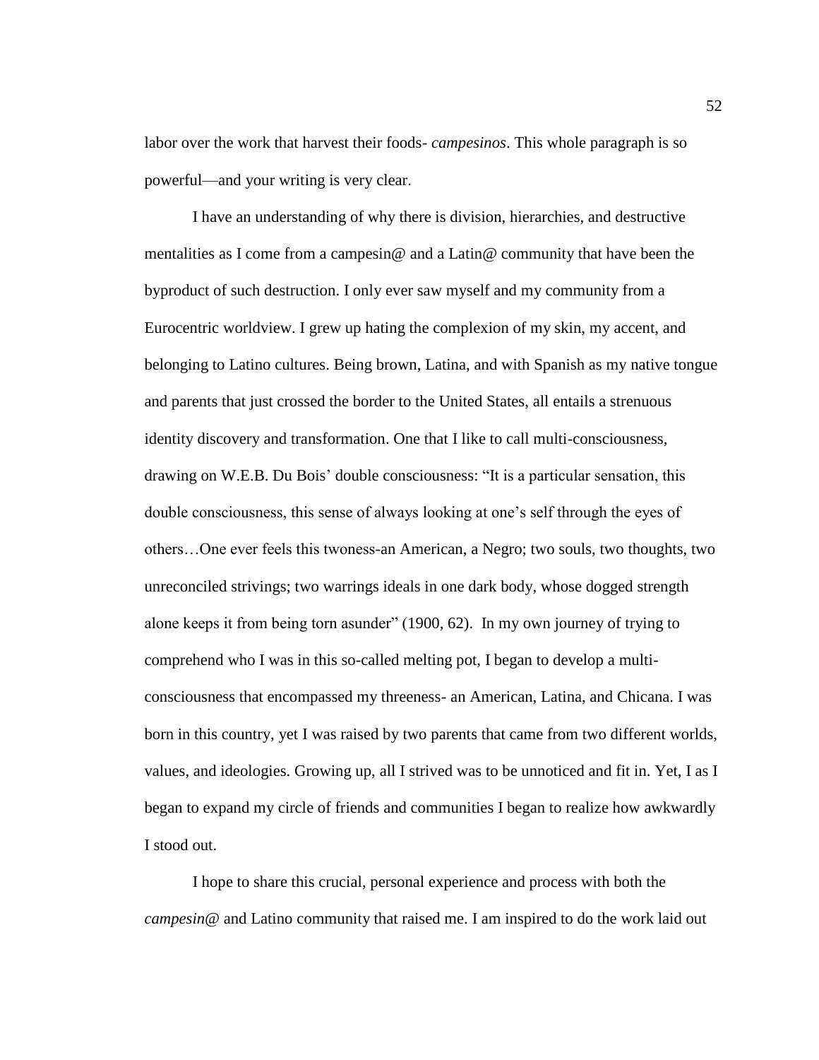labor over the work that harvest their foods- *campesinos*. This whole paragraph is so powerful—and your writing is very clear.

I have an understanding of why there is division, hierarchies, and destructive mentalities as I come from a campesin@ and a Latin@ community that have been the byproduct of such destruction. I only ever saw myself and my community from a Eurocentric worldview. I grew up hating the complexion of my skin, my accent, and belonging to Latino cultures. Being brown, Latina, and with Spanish as my native tongue and parents that just crossed the border to the United States, all entails a strenuous identity discovery and transformation. One that I like to call multi-consciousness, drawing on W.E.B. Du Bois' double consciousness: "It is a particular sensation, this double consciousness, this sense of always looking at one's self through the eyes of others…One ever feels this twoness-an American, a Negro; two souls, two thoughts, two unreconciled strivings; two warrings ideals in one dark body, whose dogged strength alone keeps it from being torn asunder" (1900, 62). In my own journey of trying to comprehend who I was in this so-called melting pot, I began to develop a multi-consciousness that encompassed my threeness- an American, Latina, and Chicana. I was born in this country, yet I was raised by two parents that came from two different worlds, values, and ideologies. Growing up, all I strived was to be unnoticed and fit in. Yet, I as I began to expand my circle of friends and communities I began to realize how awkwardly I stood out.

I hope to share this crucial, personal experience and process with both the *campesin@* and Latino community that raised me. I am inspired to do the work laid out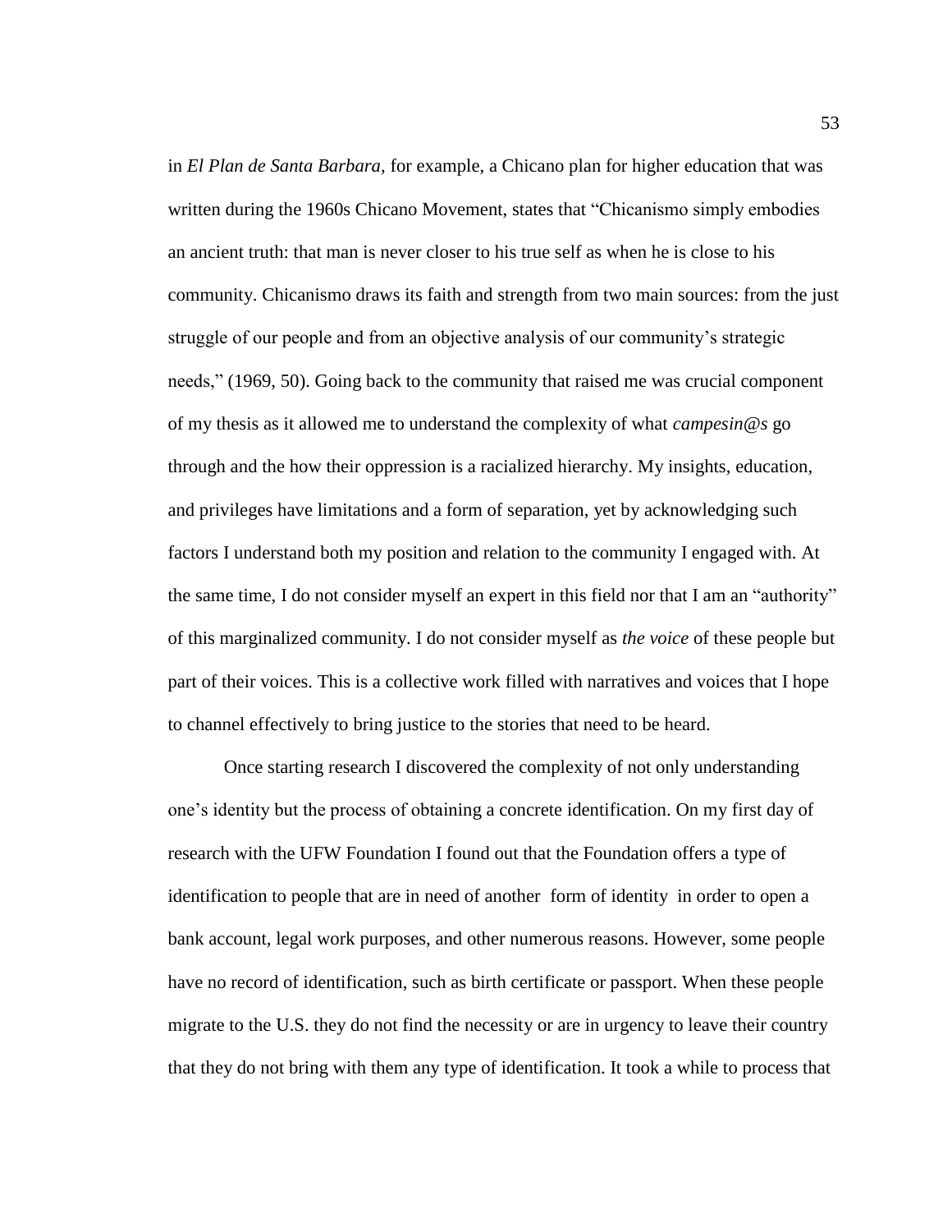in *El Plan de Santa Barbara*, for example, a Chicano plan for higher education that was written during the 1960s Chicano Movement, states that "Chicanismo simply embodies an ancient truth: that man is never closer to his true self as when he is close to his community. Chicanismo draws its faith and strength from two main sources: from the just struggle of our people and from an objective analysis of our community's strategic needs," (1969, 50). Going back to the community that raised me was crucial component of my thesis as it allowed me to understand the complexity of what *campesin@s* go through and the how their oppression is a racialized hierarchy. My insights, education, and privileges have limitations and a form of separation, yet by acknowledging such factors I understand both my position and relation to the community I engaged with. At the same time, I do not consider myself an expert in this field nor that I am an "authority" of this marginalized community. I do not consider myself as *the voice* of these people but part of their voices. This is a collective work filled with narratives and voices that I hope to channel effectively to bring justice to the stories that need to be heard.

Once starting research I discovered the complexity of not only understanding one's identity but the process of obtaining a concrete identification. On my first day of research with the UFW Foundation I found out that the Foundation offers a type of identification to people that are in need of another form of identity in order to open a bank account, legal work purposes, and other numerous reasons. However, some people have no record of identification, such as birth certificate or passport. When these people migrate to the U.S. they do not find the necessity or are in urgency to leave their country that they do not bring with them any type of identification. It took a while to process that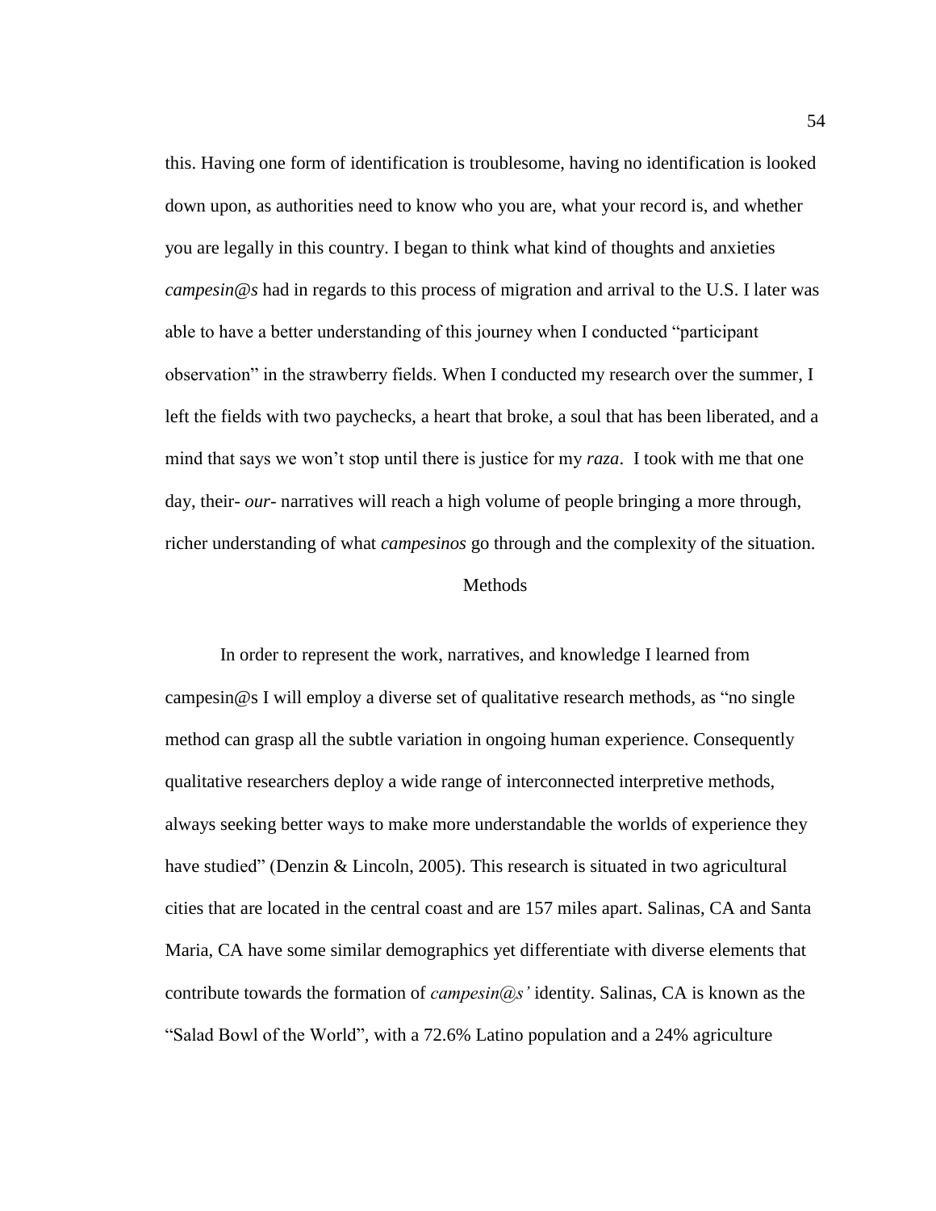this. Having one form of identification is troublesome, having no identification is looked down upon, as authorities need to know who you are, what your record is, and whether you are legally in this country. I began to think what kind of thoughts and anxieties *campesin@s* had in regards to this process of migration and arrival to the U.S. I later was able to have a better understanding of this journey when I conducted "participant observation" in the strawberry fields. When I conducted my research over the summer, I left the fields with two paychecks, a heart that broke, a soul that has been liberated, and a mind that says we won't stop until there is justice for my *raza*. I took with me that one day, their- *our*- narratives will reach a high volume of people bringing a more through, richer understanding of what *campesinos* go through and the complexity of the situation.

## Methods

In order to represent the work, narratives, and knowledge I learned from campesin@s I will employ a diverse set of qualitative research methods, as "no single method can grasp all the subtle variation in ongoing human experience. Consequently qualitative researchers deploy a wide range of interconnected interpretive methods, always seeking better ways to make more understandable the worlds of experience they have studied" (Denzin & Lincoln, 2005). This research is situated in two agricultural cities that are located in the central coast and are 157 miles apart. Salinas, CA and Santa Maria, CA have some similar demographics yet differentiate with diverse elements that contribute towards the formation of *campesin@s'* identity. Salinas, CA is known as the "Salad Bowl of the World", with a 72.6% Latino population and a 24% agriculture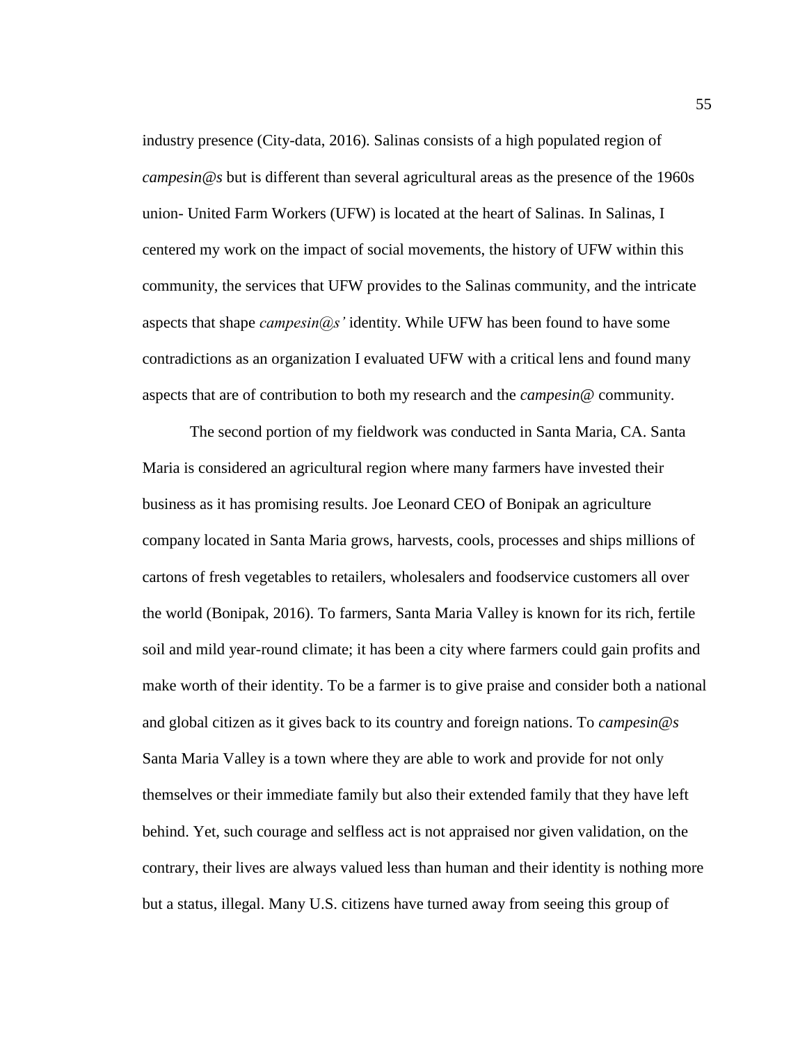industry presence (City-data, 2016). Salinas consists of a high populated region of *campesin@s* but is different than several agricultural areas as the presence of the 1960s union- United Farm Workers (UFW) is located at the heart of Salinas. In Salinas, I centered my work on the impact of social movements, the history of UFW within this community, the services that UFW provides to the Salinas community, and the intricate aspects that shape *campesin@s'* identity. While UFW has been found to have some contradictions as an organization I evaluated UFW with a critical lens and found many aspects that are of contribution to both my research and the *campesin@* community.

The second portion of my fieldwork was conducted in Santa Maria, CA. Santa Maria is considered an agricultural region where many farmers have invested their business as it has promising results. Joe Leonard CEO of Bonipak an agriculture company located in Santa Maria grows, harvests, cools, processes and ships millions of cartons of fresh vegetables to retailers, wholesalers and foodservice customers all over the world (Bonipak, 2016). To farmers, Santa Maria Valley is known for its rich, fertile soil and mild year-round climate; it has been a city where farmers could gain profits and make worth of their identity. To be a farmer is to give praise and consider both a national and global citizen as it gives back to its country and foreign nations. To *campesin@s* Santa Maria Valley is a town where they are able to work and provide for not only themselves or their immediate family but also their extended family that they have left behind. Yet, such courage and selfless act is not appraised nor given validation, on the contrary, their lives are always valued less than human and their identity is nothing more but a status, illegal. Many U.S. citizens have turned away from seeing this group of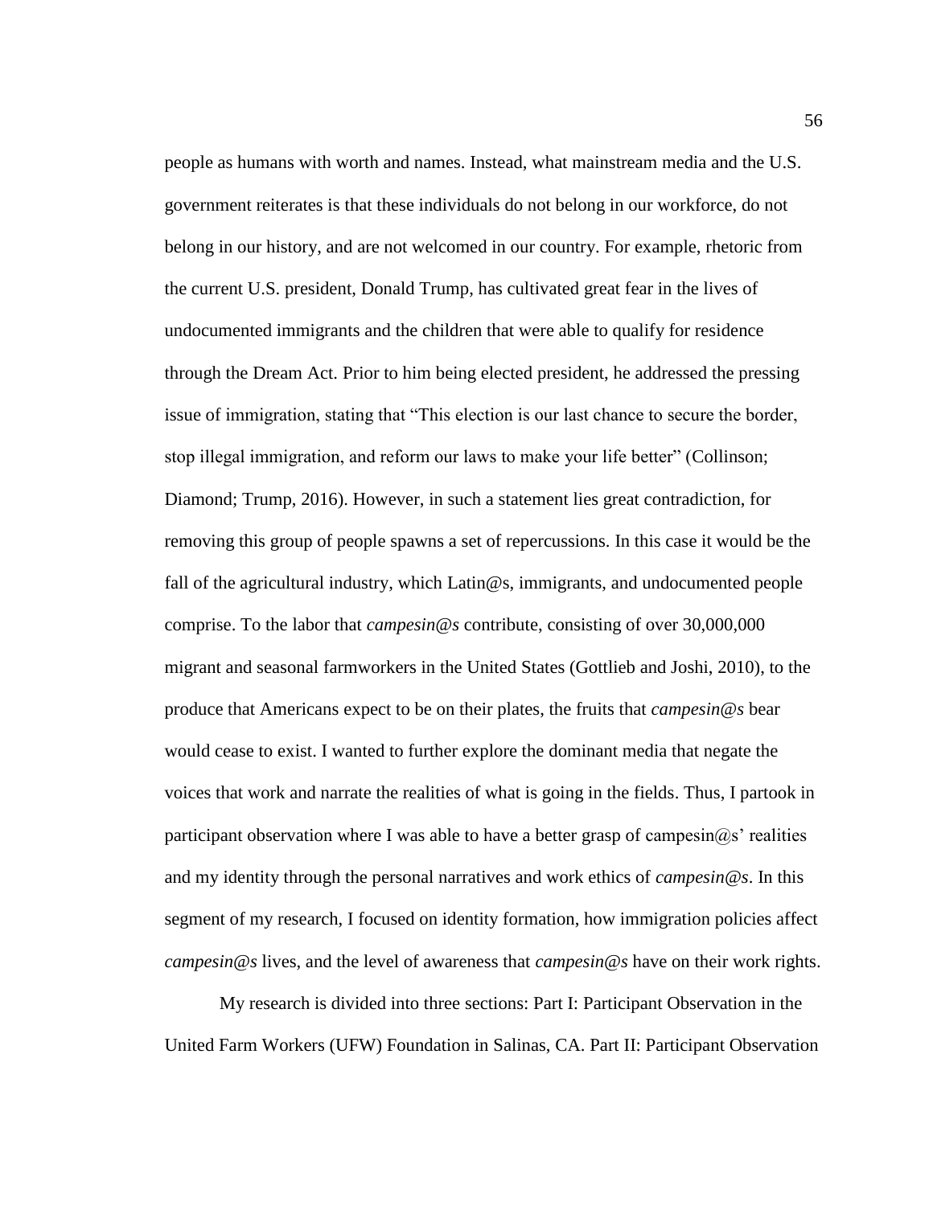people as humans with worth and names. Instead, what mainstream media and the U.S. government reiterates is that these individuals do not belong in our workforce, do not belong in our history, and are not welcomed in our country. For example, rhetoric from the current U.S. president, Donald Trump, has cultivated great fear in the lives of undocumented immigrants and the children that were able to qualify for residence through the Dream Act. Prior to him being elected president, he addressed the pressing issue of immigration, stating that "This election is our last chance to secure the border, stop illegal immigration, and reform our laws to make your life better" (Collinson; Diamond; Trump, 2016). However, in such a statement lies great contradiction, for removing this group of people spawns a set of repercussions. In this case it would be the fall of the agricultural industry, which Latin@s, immigrants, and undocumented people comprise. To the labor that *campesin@s* contribute, consisting of over 30,000,000 migrant and seasonal farmworkers in the United States (Gottlieb and Joshi, 2010), to the produce that Americans expect to be on their plates, the fruits that *campesin@s* bear would cease to exist. I wanted to further explore the dominant media that negate the voices that work and narrate the realities of what is going in the fields. Thus, I partook in participant observation where I was able to have a better grasp of campesin@s' realities and my identity through the personal narratives and work ethics of *campesin@s*. In this segment of my research, I focused on identity formation, how immigration policies affect *campesin@s* lives, and the level of awareness that *campesin@s* have on their work rights.

My research is divided into three sections: Part I: Participant Observation in the United Farm Workers (UFW) Foundation in Salinas, CA. Part II: Participant Observation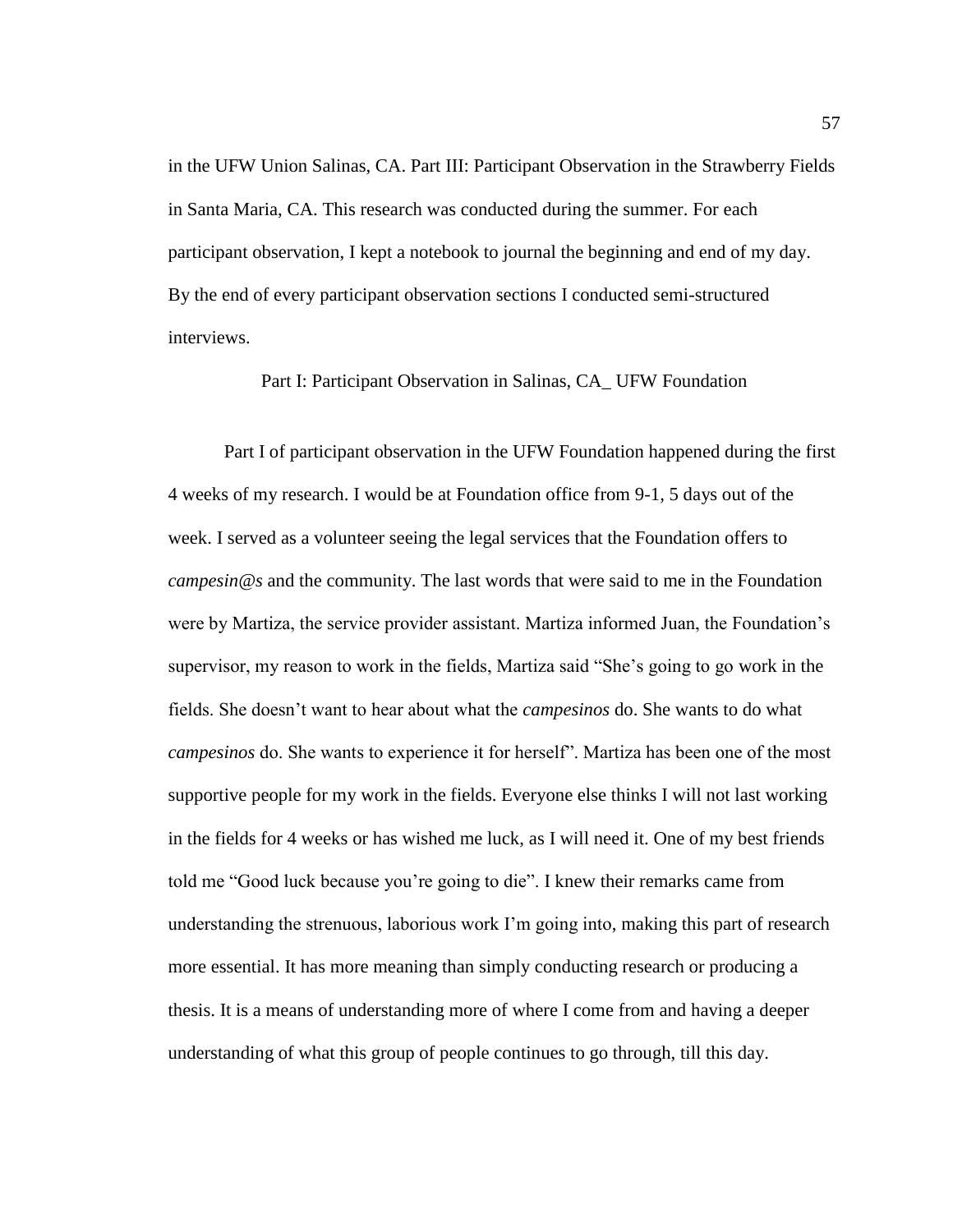in the UFW Union Salinas, CA. Part III: Participant Observation in the Strawberry Fields in Santa Maria, CA. This research was conducted during the summer. For each participant observation, I kept a notebook to journal the beginning and end of my day. By the end of every participant observation sections I conducted semi-structured interviews.

## Part I: Participant Observation in Salinas, CA_ UFW Foundation

Part I of participant observation in the UFW Foundation happened during the first 4 weeks of my research. I would be at Foundation office from 9-1, 5 days out of the week. I served as a volunteer seeing the legal services that the Foundation offers to *campesin@s* and the community. The last words that were said to me in the Foundation were by Martiza, the service provider assistant. Martiza informed Juan, the Foundation's supervisor, my reason to work in the fields, Martiza said "She's going to go work in the fields. She doesn't want to hear about what the *campesinos* do. She wants to do what *campesinos* do. She wants to experience it for herself". Martiza has been one of the most supportive people for my work in the fields. Everyone else thinks I will not last working in the fields for 4 weeks or has wished me luck, as I will need it. One of my best friends told me "Good luck because you're going to die". I knew their remarks came from understanding the strenuous, laborious work I'm going into, making this part of research more essential. It has more meaning than simply conducting research or producing a thesis. It is a means of understanding more of where I come from and having a deeper understanding of what this group of people continues to go through, till this day.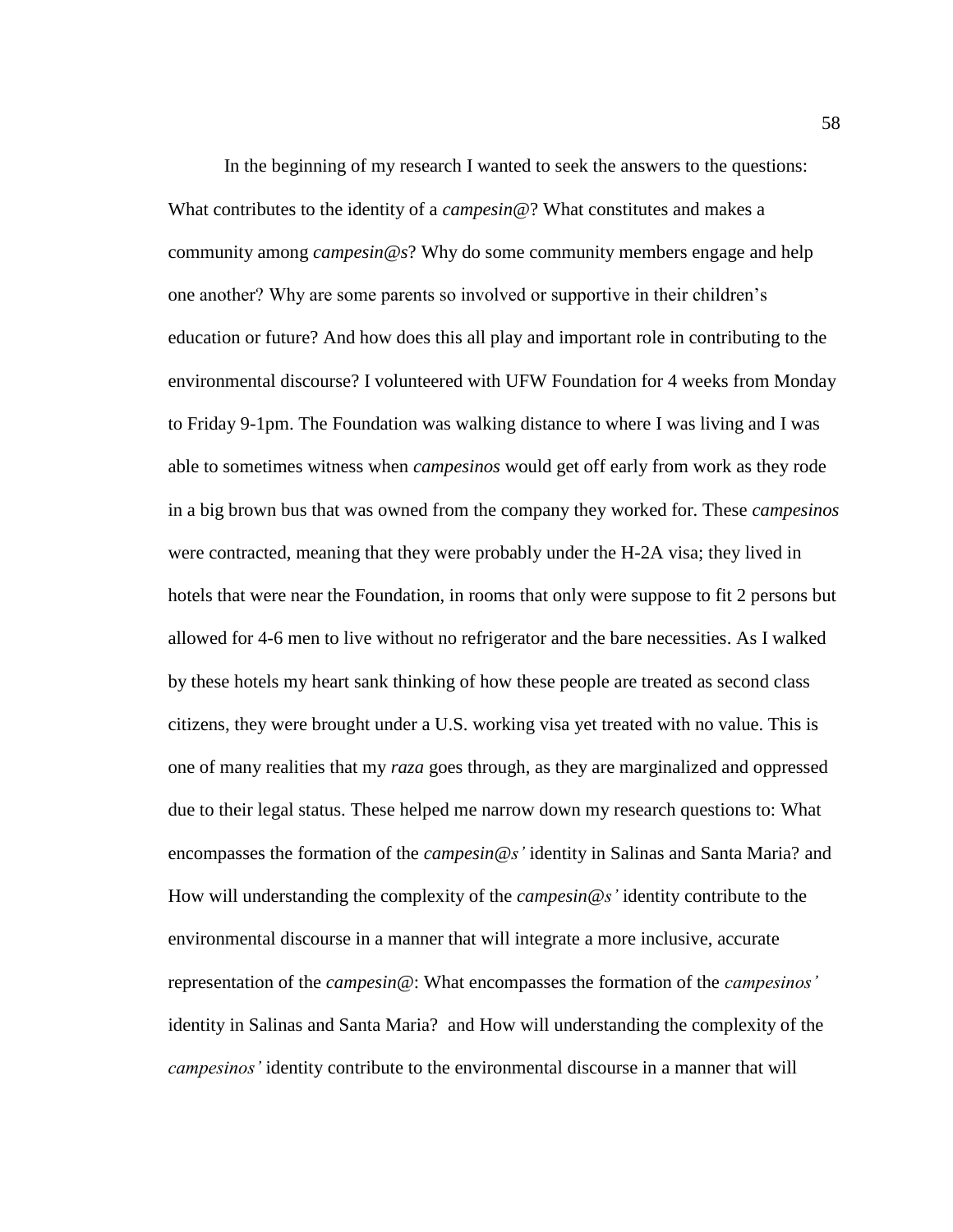In the beginning of my research I wanted to seek the answers to the questions: What contributes to the identity of a *campesin@*? What constitutes and makes a community among *campesin@s*? Why do some community members engage and help one another? Why are some parents so involved or supportive in their children's education or future? And how does this all play and important role in contributing to the environmental discourse? I volunteered with UFW Foundation for 4 weeks from Monday to Friday 9-1pm. The Foundation was walking distance to where I was living and I was able to sometimes witness when *campesinos* would get off early from work as they rode in a big brown bus that was owned from the company they worked for. These *campesinos* were contracted, meaning that they were probably under the H-2A visa; they lived in hotels that were near the Foundation, in rooms that only were suppose to fit 2 persons but allowed for 4-6 men to live without no refrigerator and the bare necessities. As I walked by these hotels my heart sank thinking of how these people are treated as second class citizens, they were brought under a U.S. working visa yet treated with no value. This is one of many realities that my *raza* goes through, as they are marginalized and oppressed due to their legal status. These helped me narrow down my research questions to: What encompasses the formation of the *campesin@s'* identity in Salinas and Santa Maria? and How will understanding the complexity of the *campesin@s'* identity contribute to the environmental discourse in a manner that will integrate a more inclusive, accurate representation of the *campesin@*: What encompasses the formation of the *campesinos'* identity in Salinas and Santa Maria? and How will understanding the complexity of the *campesinos'* identity contribute to the environmental discourse in a manner that will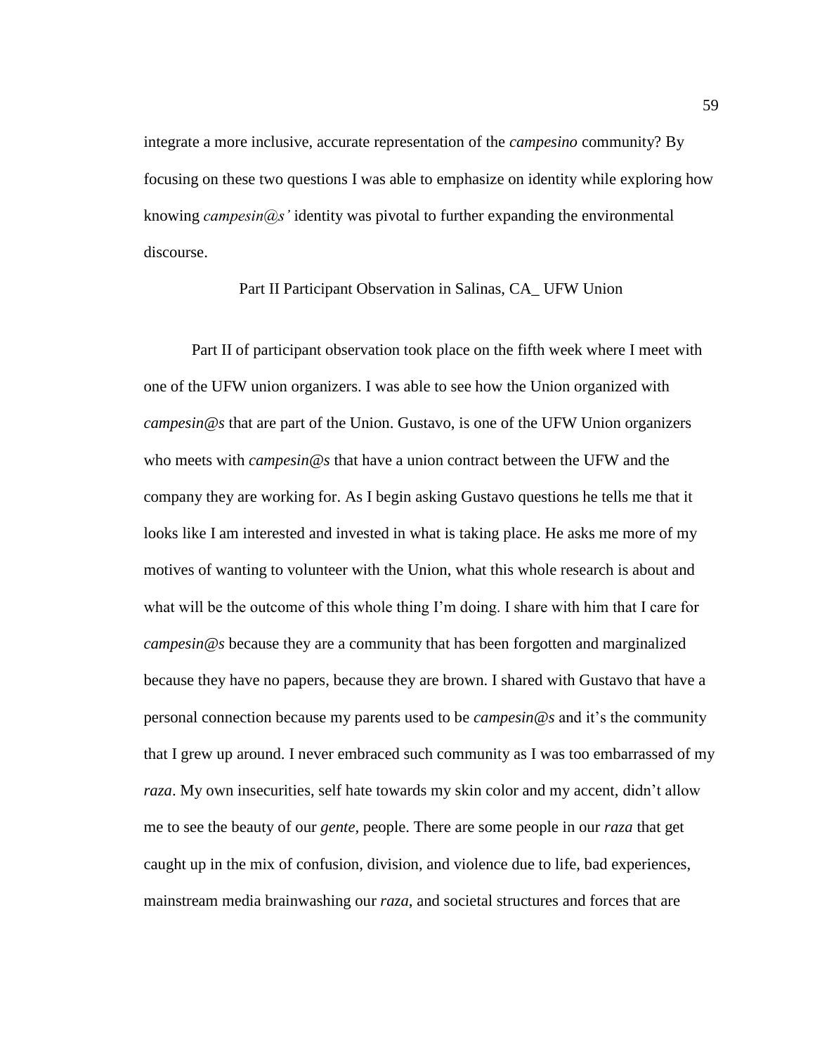integrate a more inclusive, accurate representation of the *campesino* community? By focusing on these two questions I was able to emphasize on identity while exploring how knowing *campesin@s'* identity was pivotal to further expanding the environmental discourse.

## Part II Participant Observation in Salinas, CA_ UFW Union

Part II of participant observation took place on the fifth week where I meet with one of the UFW union organizers. I was able to see how the Union organized with *campesin@s* that are part of the Union. Gustavo, is one of the UFW Union organizers who meets with *campesin@s* that have a union contract between the UFW and the company they are working for. As I begin asking Gustavo questions he tells me that it looks like I am interested and invested in what is taking place. He asks me more of my motives of wanting to volunteer with the Union, what this whole research is about and what will be the outcome of this whole thing I'm doing. I share with him that I care for *campesin@s* because they are a community that has been forgotten and marginalized because they have no papers, because they are brown. I shared with Gustavo that have a personal connection because my parents used to be *campesin@s* and it's the community that I grew up around. I never embraced such community as I was too embarrassed of my *raza*. My own insecurities, self hate towards my skin color and my accent, didn't allow me to see the beauty of our *gente,* people. There are some people in our *raza* that get caught up in the mix of confusion, division, and violence due to life, bad experiences, mainstream media brainwashing our *raza*, and societal structures and forces that are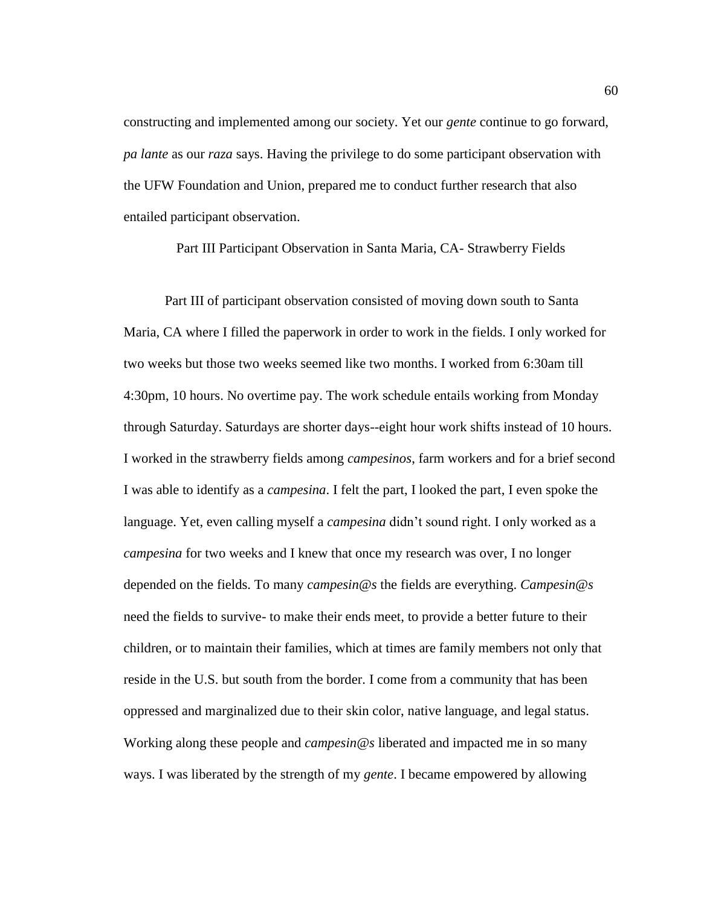constructing and implemented among our society. Yet our *gente* continue to go forward, *pa lante* as our *raza* says. Having the privilege to do some participant observation with the UFW Foundation and Union, prepared me to conduct further research that also entailed participant observation.

### Part III Participant Observation in Santa Maria, CA- Strawberry Fields

Part III of participant observation consisted of moving down south to Santa Maria, CA where I filled the paperwork in order to work in the fields. I only worked for two weeks but those two weeks seemed like two months. I worked from 6:30am till 4:30pm, 10 hours. No overtime pay. The work schedule entails working from Monday through Saturday. Saturdays are shorter days--eight hour work shifts instead of 10 hours. I worked in the strawberry fields among *campesinos*, farm workers and for a brief second I was able to identify as a *campesina*. I felt the part, I looked the part, I even spoke the language. Yet, even calling myself a *campesina* didn't sound right. I only worked as a *campesina* for two weeks and I knew that once my research was over, I no longer depended on the fields. To many *campesin@s* the fields are everything. *Campesin@s* need the fields to survive- to make their ends meet, to provide a better future to their children, or to maintain their families, which at times are family members not only that reside in the U.S. but south from the border. I come from a community that has been oppressed and marginalized due to their skin color, native language, and legal status. Working along these people and *campesin@s* liberated and impacted me in so many ways. I was liberated by the strength of my *gente*. I became empowered by allowing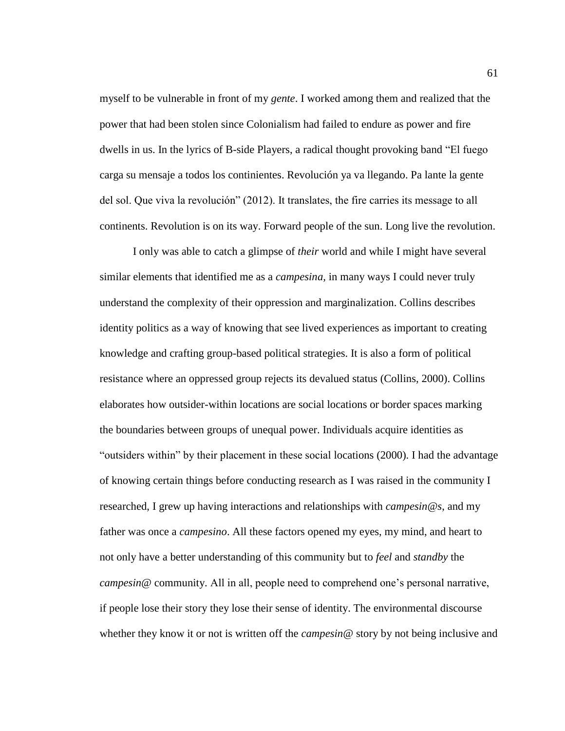myself to be vulnerable in front of my *gente*. I worked among them and realized that the power that had been stolen since Colonialism had failed to endure as power and fire dwells in us. In the lyrics of B-side Players, a radical thought provoking band "El fuego carga su mensaje a todos los continientes. Revolución ya va llegando. Pa lante la gente del sol. Que viva la revolución" (2012). It translates, the fire carries its message to all continents. Revolution is on its way. Forward people of the sun. Long live the revolution.

I only was able to catch a glimpse of *their* world and while I might have several similar elements that identified me as a *campesina*, in many ways I could never truly understand the complexity of their oppression and marginalization. Collins describes identity politics as a way of knowing that see lived experiences as important to creating knowledge and crafting group-based political strategies. It is also a form of political resistance where an oppressed group rejects its devalued status (Collins, 2000). Collins elaborates how outsider-within locations are social locations or border spaces marking the boundaries between groups of unequal power. Individuals acquire identities as "outsiders within" by their placement in these social locations (2000). I had the advantage of knowing certain things before conducting research as I was raised in the community I researched, I grew up having interactions and relationships with *campesin@s*, and my father was once a *campesino*. All these factors opened my eyes, my mind, and heart to not only have a better understanding of this community but to *feel* and *standby* the *campesin@* community. All in all, people need to comprehend one's personal narrative, if people lose their story they lose their sense of identity. The environmental discourse whether they know it or not is written off the *campesin@* story by not being inclusive and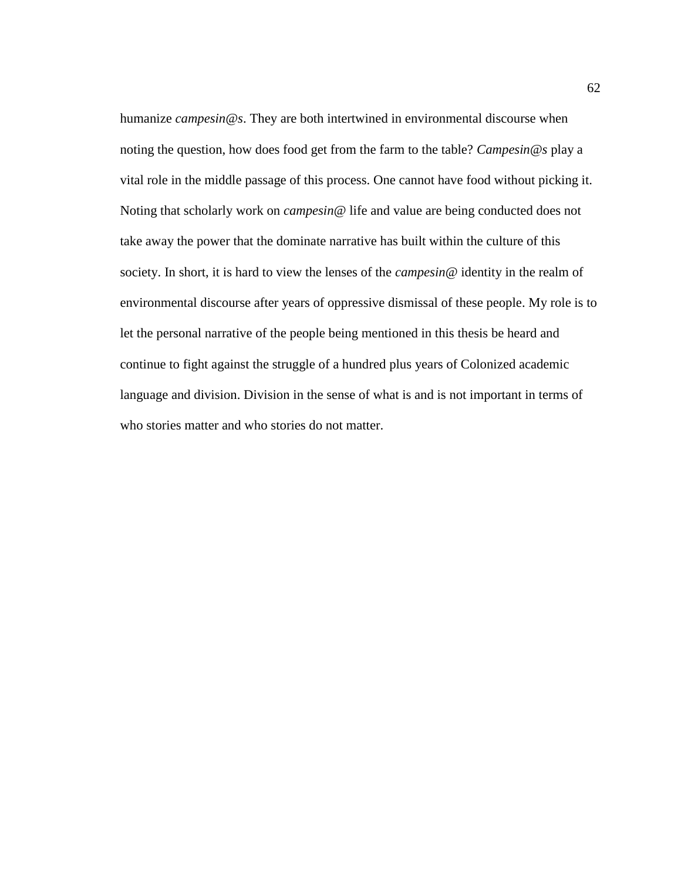humanize *campesin@s*. They are both intertwined in environmental discourse when noting the question, how does food get from the farm to the table? *Campesin@s* play a vital role in the middle passage of this process. One cannot have food without picking it. Noting that scholarly work on *campesin@* life and value are being conducted does not take away the power that the dominate narrative has built within the culture of this society. In short, it is hard to view the lenses of the *campesin@* identity in the realm of environmental discourse after years of oppressive dismissal of these people. My role is to let the personal narrative of the people being mentioned in this thesis be heard and continue to fight against the struggle of a hundred plus years of Colonized academic language and division. Division in the sense of what is and is not important in terms of who stories matter and who stories do not matter.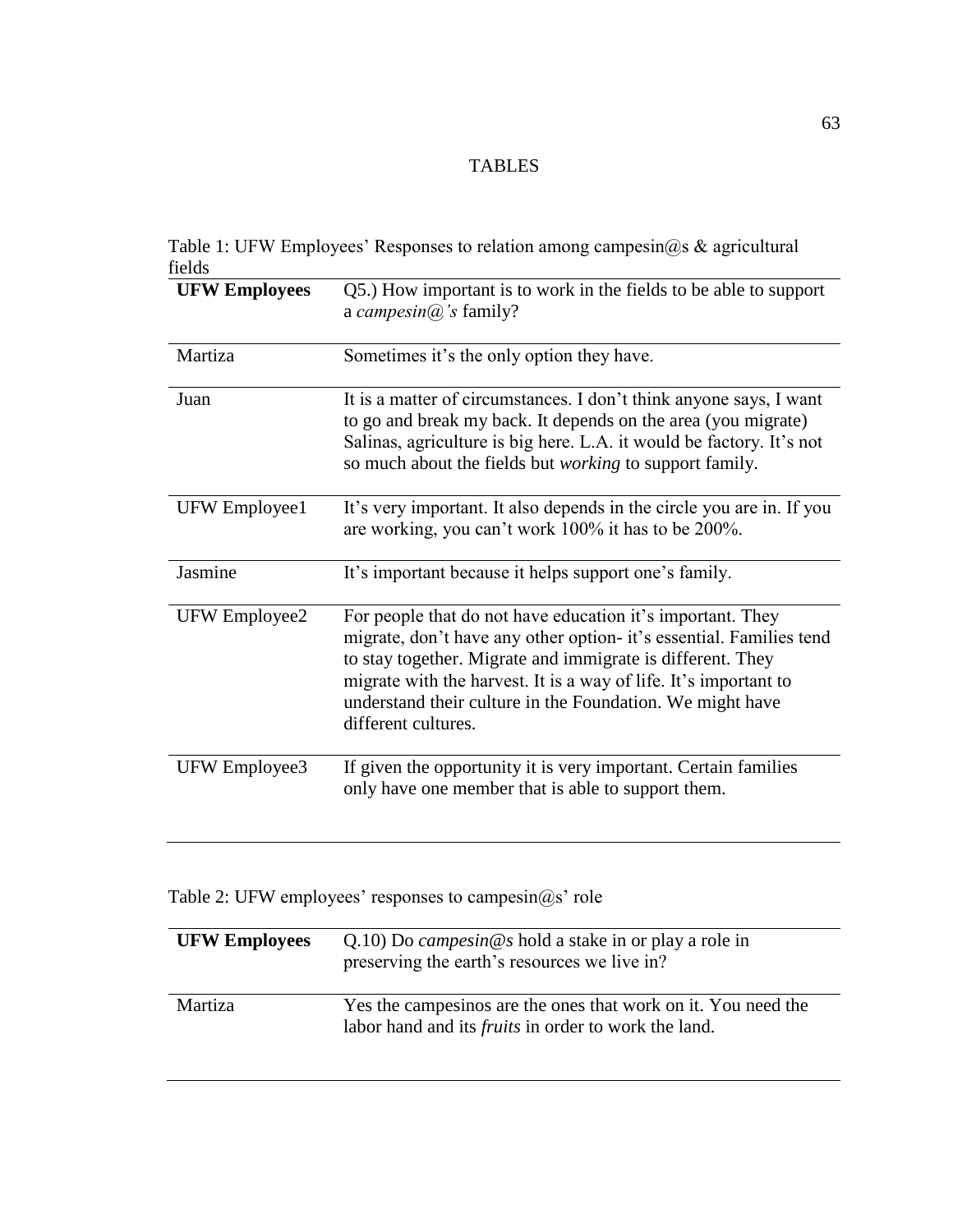# TABLES

Table 1: UFW Employees' Responses to relation among campesin@s & agricultural fields

| **UFW Employees** | Q5.) How important is to work in the fields to be able to support a *campesin@'s* family? |
|---|---|
| Martiza | Sometimes it's the only option they have. |
| Juan | It is a matter of circumstances. I don't think anyone says, I want to go and break my back. It depends on the area (you migrate) Salinas, agriculture is big here. L.A. it would be factory. It's not so much about the fields but *working* to support family. |
| UFW Employee1 | It's very important. It also depends in the circle you are in. If you are working, you can't work 100% it has to be 200%. |
| Jasmine | It's important because it helps support one's family. |
| UFW Employee2 | For people that do not have education it's important. They migrate, don't have any other option- it's essential. Families tend to stay together. Migrate and immigrate is different. They migrate with the harvest. It is a way of life. It's important to understand their culture in the Foundation. We might have different cultures. |
| UFW Employee3 | If given the opportunity it is very important. Certain families only have one member that is able to support them. |

Table 2: UFW employees' responses to campesin@s' role

| **UFW Employees** | Q.10) Do *campesin@s* hold a stake in or play a role in preserving the earth's resources we live in? |
|---|---|
| Martiza | Yes the campesinos are the ones that work on it. You need the labor hand and its *fruits* in order to work the land. |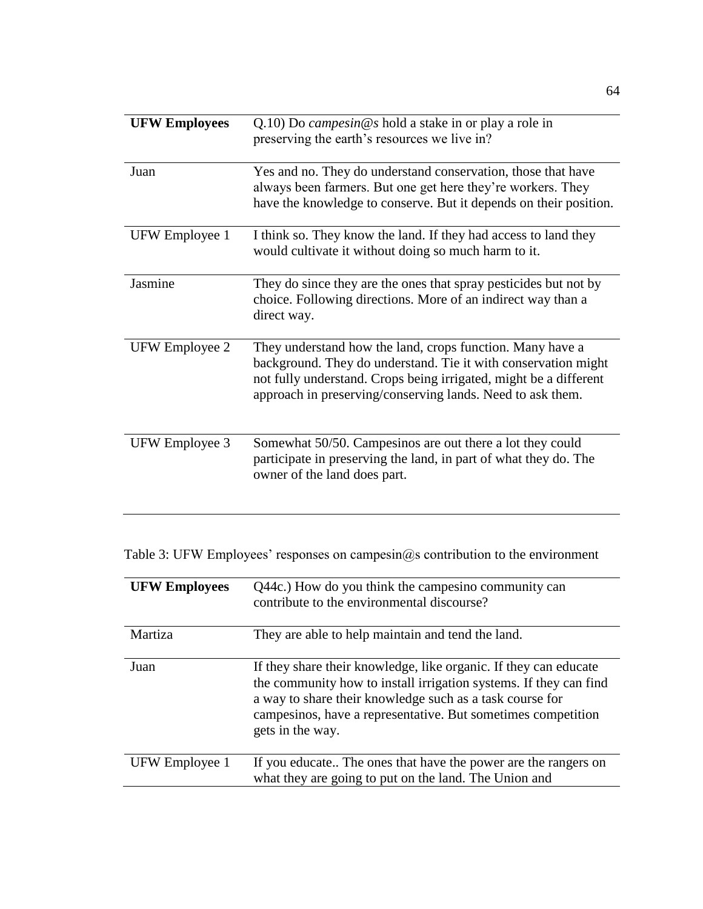| **UFW Employees** | Q.10) Do *campesin@s* hold a stake in or play a role in preserving the earth's resources we live in? |
|---|---|
| Juan | Yes and no. They do understand conservation, those that have always been farmers. But one get here they're workers. They have the knowledge to conserve. But it depends on their position. |
| UFW Employee 1 | I think so. They know the land. If they had access to land they would cultivate it without doing so much harm to it. |
| Jasmine | They do since they are the ones that spray pesticides but not by choice. Following directions. More of an indirect way than a direct way. |
| UFW Employee 2 | They understand how the land, crops function. Many have a background. They do understand. Tie it with conservation might not fully understand. Crops being irrigated, might be a different approach in preserving/conserving lands. Need to ask them. |
| UFW Employee 3 | Somewhat 50/50. Campesinos are out there a lot they could participate in preserving the land, in part of what they do. The owner of the land does part. |

Table 3: UFW Employees' responses on campesin@s contribution to the environment

| **UFW Employees** | Q44c.) How do you think the campesino community can contribute to the environmental discourse? |
|---|---|
| Martiza | They are able to help maintain and tend the land. |
| Juan | If they share their knowledge, like organic. If they can educate the community how to install irrigation systems. If they can find a way to share their knowledge such as a task course for campesinos, have a representative. But sometimes competition gets in the way. |
| UFW Employee 1 | If you educate.. The ones that have the power are the rangers on what they are going to put on the land. The Union and |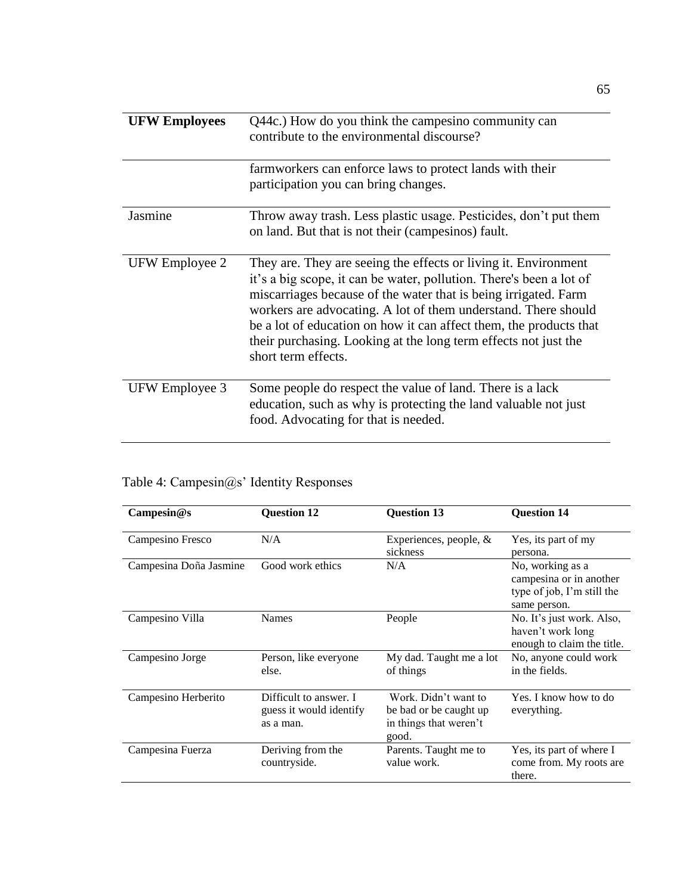| **UFW Employees** | Q44c.) How do you think the campesino community can contribute to the environmental discourse? |
|---|---|
| | farmworkers can enforce laws to protect lands with their participation you can bring changes. |
| Jasmine | Throw away trash. Less plastic usage. Pesticides, don't put them on land. But that is not their (campesinos) fault. |
| UFW Employee 2 | They are. They are seeing the effects or living it. Environment it's a big scope, it can be water, pollution. There's been a lot of miscarriages because of the water that is being irrigated. Farm workers are advocating. A lot of them understand. There should be a lot of education on how it can affect them, the products that their purchasing. Looking at the long term effects not just the short term effects. |
| UFW Employee 3 | Some people do respect the value of land. There is a lack education, such as why is protecting the land valuable not just food. Advocating for that is needed. |

Table 4: Campesin@s' Identity Responses

| **Campesin@s** | **Question 12** | **Question 13** | **Question 14** |
|---|---|---|---|
| Campesino Fresco | N/A | Experiences, people, & sickness | Yes, its part of my persona. |
| Campesina Doña Jasmine | Good work ethics | N/A | No, working as a campesina or in another type of job, I'm still the same person. |
| Campesino Villa | Names | People | No. It's just work. Also, haven't work long enough to claim the title. |
| Campesino Jorge | Person, like everyone else. | My dad. Taught me a lot of things | No, anyone could work in the fields. |
| Campesino Herberito | Difficult to answer. I guess it would identify as a man. | Work. Didn't want to be bad or be caught up in things that weren't good. | Yes. I know how to do everything. |
| Campesina Fuerza | Deriving from the countryside. | Parents. Taught me to value work. | Yes, its part of where I come from. My roots are there. |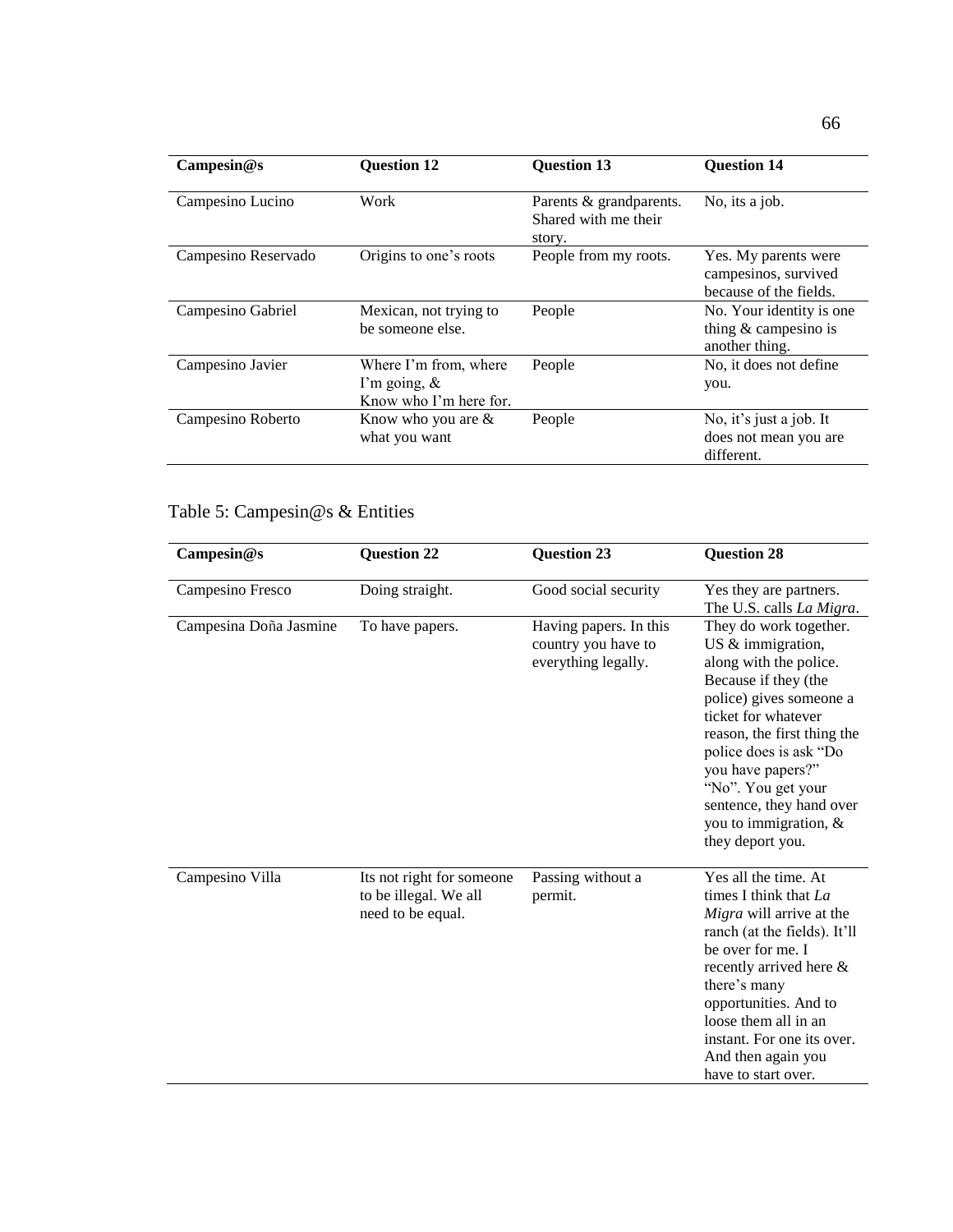| Campesin@s | Question 12 | Question 13 | Question 14 |
|---|---|---|---|
| Campesino Lucino | Work | Parents & grandparents. Shared with me their story. | No, its a job. |
| Campesino Reservado | Origins to one's roots | People from my roots. | Yes. My parents were campesinos, survived because of the fields. |
| Campesino Gabriel | Mexican, not trying to be someone else. | People | No. Your identity is one thing & campesino is another thing. |
| Campesino Javier | Where I'm from, where I'm going, & Know who I'm here for. | People | No, it does not define you. |
| Campesino Roberto | Know who you are & what you want | People | No, it's just a job. It does not mean you are different. |

Table 5: Campesin@s & Entities

| Campesin@s | Question 22 | Question 23 | Question 28 |
|---|---|---|---|
| Campesino Fresco | Doing straight. | Good social security | Yes they are partners. The U.S. calls *La Migra*. |
| Campesina Doña Jasmine | To have papers. | Having papers. In this country you have to everything legally. | They do work together. US & immigration, along with the police. Because if they (the police) gives someone a ticket for whatever reason, the first thing the police does is ask "Do you have papers?" "No". You get your sentence, they hand over you to immigration, & they deport you. |
| Campesino Villa | Its not right for someone to be illegal. We all need to be equal. | Passing without a permit. | Yes all the time. At times I think that *La Migra* will arrive at the ranch (at the fields). It'll be over for me. I recently arrived here & there's many opportunities. And to loose them all in an instant. For one its over. And then again you have to start over. |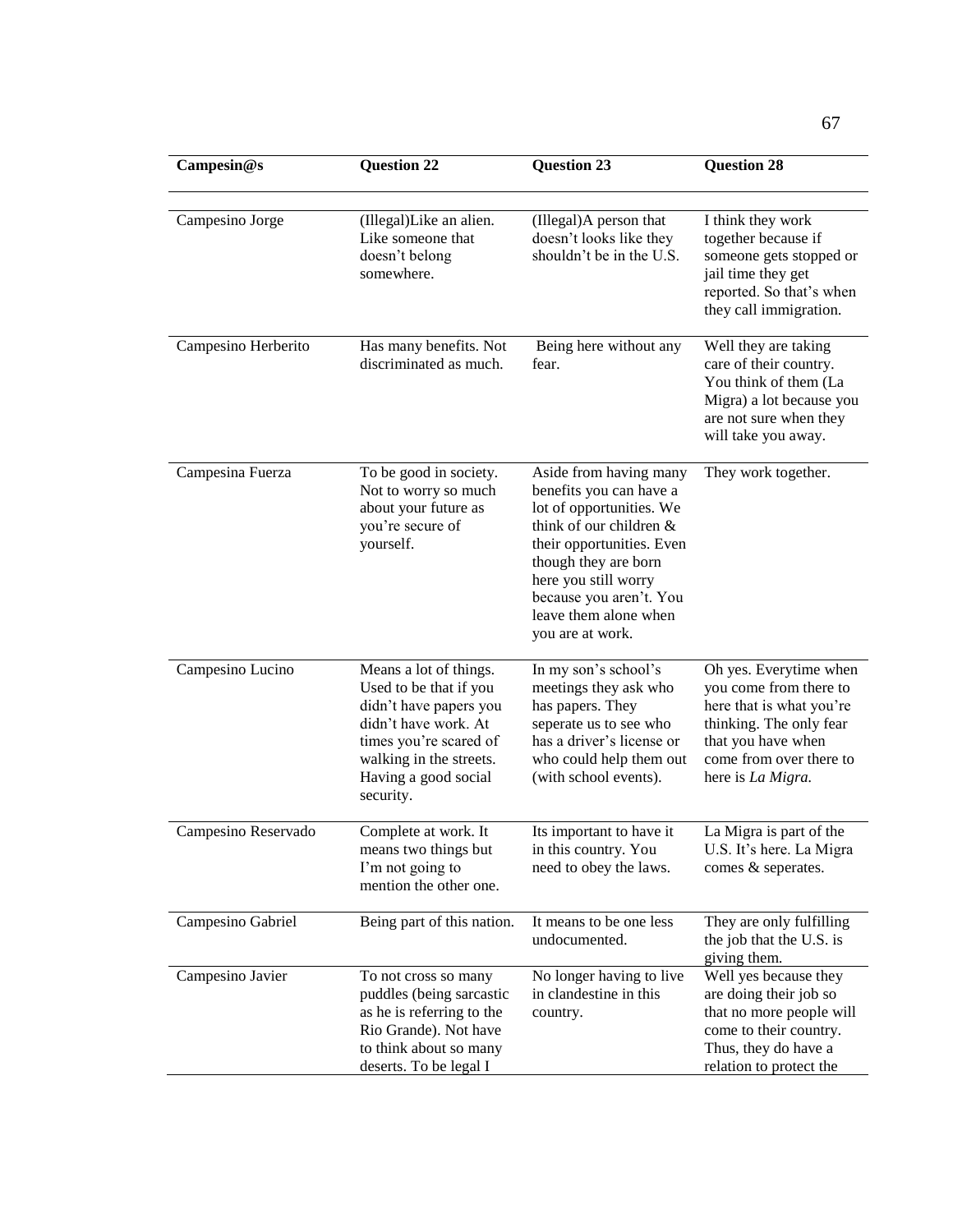| Campesin@s | Question 22 | Question 23 | Question 28 |
|---|---|---|---|
| Campesino Jorge | (Illegal)Like an alien. Like someone that doesn't belong somewhere. | (Illegal)A person that doesn't looks like they shouldn't be in the U.S. | I think they work together because if someone gets stopped or jail time they get reported. So that's when they call immigration. |
| Campesino Herberito | Has many benefits. Not discriminated as much. | Being here without any fear. | Well they are taking care of their country. You think of them (La Migra) a lot because you are not sure when they will take you away. |
| Campesina Fuerza | To be good in society. Not to worry so much about your future as you're secure of yourself. | Aside from having many benefits you can have a lot of opportunities. We think of our children & their opportunities. Even though they are born here you still worry because you aren't. You leave them alone when you are at work. | They work together. |
| Campesino Lucino | Means a lot of things. Used to be that if you didn't have papers you didn't have work. At times you're scared of walking in the streets. Having a good social security. | In my son's school's meetings they ask who has papers. They seperate us to see who has a driver's license or who could help them out (with school events). | Oh yes. Everytime when you come from there to here that is what you're thinking. The only fear that you have when come from over there to here is *La Migra.* |
| Campesino Reservado | Complete at work. It means two things but I'm not going to mention the other one. | Its important to have it in this country. You need to obey the laws. | La Migra is part of the U.S. It's here. La Migra comes & seperates. |
| Campesino Gabriel | Being part of this nation. | It means to be one less undocumented. | They are only fulfilling the job that the U.S. is giving them. |
| Campesino Javier | To not cross so many puddles (being sarcastic as he is referring to the Rio Grande). Not have to think about so many deserts. To be legal I | No longer having to live in clandestine in this country. | Well yes because they are doing their job so that no more people will come to their country. Thus, they do have a relation to protect the |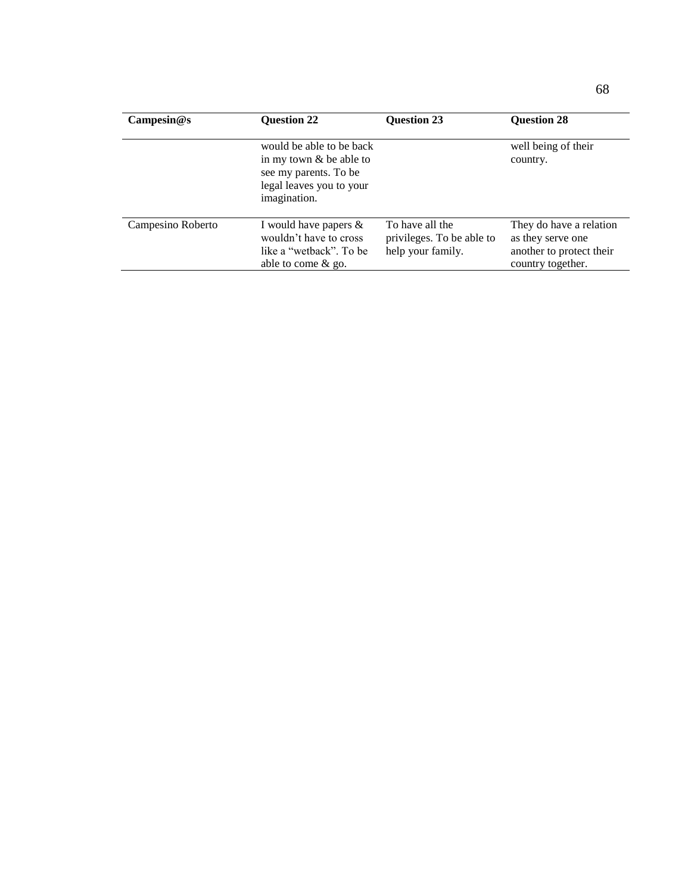| Campesin@s | Question 22 | Question 23 | Question 28 |
|---|---|---|---|
| | would be able to be back in my town & be able to see my parents. To be legal leaves you to your imagination. | | well being of their country. |
| Campesino Roberto | I would have papers & wouldn't have to cross like a "wetback". To be able to come & go. | To have all the privileges. To be able to help your family. | They do have a relation as they serve one another to protect their country together. |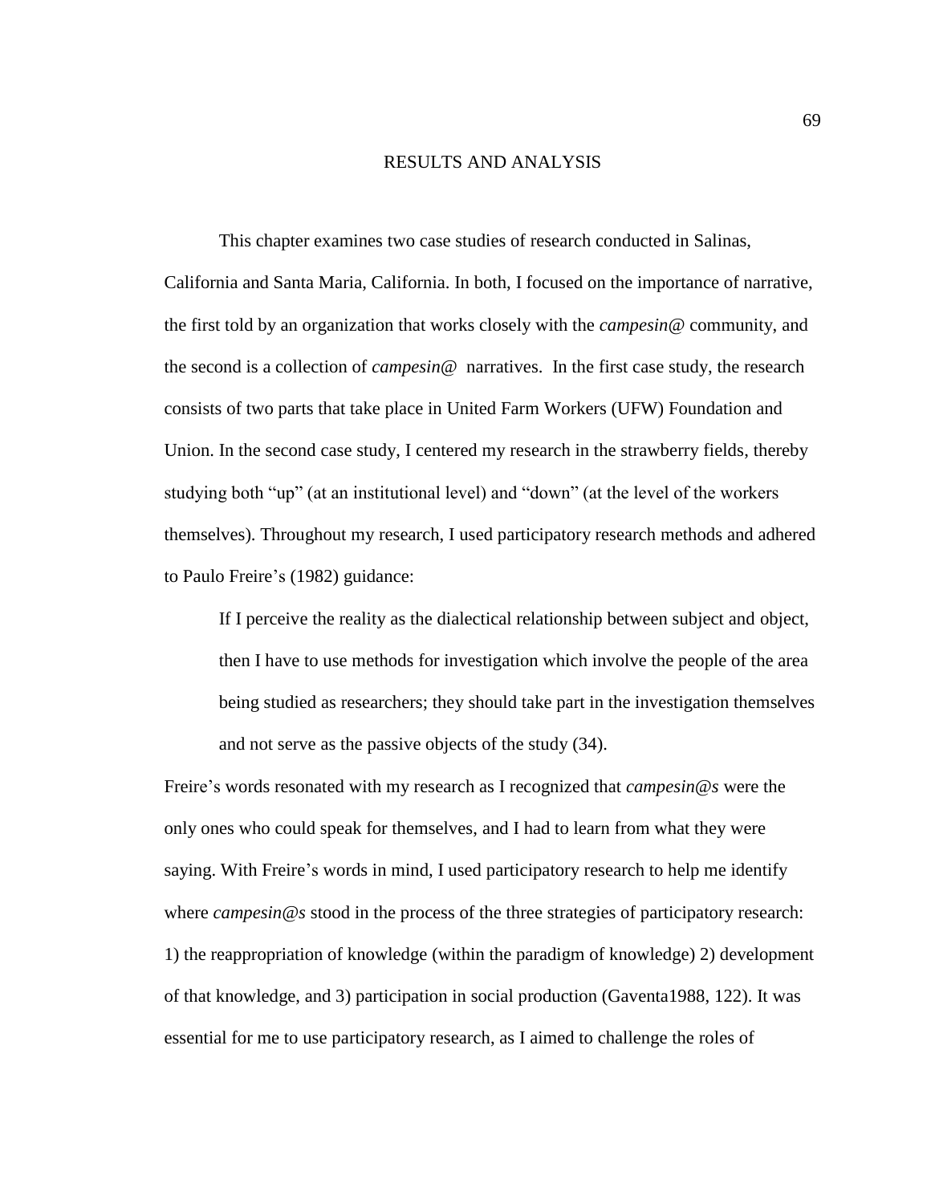# RESULTS AND ANALYSIS

This chapter examines two case studies of research conducted in Salinas, California and Santa Maria, California. In both, I focused on the importance of narrative, the first told by an organization that works closely with the *campesin@* community, and the second is a collection of *campesin@* narratives. In the first case study, the research consists of two parts that take place in United Farm Workers (UFW) Foundation and Union. In the second case study, I centered my research in the strawberry fields, thereby studying both "up" (at an institutional level) and "down" (at the level of the workers themselves). Throughout my research, I used participatory research methods and adhered to Paulo Freire's (1982) guidance:

> If I perceive the reality as the dialectical relationship between subject and object, then I have to use methods for investigation which involve the people of the area being studied as researchers; they should take part in the investigation themselves and not serve as the passive objects of the study (34).

Freire's words resonated with my research as I recognized that *campesin@s* were the only ones who could speak for themselves, and I had to learn from what they were saying. With Freire's words in mind, I used participatory research to help me identify where *campesin@s* stood in the process of the three strategies of participatory research: 1) the reappropriation of knowledge (within the paradigm of knowledge) 2) development of that knowledge, and 3) participation in social production (Gaventa1988, 122). It was essential for me to use participatory research, as I aimed to challenge the roles of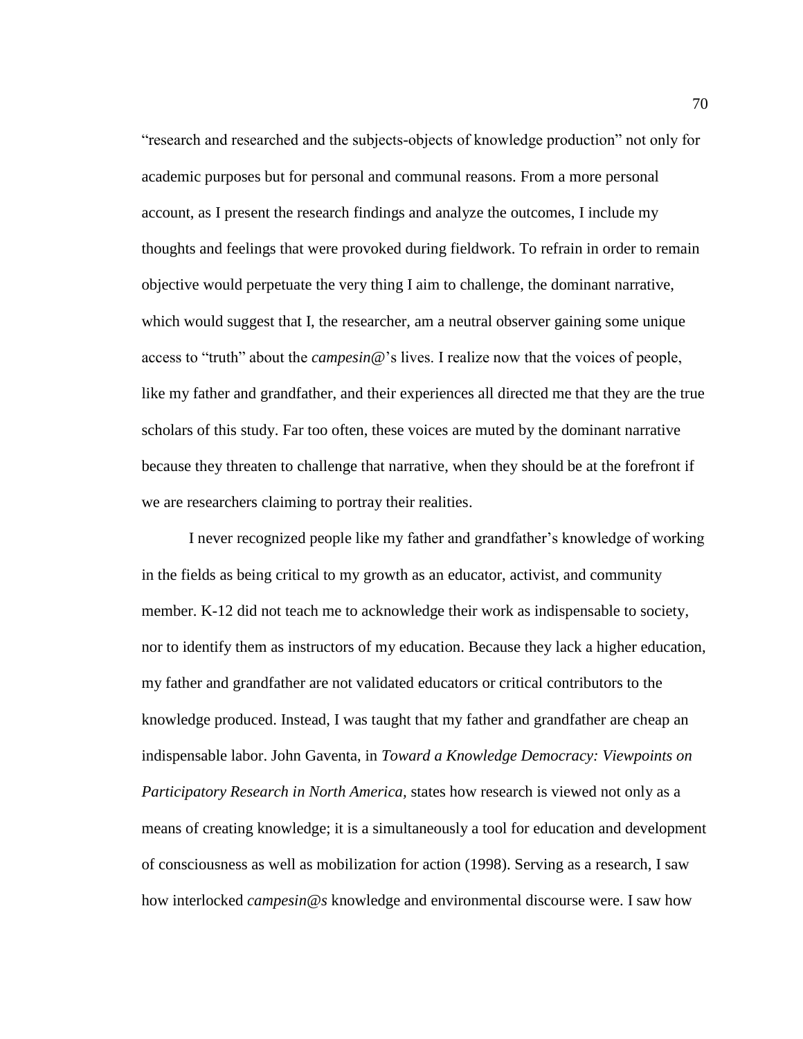"research and researched and the subjects-objects of knowledge production" not only for academic purposes but for personal and communal reasons. From a more personal account, as I present the research findings and analyze the outcomes, I include my thoughts and feelings that were provoked during fieldwork. To refrain in order to remain objective would perpetuate the very thing I aim to challenge, the dominant narrative, which would suggest that I, the researcher, am a neutral observer gaining some unique access to "truth" about the *campesin@*'s lives. I realize now that the voices of people, like my father and grandfather, and their experiences all directed me that they are the true scholars of this study. Far too often, these voices are muted by the dominant narrative because they threaten to challenge that narrative, when they should be at the forefront if we are researchers claiming to portray their realities.

I never recognized people like my father and grandfather's knowledge of working in the fields as being critical to my growth as an educator, activist, and community member. K-12 did not teach me to acknowledge their work as indispensable to society, nor to identify them as instructors of my education. Because they lack a higher education, my father and grandfather are not validated educators or critical contributors to the knowledge produced. Instead, I was taught that my father and grandfather are cheap an indispensable labor. John Gaventa, in *Toward a Knowledge Democracy: Viewpoints on Participatory Research in North America*, states how research is viewed not only as a means of creating knowledge; it is a simultaneously a tool for education and development of consciousness as well as mobilization for action (1998). Serving as a research, I saw how interlocked *campesin@s* knowledge and environmental discourse were. I saw how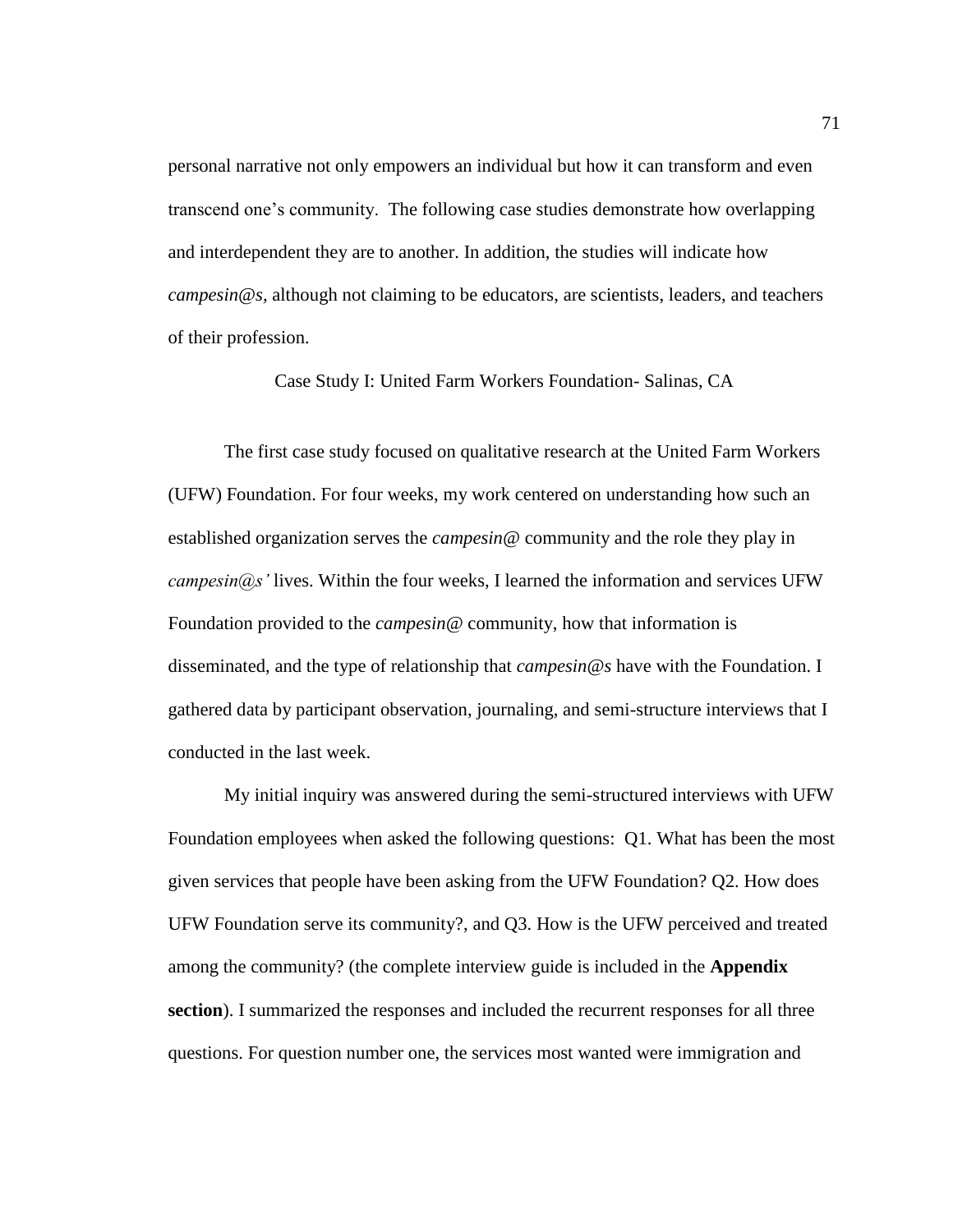personal narrative not only empowers an individual but how it can transform and even transcend one's community. The following case studies demonstrate how overlapping and interdependent they are to another. In addition, the studies will indicate how *campesin@s*, although not claiming to be educators, are scientists, leaders, and teachers of their profession.

## Case Study I: United Farm Workers Foundation- Salinas, CA

The first case study focused on qualitative research at the United Farm Workers (UFW) Foundation. For four weeks, my work centered on understanding how such an established organization serves the *campesin@* community and the role they play in *campesin@s'* lives. Within the four weeks, I learned the information and services UFW Foundation provided to the *campesin@* community, how that information is disseminated, and the type of relationship that *campesin@s* have with the Foundation. I gathered data by participant observation, journaling, and semi-structure interviews that I conducted in the last week.

My initial inquiry was answered during the semi-structured interviews with UFW Foundation employees when asked the following questions: Q1. What has been the most given services that people have been asking from the UFW Foundation? Q2. How does UFW Foundation serve its community?, and Q3. How is the UFW perceived and treated among the community? (the complete interview guide is included in the **Appendix section**). I summarized the responses and included the recurrent responses for all three questions. For question number one, the services most wanted were immigration and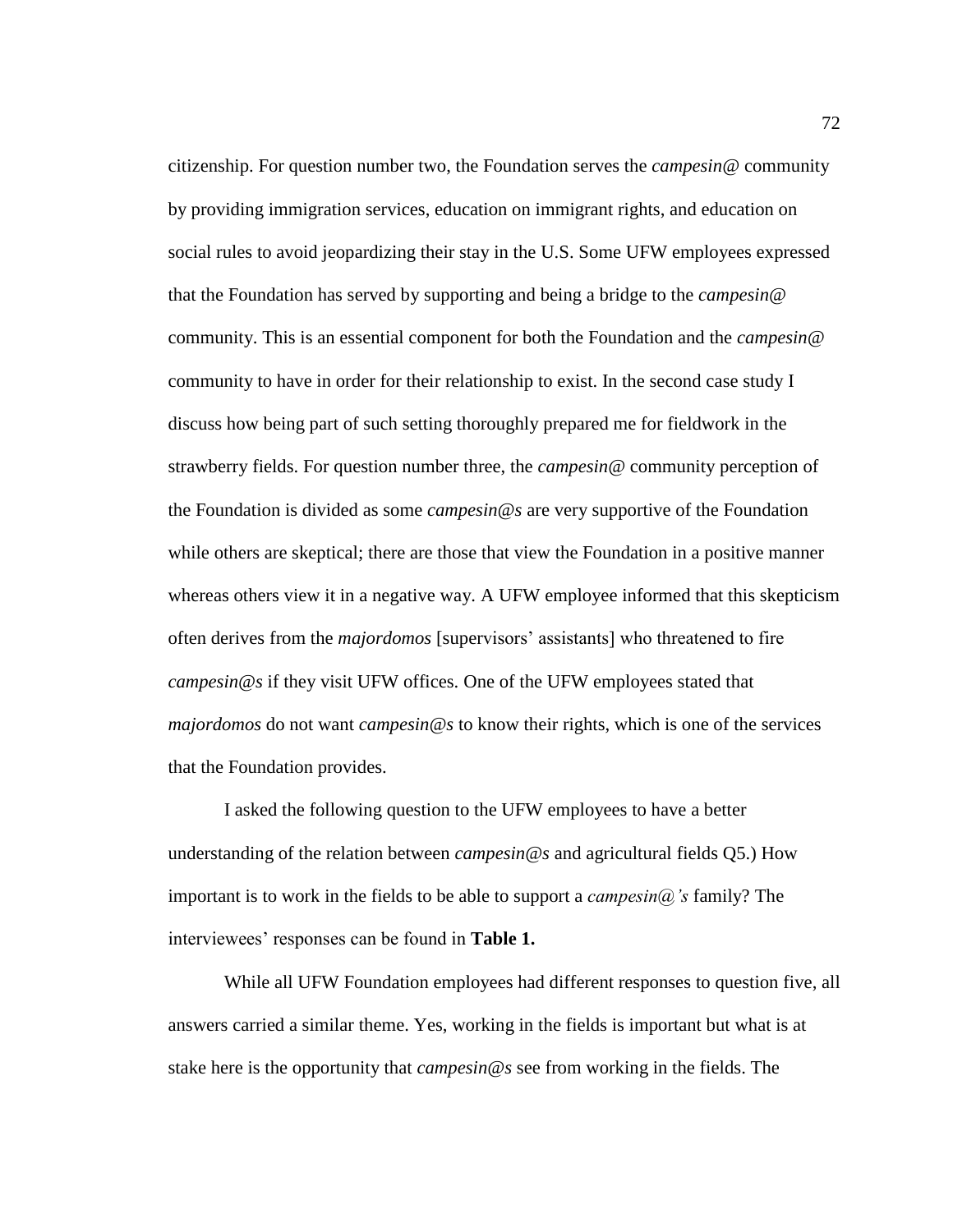citizenship. For question number two, the Foundation serves the *campesin@* community by providing immigration services, education on immigrant rights, and education on social rules to avoid jeopardizing their stay in the U.S. Some UFW employees expressed that the Foundation has served by supporting and being a bridge to the *campesin@* community. This is an essential component for both the Foundation and the *campesin@* community to have in order for their relationship to exist. In the second case study I discuss how being part of such setting thoroughly prepared me for fieldwork in the strawberry fields. For question number three, the *campesin@* community perception of the Foundation is divided as some *campesin@s* are very supportive of the Foundation while others are skeptical; there are those that view the Foundation in a positive manner whereas others view it in a negative way. A UFW employee informed that this skepticism often derives from the *majordomos* [supervisors' assistants] who threatened to fire *campesin@s* if they visit UFW offices. One of the UFW employees stated that *majordomos* do not want *campesin@s* to know their rights, which is one of the services that the Foundation provides.

I asked the following question to the UFW employees to have a better understanding of the relation between *campesin@s* and agricultural fields Q5.) How important is to work in the fields to be able to support a *campesin@'s* family? The interviewees' responses can be found in **Table 1.**

While all UFW Foundation employees had different responses to question five, all answers carried a similar theme. Yes, working in the fields is important but what is at stake here is the opportunity that *campesin@s* see from working in the fields. The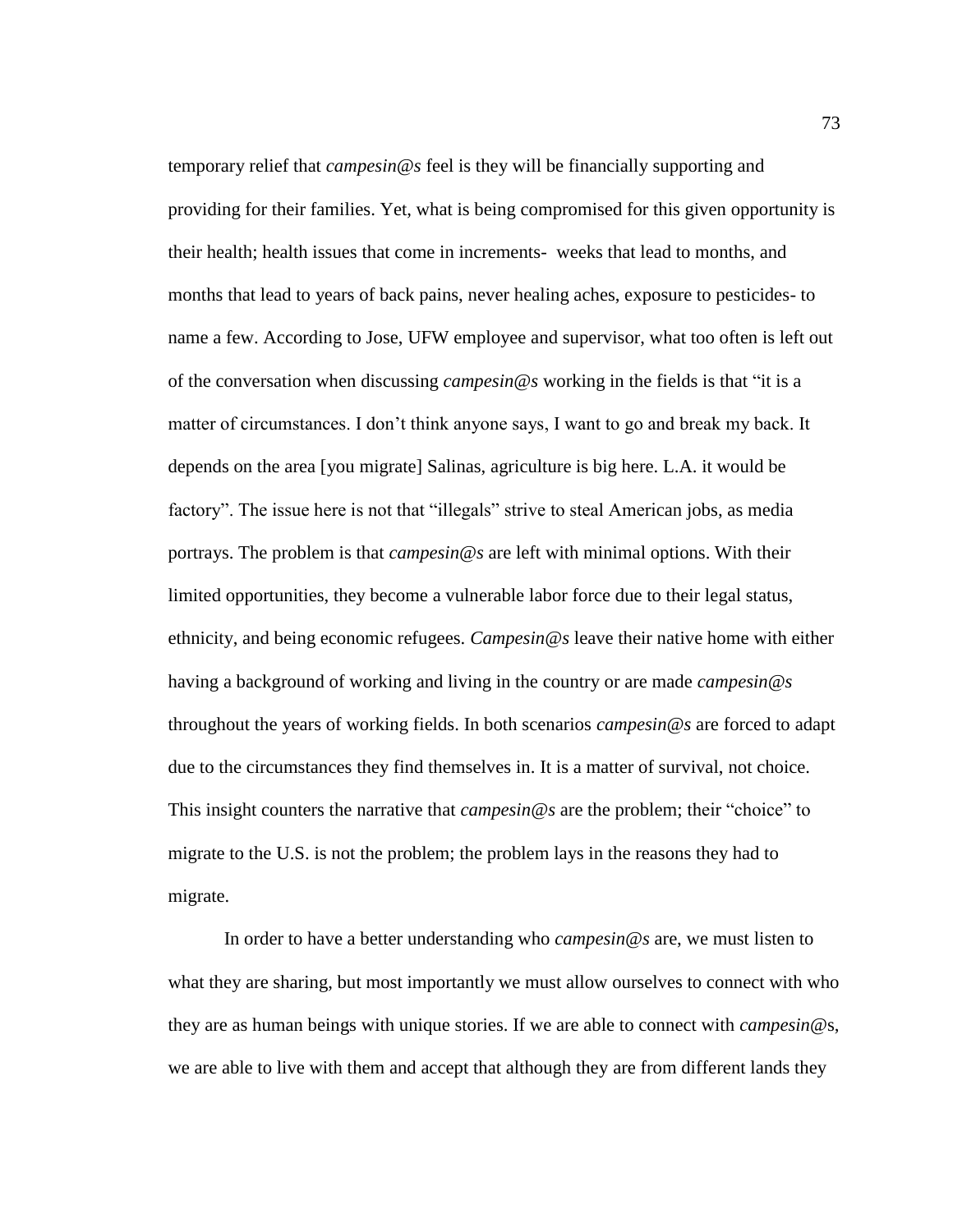temporary relief that *campesin@s* feel is they will be financially supporting and providing for their families. Yet, what is being compromised for this given opportunity is their health; health issues that come in increments- weeks that lead to months, and months that lead to years of back pains, never healing aches, exposure to pesticides- to name a few. According to Jose, UFW employee and supervisor, what too often is left out of the conversation when discussing *campesin@s* working in the fields is that "it is a matter of circumstances. I don't think anyone says, I want to go and break my back. It depends on the area [you migrate] Salinas, agriculture is big here. L.A. it would be factory". The issue here is not that "illegals" strive to steal American jobs, as media portrays. The problem is that *campesin@s* are left with minimal options. With their limited opportunities, they become a vulnerable labor force due to their legal status, ethnicity, and being economic refugees. *Campesin@s* leave their native home with either having a background of working and living in the country or are made *campesin@s* throughout the years of working fields. In both scenarios *campesin@s* are forced to adapt due to the circumstances they find themselves in. It is a matter of survival, not choice. This insight counters the narrative that *campesin@s* are the problem; their "choice" to migrate to the U.S. is not the problem; the problem lays in the reasons they had to migrate.

In order to have a better understanding who *campesin@s* are, we must listen to what they are sharing, but most importantly we must allow ourselves to connect with who they are as human beings with unique stories. If we are able to connect with *campesin*@s, we are able to live with them and accept that although they are from different lands they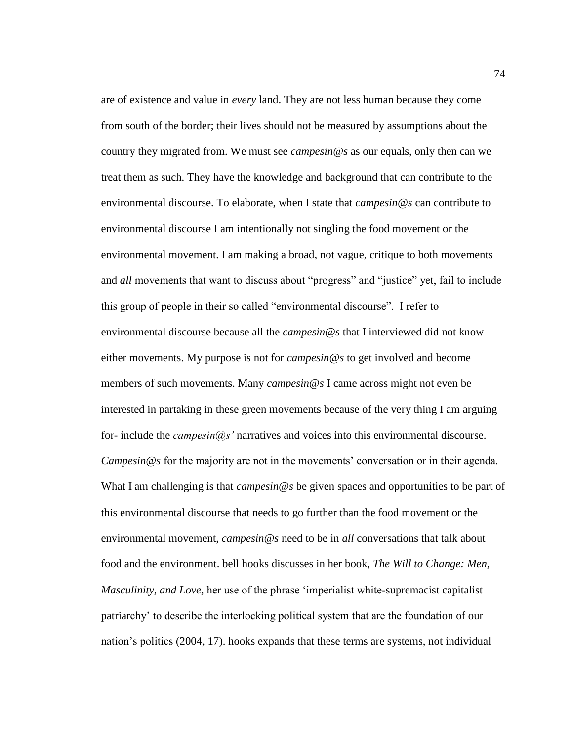are of existence and value in *every* land. They are not less human because they come from south of the border; their lives should not be measured by assumptions about the country they migrated from. We must see *campesin@s* as our equals, only then can we treat them as such. They have the knowledge and background that can contribute to the environmental discourse. To elaborate, when I state that *campesin@s* can contribute to environmental discourse I am intentionally not singling the food movement or the environmental movement. I am making a broad, not vague, critique to both movements and *all* movements that want to discuss about "progress" and "justice" yet, fail to include this group of people in their so called "environmental discourse". I refer to environmental discourse because all the *campesin@s* that I interviewed did not know either movements. My purpose is not for *campesin@s* to get involved and become members of such movements. Many *campesin@s* I came across might not even be interested in partaking in these green movements because of the very thing I am arguing for- include the *campesin@s'* narratives and voices into this environmental discourse. *Campesin@s* for the majority are not in the movements' conversation or in their agenda. What I am challenging is that *campesin@s* be given spaces and opportunities to be part of this environmental discourse that needs to go further than the food movement or the environmental movement, *campesin@s* need to be in *all* conversations that talk about food and the environment. bell hooks discusses in her book, *The Will to Change: Men, Masculinity, and Love*, her use of the phrase 'imperialist white-supremacist capitalist patriarchy' to describe the interlocking political system that are the foundation of our nation's politics (2004, 17). hooks expands that these terms are systems, not individual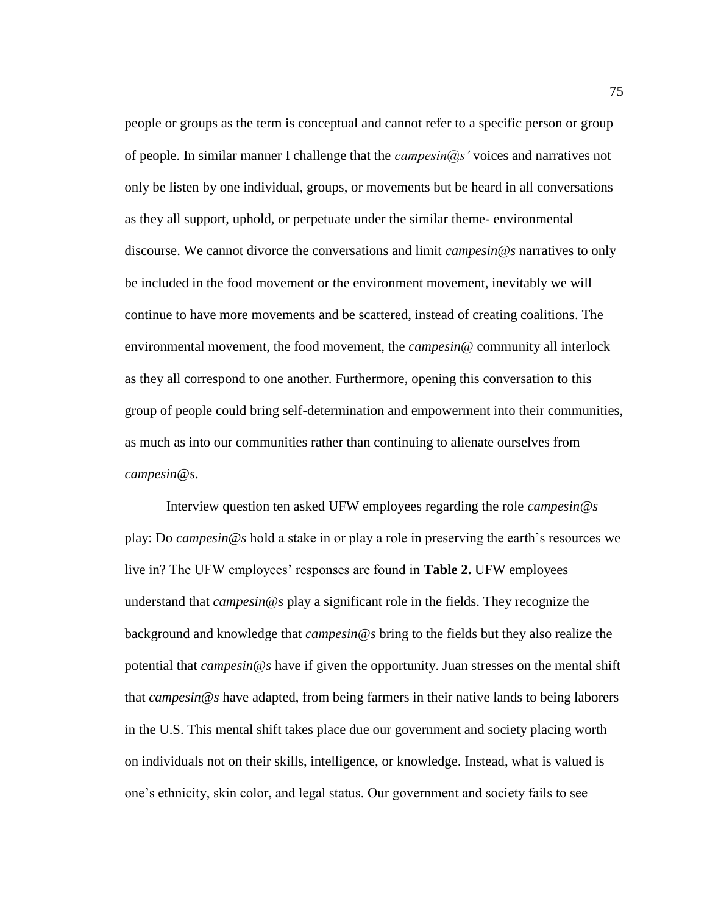people or groups as the term is conceptual and cannot refer to a specific person or group of people. In similar manner I challenge that the *campesin@s'* voices and narratives not only be listen by one individual, groups, or movements but be heard in all conversations as they all support, uphold, or perpetuate under the similar theme- environmental discourse. We cannot divorce the conversations and limit *campesin@s* narratives to only be included in the food movement or the environment movement, inevitably we will continue to have more movements and be scattered, instead of creating coalitions. The environmental movement, the food movement, the *campesin@* community all interlock as they all correspond to one another. Furthermore, opening this conversation to this group of people could bring self-determination and empowerment into their communities, as much as into our communities rather than continuing to alienate ourselves from *campesin@s*.

Interview question ten asked UFW employees regarding the role *campesin@s* play: Do *campesin@s* hold a stake in or play a role in preserving the earth's resources we live in? The UFW employees' responses are found in **Table 2.** UFW employees understand that *campesin@s* play a significant role in the fields. They recognize the background and knowledge that *campesin@s* bring to the fields but they also realize the potential that *campesin@s* have if given the opportunity. Juan stresses on the mental shift that *campesin@s* have adapted, from being farmers in their native lands to being laborers in the U.S. This mental shift takes place due our government and society placing worth on individuals not on their skills, intelligence, or knowledge. Instead, what is valued is one's ethnicity, skin color, and legal status. Our government and society fails to see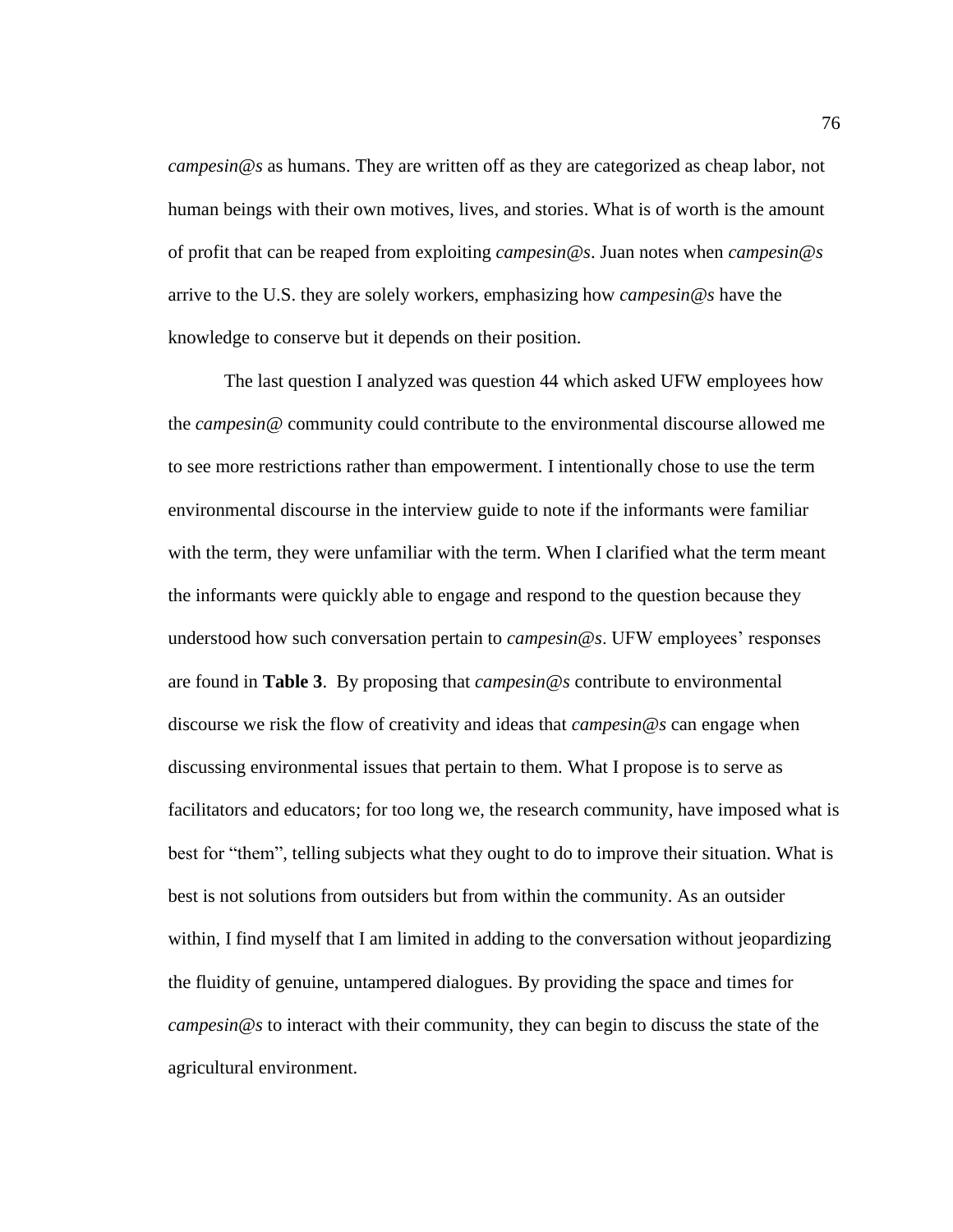*campesin@s* as humans. They are written off as they are categorized as cheap labor, not human beings with their own motives, lives, and stories. What is of worth is the amount of profit that can be reaped from exploiting *campesin@s*. Juan notes when *campesin@s* arrive to the U.S. they are solely workers, emphasizing how *campesin@s* have the knowledge to conserve but it depends on their position.

The last question I analyzed was question 44 which asked UFW employees how the *campesin@* community could contribute to the environmental discourse allowed me to see more restrictions rather than empowerment. I intentionally chose to use the term environmental discourse in the interview guide to note if the informants were familiar with the term, they were unfamiliar with the term. When I clarified what the term meant the informants were quickly able to engage and respond to the question because they understood how such conversation pertain to *campesin@s*. UFW employees' responses are found in **Table 3**. By proposing that *campesin@s* contribute to environmental discourse we risk the flow of creativity and ideas that *campesin@s* can engage when discussing environmental issues that pertain to them. What I propose is to serve as facilitators and educators; for too long we, the research community, have imposed what is best for "them", telling subjects what they ought to do to improve their situation. What is best is not solutions from outsiders but from within the community. As an outsider within, I find myself that I am limited in adding to the conversation without jeopardizing the fluidity of genuine, untampered dialogues. By providing the space and times for *campesin@s* to interact with their community, they can begin to discuss the state of the agricultural environment.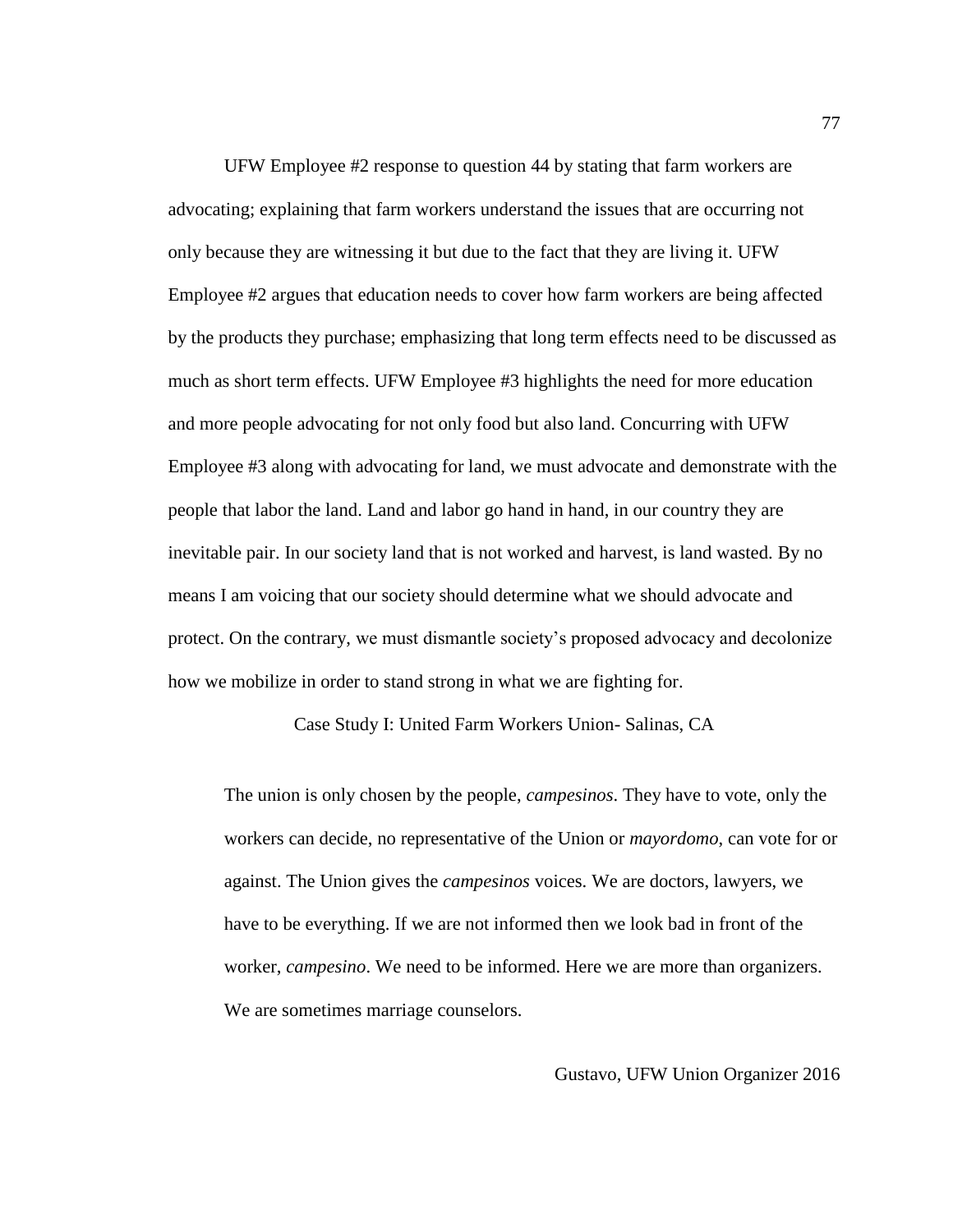UFW Employee #2 response to question 44 by stating that farm workers are advocating; explaining that farm workers understand the issues that are occurring not only because they are witnessing it but due to the fact that they are living it. UFW Employee #2 argues that education needs to cover how farm workers are being affected by the products they purchase; emphasizing that long term effects need to be discussed as much as short term effects. UFW Employee #3 highlights the need for more education and more people advocating for not only food but also land. Concurring with UFW Employee #3 along with advocating for land, we must advocate and demonstrate with the people that labor the land. Land and labor go hand in hand, in our country they are inevitable pair. In our society land that is not worked and harvest, is land wasted. By no means I am voicing that our society should determine what we should advocate and protect. On the contrary, we must dismantle society's proposed advocacy and decolonize how we mobilize in order to stand strong in what we are fighting for.

## Case Study I: United Farm Workers Union- Salinas, CA

> The union is only chosen by the people, *campesinos*. They have to vote, only the workers can decide, no representative of the Union or *mayordomo*, can vote for or against. The Union gives the *campesinos* voices. We are doctors, lawyers, we have to be everything. If we are not informed then we look bad in front of the worker, *campesino*. We need to be informed. Here we are more than organizers. We are sometimes marriage counselors.
>
> Gustavo, UFW Union Organizer 2016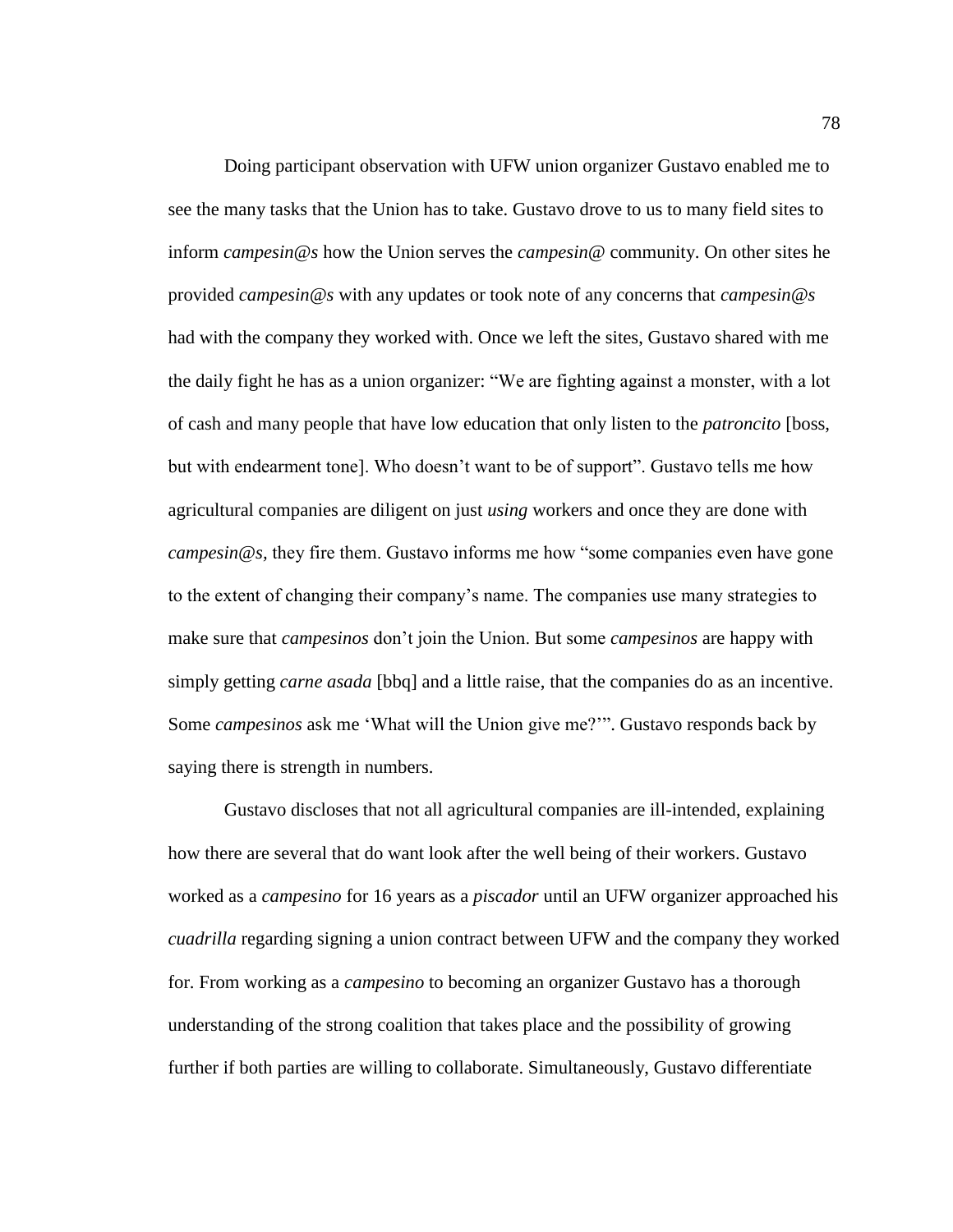Doing participant observation with UFW union organizer Gustavo enabled me to see the many tasks that the Union has to take. Gustavo drove to us to many field sites to inform *campesin@s* how the Union serves the *campesin@* community. On other sites he provided *campesin@s* with any updates or took note of any concerns that *campesin@s* had with the company they worked with. Once we left the sites, Gustavo shared with me the daily fight he has as a union organizer: "We are fighting against a monster, with a lot of cash and many people that have low education that only listen to the *patroncito* [boss, but with endearment tone]. Who doesn't want to be of support". Gustavo tells me how agricultural companies are diligent on just *using* workers and once they are done with *campesin@s,* they fire them. Gustavo informs me how "some companies even have gone to the extent of changing their company's name. The companies use many strategies to make sure that *campesinos* don't join the Union. But some *campesinos* are happy with simply getting *carne asada* [bbq] and a little raise, that the companies do as an incentive. Some *campesinos* ask me 'What will the Union give me?'". Gustavo responds back by saying there is strength in numbers.

Gustavo discloses that not all agricultural companies are ill-intended, explaining how there are several that do want look after the well being of their workers. Gustavo worked as a *campesino* for 16 years as a *piscador* until an UFW organizer approached his *cuadrilla* regarding signing a union contract between UFW and the company they worked for. From working as a *campesino* to becoming an organizer Gustavo has a thorough understanding of the strong coalition that takes place and the possibility of growing further if both parties are willing to collaborate. Simultaneously, Gustavo differentiate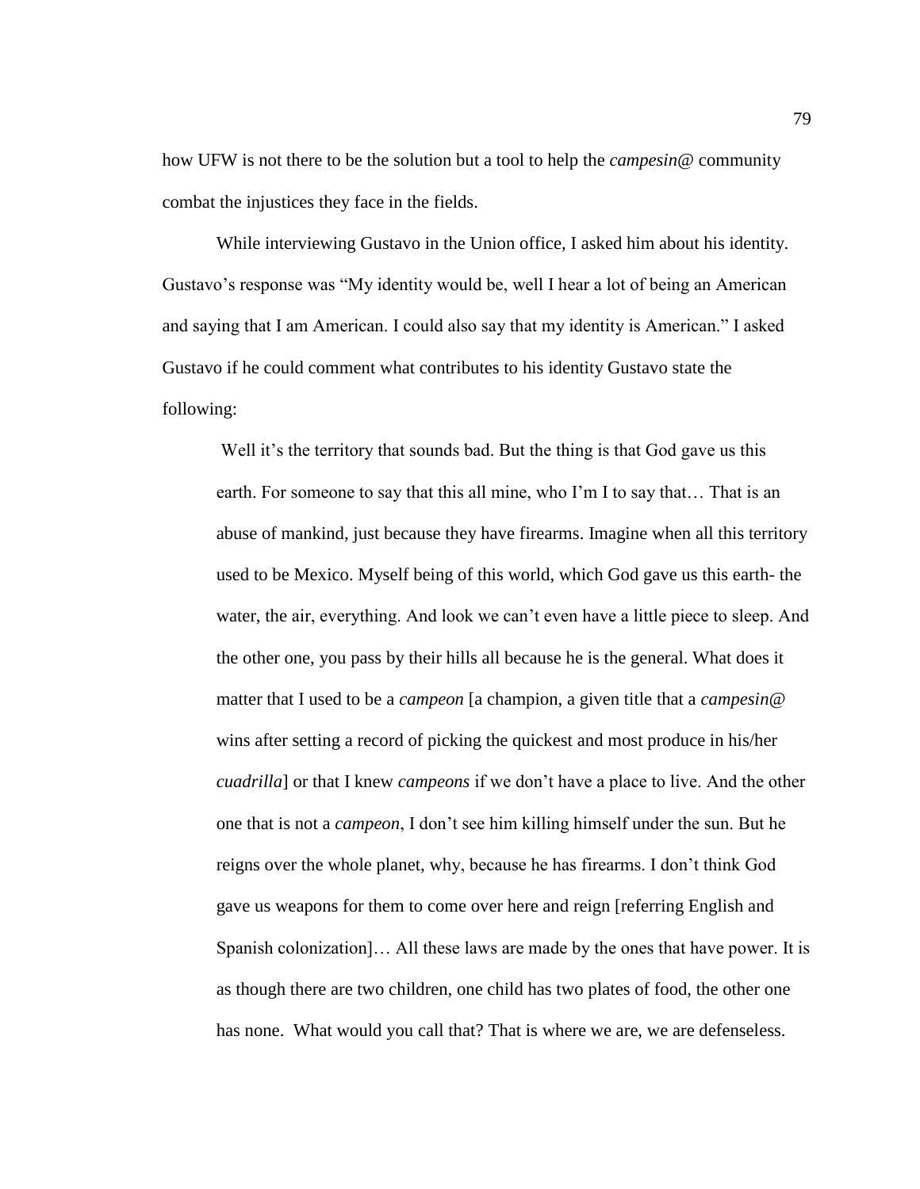how UFW is not there to be the solution but a tool to help the *campesin@* community combat the injustices they face in the fields.

While interviewing Gustavo in the Union office, I asked him about his identity. Gustavo's response was "My identity would be, well I hear a lot of being an American and saying that I am American. I could also say that my identity is American." I asked Gustavo if he could comment what contributes to his identity Gustavo state the following:

> Well it's the territory that sounds bad. But the thing is that God gave us this earth. For someone to say that this all mine, who I'm I to say that… That is an abuse of mankind, just because they have firearms. Imagine when all this territory used to be Mexico. Myself being of this world, which God gave us this earth- the water, the air, everything. And look we can't even have a little piece to sleep. And the other one, you pass by their hills all because he is the general. What does it matter that I used to be a *campeon* [a champion, a given title that a *campesin@* wins after setting a record of picking the quickest and most produce in his/her *cuadrilla*] or that I knew *campeons* if we don't have a place to live. And the other one that is not a *campeon*, I don't see him killing himself under the sun. But he reigns over the whole planet, why, because he has firearms. I don't think God gave us weapons for them to come over here and reign [referring English and Spanish colonization]… All these laws are made by the ones that have power. It is as though there are two children, one child has two plates of food, the other one has none. What would you call that? That is where we are, we are defenseless.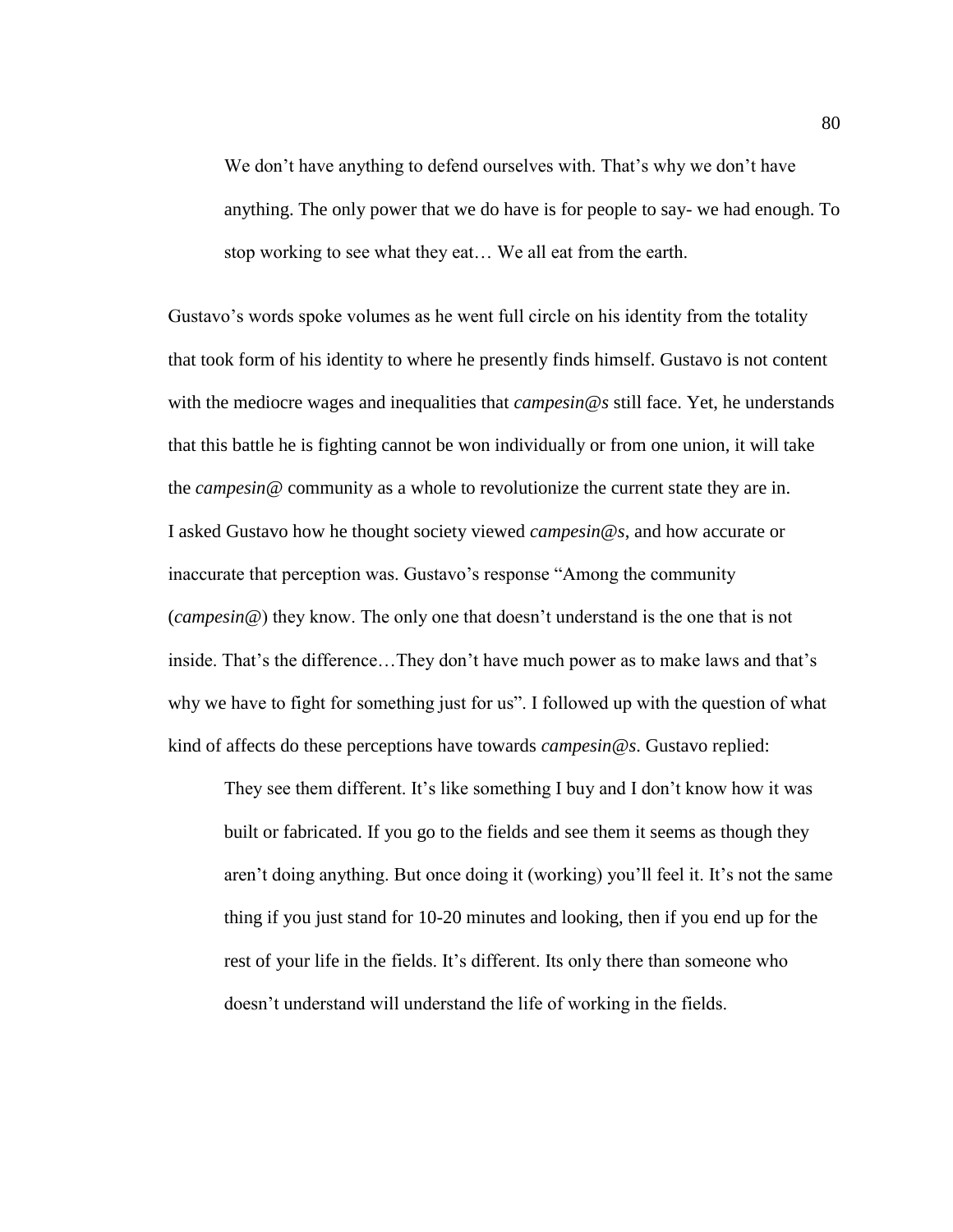> We don't have anything to defend ourselves with. That's why we don't have anything. The only power that we do have is for people to say- we had enough. To stop working to see what they eat… We all eat from the earth.

Gustavo's words spoke volumes as he went full circle on his identity from the totality that took form of his identity to where he presently finds himself. Gustavo is not content with the mediocre wages and inequalities that *campesin@s* still face. Yet, he understands that this battle he is fighting cannot be won individually or from one union, it will take the *campesin@* community as a whole to revolutionize the current state they are in.

I asked Gustavo how he thought society viewed *campesin@s*, and how accurate or inaccurate that perception was. Gustavo's response "Among the community (*campesin@*) they know. The only one that doesn't understand is the one that is not inside. That's the difference…They don't have much power as to make laws and that's why we have to fight for something just for us". I followed up with the question of what kind of affects do these perceptions have towards *campesin@s*. Gustavo replied:

> They see them different. It's like something I buy and I don't know how it was built or fabricated. If you go to the fields and see them it seems as though they aren't doing anything. But once doing it (working) you'll feel it. It's not the same thing if you just stand for 10-20 minutes and looking, then if you end up for the rest of your life in the fields. It's different. Its only there than someone who doesn't understand will understand the life of working in the fields.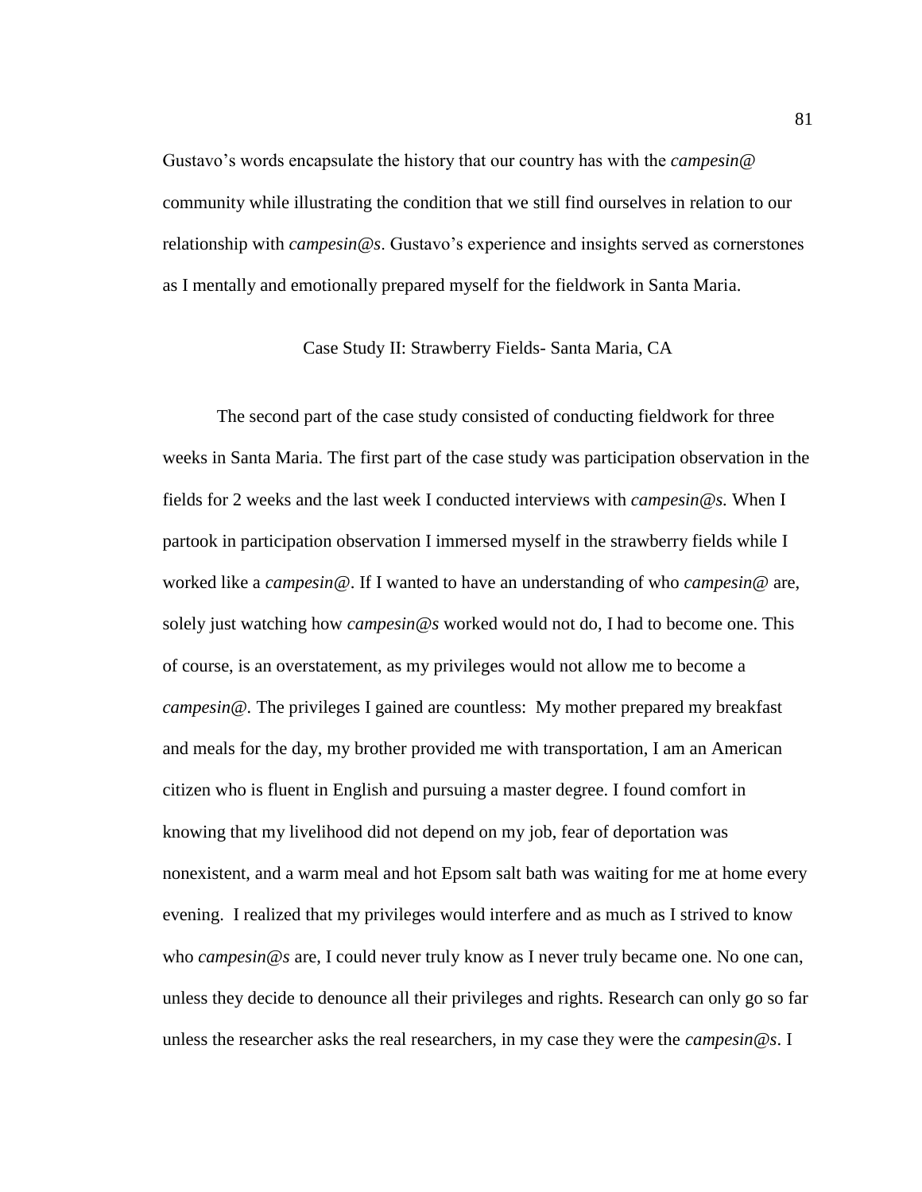Gustavo's words encapsulate the history that our country has with the *campesin@* community while illustrating the condition that we still find ourselves in relation to our relationship with *campesin@s*. Gustavo's experience and insights served as cornerstones as I mentally and emotionally prepared myself for the fieldwork in Santa Maria.

## Case Study II: Strawberry Fields- Santa Maria, CA

The second part of the case study consisted of conducting fieldwork for three weeks in Santa Maria. The first part of the case study was participation observation in the fields for 2 weeks and the last week I conducted interviews with *campesin@s.* When I partook in participation observation I immersed myself in the strawberry fields while I worked like a *campesin@*. If I wanted to have an understanding of who *campesin@* are, solely just watching how *campesin@s* worked would not do, I had to become one. This of course, is an overstatement, as my privileges would not allow me to become a *campesin@*. The privileges I gained are countless: My mother prepared my breakfast and meals for the day, my brother provided me with transportation, I am an American citizen who is fluent in English and pursuing a master degree. I found comfort in knowing that my livelihood did not depend on my job, fear of deportation was nonexistent, and a warm meal and hot Epsom salt bath was waiting for me at home every evening. I realized that my privileges would interfere and as much as I strived to know who *campesin@s* are, I could never truly know as I never truly became one. No one can, unless they decide to denounce all their privileges and rights. Research can only go so far unless the researcher asks the real researchers, in my case they were the *campesin@s*. I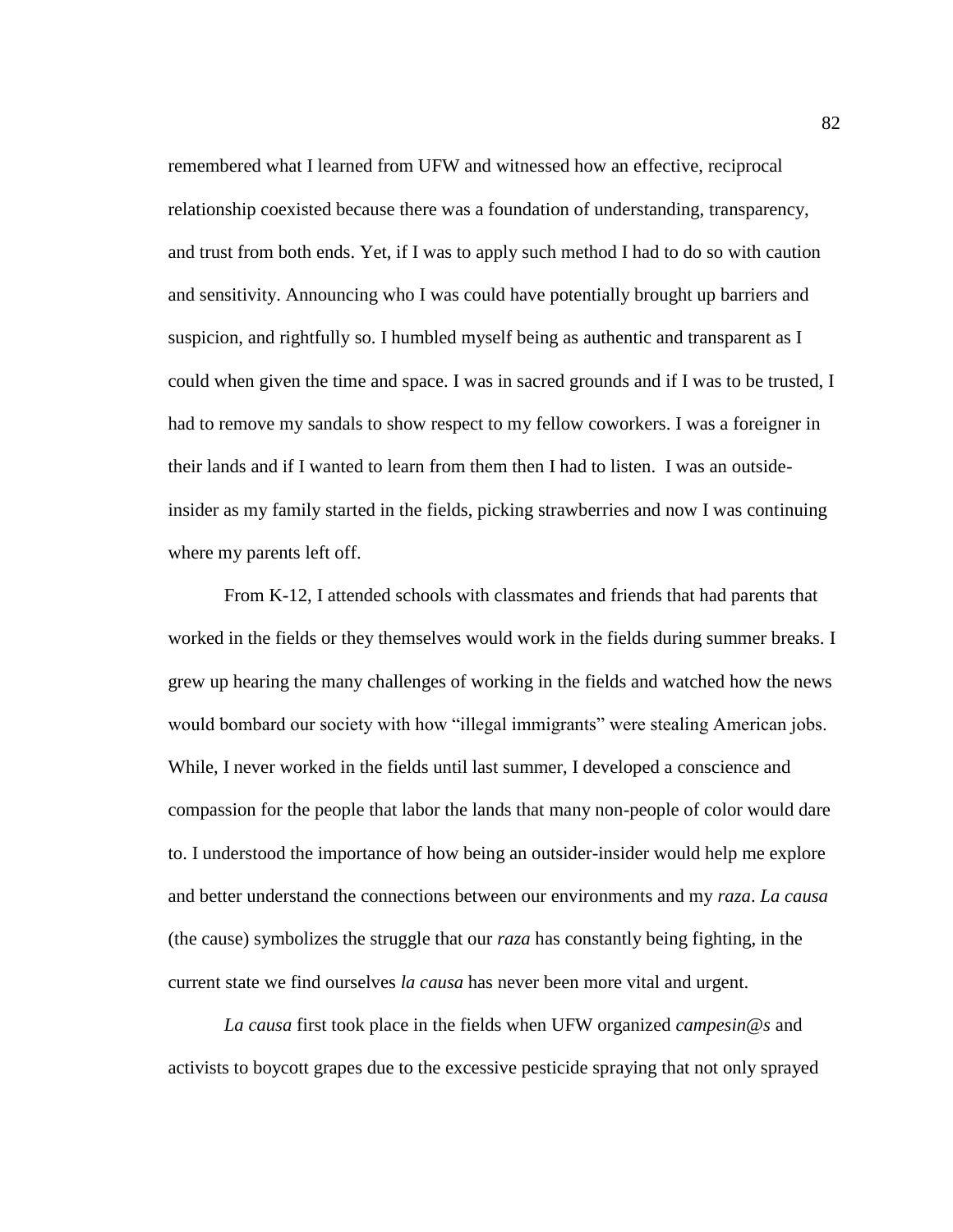remembered what I learned from UFW and witnessed how an effective, reciprocal relationship coexisted because there was a foundation of understanding, transparency, and trust from both ends. Yet, if I was to apply such method I had to do so with caution and sensitivity. Announcing who I was could have potentially brought up barriers and suspicion, and rightfully so. I humbled myself being as authentic and transparent as I could when given the time and space. I was in sacred grounds and if I was to be trusted, I had to remove my sandals to show respect to my fellow coworkers. I was a foreigner in their lands and if I wanted to learn from them then I had to listen. I was an outside-insider as my family started in the fields, picking strawberries and now I was continuing where my parents left off.

From K-12, I attended schools with classmates and friends that had parents that worked in the fields or they themselves would work in the fields during summer breaks. I grew up hearing the many challenges of working in the fields and watched how the news would bombard our society with how "illegal immigrants" were stealing American jobs. While, I never worked in the fields until last summer, I developed a conscience and compassion for the people that labor the lands that many non-people of color would dare to. I understood the importance of how being an outsider-insider would help me explore and better understand the connections between our environments and my *raza*. *La causa* (the cause) symbolizes the struggle that our *raza* has constantly being fighting, in the current state we find ourselves *la causa* has never been more vital and urgent.

*La causa* first took place in the fields when UFW organized *campesin@s* and activists to boycott grapes due to the excessive pesticide spraying that not only sprayed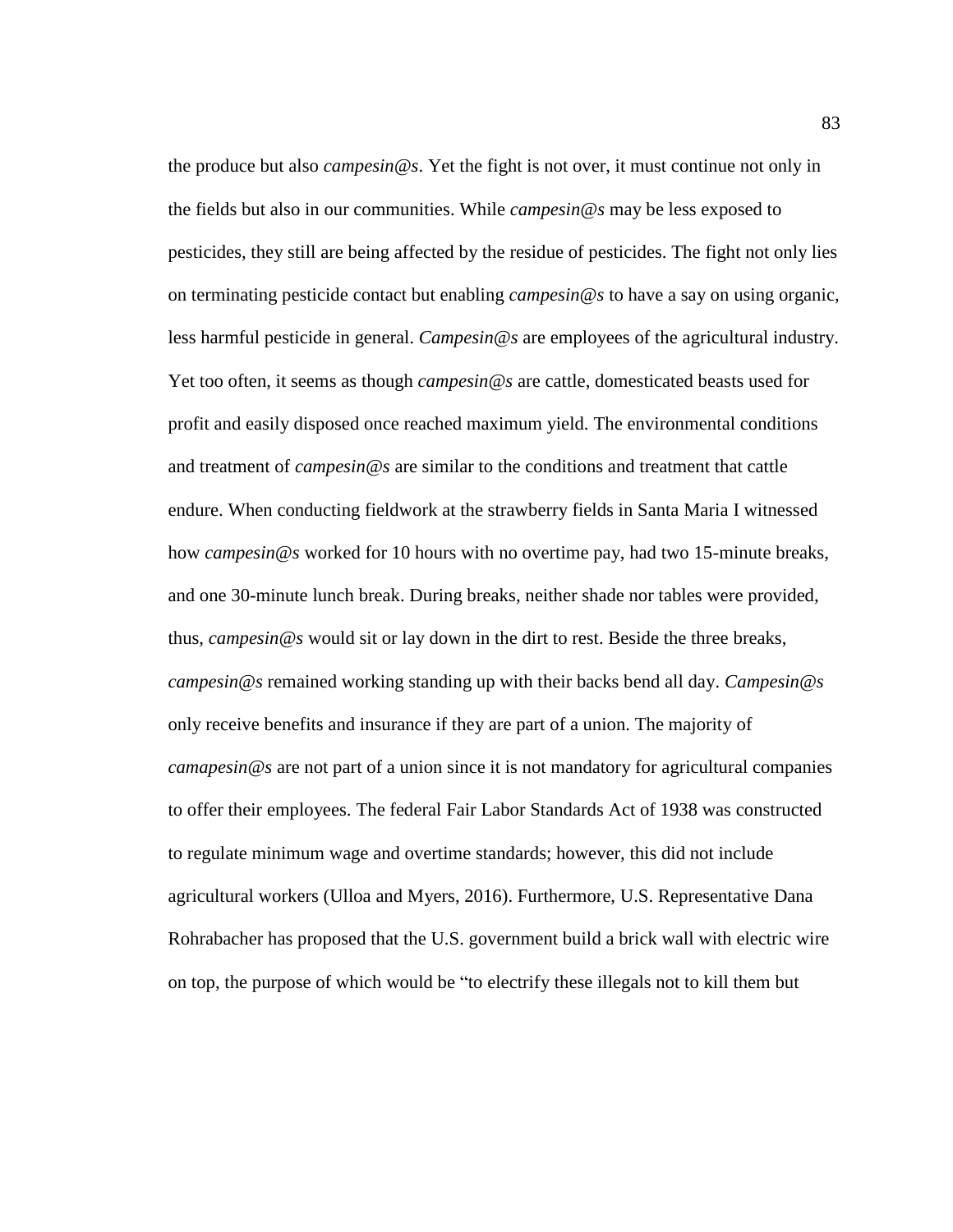the produce but also *campesin@s*. Yet the fight is not over, it must continue not only in the fields but also in our communities. While *campesin@s* may be less exposed to pesticides, they still are being affected by the residue of pesticides. The fight not only lies on terminating pesticide contact but enabling *campesin@s* to have a say on using organic, less harmful pesticide in general. *Campesin@s* are employees of the agricultural industry. Yet too often, it seems as though *campesin@s* are cattle, domesticated beasts used for profit and easily disposed once reached maximum yield. The environmental conditions and treatment of *campesin@s* are similar to the conditions and treatment that cattle endure. When conducting fieldwork at the strawberry fields in Santa Maria I witnessed how *campesin@s* worked for 10 hours with no overtime pay, had two 15-minute breaks, and one 30-minute lunch break. During breaks, neither shade nor tables were provided, thus, *campesin@s* would sit or lay down in the dirt to rest. Beside the three breaks, *campesin@s* remained working standing up with their backs bend all day. *Campesin@s* only receive benefits and insurance if they are part of a union. The majority of *camapesin@s* are not part of a union since it is not mandatory for agricultural companies to offer their employees. The federal Fair Labor Standards Act of 1938 was constructed to regulate minimum wage and overtime standards; however, this did not include agricultural workers (Ulloa and Myers, 2016). Furthermore, U.S. Representative Dana Rohrabacher has proposed that the U.S. government build a brick wall with electric wire on top, the purpose of which would be "to electrify these illegals not to kill them but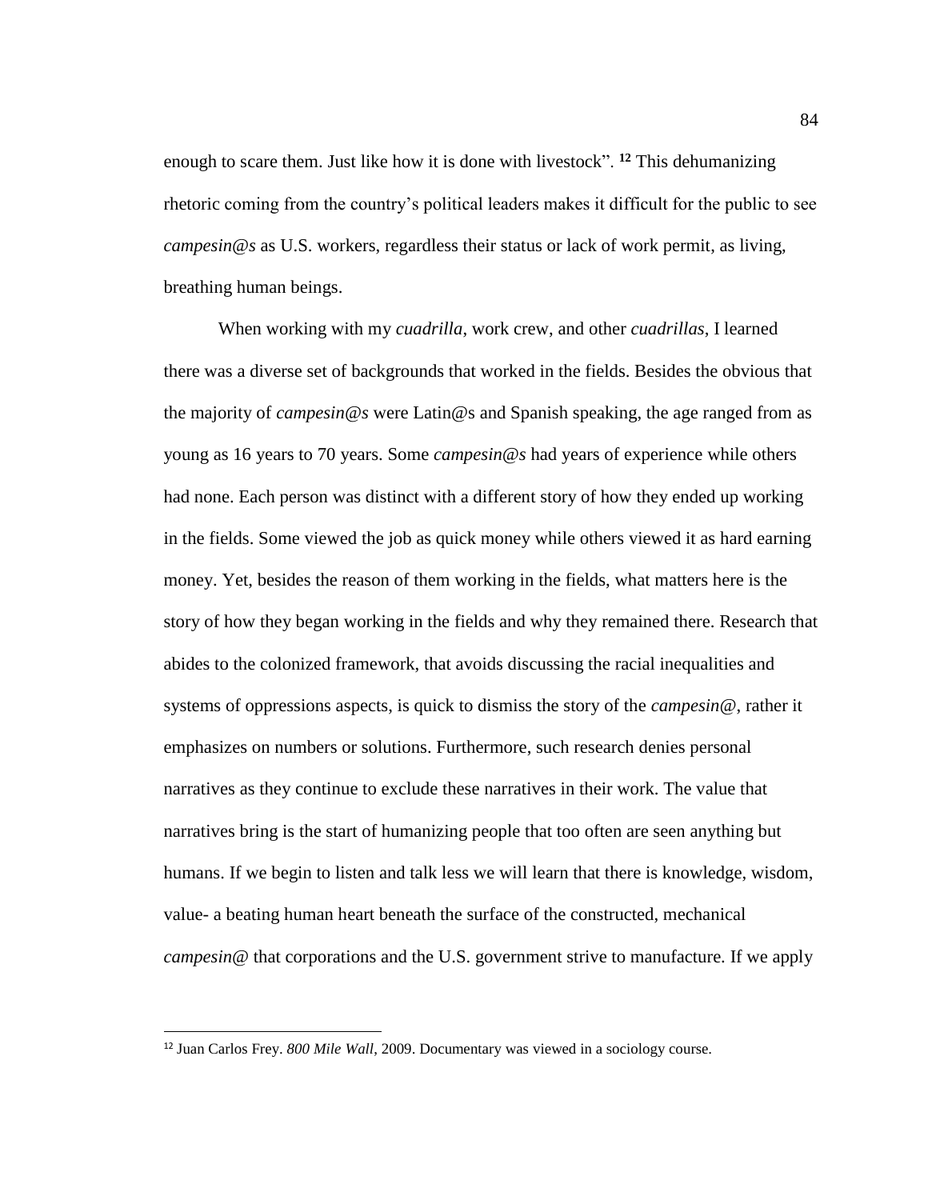enough to scare them. Just like how it is done with livestock". [12] This dehumanizing rhetoric coming from the country's political leaders makes it difficult for the public to see *campesin@s* as U.S. workers, regardless their status or lack of work permit, as living, breathing human beings.

When working with my *cuadrilla*, work crew, and other *cuadrillas*, I learned there was a diverse set of backgrounds that worked in the fields. Besides the obvious that the majority of *campesin@s* were Latin@s and Spanish speaking, the age ranged from as young as 16 years to 70 years. Some *campesin@s* had years of experience while others had none. Each person was distinct with a different story of how they ended up working in the fields. Some viewed the job as quick money while others viewed it as hard earning money. Yet, besides the reason of them working in the fields, what matters here is the story of how they began working in the fields and why they remained there. Research that abides to the colonized framework, that avoids discussing the racial inequalities and systems of oppressions aspects, is quick to dismiss the story of the *campesin@*, rather it emphasizes on numbers or solutions. Furthermore, such research denies personal narratives as they continue to exclude these narratives in their work. The value that narratives bring is the start of humanizing people that too often are seen anything but humans. If we begin to listen and talk less we will learn that there is knowledge, wisdom, value- a beating human heart beneath the surface of the constructed, mechanical *campesin@* that corporations and the U.S. government strive to manufacture. If we apply

---

[12] Juan Carlos Frey. *800 Mile Wall*, 2009. Documentary was viewed in a sociology course.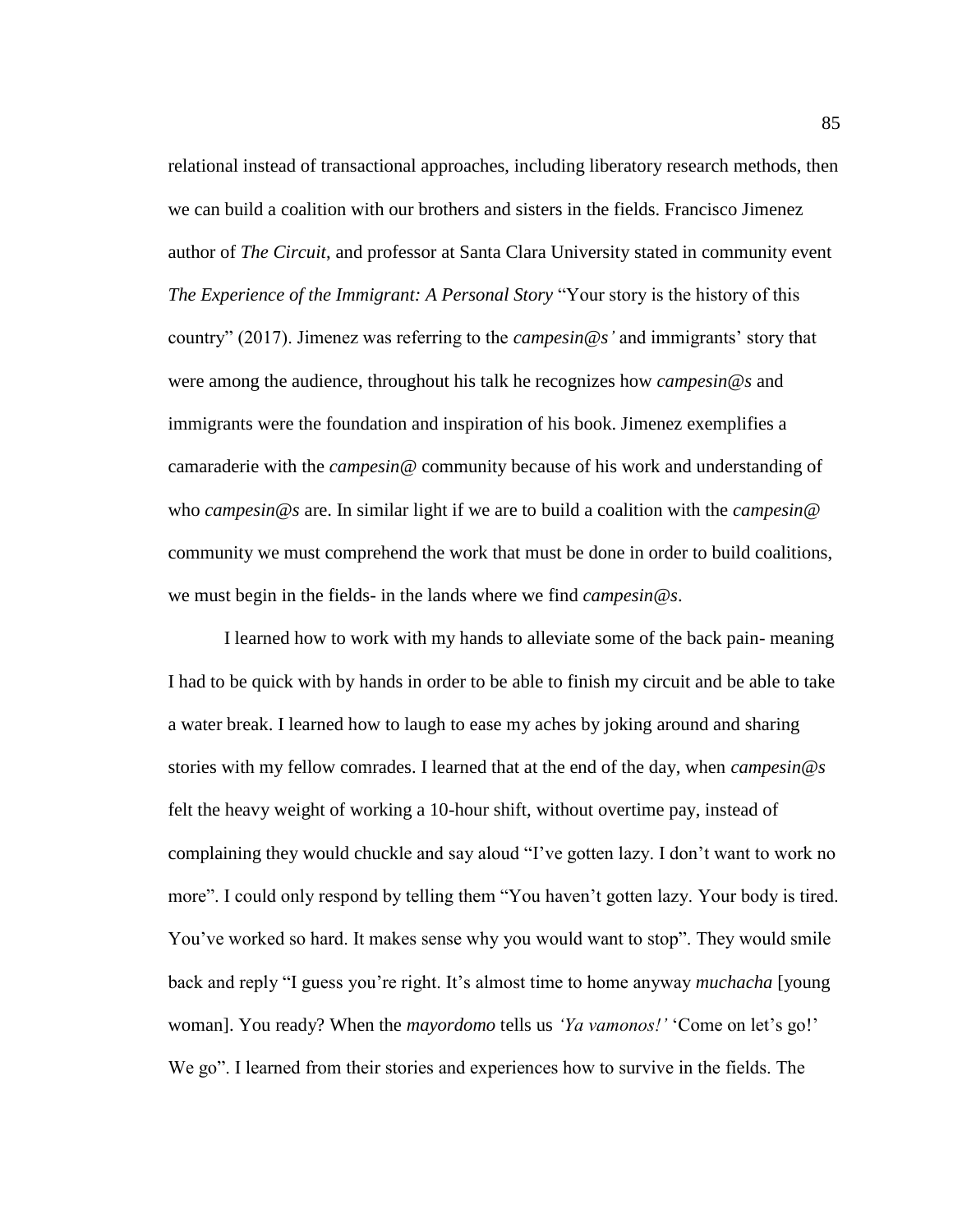relational instead of transactional approaches, including liberatory research methods, then we can build a coalition with our brothers and sisters in the fields. Francisco Jimenez author of *The Circuit*, and professor at Santa Clara University stated in community event *The Experience of the Immigrant: A Personal Story* "Your story is the history of this country" (2017). Jimenez was referring to the *campesin@s'* and immigrants' story that were among the audience, throughout his talk he recognizes how *campesin@s* and immigrants were the foundation and inspiration of his book. Jimenez exemplifies a camaraderie with the *campesin@* community because of his work and understanding of who *campesin@s* are. In similar light if we are to build a coalition with the *campesin@* community we must comprehend the work that must be done in order to build coalitions, we must begin in the fields- in the lands where we find *campesin@s*.

I learned how to work with my hands to alleviate some of the back pain- meaning I had to be quick with by hands in order to be able to finish my circuit and be able to take a water break. I learned how to laugh to ease my aches by joking around and sharing stories with my fellow comrades. I learned that at the end of the day, when *campesin@s* felt the heavy weight of working a 10-hour shift, without overtime pay, instead of complaining they would chuckle and say aloud "I've gotten lazy. I don't want to work no more". I could only respond by telling them "You haven't gotten lazy. Your body is tired. You've worked so hard. It makes sense why you would want to stop". They would smile back and reply "I guess you're right. It's almost time to home anyway *muchacha* [young woman]. You ready? When the *mayordomo* tells us *'Ya vamonos!'* 'Come on let's go!' We go". I learned from their stories and experiences how to survive in the fields. The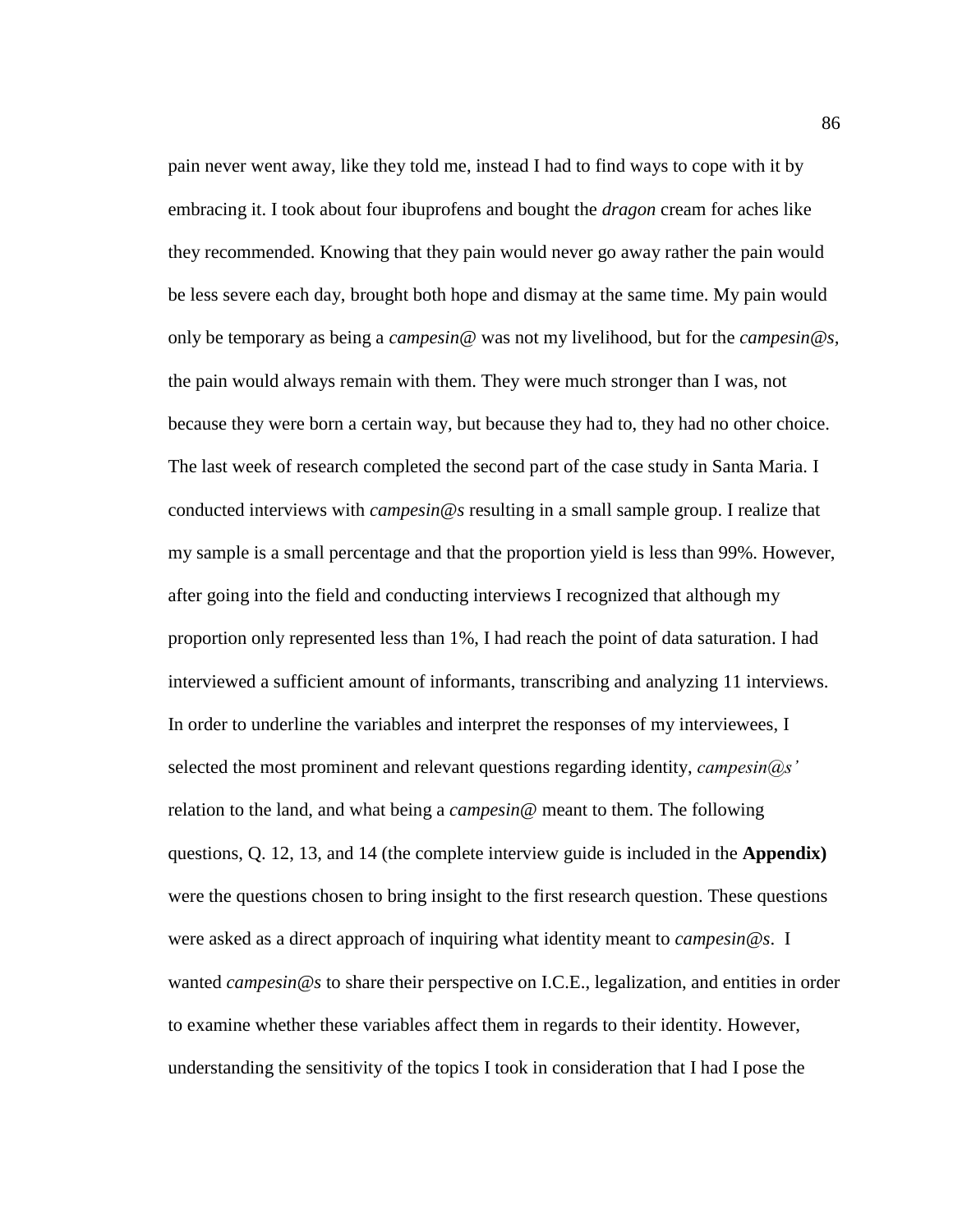pain never went away, like they told me, instead I had to find ways to cope with it by embracing it. I took about four ibuprofens and bought the *dragon* cream for aches like they recommended. Knowing that they pain would never go away rather the pain would be less severe each day, brought both hope and dismay at the same time. My pain would only be temporary as being a *campesin@* was not my livelihood, but for the *campesin@s*, the pain would always remain with them. They were much stronger than I was, not because they were born a certain way, but because they had to, they had no other choice. The last week of research completed the second part of the case study in Santa Maria. I conducted interviews with *campesin@s* resulting in a small sample group. I realize that my sample is a small percentage and that the proportion yield is less than 99%. However, after going into the field and conducting interviews I recognized that although my proportion only represented less than 1%, I had reach the point of data saturation. I had interviewed a sufficient amount of informants, transcribing and analyzing 11 interviews. In order to underline the variables and interpret the responses of my interviewees, I selected the most prominent and relevant questions regarding identity, *campesin@s'* relation to the land, and what being a *campesin@* meant to them. The following questions, Q. 12, 13, and 14 (the complete interview guide is included in the **Appendix)** were the questions chosen to bring insight to the first research question. These questions were asked as a direct approach of inquiring what identity meant to *campesin@s*. I wanted *campesin@s* to share their perspective on I.C.E., legalization, and entities in order to examine whether these variables affect them in regards to their identity. However, understanding the sensitivity of the topics I took in consideration that I had I pose the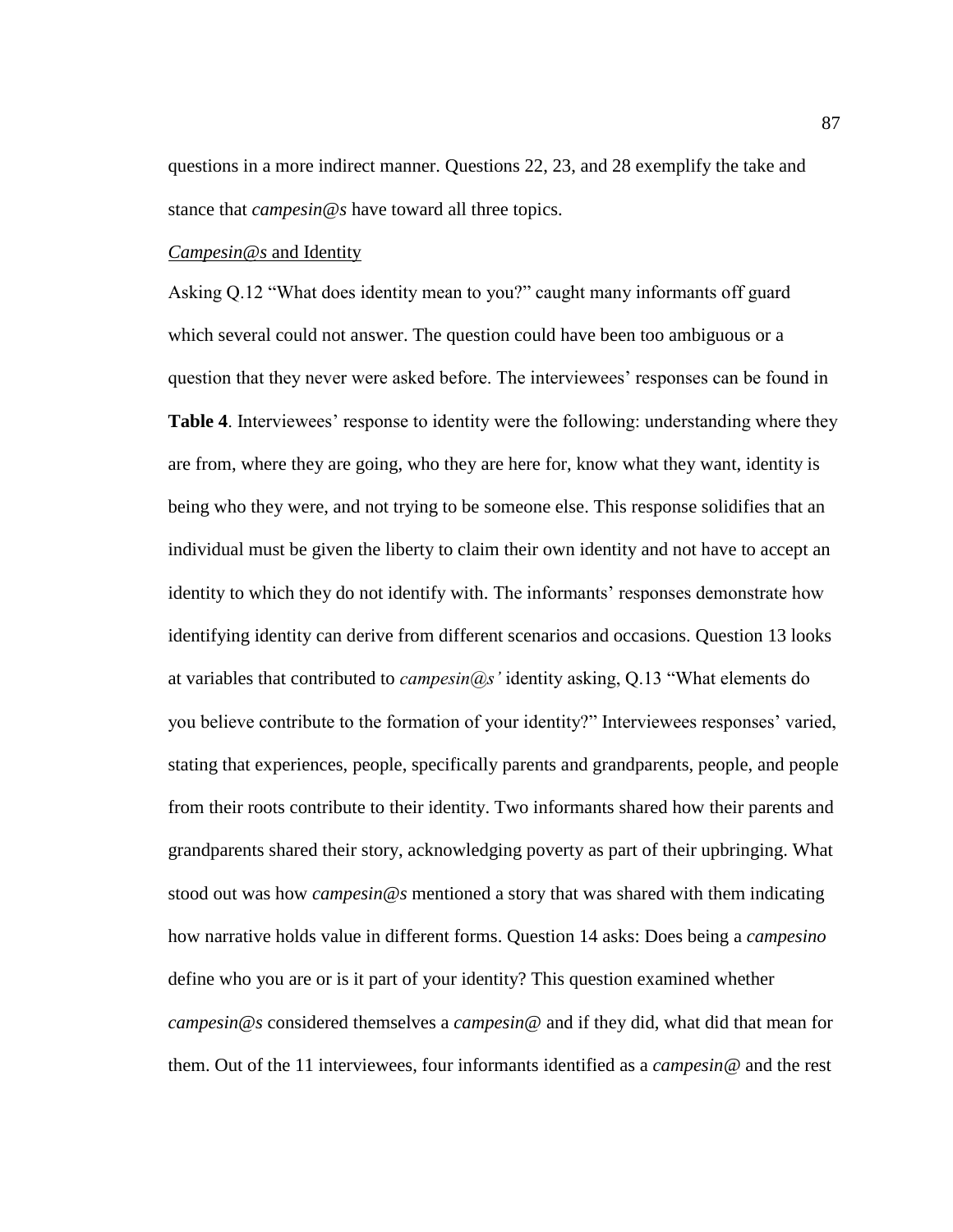questions in a more indirect manner. Questions 22, 23, and 28 exemplify the take and stance that *campesin@s* have toward all three topics.

*Campesin@s* and Identity

Asking Q.12 "What does identity mean to you?" caught many informants off guard which several could not answer. The question could have been too ambiguous or a question that they never were asked before. The interviewees' responses can be found in **Table 4**. Interviewees' response to identity were the following: understanding where they are from, where they are going, who they are here for, know what they want, identity is being who they were, and not trying to be someone else. This response solidifies that an individual must be given the liberty to claim their own identity and not have to accept an identity to which they do not identify with. The informants' responses demonstrate how identifying identity can derive from different scenarios and occasions. Question 13 looks at variables that contributed to *campesin@s'* identity asking, Q.13 "What elements do you believe contribute to the formation of your identity?" Interviewees responses' varied, stating that experiences, people, specifically parents and grandparents, people, and people from their roots contribute to their identity. Two informants shared how their parents and grandparents shared their story, acknowledging poverty as part of their upbringing. What stood out was how *campesin@s* mentioned a story that was shared with them indicating how narrative holds value in different forms. Question 14 asks: Does being a *campesino* define who you are or is it part of your identity? This question examined whether *campesin@s* considered themselves a *campesin@* and if they did, what did that mean for them. Out of the 11 interviewees, four informants identified as a *campesin@* and the rest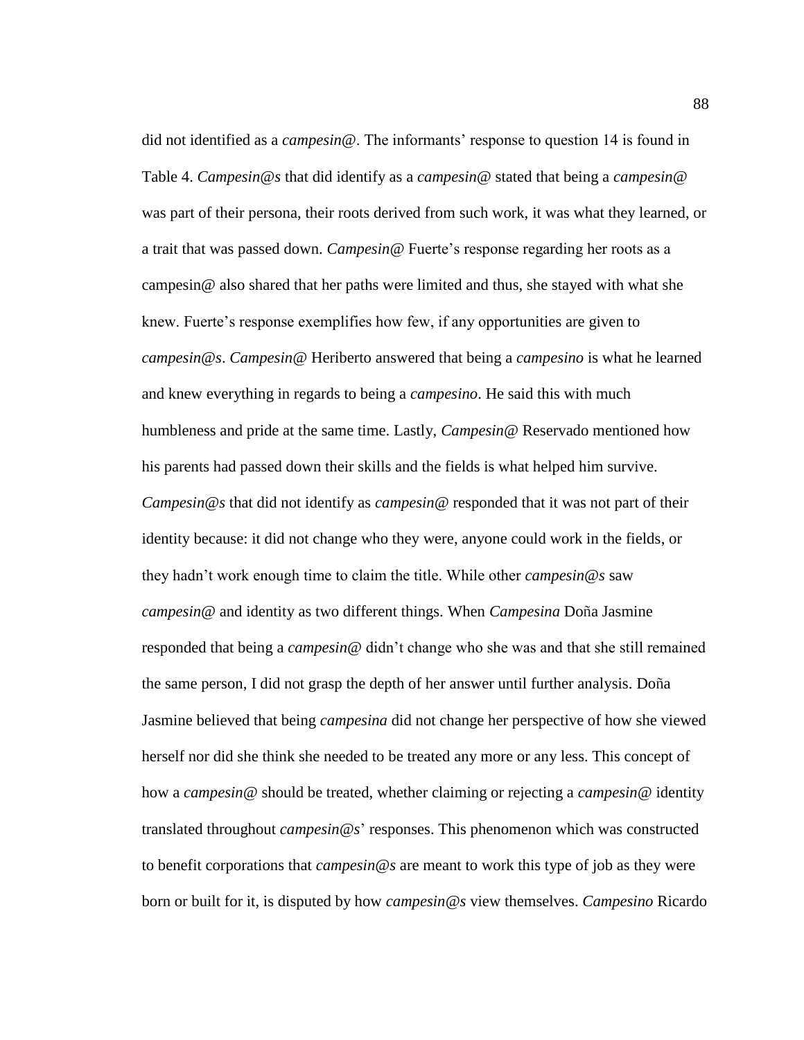did not identified as a *campesin@*. The informants' response to question 14 is found in Table 4. *Campesin@s* that did identify as a *campesin@* stated that being a *campesin@* was part of their persona, their roots derived from such work, it was what they learned, or a trait that was passed down. *Campesin@* Fuerte's response regarding her roots as a campesin@ also shared that her paths were limited and thus, she stayed with what she knew. Fuerte's response exemplifies how few, if any opportunities are given to *campesin@s*. *Campesin@* Heriberto answered that being a *campesino* is what he learned and knew everything in regards to being a *campesino*. He said this with much humbleness and pride at the same time. Lastly, *Campesin@* Reservado mentioned how his parents had passed down their skills and the fields is what helped him survive. *Campesin@s* that did not identify as *campesin@* responded that it was not part of their identity because: it did not change who they were, anyone could work in the fields, or they hadn't work enough time to claim the title. While other *campesin@s* saw *campesin@* and identity as two different things. When *Campesina* Doña Jasmine responded that being a *campesin@* didn't change who she was and that she still remained the same person, I did not grasp the depth of her answer until further analysis. Doña Jasmine believed that being *campesina* did not change her perspective of how she viewed herself nor did she think she needed to be treated any more or any less. This concept of how a *campesin@* should be treated, whether claiming or rejecting a *campesin@* identity translated throughout *campesin@s*' responses. This phenomenon which was constructed to benefit corporations that *campesin@s* are meant to work this type of job as they were born or built for it, is disputed by how *campesin@s* view themselves. *Campesino* Ricardo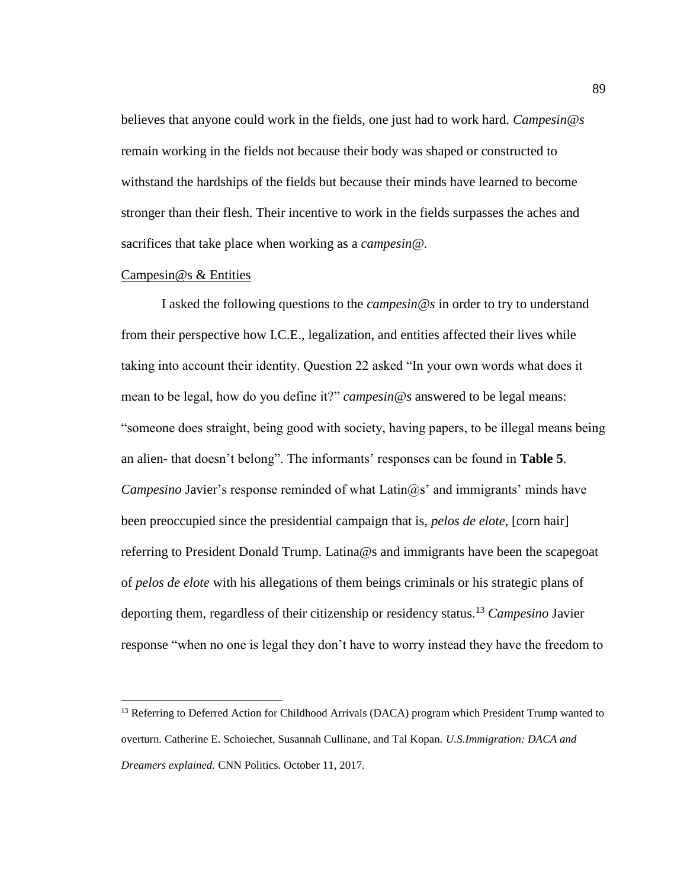believes that anyone could work in the fields, one just had to work hard. *Campesin@s* remain working in the fields not because their body was shaped or constructed to withstand the hardships of the fields but because their minds have learned to become stronger than their flesh. Their incentive to work in the fields surpasses the aches and sacrifices that take place when working as a *campesin@*.

Campesin@s & Entities

I asked the following questions to the *campesin@s* in order to try to understand from their perspective how I.C.E., legalization, and entities affected their lives while taking into account their identity. Question 22 asked "In your own words what does it mean to be legal, how do you define it?" *campesin@s* answered to be legal means: "someone does straight, being good with society, having papers, to be illegal means being an alien- that doesn't belong". The informants' responses can be found in **Table 5**. *Campesino* Javier's response reminded of what Latin@s' and immigrants' minds have been preoccupied since the presidential campaign that is, *pelos de elote*, [corn hair] referring to President Donald Trump. Latina@s and immigrants have been the scapegoat of *pelos de elote* with his allegations of them beings criminals or his strategic plans of deporting them, regardless of their citizenship or residency status.[13] *Campesino* Javier response "when no one is legal they don't have to worry instead they have the freedom to

---

[13] Referring to Deferred Action for Childhood Arrivals (DACA) program which President Trump wanted to overturn. Catherine E. Schoiechet, Susannah Cullinane, and Tal Kopan. *U.S.Immigration: DACA and Dreamers explained.* CNN Politics. October 11, 2017.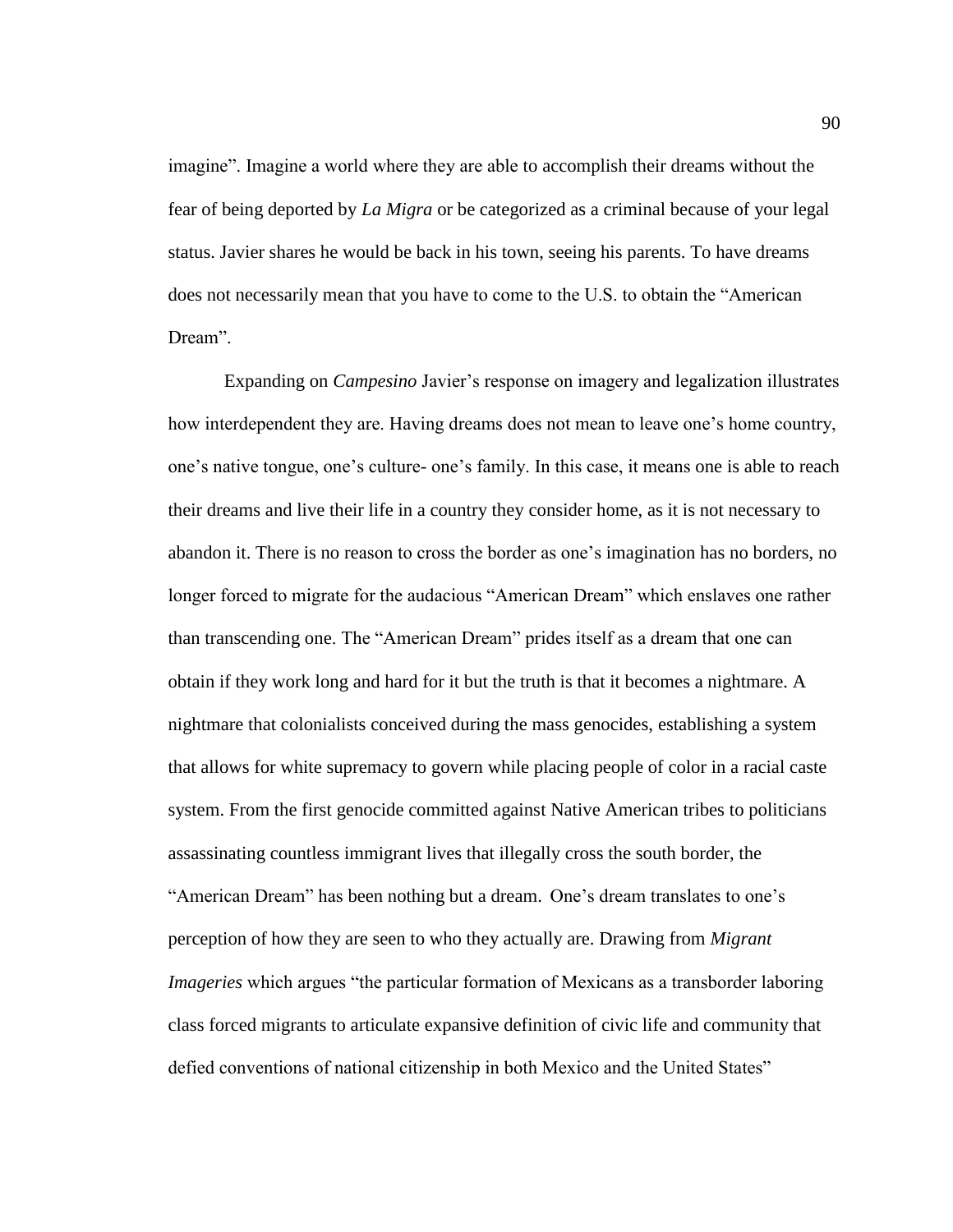imagine". Imagine a world where they are able to accomplish their dreams without the fear of being deported by *La Migra* or be categorized as a criminal because of your legal status. Javier shares he would be back in his town, seeing his parents. To have dreams does not necessarily mean that you have to come to the U.S. to obtain the "American Dream".

Expanding on *Campesino* Javier's response on imagery and legalization illustrates how interdependent they are. Having dreams does not mean to leave one's home country, one's native tongue, one's culture- one's family. In this case, it means one is able to reach their dreams and live their life in a country they consider home, as it is not necessary to abandon it. There is no reason to cross the border as one's imagination has no borders, no longer forced to migrate for the audacious "American Dream" which enslaves one rather than transcending one. The "American Dream" prides itself as a dream that one can obtain if they work long and hard for it but the truth is that it becomes a nightmare. A nightmare that colonialists conceived during the mass genocides, establishing a system that allows for white supremacy to govern while placing people of color in a racial caste system. From the first genocide committed against Native American tribes to politicians assassinating countless immigrant lives that illegally cross the south border, the "American Dream" has been nothing but a dream. One's dream translates to one's perception of how they are seen to who they actually are. Drawing from *Migrant Imageries* which argues "the particular formation of Mexicans as a transborder laboring class forced migrants to articulate expansive definition of civic life and community that defied conventions of national citizenship in both Mexico and the United States"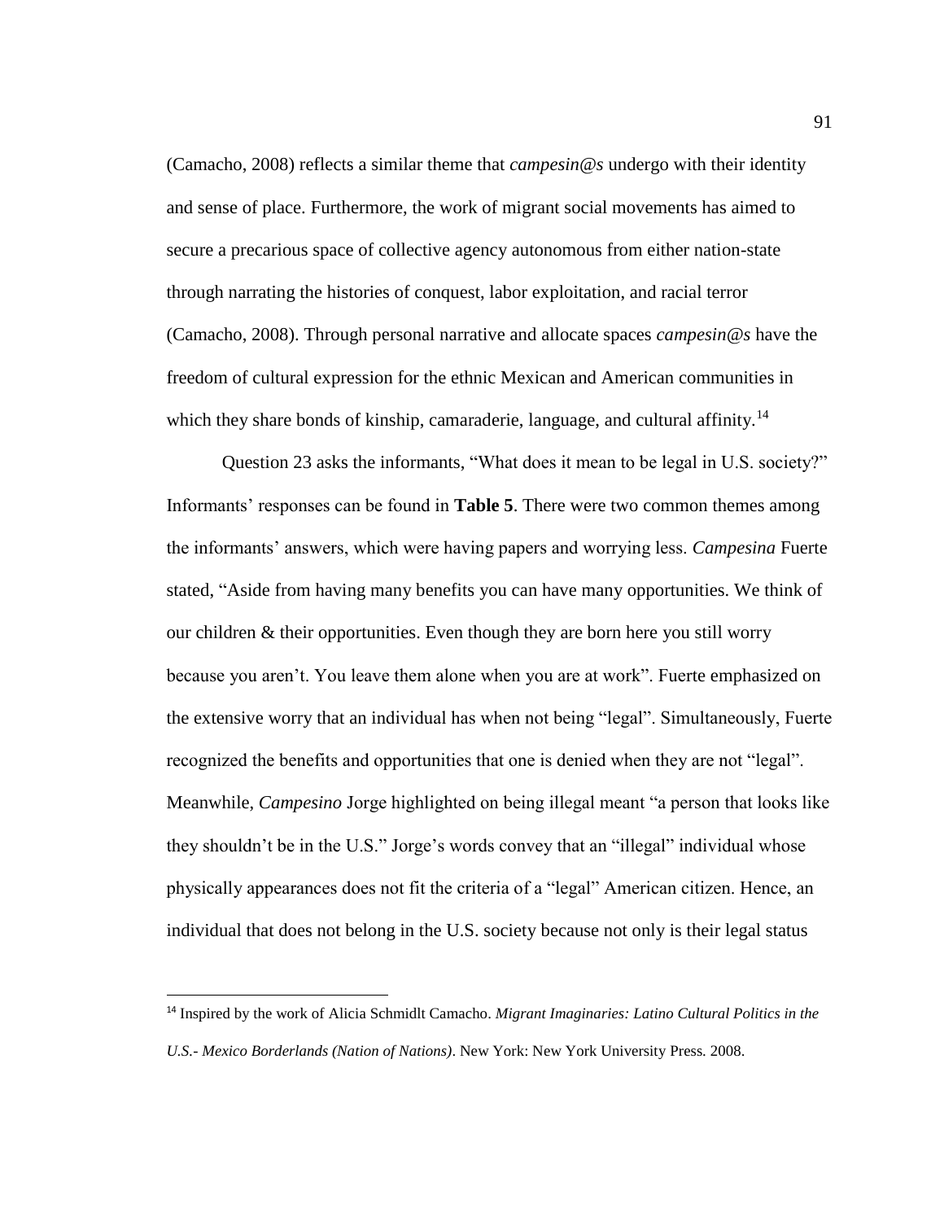(Camacho, 2008) reflects a similar theme that *campesin@s* undergo with their identity and sense of place. Furthermore, the work of migrant social movements has aimed to secure a precarious space of collective agency autonomous from either nation-state through narrating the histories of conquest, labor exploitation, and racial terror (Camacho, 2008). Through personal narrative and allocate spaces *campesin@s* have the freedom of cultural expression for the ethnic Mexican and American communities in which they share bonds of kinship, camaraderie, language, and cultural affinity.[14]

Question 23 asks the informants, "What does it mean to be legal in U.S. society?" Informants' responses can be found in **Table 5**. There were two common themes among the informants' answers, which were having papers and worrying less. *Campesina* Fuerte stated, "Aside from having many benefits you can have many opportunities. We think of our children & their opportunities. Even though they are born here you still worry because you aren't. You leave them alone when you are at work". Fuerte emphasized on the extensive worry that an individual has when not being "legal". Simultaneously, Fuerte recognized the benefits and opportunities that one is denied when they are not "legal". Meanwhile, *Campesino* Jorge highlighted on being illegal meant "a person that looks like they shouldn't be in the U.S." Jorge's words convey that an "illegal" individual whose physically appearances does not fit the criteria of a "legal" American citizen. Hence, an individual that does not belong in the U.S. society because not only is their legal status

---

[14] Inspired by the work of Alicia Schmidlt Camacho. *Migrant Imaginaries: Latino Cultural Politics in the U.S.- Mexico Borderlands (Nation of Nations)*. New York: New York University Press. 2008.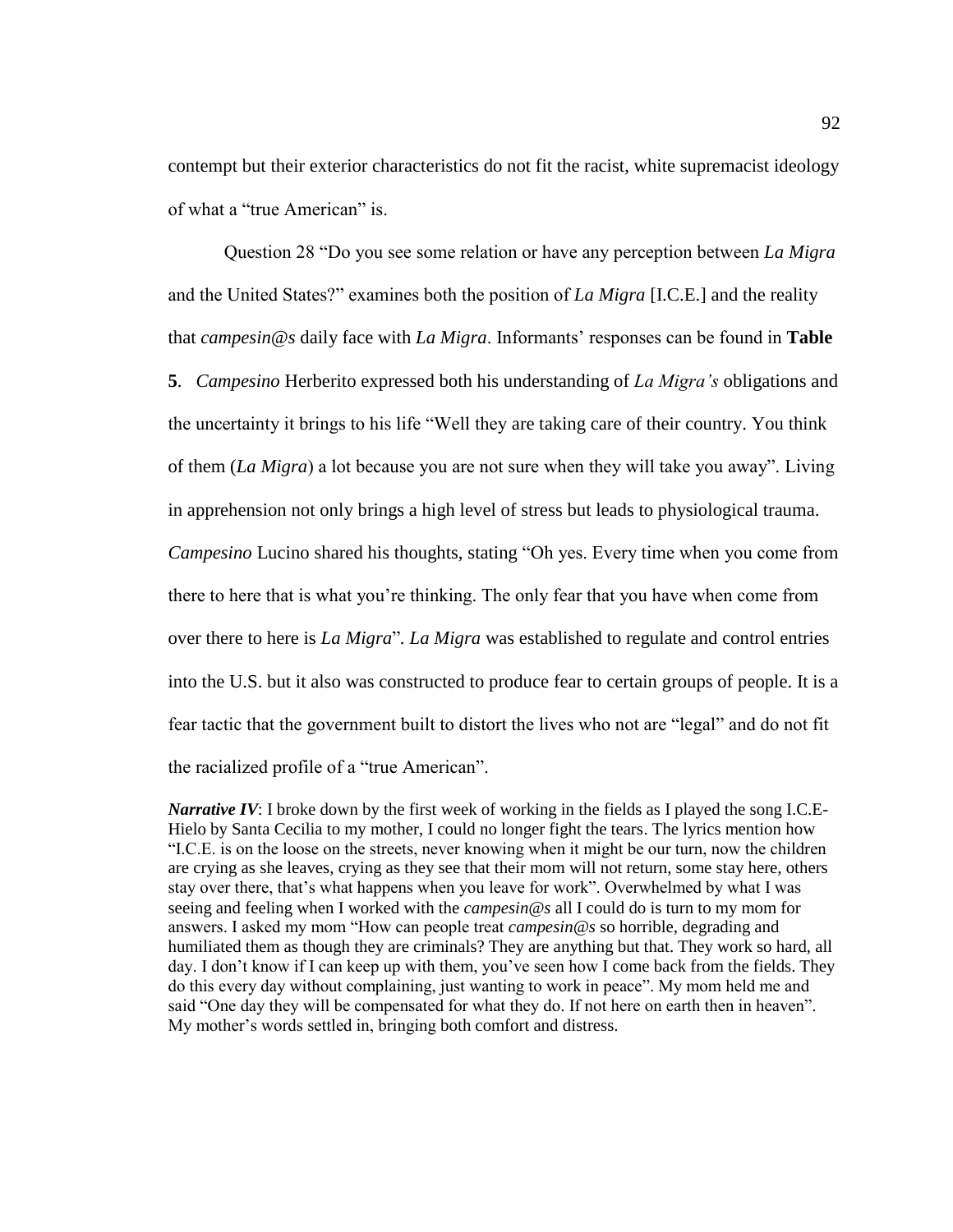contempt but their exterior characteristics do not fit the racist, white supremacist ideology of what a "true American" is.

Question 28 "Do you see some relation or have any perception between *La Migra* and the United States?" examines both the position of *La Migra* [I.C.E.] and the reality that *campesin@s* daily face with *La Migra*. Informants' responses can be found in **Table 5**. *Campesino* Herberito expressed both his understanding of *La Migra's* obligations and the uncertainty it brings to his life "Well they are taking care of their country. You think of them (*La Migra*) a lot because you are not sure when they will take you away". Living in apprehension not only brings a high level of stress but leads to physiological trauma. *Campesino* Lucino shared his thoughts, stating "Oh yes. Every time when you come from there to here that is what you're thinking. The only fear that you have when come from over there to here is *La Migra*". *La Migra* was established to regulate and control entries into the U.S. but it also was constructed to produce fear to certain groups of people. It is a fear tactic that the government built to distort the lives who not are "legal" and do not fit the racialized profile of a "true American".

***Narrative IV***: I broke down by the first week of working in the fields as I played the song I.C.E-Hielo by Santa Cecilia to my mother, I could no longer fight the tears. The lyrics mention how "I.C.E. is on the loose on the streets, never knowing when it might be our turn, now the children are crying as she leaves, crying as they see that their mom will not return, some stay here, others stay over there, that's what happens when you leave for work". Overwhelmed by what I was seeing and feeling when I worked with the *campesin@s* all I could do is turn to my mom for answers. I asked my mom "How can people treat *campesin@s* so horrible, degrading and humiliated them as though they are criminals? They are anything but that. They work so hard, all day. I don't know if I can keep up with them, you've seen how I come back from the fields. They do this every day without complaining, just wanting to work in peace". My mom held me and said "One day they will be compensated for what they do. If not here on earth then in heaven". My mother's words settled in, bringing both comfort and distress.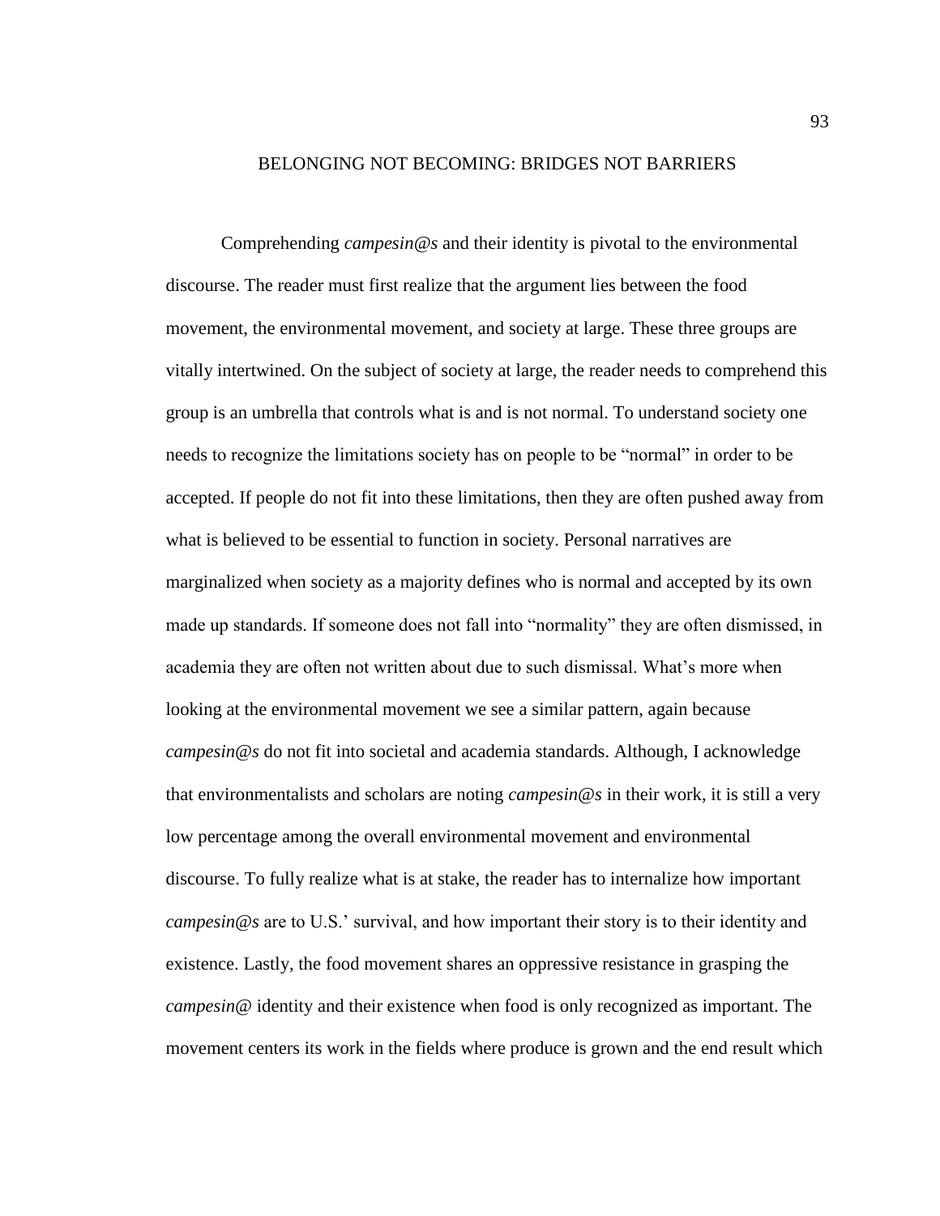# BELONGING NOT BECOMING: BRIDGES NOT BARRIERS

Comprehending *campesin@s* and their identity is pivotal to the environmental discourse. The reader must first realize that the argument lies between the food movement, the environmental movement, and society at large. These three groups are vitally intertwined. On the subject of society at large, the reader needs to comprehend this group is an umbrella that controls what is and is not normal. To understand society one needs to recognize the limitations society has on people to be "normal" in order to be accepted. If people do not fit into these limitations, then they are often pushed away from what is believed to be essential to function in society. Personal narratives are marginalized when society as a majority defines who is normal and accepted by its own made up standards. If someone does not fall into "normality" they are often dismissed, in academia they are often not written about due to such dismissal. What's more when looking at the environmental movement we see a similar pattern, again because *campesin@s* do not fit into societal and academia standards. Although, I acknowledge that environmentalists and scholars are noting *campesin@s* in their work, it is still a very low percentage among the overall environmental movement and environmental discourse. To fully realize what is at stake, the reader has to internalize how important *campesin@s* are to U.S.' survival, and how important their story is to their identity and existence. Lastly, the food movement shares an oppressive resistance in grasping the *campesin@* identity and their existence when food is only recognized as important. The movement centers its work in the fields where produce is grown and the end result which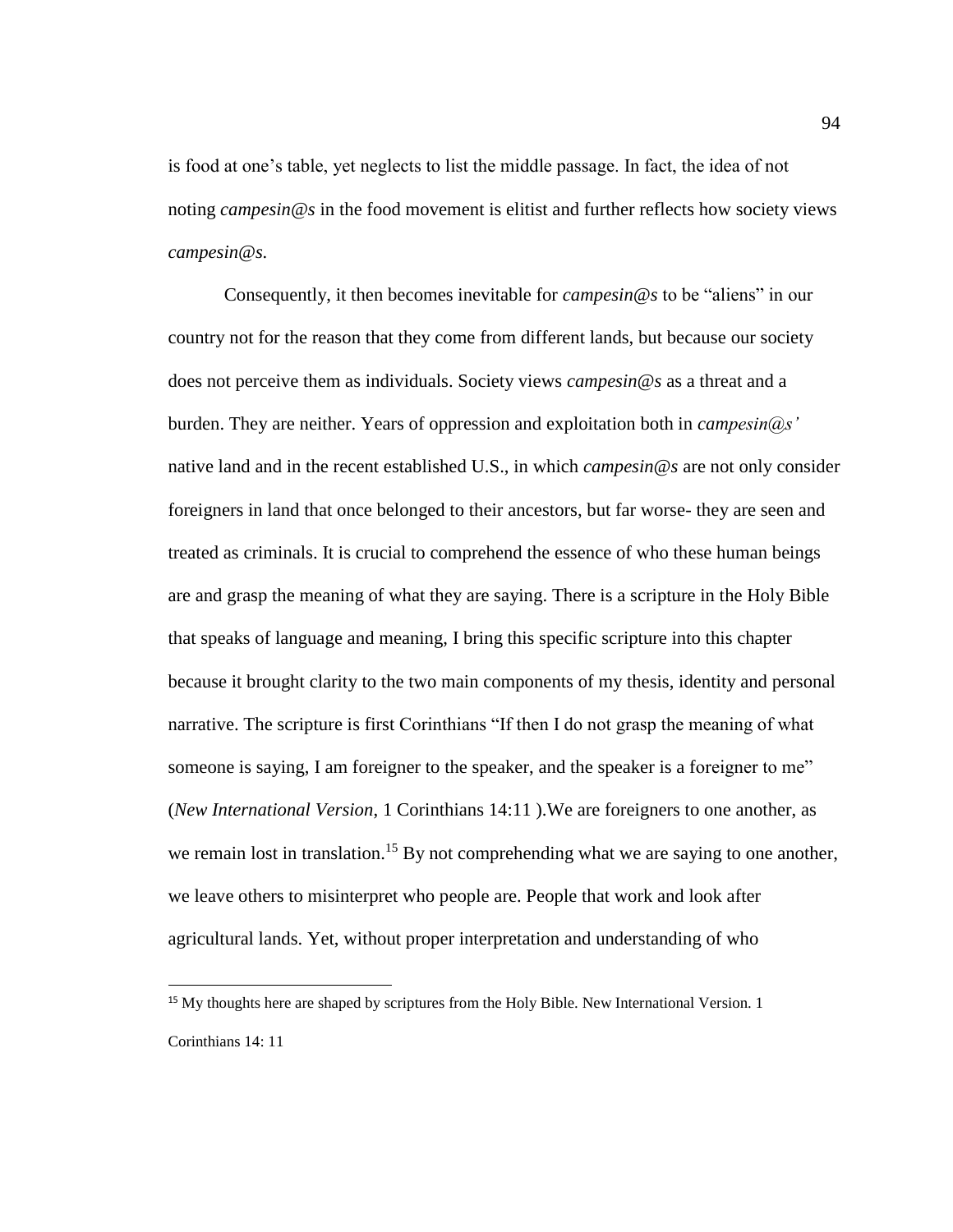is food at one's table, yet neglects to list the middle passage. In fact, the idea of not noting *campesin@s* in the food movement is elitist and further reflects how society views *campesin@s.*

Consequently, it then becomes inevitable for *campesin@s* to be "aliens" in our country not for the reason that they come from different lands, but because our society does not perceive them as individuals. Society views *campesin@s* as a threat and a burden. They are neither. Years of oppression and exploitation both in *campesin@s'* native land and in the recent established U.S., in which *campesin@s* are not only consider foreigners in land that once belonged to their ancestors, but far worse- they are seen and treated as criminals. It is crucial to comprehend the essence of who these human beings are and grasp the meaning of what they are saying. There is a scripture in the Holy Bible that speaks of language and meaning, I bring this specific scripture into this chapter because it brought clarity to the two main components of my thesis, identity and personal narrative. The scripture is first Corinthians "If then I do not grasp the meaning of what someone is saying, I am foreigner to the speaker, and the speaker is a foreigner to me" (*New International Version*, 1 Corinthians 14:11 ).We are foreigners to one another, as we remain lost in translation.[15] By not comprehending what we are saying to one another, we leave others to misinterpret who people are. People that work and look after agricultural lands. Yet, without proper interpretation and understanding of who

[15] My thoughts here are shaped by scriptures from the Holy Bible. New International Version. 1 Corinthians 14: 11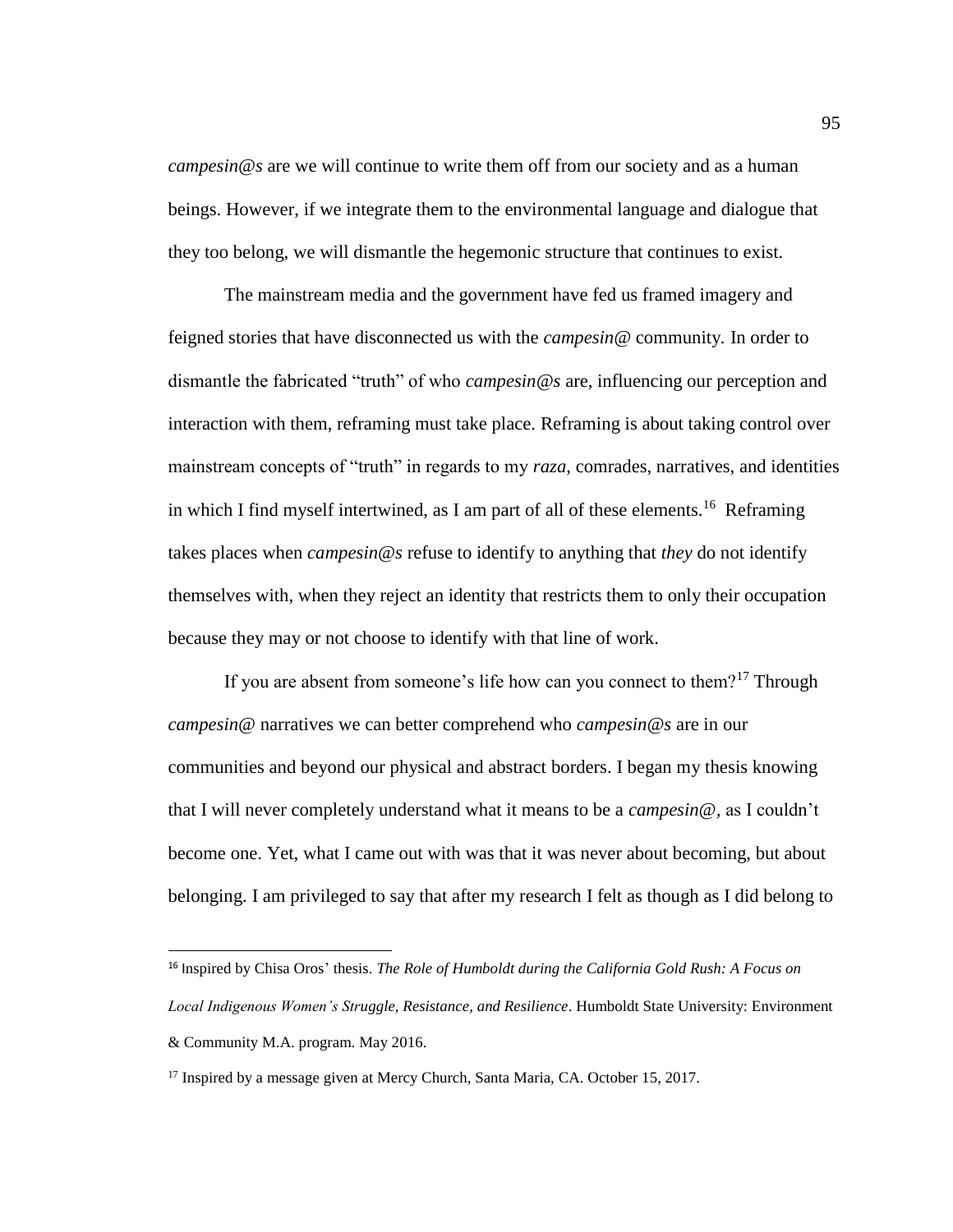*campesin@s* are we will continue to write them off from our society and as a human beings. However, if we integrate them to the environmental language and dialogue that they too belong, we will dismantle the hegemonic structure that continues to exist.

The mainstream media and the government have fed us framed imagery and feigned stories that have disconnected us with the *campesin@* community. In order to dismantle the fabricated "truth" of who *campesin@s* are, influencing our perception and interaction with them, reframing must take place. Reframing is about taking control over mainstream concepts of "truth" in regards to my *raza*, comrades, narratives, and identities in which I find myself intertwined, as I am part of all of these elements.[16] Reframing takes places when *campesin@s* refuse to identify to anything that *they* do not identify themselves with, when they reject an identity that restricts them to only their occupation because they may or not choose to identify with that line of work.

If you are absent from someone's life how can you connect to them?[17] Through *campesin@* narratives we can better comprehend who *campesin@s* are in our communities and beyond our physical and abstract borders. I began my thesis knowing that I will never completely understand what it means to be a *campesin@*, as I couldn't become one. Yet, what I came out with was that it was never about becoming, but about belonging. I am privileged to say that after my research I felt as though as I did belong to

---

[16] Inspired by Chisa Oros' thesis. *The Role of Humboldt during the California Gold Rush: A Focus on Local Indigenous Women's Struggle, Resistance, and Resilience*. Humboldt State University: Environment & Community M.A. program. May 2016.

[17] Inspired by a message given at Mercy Church, Santa Maria, CA. October 15, 2017.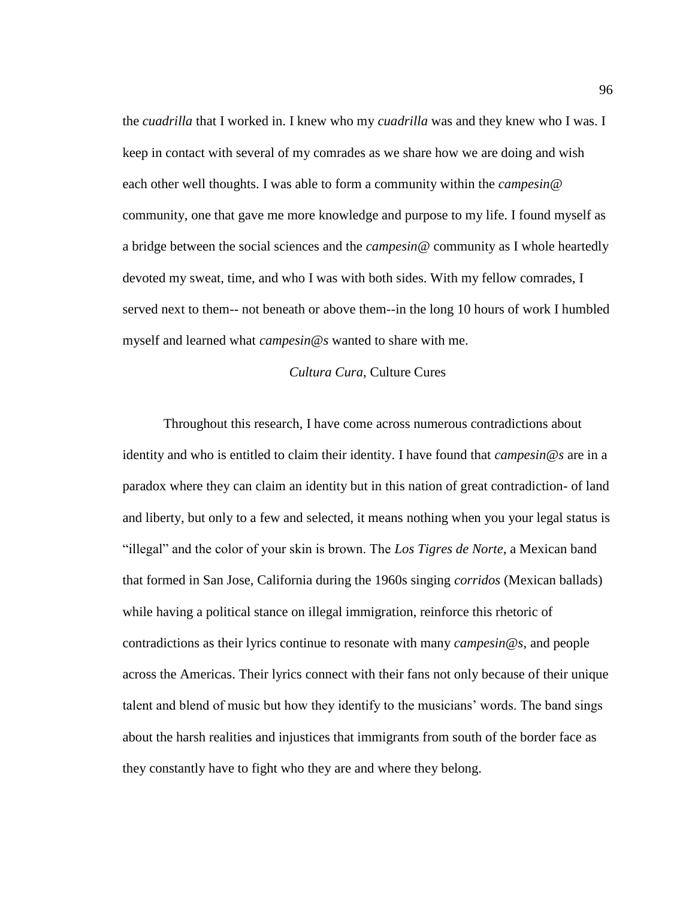the *cuadrilla* that I worked in. I knew who my *cuadrilla* was and they knew who I was. I keep in contact with several of my comrades as we share how we are doing and wish each other well thoughts. I was able to form a community within the *campesin@* community, one that gave me more knowledge and purpose to my life. I found myself as a bridge between the social sciences and the *campesin@* community as I whole heartedly devoted my sweat, time, and who I was with both sides. With my fellow comrades, I served next to them-- not beneath or above them--in the long 10 hours of work I humbled myself and learned what *campesin@s* wanted to share with me.

## *Cultura Cura*, Culture Cures

Throughout this research, I have come across numerous contradictions about identity and who is entitled to claim their identity. I have found that *campesin@s* are in a paradox where they can claim an identity but in this nation of great contradiction- of land and liberty, but only to a few and selected, it means nothing when you your legal status is "illegal" and the color of your skin is brown. The *Los Tigres de Norte*, a Mexican band that formed in San Jose, California during the 1960s singing *corridos* (Mexican ballads) while having a political stance on illegal immigration, reinforce this rhetoric of contradictions as their lyrics continue to resonate with many *campesin@s*, and people across the Americas. Their lyrics connect with their fans not only because of their unique talent and blend of music but how they identify to the musicians' words. The band sings about the harsh realities and injustices that immigrants from south of the border face as they constantly have to fight who they are and where they belong.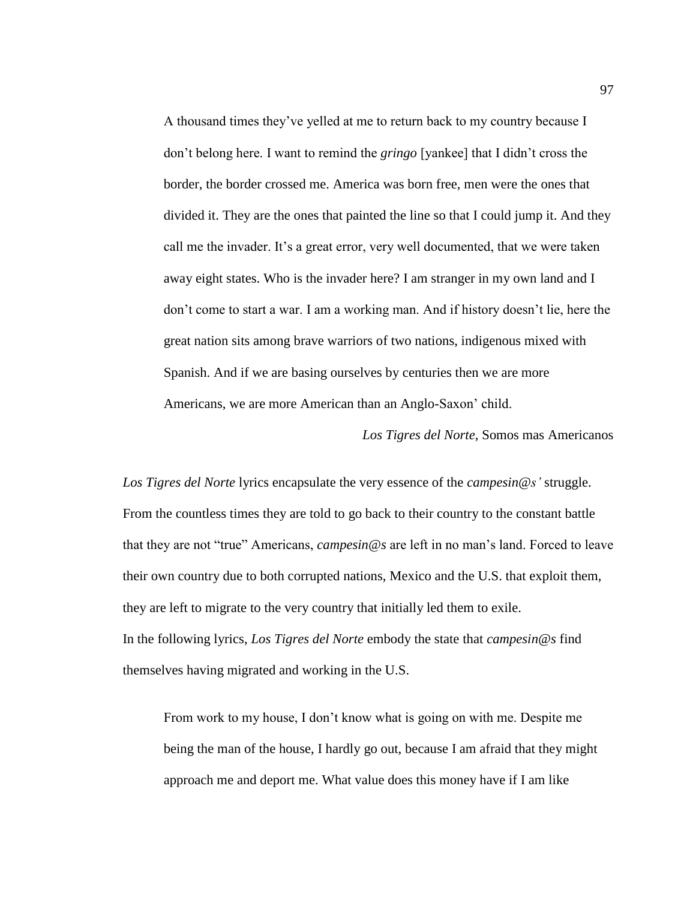> A thousand times they've yelled at me to return back to my country because I don't belong here. I want to remind the *gringo* [yankee] that I didn't cross the border, the border crossed me. America was born free, men were the ones that divided it. They are the ones that painted the line so that I could jump it. And they call me the invader. It's a great error, very well documented, that we were taken away eight states. Who is the invader here? I am stranger in my own land and I don't come to start a war. I am a working man. And if history doesn't lie, here the great nation sits among brave warriors of two nations, indigenous mixed with Spanish. And if we are basing ourselves by centuries then we are more Americans, we are more American than an Anglo-Saxon' child.
>
> *Los Tigres del Norte*, Somos mas Americanos

*Los Tigres del Norte* lyrics encapsulate the very essence of the *campesin@s'* struggle. From the countless times they are told to go back to their country to the constant battle that they are not "true" Americans, *campesin@s* are left in no man's land. Forced to leave their own country due to both corrupted nations, Mexico and the U.S. that exploit them, they are left to migrate to the very country that initially led them to exile.

In the following lyrics, *Los Tigres del Norte* embody the state that *campesin@s* find themselves having migrated and working in the U.S.

> From work to my house, I don't know what is going on with me. Despite me being the man of the house, I hardly go out, because I am afraid that they might approach me and deport me. What value does this money have if I am like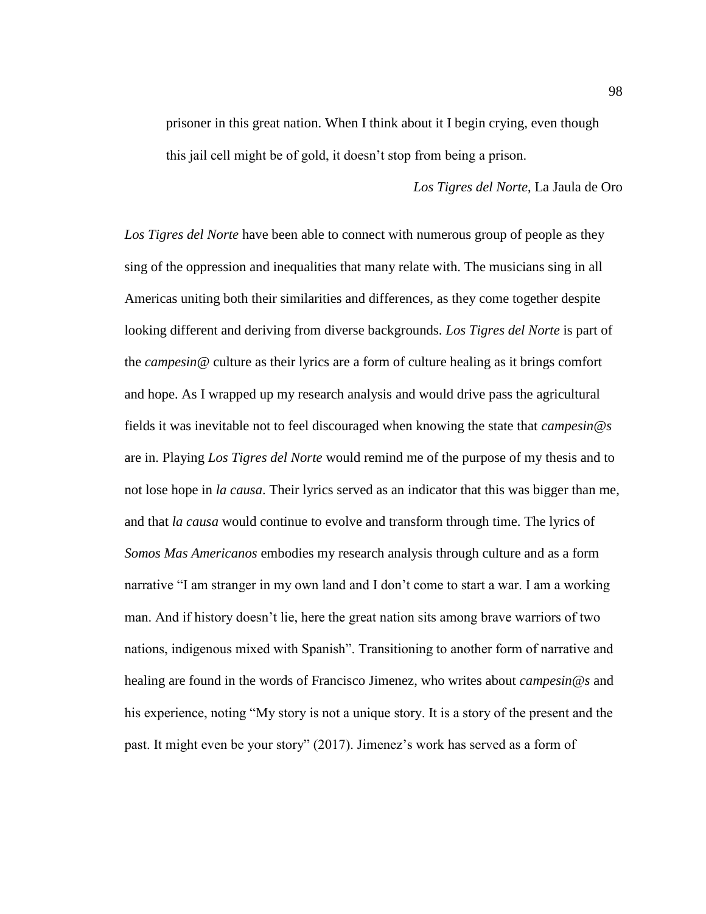> prisoner in this great nation. When I think about it I begin crying, even though this jail cell might be of gold, it doesn't stop from being a prison.
>
> *Los Tigres del Norte*, La Jaula de Oro

*Los Tigres del Norte* have been able to connect with numerous group of people as they sing of the oppression and inequalities that many relate with. The musicians sing in all Americas uniting both their similarities and differences, as they come together despite looking different and deriving from diverse backgrounds. *Los Tigres del Norte* is part of the *campesin@* culture as their lyrics are a form of culture healing as it brings comfort and hope. As I wrapped up my research analysis and would drive pass the agricultural fields it was inevitable not to feel discouraged when knowing the state that *campesin@s* are in. Playing *Los Tigres del Norte* would remind me of the purpose of my thesis and to not lose hope in *la causa*. Their lyrics served as an indicator that this was bigger than me, and that *la causa* would continue to evolve and transform through time. The lyrics of *Somos Mas Americanos* embodies my research analysis through culture and as a form narrative "I am stranger in my own land and I don't come to start a war. I am a working man. And if history doesn't lie, here the great nation sits among brave warriors of two nations, indigenous mixed with Spanish". Transitioning to another form of narrative and healing are found in the words of Francisco Jimenez, who writes about *campesin@s* and his experience, noting "My story is not a unique story. It is a story of the present and the past. It might even be your story" (2017). Jimenez's work has served as a form of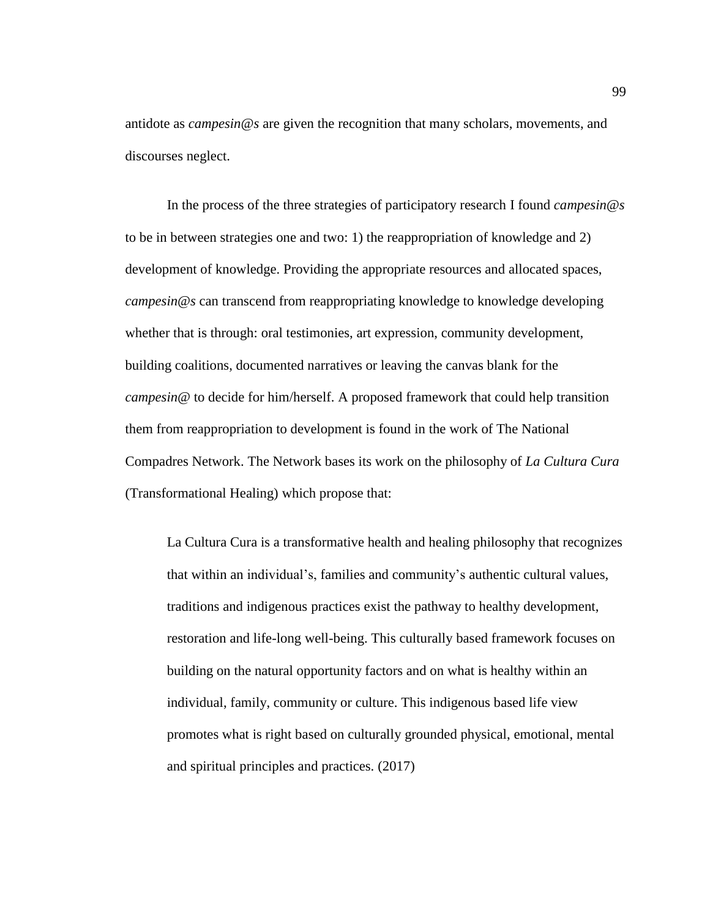antidote as *campesin@s* are given the recognition that many scholars, movements, and discourses neglect.

In the process of the three strategies of participatory research I found *campesin@s* to be in between strategies one and two: 1) the reappropriation of knowledge and 2) development of knowledge. Providing the appropriate resources and allocated spaces, *campesin@s* can transcend from reappropriating knowledge to knowledge developing whether that is through: oral testimonies, art expression, community development, building coalitions, documented narratives or leaving the canvas blank for the *campesin@* to decide for him/herself. A proposed framework that could help transition them from reappropriation to development is found in the work of The National Compadres Network. The Network bases its work on the philosophy of *La Cultura Cura* (Transformational Healing) which propose that:

> La Cultura Cura is a transformative health and healing philosophy that recognizes that within an individual's, families and community's authentic cultural values, traditions and indigenous practices exist the pathway to healthy development, restoration and life-long well-being. This culturally based framework focuses on building on the natural opportunity factors and on what is healthy within an individual, family, community or culture. This indigenous based life view promotes what is right based on culturally grounded physical, emotional, mental and spiritual principles and practices. (2017)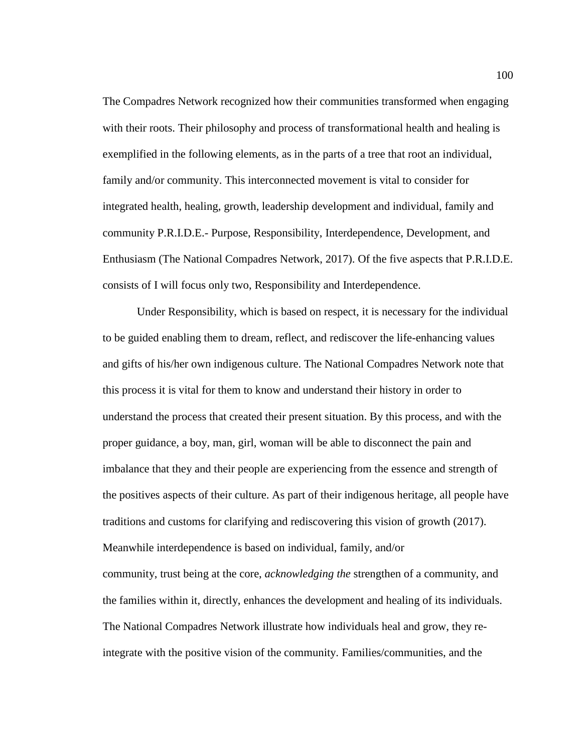The Compadres Network recognized how their communities transformed when engaging with their roots. Their philosophy and process of transformational health and healing is exemplified in the following elements, as in the parts of a tree that root an individual, family and/or community. This interconnected movement is vital to consider for integrated health, healing, growth, leadership development and individual, family and community P.R.I.D.E.- Purpose, Responsibility, Interdependence, Development, and Enthusiasm (The National Compadres Network, 2017). Of the five aspects that P.R.I.D.E. consists of I will focus only two, Responsibility and Interdependence.

Under Responsibility, which is based on respect, it is necessary for the individual to be guided enabling them to dream, reflect, and rediscover the life-enhancing values and gifts of his/her own indigenous culture. The National Compadres Network note that this process it is vital for them to know and understand their history in order to understand the process that created their present situation. By this process, and with the proper guidance, a boy, man, girl, woman will be able to disconnect the pain and imbalance that they and their people are experiencing from the essence and strength of the positives aspects of their culture. As part of their indigenous heritage, all people have traditions and customs for clarifying and rediscovering this vision of growth (2017). Meanwhile interdependence is based on individual, family, and/or community, trust being at the core, *acknowledging the* strengthen of a community, and the families within it, directly, enhances the development and healing of its individuals. The National Compadres Network illustrate how individuals heal and grow, they re-integrate with the positive vision of the community. Families/communities, and the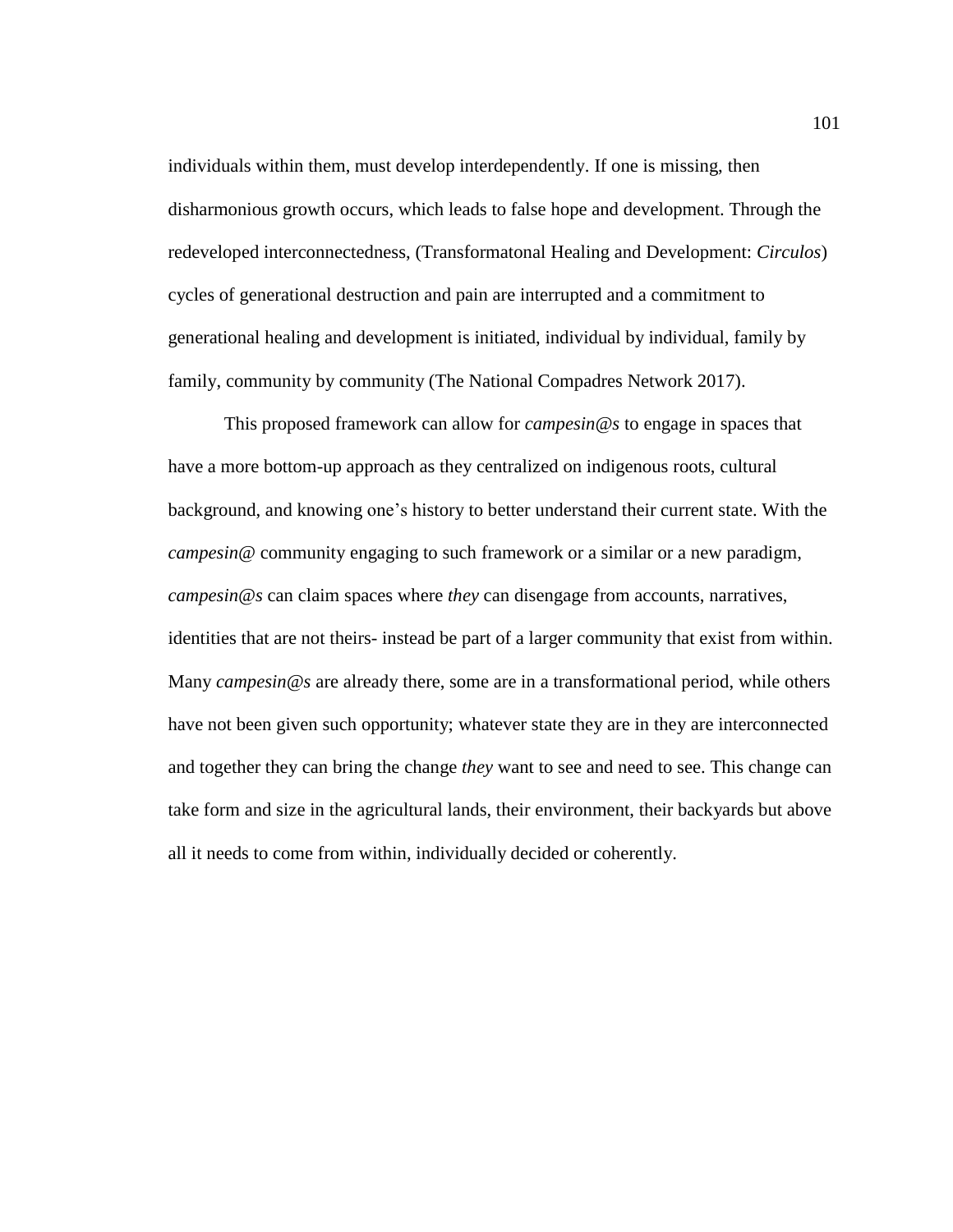individuals within them, must develop interdependently. If one is missing, then disharmonious growth occurs, which leads to false hope and development. Through the redeveloped interconnectedness, (Transformatonal Healing and Development: *Circulos*) cycles of generational destruction and pain are interrupted and a commitment to generational healing and development is initiated, individual by individual, family by family, community by community (The National Compadres Network 2017).

This proposed framework can allow for *campesin@s* to engage in spaces that have a more bottom-up approach as they centralized on indigenous roots, cultural background, and knowing one's history to better understand their current state. With the *campesin@* community engaging to such framework or a similar or a new paradigm, *campesin@s* can claim spaces where *they* can disengage from accounts, narratives, identities that are not theirs- instead be part of a larger community that exist from within. Many *campesin@s* are already there, some are in a transformational period, while others have not been given such opportunity; whatever state they are in they are interconnected and together they can bring the change *they* want to see and need to see. This change can take form and size in the agricultural lands, their environment, their backyards but above all it needs to come from within, individually decided or coherently.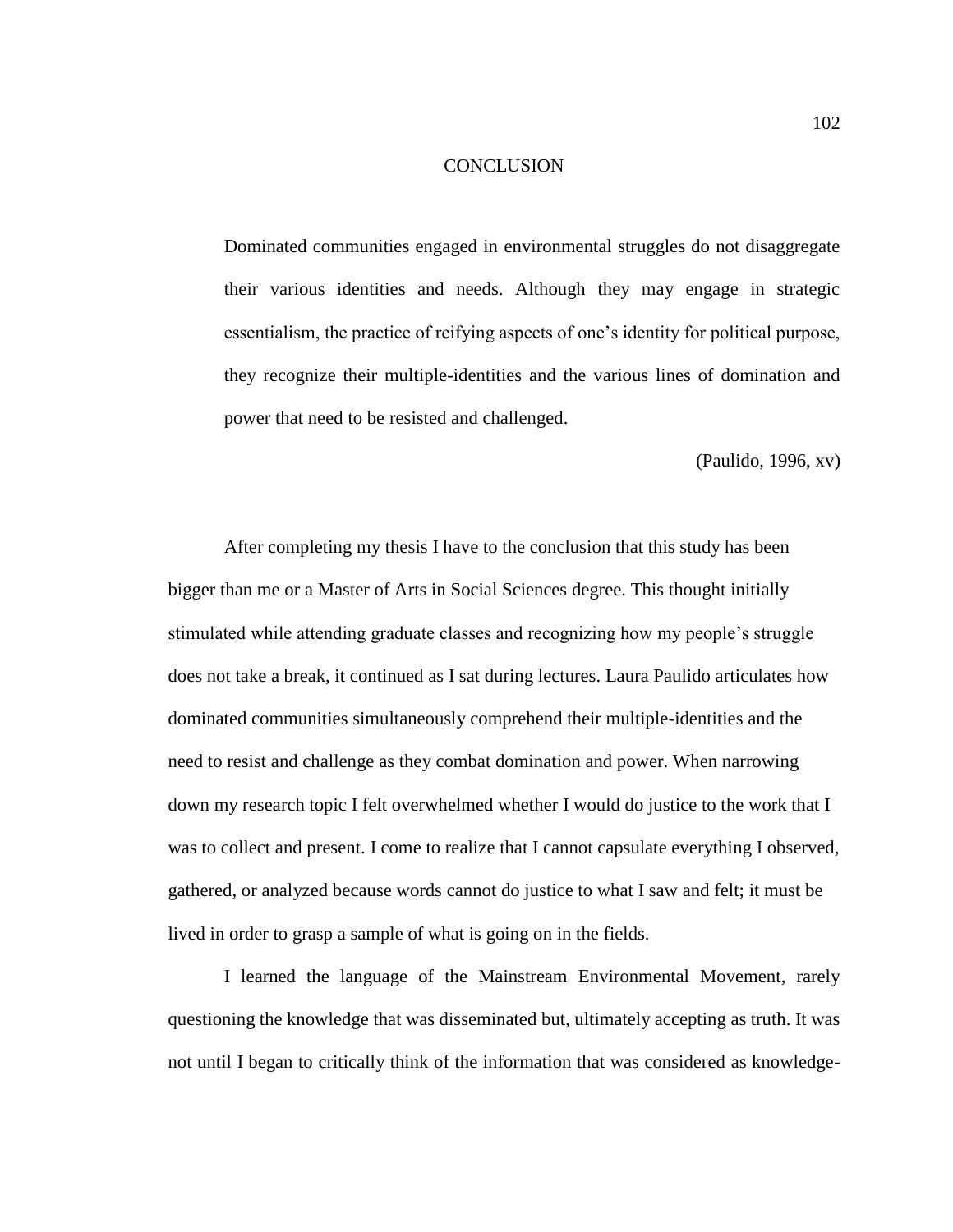# CONCLUSION

> Dominated communities engaged in environmental struggles do not disaggregate their various identities and needs. Although they may engage in strategic essentialism, the practice of reifying aspects of one's identity for political purpose, they recognize their multiple-identities and the various lines of domination and power that need to be resisted and challenged.
>
> (Paulido, 1996, xv)

After completing my thesis I have to the conclusion that this study has been bigger than me or a Master of Arts in Social Sciences degree. This thought initially stimulated while attending graduate classes and recognizing how my people's struggle does not take a break, it continued as I sat during lectures. Laura Paulido articulates how dominated communities simultaneously comprehend their multiple-identities and the need to resist and challenge as they combat domination and power. When narrowing down my research topic I felt overwhelmed whether I would do justice to the work that I was to collect and present. I come to realize that I cannot capsulate everything I observed, gathered, or analyzed because words cannot do justice to what I saw and felt; it must be lived in order to grasp a sample of what is going on in the fields.

I learned the language of the Mainstream Environmental Movement, rarely questioning the knowledge that was disseminated but, ultimately accepting as truth. It was not until I began to critically think of the information that was considered as knowledge-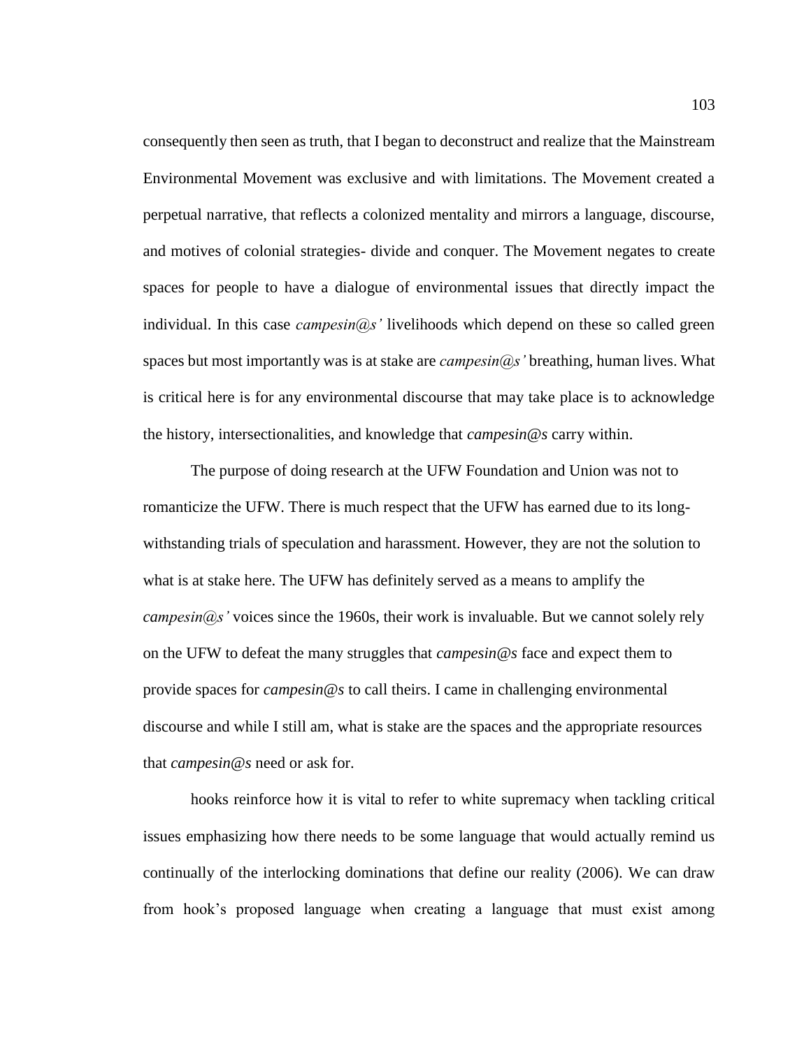consequently then seen as truth, that I began to deconstruct and realize that the Mainstream Environmental Movement was exclusive and with limitations. The Movement created a perpetual narrative, that reflects a colonized mentality and mirrors a language, discourse, and motives of colonial strategies- divide and conquer. The Movement negates to create spaces for people to have a dialogue of environmental issues that directly impact the individual. In this case *campesin@s'* livelihoods which depend on these so called green spaces but most importantly was is at stake are *campesin@s'* breathing, human lives. What is critical here is for any environmental discourse that may take place is to acknowledge the history, intersectionalities, and knowledge that *campesin@s* carry within.

The purpose of doing research at the UFW Foundation and Union was not to romanticize the UFW. There is much respect that the UFW has earned due to its long-withstanding trials of speculation and harassment. However, they are not the solution to what is at stake here. The UFW has definitely served as a means to amplify the *campesin@s'* voices since the 1960s, their work is invaluable. But we cannot solely rely on the UFW to defeat the many struggles that *campesin@s* face and expect them to provide spaces for *campesin@s* to call theirs. I came in challenging environmental discourse and while I still am, what is stake are the spaces and the appropriate resources that *campesin@s* need or ask for.

hooks reinforce how it is vital to refer to white supremacy when tackling critical issues emphasizing how there needs to be some language that would actually remind us continually of the interlocking dominations that define our reality (2006). We can draw from hook's proposed language when creating a language that must exist among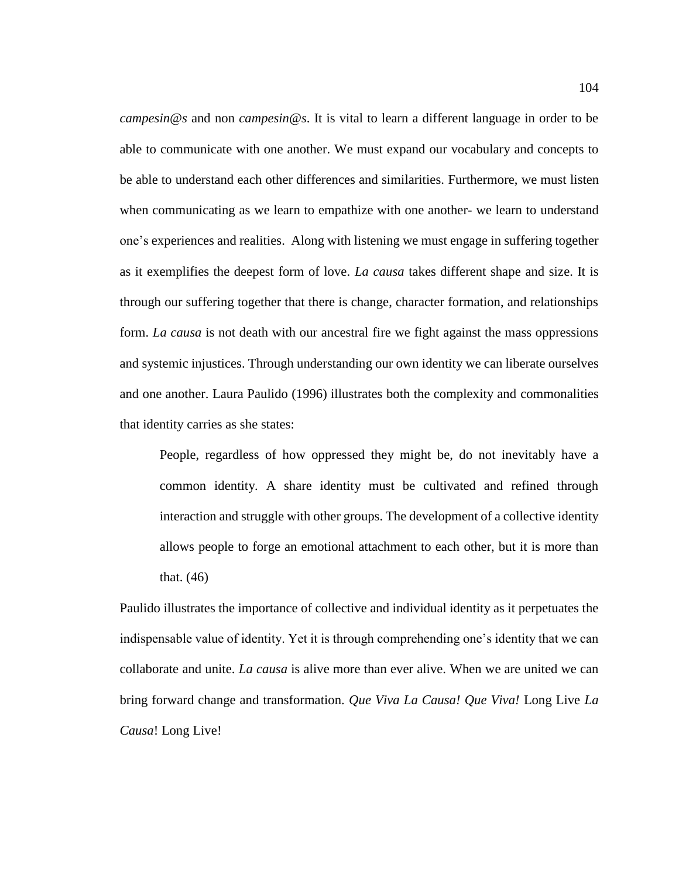*campesin@s* and non *campesin@s*. It is vital to learn a different language in order to be able to communicate with one another. We must expand our vocabulary and concepts to be able to understand each other differences and similarities. Furthermore, we must listen when communicating as we learn to empathize with one another- we learn to understand one's experiences and realities. Along with listening we must engage in suffering together as it exemplifies the deepest form of love. *La causa* takes different shape and size. It is through our suffering together that there is change, character formation, and relationships form. *La causa* is not death with our ancestral fire we fight against the mass oppressions and systemic injustices. Through understanding our own identity we can liberate ourselves and one another. Laura Paulido (1996) illustrates both the complexity and commonalities that identity carries as she states:

> People, regardless of how oppressed they might be, do not inevitably have a common identity. A share identity must be cultivated and refined through interaction and struggle with other groups. The development of a collective identity allows people to forge an emotional attachment to each other, but it is more than that. (46)

Paulido illustrates the importance of collective and individual identity as it perpetuates the indispensable value of identity. Yet it is through comprehending one's identity that we can collaborate and unite. *La causa* is alive more than ever alive. When we are united we can bring forward change and transformation. *Que Viva La Causa! Que Viva!* Long Live *La Causa*! Long Live!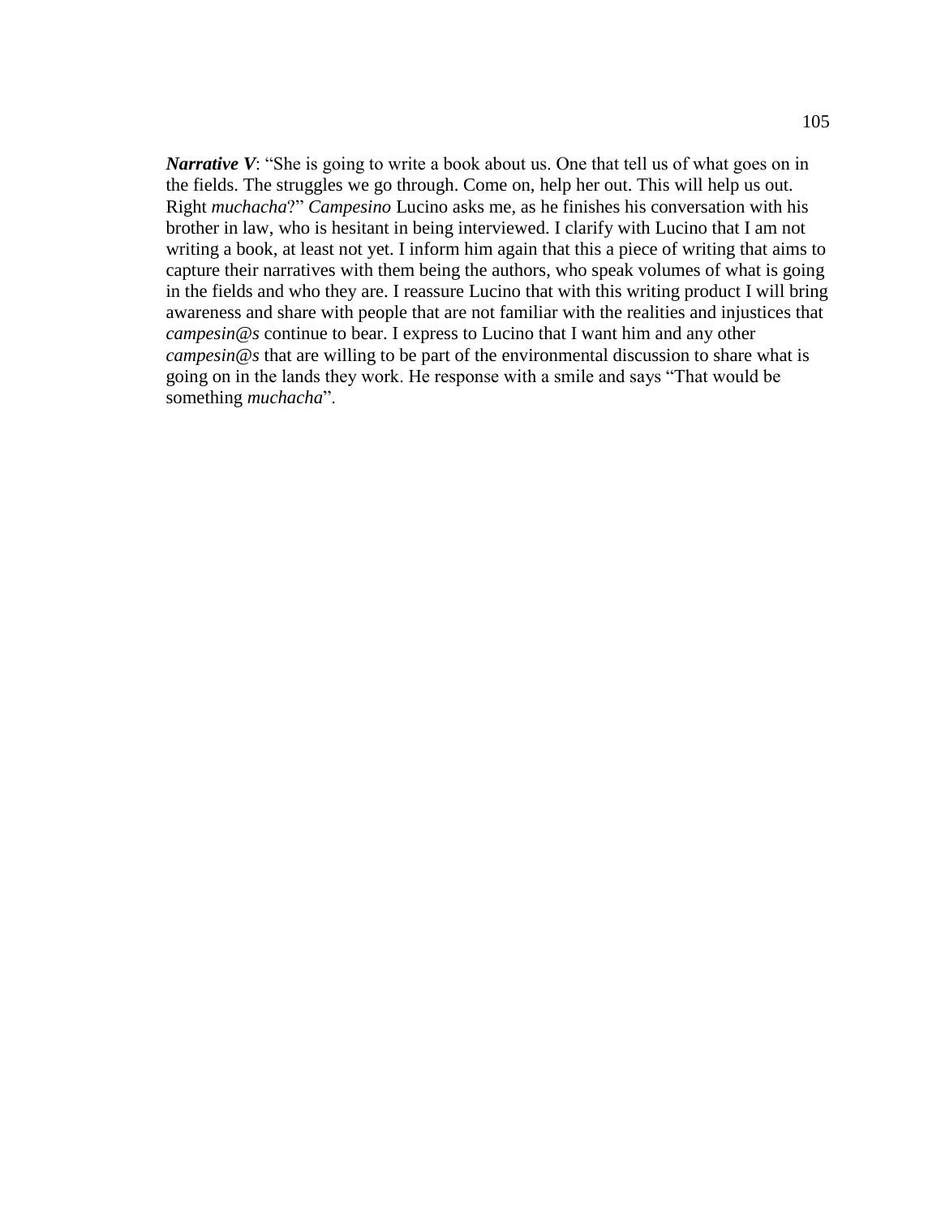***Narrative V***: "She is going to write a book about us. One that tell us of what goes on in the fields. The struggles we go through. Come on, help her out. This will help us out. Right *muchacha*?" *Campesino* Lucino asks me, as he finishes his conversation with his brother in law, who is hesitant in being interviewed. I clarify with Lucino that I am not writing a book, at least not yet. I inform him again that this a piece of writing that aims to capture their narratives with them being the authors, who speak volumes of what is going in the fields and who they are. I reassure Lucino that with this writing product I will bring awareness and share with people that are not familiar with the realities and injustices that *campesin@s* continue to bear. I express to Lucino that I want him and any other *campesin@s* that are willing to be part of the environmental discussion to share what is going on in the lands they work. He response with a smile and says "That would be something *muchacha*".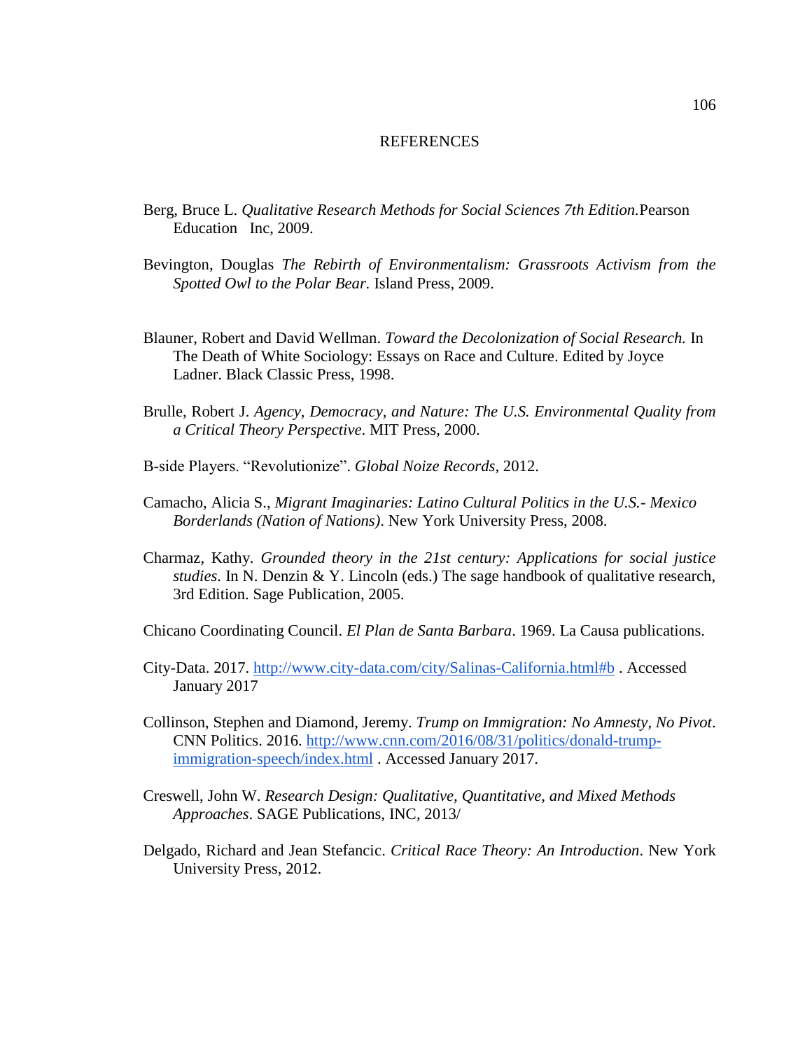# REFERENCES

Berg, Bruce L. *Qualitative Research Methods for Social Sciences 7th Edition.*Pearson Education Inc, 2009.

Bevington, Douglas *The Rebirth of Environmentalism: Grassroots Activism from the Spotted Owl to the Polar Bear.* Island Press, 2009.

Blauner, Robert and David Wellman. *Toward the Decolonization of Social Research.* In The Death of White Sociology: Essays on Race and Culture. Edited by Joyce Ladner. Black Classic Press, 1998.

Brulle, Robert J. *Agency, Democracy, and Nature: The U.S. Environmental Quality from a Critical Theory Perspective*. MIT Press, 2000.

B-side Players. "Revolutionize". *Global Noize Records*, 2012.

Camacho, Alicia S., *Migrant Imaginaries: Latino Cultural Politics in the U.S.- Mexico Borderlands (Nation of Nations)*. New York University Press, 2008.

Charmaz, Kathy. *Grounded theory in the 21st century: Applications for social justice studies*. In N. Denzin & Y. Lincoln (eds.) The sage handbook of qualitative research, 3rd Edition. Sage Publication, 2005.

Chicano Coordinating Council. *El Plan de Santa Barbara*. 1969. La Causa publications.

City-Data. 2017. http://www.city-data.com/city/Salinas-California.html#b . Accessed January 2017

Collinson, Stephen and Diamond, Jeremy. *Trump on Immigration: No Amnesty, No Pivot*. CNN Politics. 2016. http://www.cnn.com/2016/08/31/politics/donald-trump-immigration-speech/index.html . Accessed January 2017.

Creswell, John W. *Research Design: Qualitative, Quantitative, and Mixed Methods Approaches*. SAGE Publications, INC, 2013/

Delgado, Richard and Jean Stefancic. *Critical Race Theory: An Introduction*. New York University Press, 2012.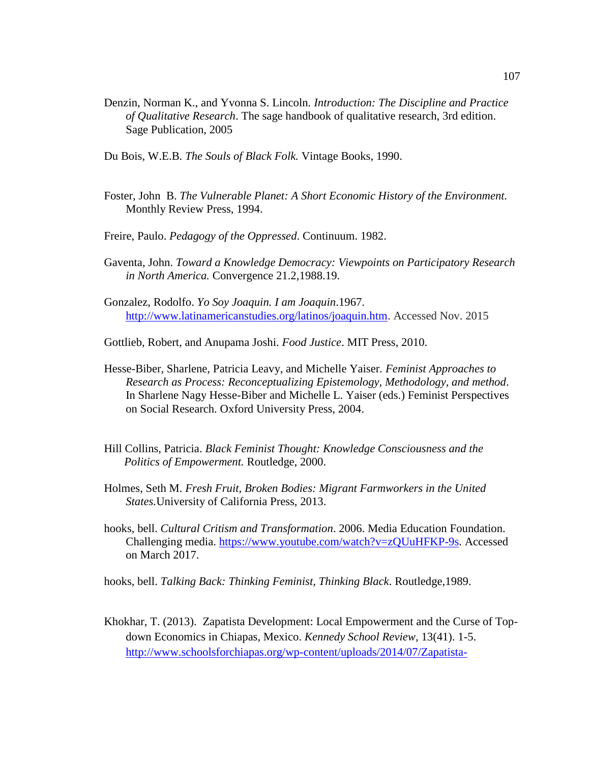Denzin, Norman K., and Yvonna S. Lincoln. *Introduction: The Discipline and Practice of Qualitative Research*. The sage handbook of qualitative research, 3rd edition. Sage Publication, 2005

Du Bois, W.E.B. *The Souls of Black Folk.* Vintage Books, 1990.

Foster, John B. *The Vulnerable Planet: A Short Economic History of the Environment.* Monthly Review Press, 1994.

Freire, Paulo. *Pedagogy of the Oppressed*. Continuum. 1982.

Gaventa, John. *Toward a Knowledge Democracy: Viewpoints on Participatory Research in North America.* Convergence 21.2,1988.19.

Gonzalez, Rodolfo. *Yo Soy Joaquin. I am Joaquin*.1967. http://www.latinamericanstudies.org/latinos/joaquin.htm. Accessed Nov. 2015

Gottlieb, Robert, and Anupama Joshi. *Food Justice*. MIT Press, 2010.

Hesse-Biber, Sharlene, Patricia Leavy, and Michelle Yaiser. *Feminist Approaches to Research as Process: Reconceptualizing Epistemology, Methodology, and method*. In Sharlene Nagy Hesse-Biber and Michelle L. Yaiser (eds.) Feminist Perspectives on Social Research. Oxford University Press, 2004.

Hill Collins, Patricia. *Black Feminist Thought: Knowledge Consciousness and the Politics of Empowerment.* Routledge, 2000.

Holmes, Seth M. *Fresh Fruit, Broken Bodies: Migrant Farmworkers in the United States.*University of California Press, 2013.

hooks, bell. *Cultural Critism and Transformation*. 2006. Media Education Foundation. Challenging media. https://www.youtube.com/watch?v=zQUuHFKP-9s. Accessed on March 2017.

hooks, bell. *Talking Back: Thinking Feminist, Thinking Black*. Routledge,1989.

Khokhar, T. (2013). Zapatista Development: Local Empowerment and the Curse of Top-down Economics in Chiapas, Mexico. *Kennedy School Review*, 13(41). 1-5. http://www.schoolsforchiapas.org/wp-content/uploads/2014/07/Zapatista-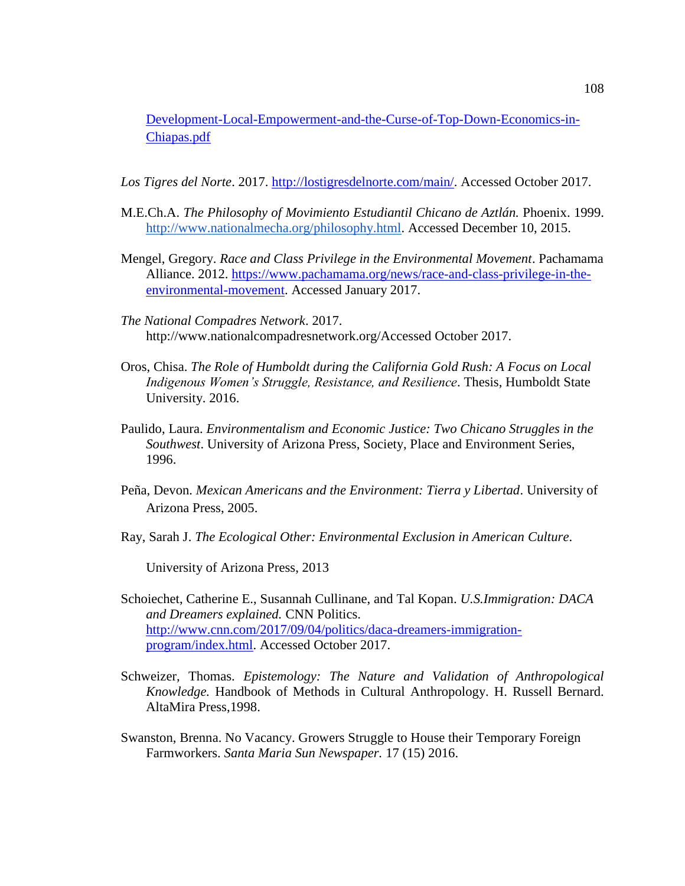Development-Local-Empowerment-and-the-Curse-of-Top-Down-Economics-in-Chiapas.pdf

*Los Tigres del Norte*. 2017. http://lostigresdelnorte.com/main/. Accessed October 2017.

M.E.Ch.A. *The Philosophy of Movimiento Estudiantil Chicano de Aztlán.* Phoenix. 1999. http://www.nationalmecha.org/philosophy.html. Accessed December 10, 2015.

Mengel, Gregory. *Race and Class Privilege in the Environmental Movement*. Pachamama Alliance. 2012. https://www.pachamama.org/news/race-and-class-privilege-in-the-environmental-movement. Accessed January 2017.

*The National Compadres Network*. 2017. http://www.nationalcompadresnetwork.org/Accessed October 2017.

Oros, Chisa. *The Role of Humboldt during the California Gold Rush: A Focus on Local Indigenous Women's Struggle, Resistance, and Resilience*. Thesis, Humboldt State University. 2016.

Paulido, Laura. *Environmentalism and Economic Justice: Two Chicano Struggles in the Southwest*. University of Arizona Press, Society, Place and Environment Series, 1996.

Peña, Devon. *Mexican Americans and the Environment: Tierra y Libertad*. University of Arizona Press, 2005.

Ray, Sarah J. *The Ecological Other: Environmental Exclusion in American Culture*.

University of Arizona Press, 2013

Schoiechet, Catherine E., Susannah Cullinane, and Tal Kopan. *U.S.Immigration: DACA and Dreamers explained.* CNN Politics. http://www.cnn.com/2017/09/04/politics/daca-dreamers-immigration-program/index.html. Accessed October 2017.

Schweizer, Thomas. *Epistemology: The Nature and Validation of Anthropological Knowledge.* Handbook of Methods in Cultural Anthropology. H. Russell Bernard. AltaMira Press,1998.

Swanston, Brenna. No Vacancy. Growers Struggle to House their Temporary Foreign Farmworkers. *Santa Maria Sun Newspaper.* 17 (15) 2016.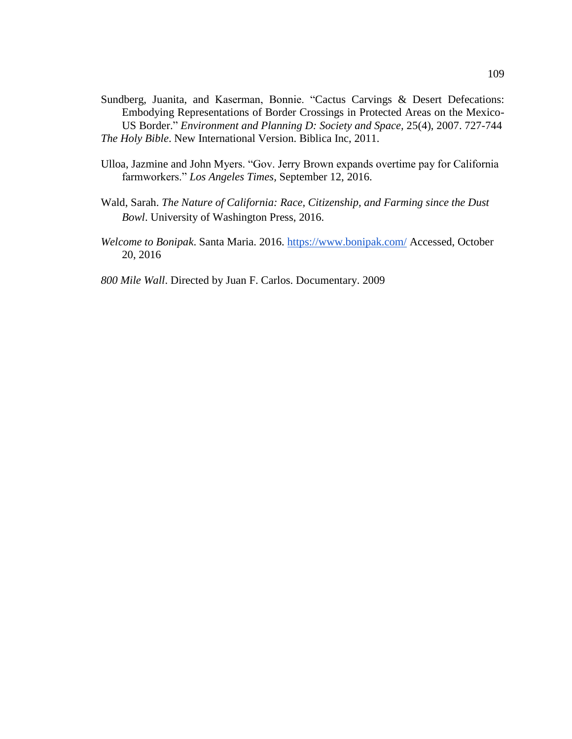Sundberg, Juanita, and Kaserman, Bonnie. "Cactus Carvings & Desert Defecations: Embodying Representations of Border Crossings in Protected Areas on the Mexico-US Border." *Environment and Planning D: Society and Space*, 25(4), 2007. 727-744

*The Holy Bible*. New International Version. Biblica Inc, 2011.

Ulloa, Jazmine and John Myers. "Gov. Jerry Brown expands overtime pay for California farmworkers." *Los Angeles Times*, September 12, 2016.

Wald, Sarah. *The Nature of California: Race, Citizenship, and Farming since the Dust Bowl*. University of Washington Press, 2016.

*Welcome to Bonipak*. Santa Maria. 2016. https://www.bonipak.com/ Accessed, October 20, 2016

*800 Mile Wall*. Directed by Juan F. Carlos. Documentary. 2009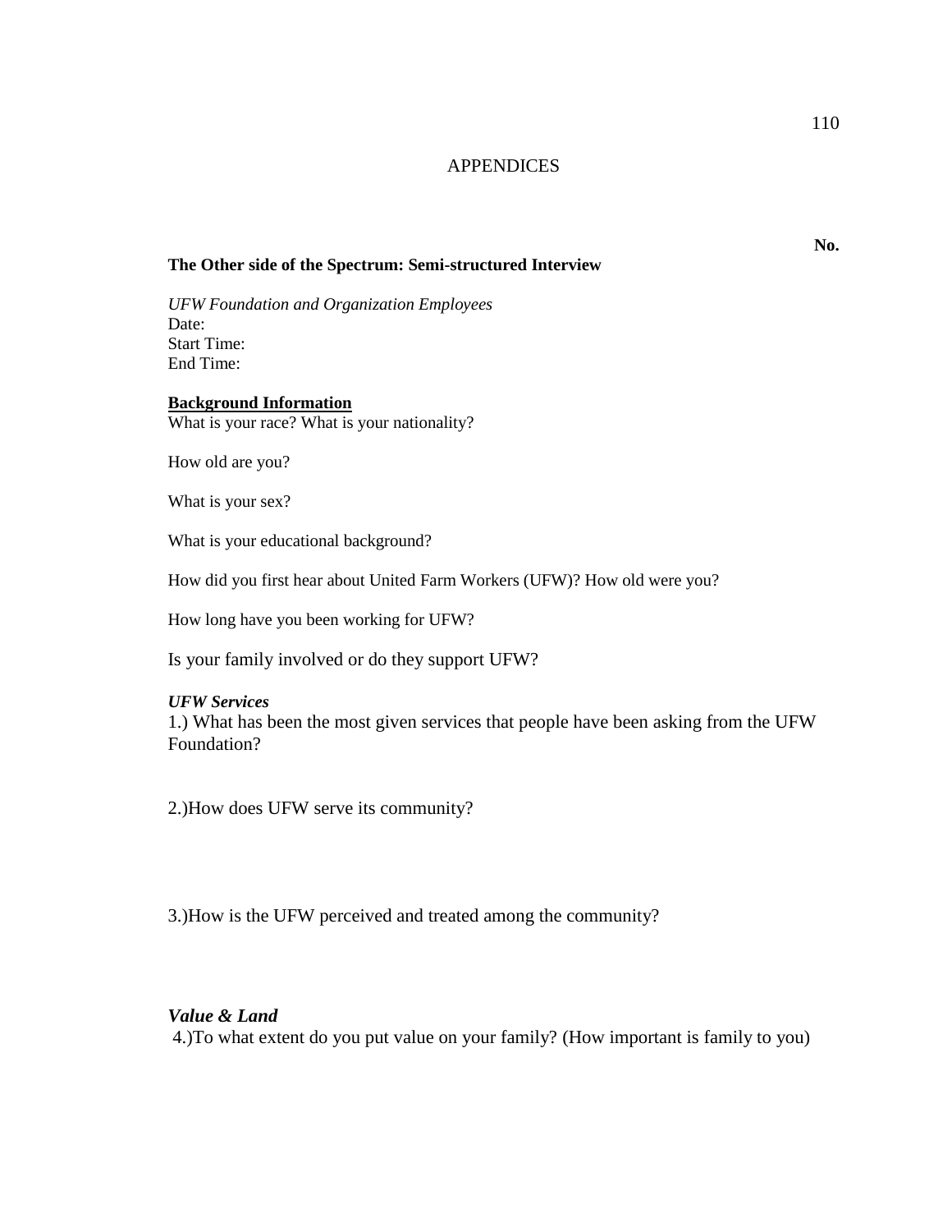# APPENDICES

**No.**

**The Other side of the Spectrum: Semi-structured Interview**

*UFW Foundation and Organization Employees*
Date:
Start Time:
End Time:

**<u>Background Information</u>**
What is your race? What is your nationality?

How old are you?

What is your sex?

What is your educational background?

How did you first hear about United Farm Workers (UFW)? How old were you?

How long have you been working for UFW?

Is your family involved or do they support UFW?

***UFW Services***
1.) What has been the most given services that people have been asking from the UFW Foundation?

2.)How does UFW serve its community?

3.)How is the UFW perceived and treated among the community?

***Value & Land***
4.)To what extent do you put value on your family? (How important is family to you)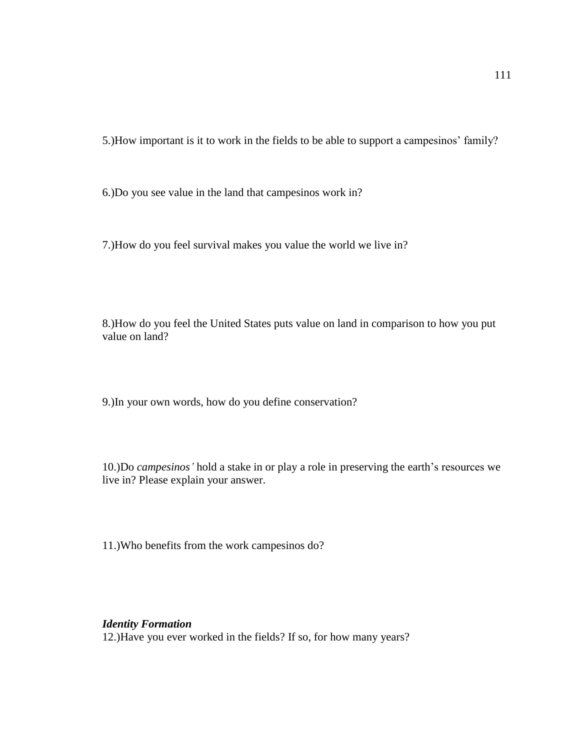5.)How important is it to work in the fields to be able to support a campesinos' family?

6.)Do you see value in the land that campesinos work in?

7.)How do you feel survival makes you value the world we live in?

8.)How do you feel the United States puts value on land in comparison to how you put value on land?

9.)In your own words, how do you define conservation?

10.)Do *campesinos'* hold a stake in or play a role in preserving the earth's resources we live in? Please explain your answer.

11.)Who benefits from the work campesinos do?

***Identity Formation***

12.)Have you ever worked in the fields? If so, for how many years?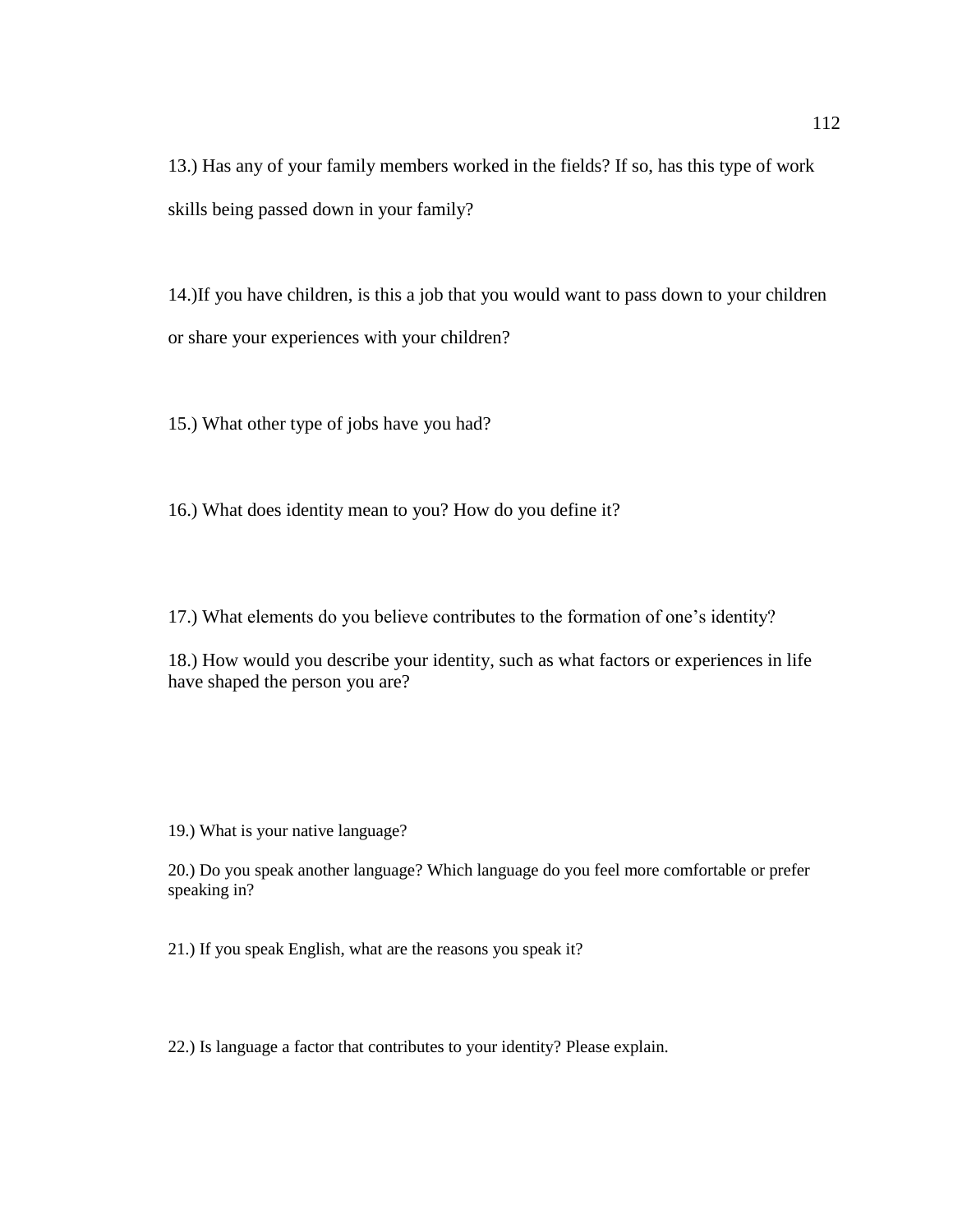13.) Has any of your family members worked in the fields? If so, has this type of work skills being passed down in your family?

14.)If you have children, is this a job that you would want to pass down to your children or share your experiences with your children?

15.) What other type of jobs have you had?

16.) What does identity mean to you? How do you define it?

17.) What elements do you believe contributes to the formation of one's identity?

18.) How would you describe your identity, such as what factors or experiences in life have shaped the person you are?

19.) What is your native language?

20.) Do you speak another language? Which language do you feel more comfortable or prefer speaking in?

21.) If you speak English, what are the reasons you speak it?

22.) Is language a factor that contributes to your identity? Please explain.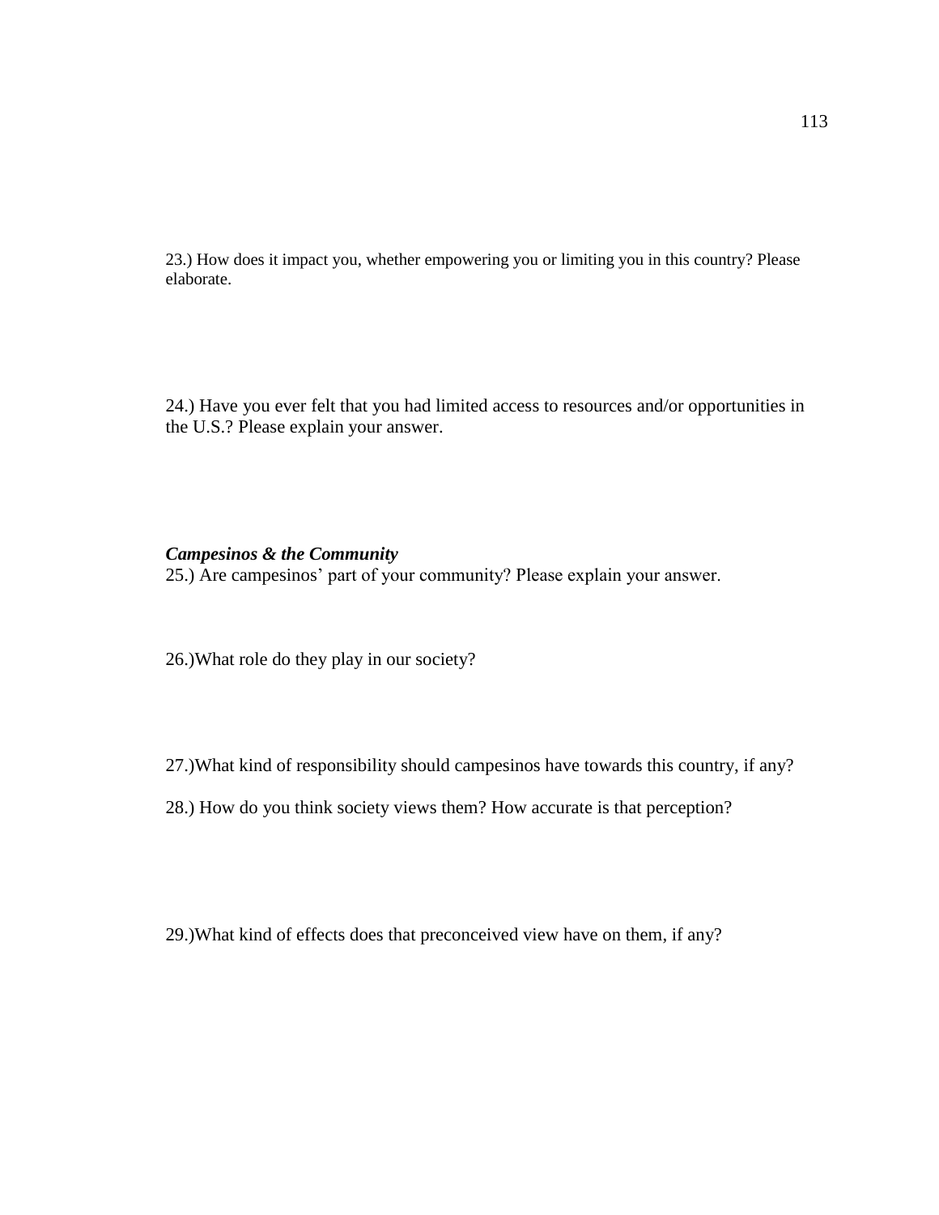23.) How does it impact you, whether empowering you or limiting you in this country? Please elaborate.

24.) Have you ever felt that you had limited access to resources and/or opportunities in the U.S.? Please explain your answer.

***Campesinos & the Community***

25.) Are campesinos’ part of your community? Please explain your answer.

26.)What role do they play in our society?

27.)What kind of responsibility should campesinos have towards this country, if any?

28.) How do you think society views them? How accurate is that perception?

29.)What kind of effects does that preconceived view have on them, if any?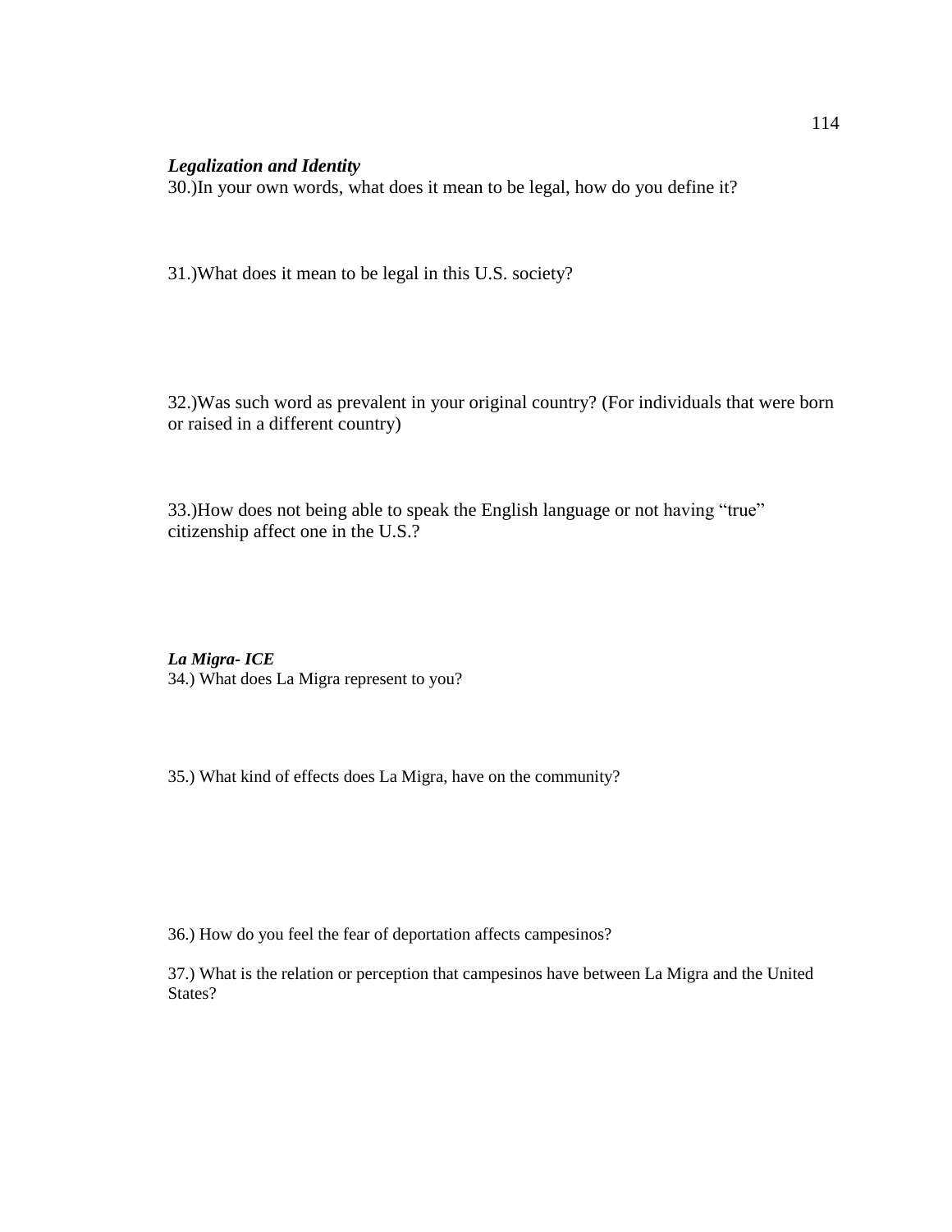***Legalization and Identity***

30.)In your own words, what does it mean to be legal, how do you define it?

31.)What does it mean to be legal in this U.S. society?

32.)Was such word as prevalent in your original country? (For individuals that were born or raised in a different country)

33.)How does not being able to speak the English language or not having "true" citizenship affect one in the U.S.?

***La Migra- ICE***

34.) What does La Migra represent to you?

35.) What kind of effects does La Migra, have on the community?

36.) How do you feel the fear of deportation affects campesinos?

37.) What is the relation or perception that campesinos have between La Migra and the United States?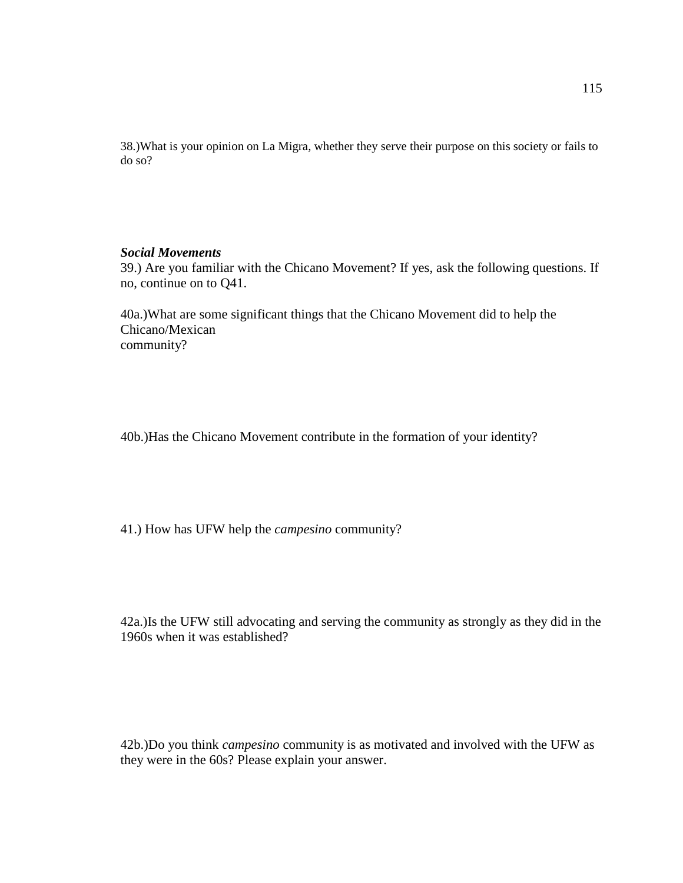38.)What is your opinion on La Migra, whether they serve their purpose on this society or fails to do so?

***Social Movements***

39.) Are you familiar with the Chicano Movement? If yes, ask the following questions. If no, continue on to Q41.

40a.)What are some significant things that the Chicano Movement did to help the Chicano/Mexican community?

40b.)Has the Chicano Movement contribute in the formation of your identity?

41.) How has UFW help the *campesino* community?

42a.)Is the UFW still advocating and serving the community as strongly as they did in the 1960s when it was established?

42b.)Do you think *campesino* community is as motivated and involved with the UFW as they were in the 60s? Please explain your answer.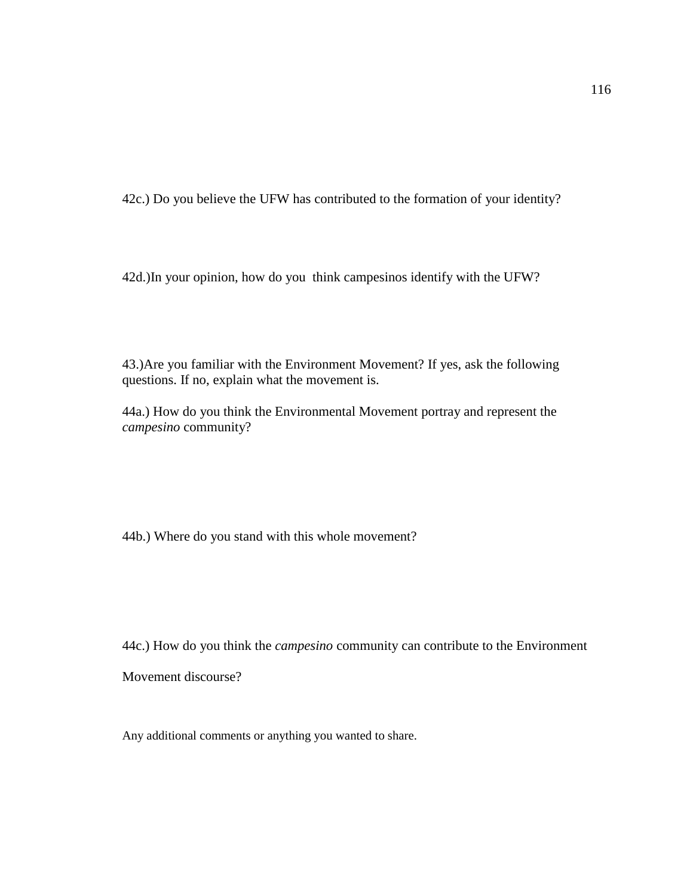42c.) Do you believe the UFW has contributed to the formation of your identity?

42d.)In your opinion, how do you  think campesinos identify with the UFW?

43.)Are you familiar with the Environment Movement? If yes, ask the following questions. If no, explain what the movement is.

44a.) How do you think the Environmental Movement portray and represent the *campesino* community?

44b.) Where do you stand with this whole movement?

44c.) How do you think the *campesino* community can contribute to the Environment Movement discourse?

Any additional comments or anything you wanted to share.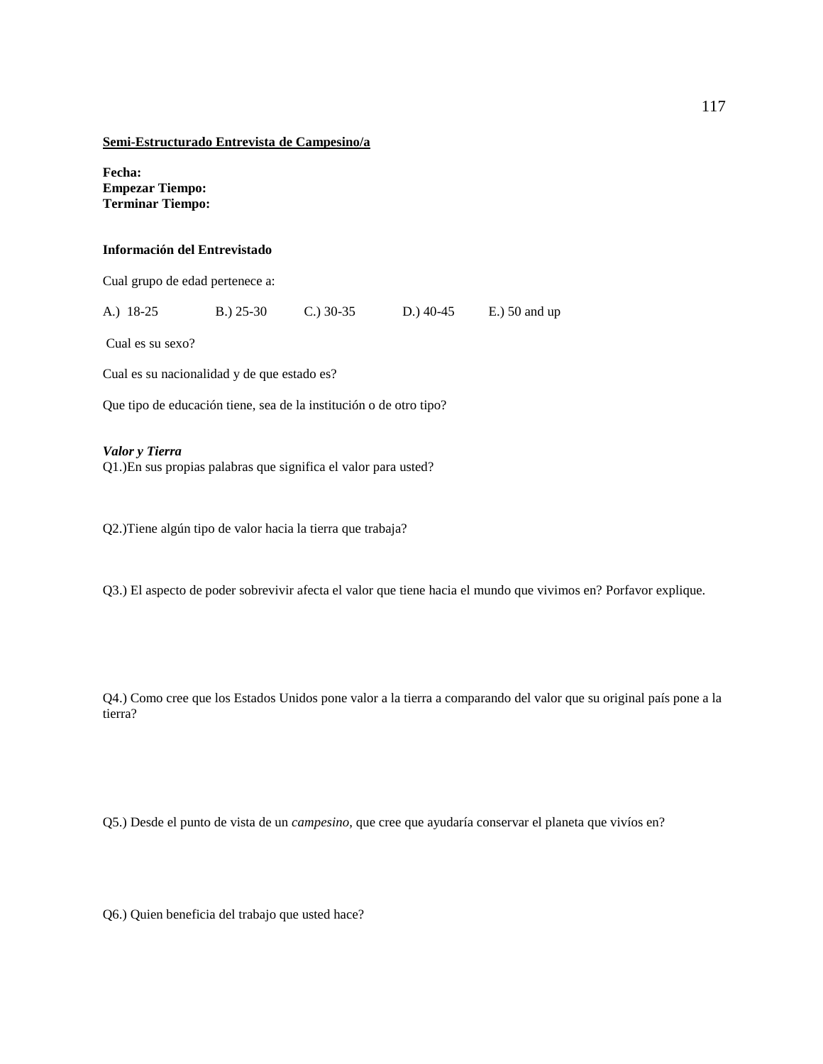**<u>Semi-Estructurado Entrevista de Campesino/a</u>**

**Fecha:**
**Empezar Tiempo:**
**Terminar Tiempo:**

**Información del Entrevistado**

Cual grupo de edad pertenece a:

A.) 18-25 B.) 25-30 C.) 30-35 D.) 40-45 E.) 50 and up

Cual es su sexo?

Cual es su nacionalidad y de que estado es?

Que tipo de educación tiene, sea de la institución o de otro tipo?

***Valor y Tierra***

Q1.)En sus propias palabras que significa el valor para usted?

Q2.)Tiene algún tipo de valor hacia la tierra que trabaja?

Q3.) El aspecto de poder sobrevivir afecta el valor que tiene hacia el mundo que vivimos en? Porfavor explique.

Q4.) Como cree que los Estados Unidos pone valor a la tierra a comparando del valor que su original país pone a la tierra?

Q5.) Desde el punto de vista de un *campesino*, que cree que ayudaría conservar el planeta que vivíos en?

Q6.) Quien beneficia del trabajo que usted hace?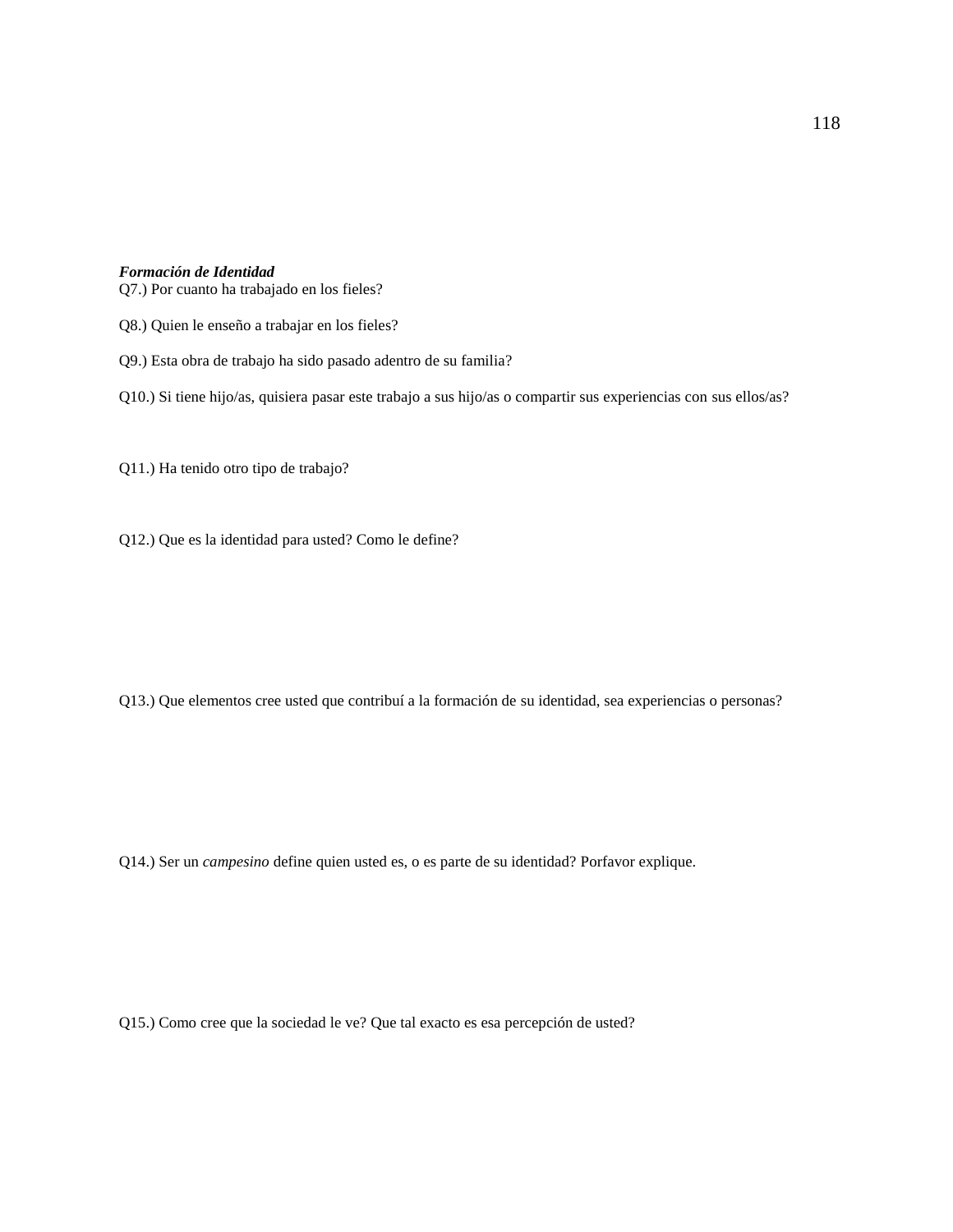***Formación de Identidad***

Q7.) Por cuanto ha trabajado en los fieles?

Q8.) Quien le enseño a trabajar en los fieles?

Q9.) Esta obra de trabajo ha sido pasado adentro de su familia?

Q10.) Si tiene hijo/as, quisiera pasar este trabajo a sus hijo/as o compartir sus experiencias con sus ellos/as?

Q11.) Ha tenido otro tipo de trabajo?

Q12.) Que es la identidad para usted? Como le define?

Q13.) Que elementos cree usted que contribuí a la formación de su identidad, sea experiencias o personas?

Q14.) Ser un *campesino* define quien usted es, o es parte de su identidad? Porfavor explique.

Q15.) Como cree que la sociedad le ve? Que tal exacto es esa percepción de usted?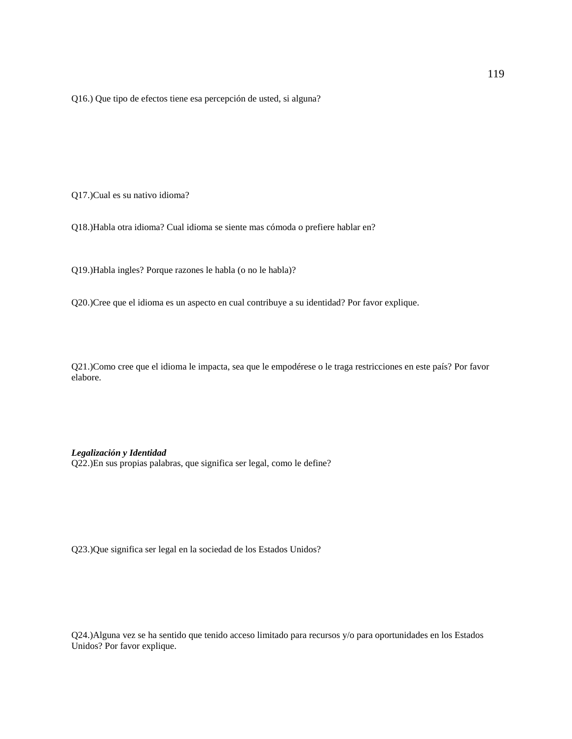Q16.) Que tipo de efectos tiene esa percepción de usted, si alguna?

Q17.)Cual es su nativo idioma?

Q18.)Habla otra idioma? Cual idioma se siente mas cómoda o prefiere hablar en?

Q19.)Habla ingles? Porque razones le habla (o no le habla)?

Q20.)Cree que el idioma es un aspecto en cual contribuye a su identidad? Por favor explique.

Q21.)Como cree que el idioma le impacta, sea que le empodérese o le traga restricciones en este país? Por favor elabore.

***Legalización y Identidad***

Q22.)En sus propias palabras, que significa ser legal, como le define?

Q23.)Que significa ser legal en la sociedad de los Estados Unidos?

Q24.)Alguna vez se ha sentido que tenido acceso limitado para recursos y/o para oportunidades en los Estados Unidos? Por favor explique.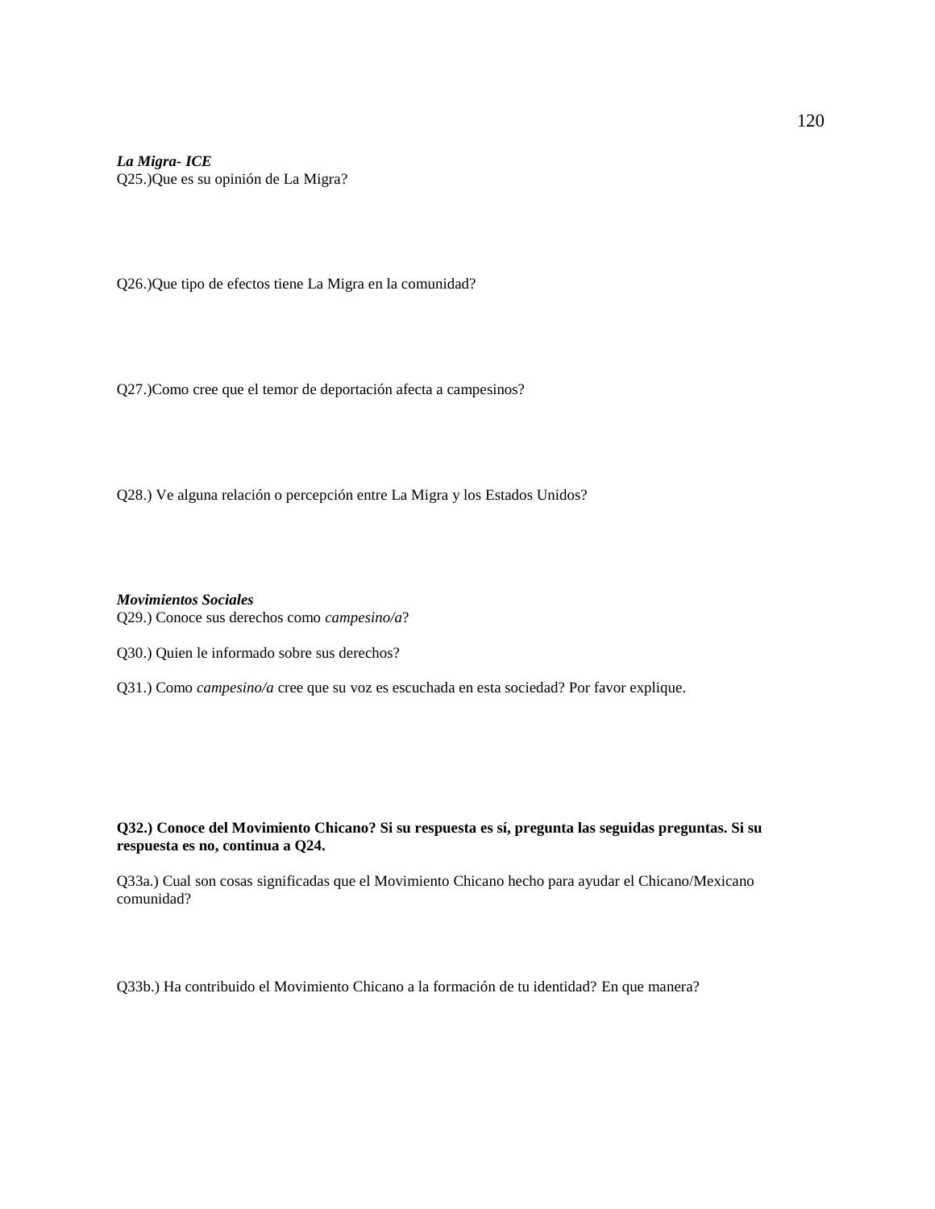***La Migra- ICE***
Q25.)Que es su opinión de La Migra?

Q26.)Que tipo de efectos tiene La Migra en la comunidad?

Q27.)Como cree que el temor de deportación afecta a campesinos?

Q28.) Ve alguna relación o percepción entre La Migra y los Estados Unidos?

***Movimientos Sociales***
Q29.) Conoce sus derechos como *campesino/a*?

Q30.) Quien le informado sobre sus derechos?

Q31.) Como *campesino/a* cree que su voz es escuchada en esta sociedad? Por favor explique.

**Q32.) Conoce del Movimiento Chicano? Si su respuesta es sí, pregunta las seguidas preguntas. Si su respuesta es no, continua a Q24.**

Q33a.) Cual son cosas significadas que el Movimiento Chicano hecho para ayudar el Chicano/Mexicano comunidad?

Q33b.) Ha contribuido el Movimiento Chicano a la formación de tu identidad? En que manera?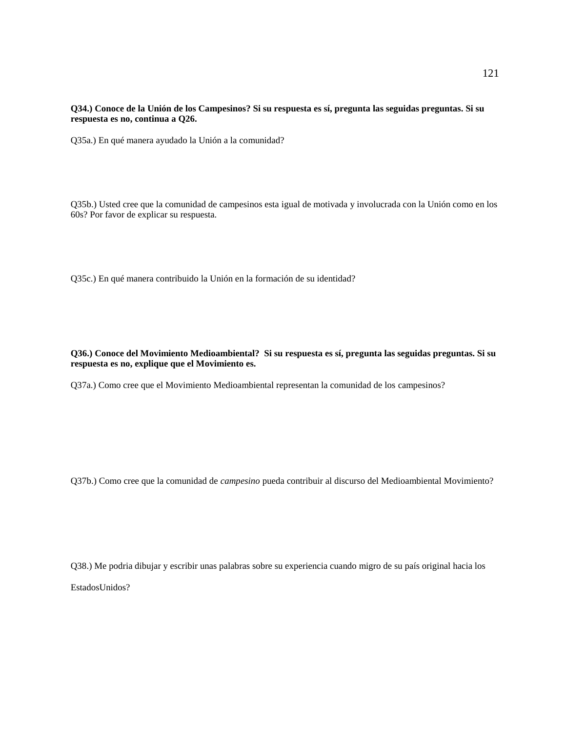**Q34.) Conoce de la Unión de los Campesinos? Si su respuesta es sí, pregunta las seguidas preguntas. Si su respuesta es no, continua a Q26.**

Q35a.) En qué manera ayudado la Unión a la comunidad?

Q35b.) Usted cree que la comunidad de campesinos esta igual de motivada y involucrada con la Unión como en los 60s? Por favor de explicar su respuesta.

Q35c.) En qué manera contribuido la Unión en la formación de su identidad?

**Q36.) Conoce del Movimiento Medioambiental? Si su respuesta es sí, pregunta las seguidas preguntas. Si su respuesta es no, explique que el Movimiento es.**

Q37a.) Como cree que el Movimiento Medioambiental representan la comunidad de los campesinos?

Q37b.) Como cree que la comunidad de *campesino* pueda contribuir al discurso del Medioambiental Movimiento?

Q38.) Me podria dibujar y escribir unas palabras sobre su experiencia cuando migro de su país original hacia los

EstadosUnidos?